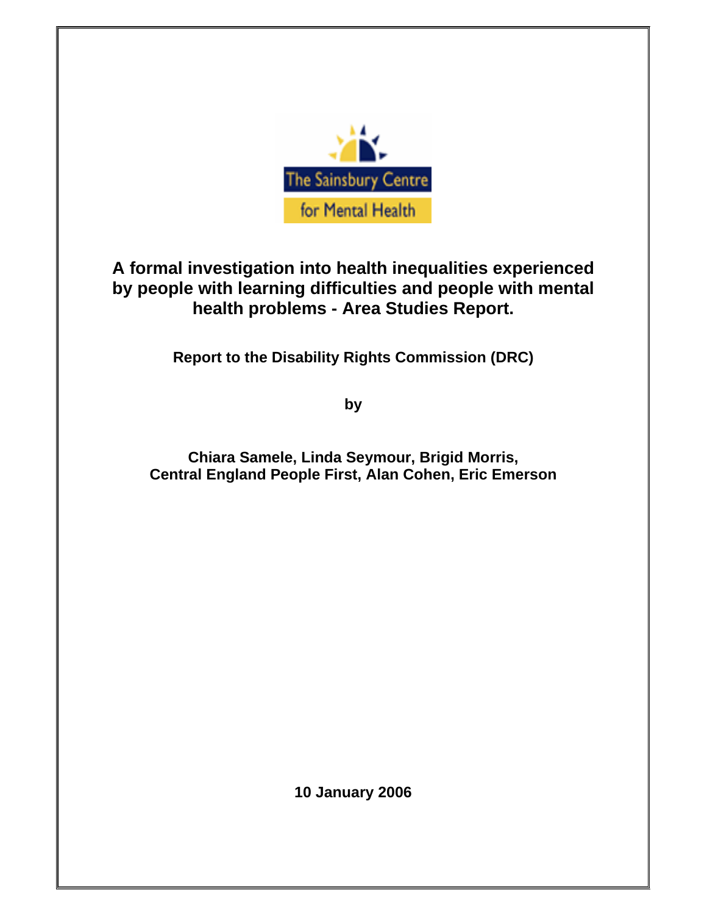The Sainsbury Centre for Mental Health

# A formal investigation into health inequalities experienced by people with learning difficulties and people with mental health problems - Area Studies Report.

**Report to the Disability Rights Commission (DRC)**

**by**

**Chiara Samele, Linda Seymour, Brigid Morris, Central England People First, Alan Cohen, Eric Emerson**

**10 January 2006**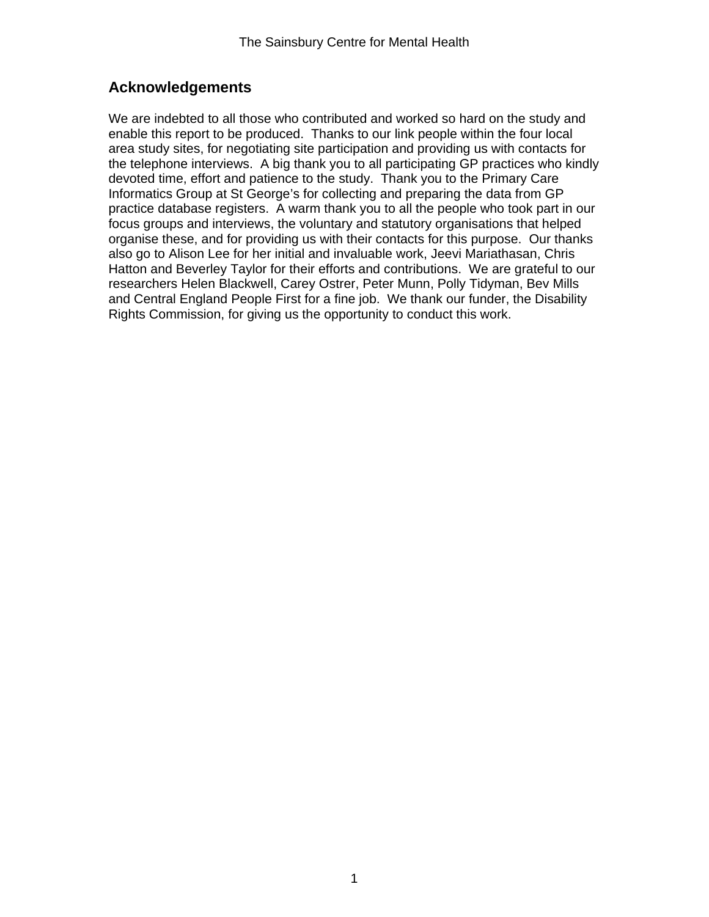## Acknowledgements

We are indebted to all those who contributed and worked so hard on the study and enable this report to be produced. Thanks to our link people within the four local area study sites, for negotiating site participation and providing us with contacts for the telephone interviews. A big thank you to all participating GP practices who kindly devoted time, effort and patience to the study. Thank you to the Primary Care Informatics Group at St George's for collecting and preparing the data from GP practice database registers. A warm thank you to all the people who took part in our focus groups and interviews, the voluntary and statutory organisations that helped organise these, and for providing us with their contacts for this purpose. Our thanks also go to Alison Lee for her initial and invaluable work, Jeevi Mariathasan, Chris Hatton and Beverley Taylor for their efforts and contributions. We are grateful to our researchers Helen Blackwell, Carey Ostrer, Peter Munn, Polly Tidyman, Bev Mills and Central England People First for a fine job. We thank our funder, the Disability Rights Commission, for giving us the opportunity to conduct this work.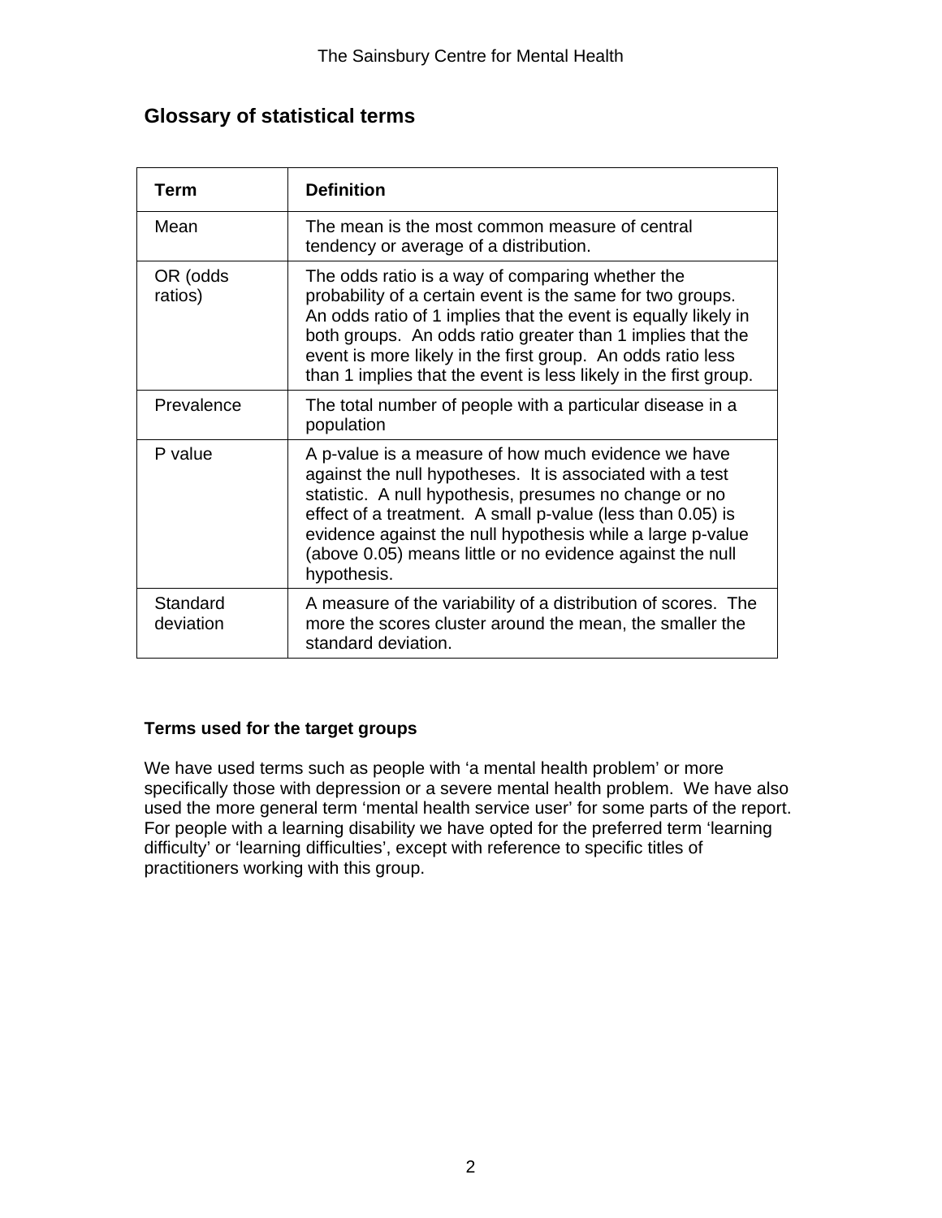## Glossary of statistical terms

| Term | Definition |
|---|---|
| Mean | The mean is the most common measure of central tendency or average of a distribution. |
| OR (odds ratios) | The odds ratio is a way of comparing whether the probability of a certain event is the same for two groups. An odds ratio of 1 implies that the event is equally likely in both groups. An odds ratio greater than 1 implies that the event is more likely in the first group. An odds ratio less than 1 implies that the event is less likely in the first group. |
| Prevalence | The total number of people with a particular disease in a population |
| P value | A p-value is a measure of how much evidence we have against the null hypotheses. It is associated with a test statistic. A null hypothesis, presumes no change or no effect of a treatment. A small p-value (less than 0.05) is evidence against the null hypothesis while a large p-value (above 0.05) means little or no evidence against the null hypothesis. |
| Standard deviation | A measure of the variability of a distribution of scores. The more the scores cluster around the mean, the smaller the standard deviation. |

### Terms used for the target groups

We have used terms such as people with 'a mental health problem' or more specifically those with depression or a severe mental health problem. We have also used the more general term 'mental health service user' for some parts of the report. For people with a learning disability we have opted for the preferred term 'learning difficulty' or 'learning difficulties', except with reference to specific titles of practitioners working with this group.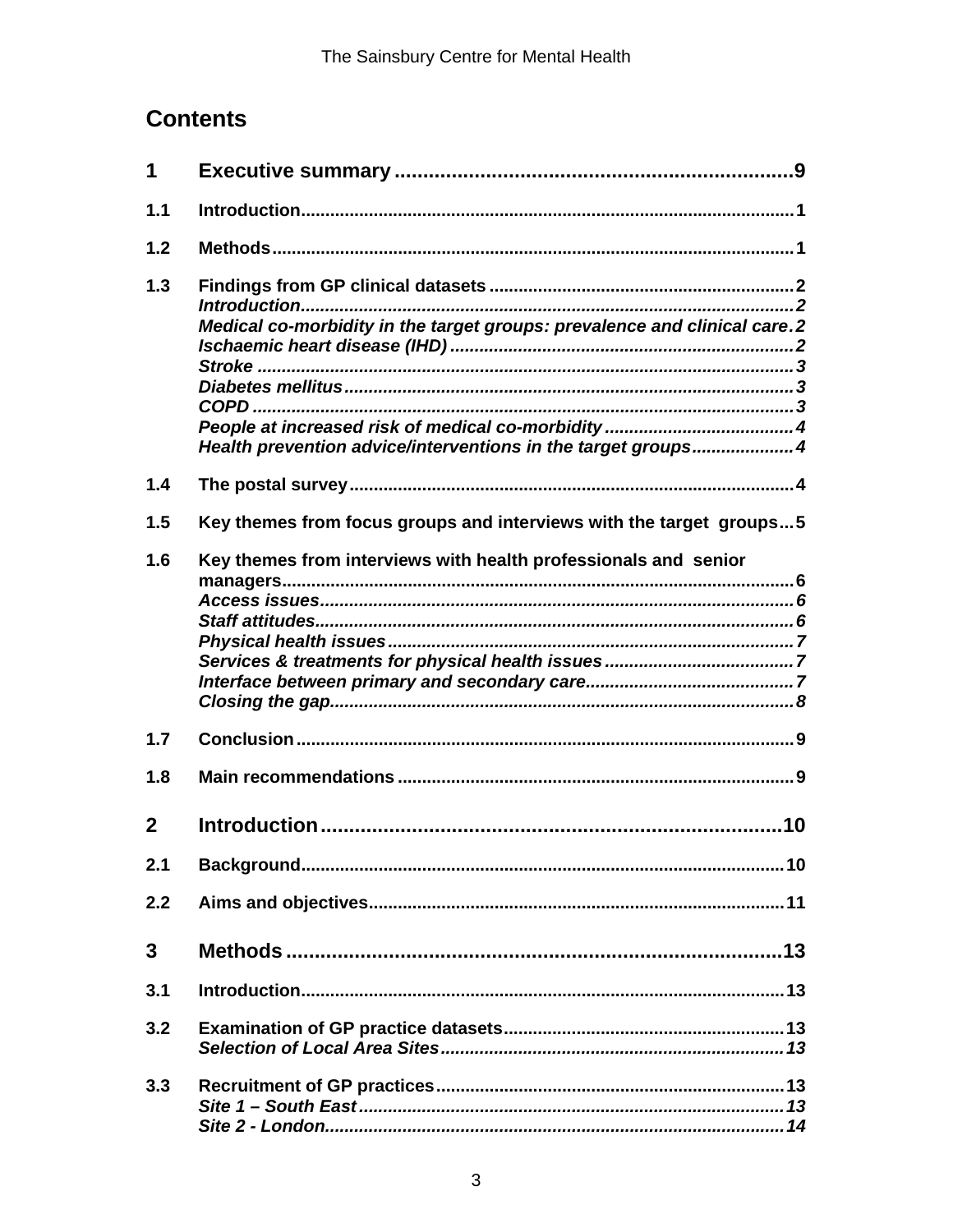## Contents

| | | |
|---|---|---|
| **1** | **Executive summary** | **9** |
| **1.1** | **Introduction** | **1** |
| **1.2** | **Methods** | **1** |
| **1.3** | **Findings from GP clinical datasets** | **2** |
| | ***Introduction*** | ***2*** |
| | ***Medical co-morbidity in the target groups: prevalence and clinical care*** | ***2*** |
| | ***Ischaemic heart disease (IHD)*** | ***2*** |
| | ***Stroke*** | ***3*** |
| | ***Diabetes mellitus*** | ***3*** |
| | ***COPD*** | ***3*** |
| | ***People at increased risk of medical co-morbidity*** | ***4*** |
| | ***Health prevention advice/interventions in the target groups*** | ***4*** |
| **1.4** | **The postal survey** | **4** |
| **1.5** | **Key themes from focus groups and interviews with the target groups** | **5** |
| **1.6** | **Key themes from interviews with health professionals and senior managers** | **6** |
| | ***Access issues*** | ***6*** |
| | ***Staff attitudes*** | ***6*** |
| | ***Physical health issues*** | ***7*** |
| | ***Services & treatments for physical health issues*** | ***7*** |
| | ***Interface between primary and secondary care*** | ***7*** |
| | ***Closing the gap*** | ***8*** |
| **1.7** | **Conclusion** | **9** |
| **1.8** | **Main recommendations** | **9** |
| **2** | **Introduction** | **10** |
| **2.1** | **Background** | **10** |
| **2.2** | **Aims and objectives** | **11** |
| **3** | **Methods** | **13** |
| **3.1** | **Introduction** | **13** |
| **3.2** | **Examination of GP practice datasets** | **13** |
| | ***Selection of Local Area Sites*** | ***13*** |
| **3.3** | **Recruitment of GP practices** | **13** |
| | ***Site 1 – South East*** | ***13*** |
| | ***Site 2 - London*** | ***14*** |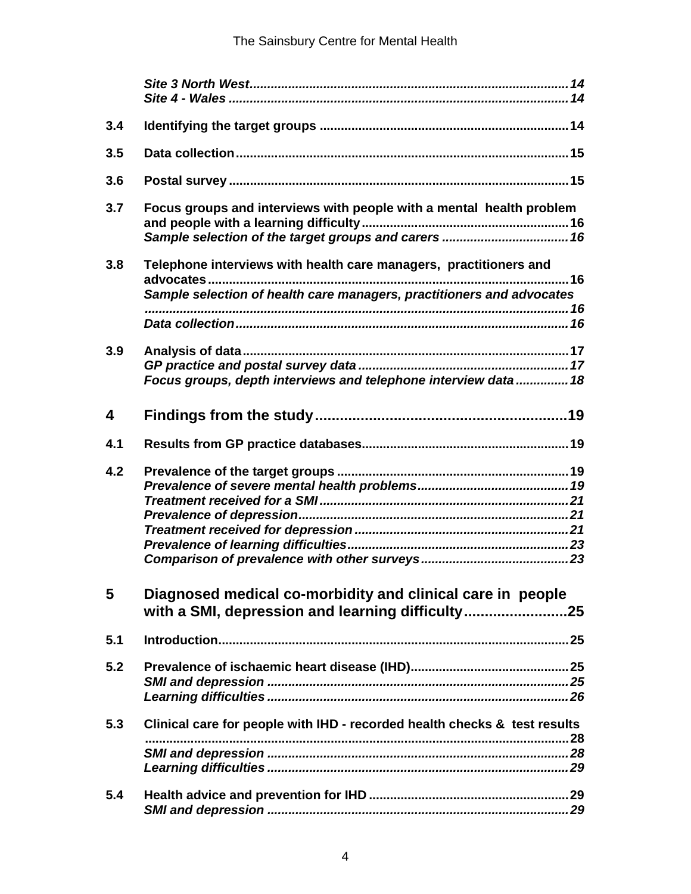*Site 3 North West* ........................................................................................ *14*
*Site 4 - Wales* ............................................................................................... *14*

**3.4 Identifying the target groups** ..................................................................... **14**

**3.5 Data collection** ............................................................................................ **15**

**3.6 Postal survey** ............................................................................................... **15**

**3.7 Focus groups and interviews with people with a mental health problem and people with a learning difficulty** ......................................................... **16**
*Sample selection of the target groups and carers* ................................... *16*

**3.8 Telephone interviews with health care managers, practitioners and advocates** ....................................................................................................... **16**
*Sample selection of health care managers, practitioners and advocates* ...................................................................................................................... *16*
*Data collection* ............................................................................................ *16*

**3.9 Analysis of data** ........................................................................................... **17**
*GP practice and postal survey data* ........................................................... *17*
*Focus groups, depth interviews and telephone interview data* .............. *18*

**4 Findings from the study** ............................................................ **19**

**4.1 Results from GP practice databases** .......................................................... **19**

**4.2 Prevalence of the target groups** ................................................................. **19**
*Prevalence of severe mental health problems* .......................................... *19*
*Treatment received for a SMI* ..................................................................... *21*
*Prevalence of depression* ........................................................................... *21*
*Treatment received for depression* ............................................................ *21*
*Prevalence of learning difficulties* .............................................................. *23*
*Comparison of prevalence with other surveys* ......................................... *23*

**5 Diagnosed medical co-morbidity and clinical care in people with a SMI, depression and learning difficulty** ........................ **25**

**5.1 Introduction** .................................................................................................. **25**

**5.2 Prevalence of ischaemic heart disease (IHD)** ............................................ **25**
*SMI and depression* ..................................................................................... *25*
*Learning difficulties* ..................................................................................... *26*

**5.3 Clinical care for people with IHD - recorded health checks & test results** ....................................................................................................................... **28**
*SMI and depression* ..................................................................................... *28*
*Learning difficulties* ..................................................................................... *29*

**5.4 Health advice and prevention for IHD** ........................................................ **29**
*SMI and depression* ..................................................................................... *29*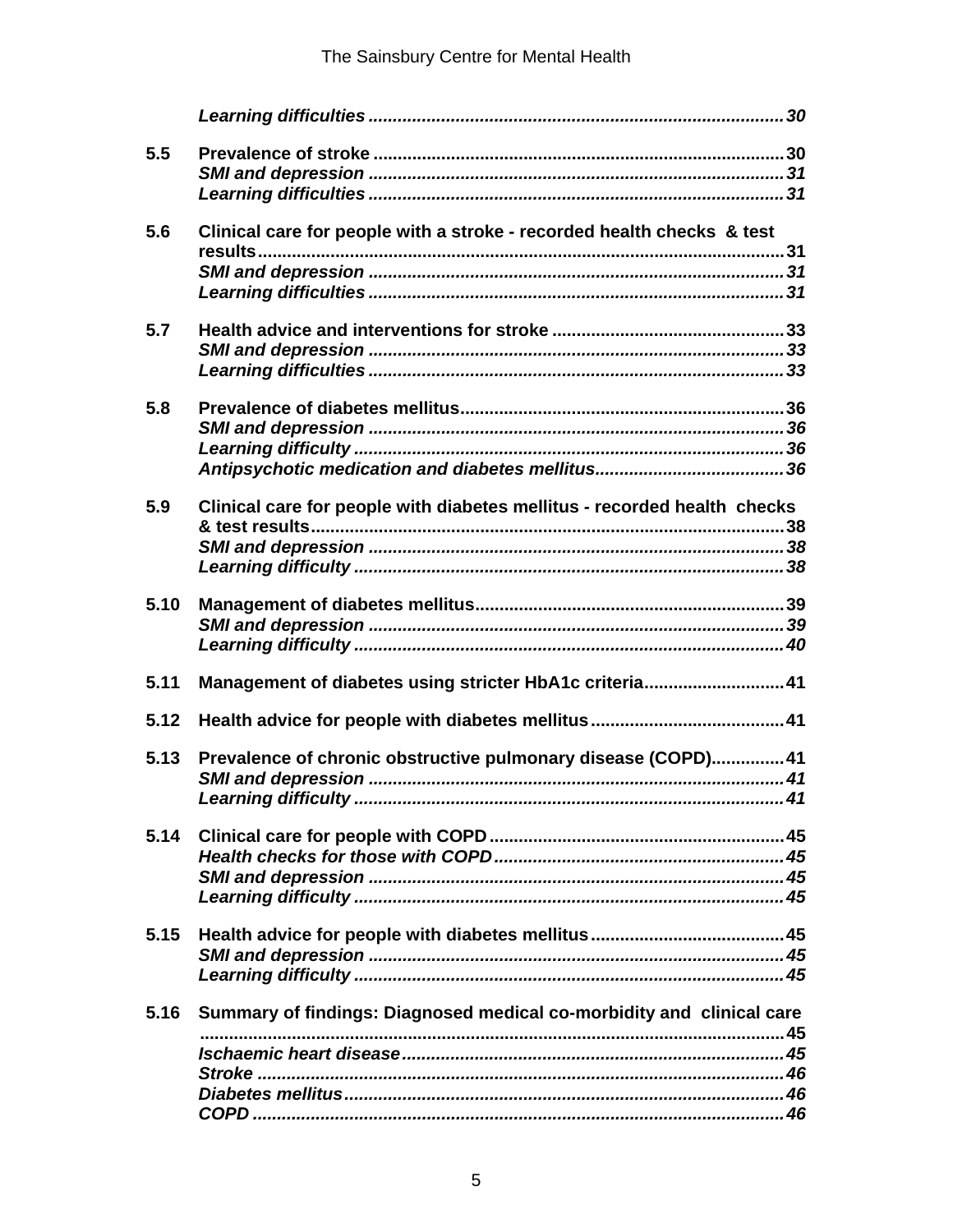*Learning difficulties* ............................................................................ *30*

**5.5 Prevalence of stroke** .................................................................................. **30**
*SMI and depression* ............................................................................ *31*
*Learning difficulties* ............................................................................ *31*

**5.6 Clinical care for people with a stroke - recorded health checks & test results** .................................................................................................. **31**
*SMI and depression* ............................................................................ *31*
*Learning difficulties* ............................................................................ *31*

**5.7 Health advice and interventions for stroke** ............................................... **33**
*SMI and depression* ............................................................................ *33*
*Learning difficulties* ............................................................................ *33*

**5.8 Prevalence of diabetes mellitus** .................................................................. **36**
*SMI and depression* ............................................................................ *36*
*Learning difficulty* ................................................................................ *36*
*Antipsychotic medication and diabetes mellitus* ...................................... *36*

**5.9 Clinical care for people with diabetes mellitus - recorded health checks & test results** ................................................................................................ **38**
*SMI and depression* ............................................................................ *38*
*Learning difficulty* ................................................................................ *38*

**5.10 Management of diabetes mellitus** ............................................................... **39**
*SMI and depression* ............................................................................ *39*
*Learning difficulty* ................................................................................ *40*

**5.11 Management of diabetes using stricter HbA1c criteria** ............................ **41**

**5.12 Health advice for people with diabetes mellitus** ........................................ **41**

**5.13 Prevalence of chronic obstructive pulmonary disease (COPD)** .............. **41**
*SMI and depression* ............................................................................ *41*
*Learning difficulty* ................................................................................ *41*

**5.14 Clinical care for people with COPD** ............................................................ **45**
*Health checks for those with COPD* ........................................................ *45*
*SMI and depression* ............................................................................ *45*
*Learning difficulty* ................................................................................ *45*

**5.15 Health advice for people with diabetes mellitus** ........................................ **45**
*SMI and depression* ............................................................................ *45*
*Learning difficulty* ................................................................................ *45*

**5.16 Summary of findings: Diagnosed medical co-morbidity and clinical care** ................................................................................................................ **45**
*Ischaemic heart disease* ........................................................................ *45*
*Stroke* .................................................................................................... *46*
*Diabetes mellitus* .................................................................................. *46*
*COPD* .................................................................................................... *46*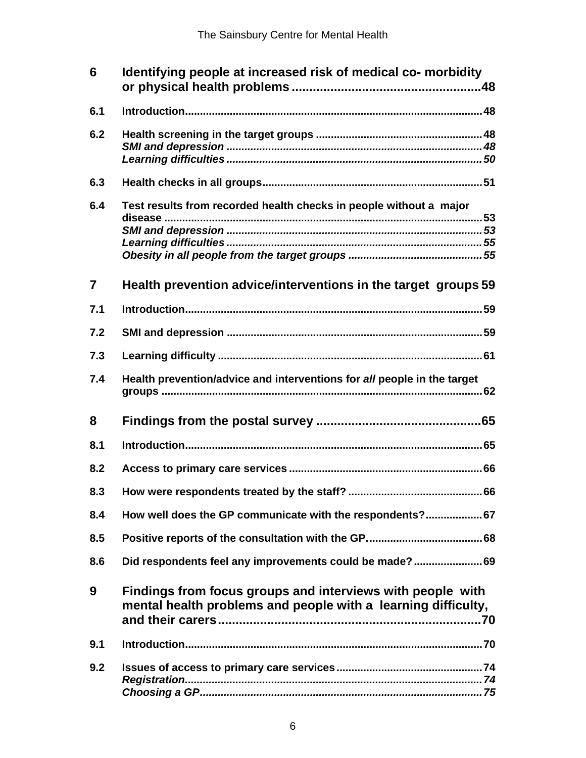**6 Identifying people at increased risk of medical co- morbidity or physical health problems ......................................................48**

**6.1 Introduction...................................................................................................48**

**6.2 Health screening in the target groups .......................................................48**
***SMI and depression .....................................................................................48***
***Learning difficulties .....................................................................................50***

**6.3 Health checks in all groups.........................................................................51**

**6.4 Test results from recorded health checks in people without a major disease ..........................................................................................................53**
***SMI and depression .....................................................................................53***
***Learning difficulties .....................................................................................55***
***Obesity in all people from the target groups ............................................55***

**7 Health prevention advice/interventions in the target groups 59**

**7.1 Introduction...................................................................................................59**

**7.2 SMI and depression .....................................................................................59**

**7.3 Learning difficulty ........................................................................................61**

**7.4 Health prevention/advice and interventions for *all* people in the target groups ...........................................................................................................62**

**8 Findings from the postal survey ...............................................65**

**8.1 Introduction...................................................................................................65**

**8.2 Access to primary care services ................................................................66**

**8.3 How were respondents treated by the staff? .............................................66**

**8.4 How well does the GP communicate with the respondents?...................67**

**8.5 Positive reports of the consultation with the GP.......................................68**

**8.6 Did respondents feel any improvements could be made? .......................69**

**9 Findings from focus groups and interviews with people with mental health problems and people with a learning difficulty, and their carers...........................................................................70**

**9.1 Introduction...................................................................................................70**

**9.2 Issues of access to primary care services................................................74**
***Registration...................................................................................................74***
***Choosing a GP..............................................................................................75***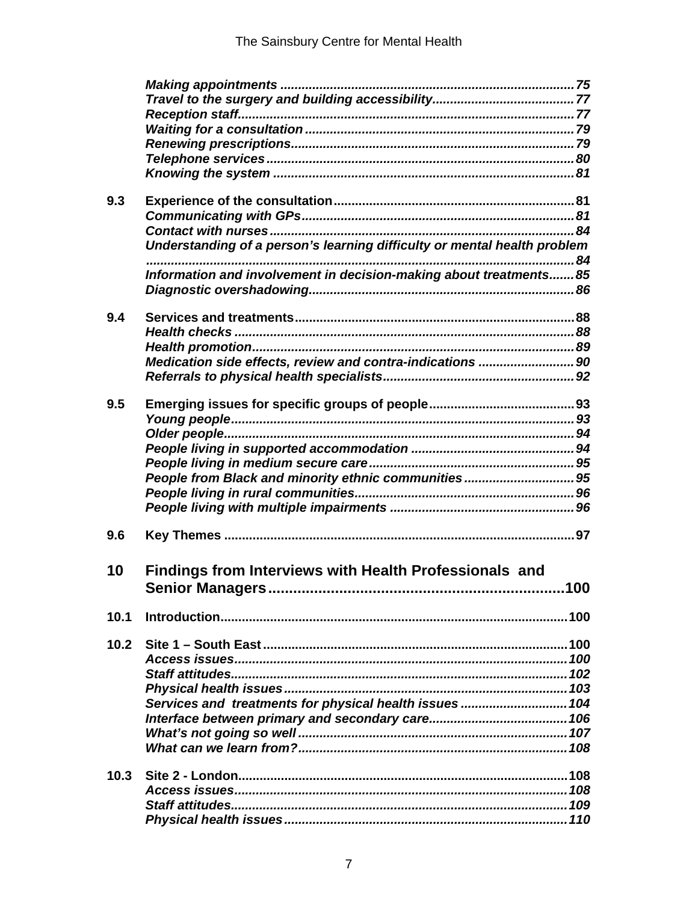*Making appointments ..................................................................................75*
*Travel to the surgery and building accessibility.......................................77*
*Reception staff..............................................................................................77*
*Waiting for a consultation ...........................................................................79*
*Renewing prescriptions...............................................................................79*
*Telephone services ......................................................................................80*
*Knowing the system ....................................................................................81*

**9.3 Experience of the consultation...................................................................81**
*Communicating with GPs............................................................................81*
*Contact with nurses.....................................................................................84*
*Understanding of a person's learning difficulty or mental health problem .......................................................................................................................84*
*Information and involvement in decision-making about treatments.......85*
*Diagnostic overshadowing..........................................................................86*

**9.4 Services and treatments..............................................................................88**
*Health checks ...............................................................................................88*
*Health promotion..........................................................................................89*
*Medication side effects, review and contra-indications ..........................90*
*Referrals to physical health specialists.....................................................92*

**9.5 Emerging issues for specific groups of people........................................93**
*Young people................................................................................................93*
*Older people..................................................................................................94*
*People living in supported accommodation .............................................94*
*People living in medium secure care.........................................................95*
*People from Black and minority ethnic communities...............................95*
*People living in rural communities.............................................................96*
*People living with multiple impairments ...................................................96*

**9.6 Key Themes .................................................................................................97**

**10 Findings from Interviews with Health Professionals and Senior Managers......................................................................100**

**10.1 Introduction.................................................................................................100**

**10.2 Site 1 – South East.....................................................................................100**
*Access issues.............................................................................................100*
*Staff attitudes..............................................................................................102*
*Physical health issues...............................................................................103*
*Services and treatments for physical health issues ..............................104*
*Interface between primary and secondary care.......................................106*
*What's not going so well ...........................................................................107*
*What can we learn from?...........................................................................108*

**10.3 Site 2 - London............................................................................................108**
*Access issues.............................................................................................108*
*Staff attitudes..............................................................................................109*
*Physical health issues...............................................................................110*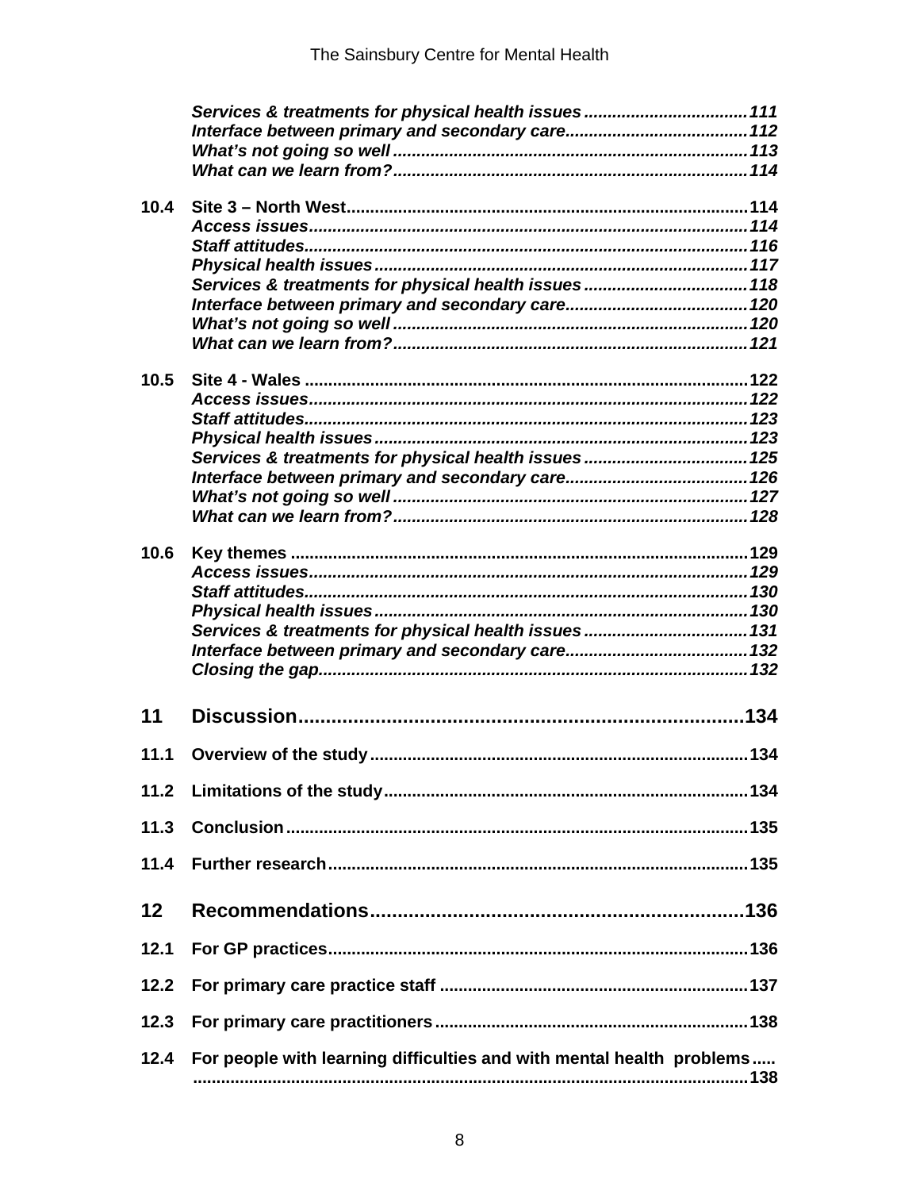*Services & treatments for physical health issues* .................................. *111*
*Interface between primary and secondary care*...................................... *112*
*What's not going so well* ........................................................................... *113*
*What can we learn from?*........................................................................... *114*

**10.4 Site 3 – North West** ...................................................................................... **114**
*Access issues*............................................................................................ *114*
*Staff attitudes*............................................................................................. *116*
*Physical health issues* .............................................................................. *117*
*Services & treatments for physical health issues* .................................. *118*
*Interface between primary and secondary care*...................................... *120*
*What's not going so well* .......................................................................... *120*
*What can we learn from?*.......................................................................... *121*

**10.5 Site 4 - Wales** ............................................................................................. **122**
*Access issues*............................................................................................ *122*
*Staff attitudes*............................................................................................. *123*
*Physical health issues* .............................................................................. *123*
*Services & treatments for physical health issues* .................................. *125*
*Interface between primary and secondary care*...................................... *126*
*What's not going so well* .......................................................................... *127*
*What can we learn from?*.......................................................................... *128*

**10.6 Key themes** ................................................................................................ **129**
*Access issues*............................................................................................ *129*
*Staff attitudes*............................................................................................. *130*
*Physical health issues* .............................................................................. *130*
*Services & treatments for physical health issues* .................................. *131*
*Interface between primary and secondary care*...................................... *132*
*Closing the gap*.......................................................................................... *132*

## 11 Discussion................................................................................134

**11.1 Overview of the study**............................................................................... **134**

**11.2 Limitations of the study**............................................................................ **134**

**11.3 Conclusion**.................................................................................................. **135**

**11.4 Further research**........................................................................................ **135**

## 12 Recommendations..................................................................136

**12.1 For GP practices**......................................................................................... **136**

**12.2 For primary care practice staff** ................................................................. **137**

**12.3 For primary care practitioners**................................................................. **138**

**12.4 For people with learning difficulties and with mental health problems** ..... ...................................................................................................................... **138**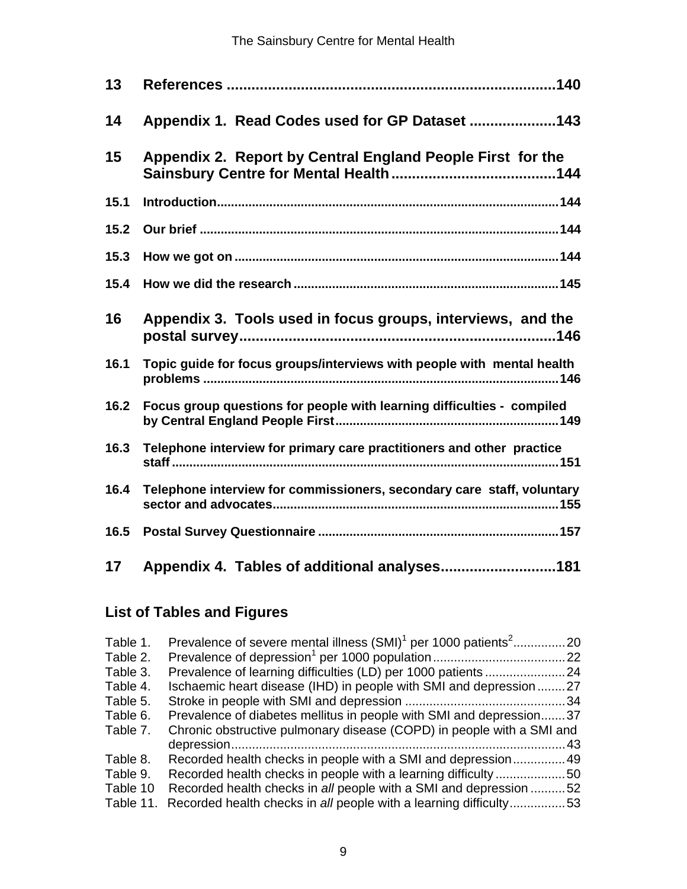**13 References ...............................................................................140**

**14 Appendix 1. Read Codes used for GP Dataset .....................143**

**15 Appendix 2. Report by Central England People First for the Sainsbury Centre for Mental Health.......................................144**

**15.1 Introduction.................................................................................................144**

**15.2 Our brief ......................................................................................................144**

**15.3 How we got on ...........................................................................................144**

**15.4 How we did the research ...........................................................................145**

**16 Appendix 3. Tools used in focus groups, interviews, and the postal survey.............................................................................146**

**16.1 Topic guide for focus groups/interviews with people with mental health problems .....................................................................................................146**

**16.2 Focus group questions for people with learning difficulties - compiled by Central England People First...............................................................149**

**16.3 Telephone interview for primary care practitioners and other practice staff .............................................................................................................151**

**16.4 Telephone interview for commissioners, secondary care staff, voluntary sector and advocates................................................................................155**

**16.5 Postal Survey Questionnaire ....................................................................157**

**17 Appendix 4. Tables of additional analyses...........................181**

## List of Tables and Figures

Table 1. Prevalence of severe mental illness (SMI)[1] per 1000 patients[2]...............20
Table 2. Prevalence of depression[1] per 1000 population......................................22
Table 3. Prevalence of learning difficulties (LD) per 1000 patients .......................24
Table 4. Ischaemic heart disease (IHD) in people with SMI and depression ........27
Table 5. Stroke in people with SMI and depression .............................................34
Table 6. Prevalence of diabetes mellitus in people with SMI and depression.......37
Table 7. Chronic obstructive pulmonary disease (COPD) in people with a SMI and depression...............................................................................................43
Table 8. Recorded health checks in people with a SMI and depression...............49
Table 9. Recorded health checks in people with a learning difficulty ....................50
Table 10 Recorded health checks in *all* people with a SMI and depression ..........52
Table 11. Recorded health checks in *all* people with a learning difficulty................53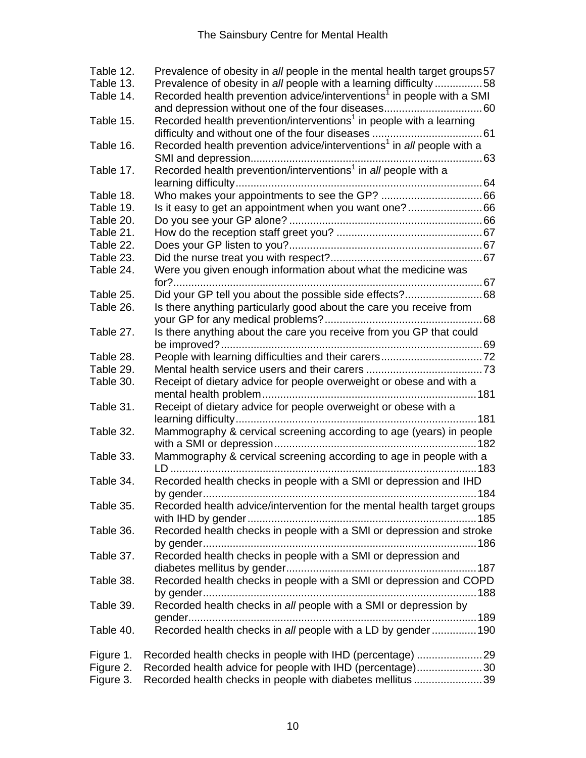Table 12. Prevalence of obesity in *all* people in the mental health target groups 57
Table 13. Prevalence of obesity in *all* people with a learning difficulty ................ 58
Table 14. Recorded health prevention advice/interventions[1] in people with a SMI and depression without one of the four diseases................................. 60
Table 15. Recorded health prevention/interventions[1] in people with a learning difficulty and without one of the four diseases ..................................... 61
Table 16. Recorded health prevention advice/interventions[1] in *all* people with a SMI and depression.............................................................................. 63
Table 17. Recorded health prevention/interventions[1] in *all* people with a learning difficulty.................................................................................. 64
Table 18. Who makes your appointments to see the GP? .................................. 66
Table 19. Is it easy to get an appointment when you want one? ......................... 66
Table 20. Do you see your GP alone? ................................................................ 66
Table 21. How do the reception staff greet you? ................................................ 67
Table 22. Does your GP listen to you?................................................................ 67
Table 23. Did the nurse treat you with respect?................................................... 67
Table 24. Were you given enough information about what the medicine was for?....................................................................................................... 67
Table 25. Did your GP tell you about the possible side effects?.......................... 68
Table 26. Is there anything particularly good about the care you receive from your GP for any medical problems?..................................................... 68
Table 27. Is there anything about the care you receive from you GP that could be improved?....................................................................................... 69
Table 28. People with learning difficulties and their carers.................................. 72
Table 29. Mental health service users and their carers ....................................... 73
Table 30. Receipt of dietary advice for people overweight or obese and with a mental health problem........................................................................ 181
Table 31. Receipt of dietary advice for people overweight or obese with a learning difficulty................................................................................. 181
Table 32. Mammography & cervical screening according to age (years) in people with a SMI or depression.................................................................... 182
Table 33. Mammography & cervical screening according to age in people with a LD ....................................................................................................... 183
Table 34. Recorded health checks in people with a SMI or depression and IHD by gender............................................................................................ 184
Table 35. Recorded health advice/intervention for the mental health target groups with IHD by gender............................................................................. 185
Table 36. Recorded health checks in people with a SMI or depression and stroke by gender............................................................................................ 186
Table 37. Recorded health checks in people with a SMI or depression and diabetes mellitus by gender................................................................ 187
Table 38. Recorded health checks in people with a SMI or depression and COPD by gender............................................................................................ 188
Table 39. Recorded health checks in *all* people with a SMI or depression by gender................................................................................................. 189
Table 40. Recorded health checks in *all* people with a LD by gender ............... 190

Figure 1. Recorded health checks in people with IHD (percentage) ...................... 29
Figure 2. Recorded health advice for people with IHD (percentage)...................... 30
Figure 3. Recorded health checks in people with diabetes mellitus ....................... 39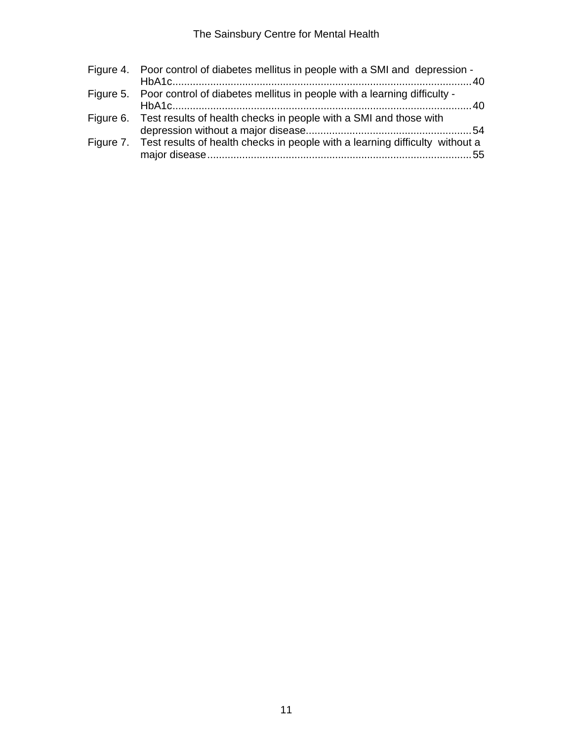Figure 4. Poor control of diabetes mellitus in people with a SMI and depression - HbA1c....................................................................................................40

Figure 5. Poor control of diabetes mellitus in people with a learning difficulty - HbA1c....................................................................................................40

Figure 6. Test results of health checks in people with a SMI and those with depression without a major disease........................................................54

Figure 7. Test results of health checks in people with a learning difficulty without a major disease..........................................................................................55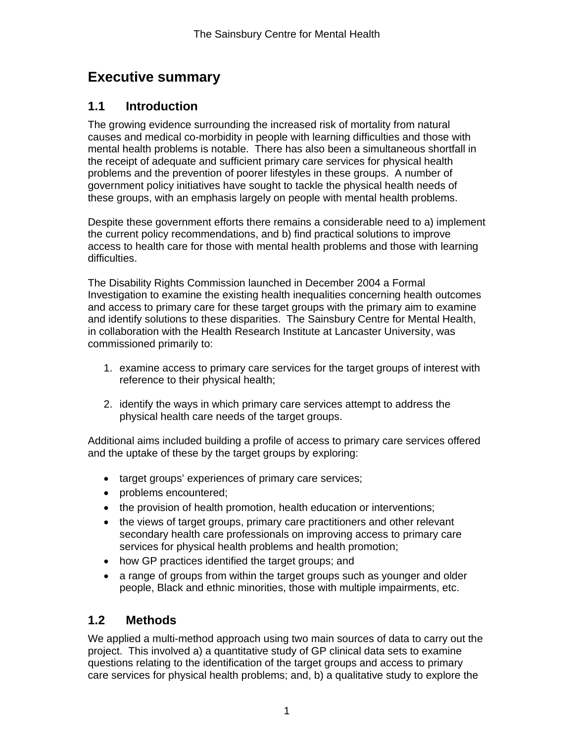# Executive summary

## 1.1 Introduction

The growing evidence surrounding the increased risk of mortality from natural causes and medical co-morbidity in people with learning difficulties and those with mental health problems is notable. There has also been a simultaneous shortfall in the receipt of adequate and sufficient primary care services for physical health problems and the prevention of poorer lifestyles in these groups. A number of government policy initiatives have sought to tackle the physical health needs of these groups, with an emphasis largely on people with mental health problems.

Despite these government efforts there remains a considerable need to a) implement the current policy recommendations, and b) find practical solutions to improve access to health care for those with mental health problems and those with learning difficulties.

The Disability Rights Commission launched in December 2004 a Formal Investigation to examine the existing health inequalities concerning health outcomes and access to primary care for these target groups with the primary aim to examine and identify solutions to these disparities. The Sainsbury Centre for Mental Health, in collaboration with the Health Research Institute at Lancaster University, was commissioned primarily to:

1. examine access to primary care services for the target groups of interest with reference to their physical health;

2. identify the ways in which primary care services attempt to address the physical health care needs of the target groups.

Additional aims included building a profile of access to primary care services offered and the uptake of these by the target groups by exploring:

- target groups' experiences of primary care services;
- problems encountered;
- the provision of health promotion, health education or interventions;
- the views of target groups, primary care practitioners and other relevant secondary health care professionals on improving access to primary care services for physical health problems and health promotion;
- how GP practices identified the target groups; and
- a range of groups from within the target groups such as younger and older people, Black and ethnic minorities, those with multiple impairments, etc.

## 1.2 Methods

We applied a multi-method approach using two main sources of data to carry out the project. This involved a) a quantitative study of GP clinical data sets to examine questions relating to the identification of the target groups and access to primary care services for physical health problems; and, b) a qualitative study to explore the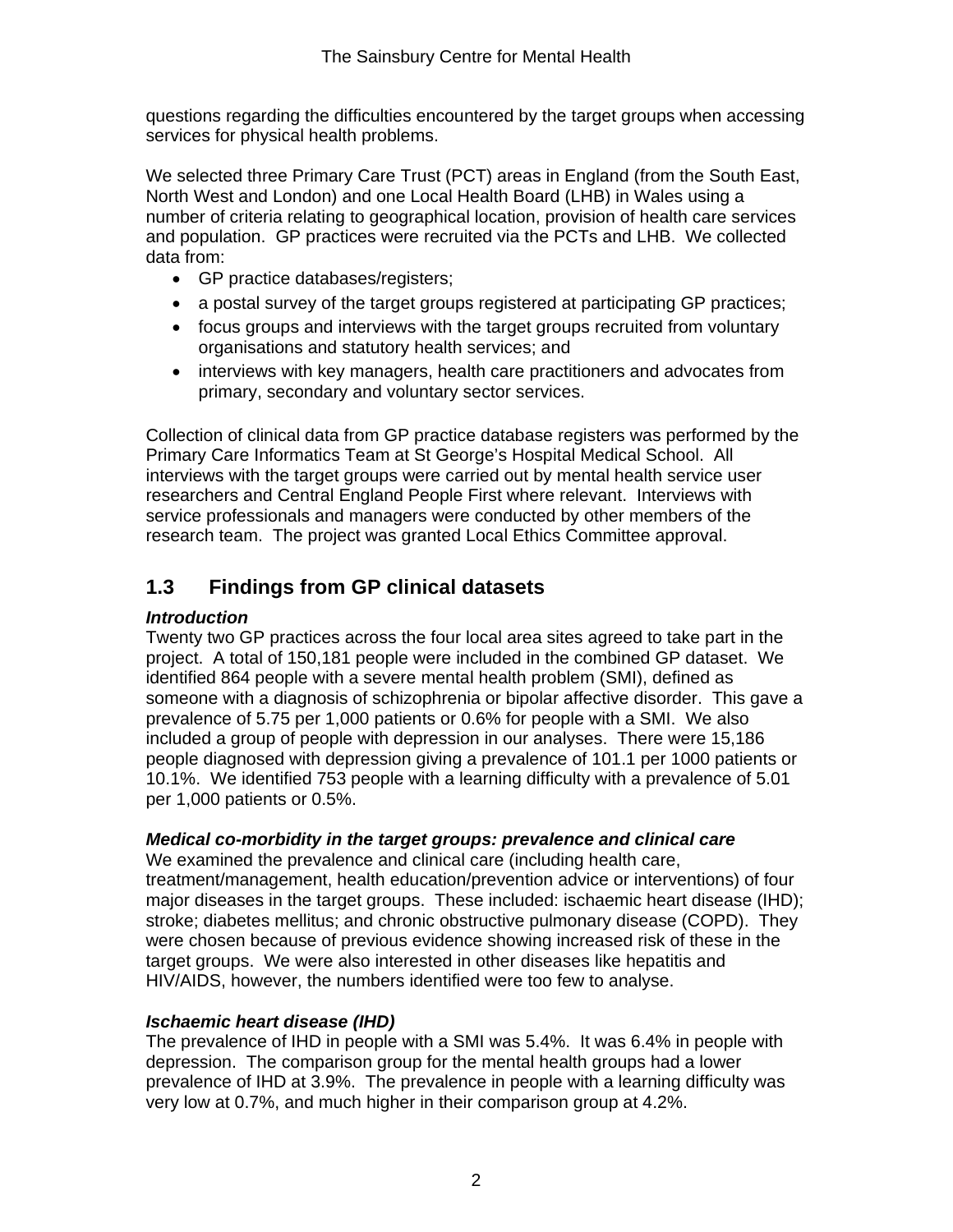questions regarding the difficulties encountered by the target groups when accessing services for physical health problems.

We selected three Primary Care Trust (PCT) areas in England (from the South East, North West and London) and one Local Health Board (LHB) in Wales using a number of criteria relating to geographical location, provision of health care services and population. GP practices were recruited via the PCTs and LHB. We collected data from:

- GP practice databases/registers;
- a postal survey of the target groups registered at participating GP practices;
- focus groups and interviews with the target groups recruited from voluntary organisations and statutory health services; and
- interviews with key managers, health care practitioners and advocates from primary, secondary and voluntary sector services.

Collection of clinical data from GP practice database registers was performed by the Primary Care Informatics Team at St George's Hospital Medical School. All interviews with the target groups were carried out by mental health service user researchers and Central England People First where relevant. Interviews with service professionals and managers were conducted by other members of the research team. The project was granted Local Ethics Committee approval.

## 1.3 Findings from GP clinical datasets

***Introduction***

Twenty two GP practices across the four local area sites agreed to take part in the project. A total of 150,181 people were included in the combined GP dataset. We identified 864 people with a severe mental health problem (SMI), defined as someone with a diagnosis of schizophrenia or bipolar affective disorder. This gave a prevalence of 5.75 per 1,000 patients or 0.6% for people with a SMI. We also included a group of people with depression in our analyses. There were 15,186 people diagnosed with depression giving a prevalence of 101.1 per 1000 patients or 10.1%. We identified 753 people with a learning difficulty with a prevalence of 5.01 per 1,000 patients or 0.5%.

***Medical co-morbidity in the target groups: prevalence and clinical care***

We examined the prevalence and clinical care (including health care, treatment/management, health education/prevention advice or interventions) of four major diseases in the target groups. These included: ischaemic heart disease (IHD); stroke; diabetes mellitus; and chronic obstructive pulmonary disease (COPD). They were chosen because of previous evidence showing increased risk of these in the target groups. We were also interested in other diseases like hepatitis and HIV/AIDS, however, the numbers identified were too few to analyse.

***Ischaemic heart disease (IHD)***

The prevalence of IHD in people with a SMI was 5.4%. It was 6.4% in people with depression. The comparison group for the mental health groups had a lower prevalence of IHD at 3.9%. The prevalence in people with a learning difficulty was very low at 0.7%, and much higher in their comparison group at 4.2%.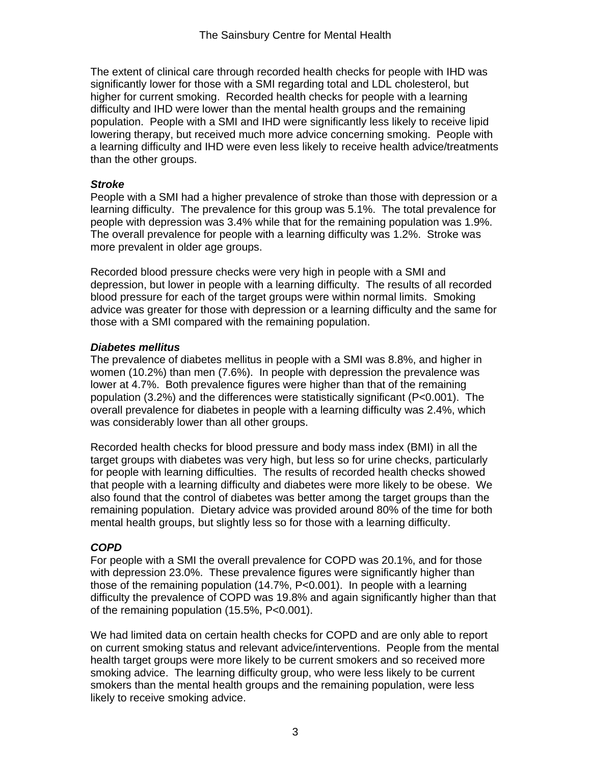The extent of clinical care through recorded health checks for people with IHD was significantly lower for those with a SMI regarding total and LDL cholesterol, but higher for current smoking. Recorded health checks for people with a learning difficulty and IHD were lower than the mental health groups and the remaining population. People with a SMI and IHD were significantly less likely to receive lipid lowering therapy, but received much more advice concerning smoking. People with a learning difficulty and IHD were even less likely to receive health advice/treatments than the other groups.

***Stroke***

People with a SMI had a higher prevalence of stroke than those with depression or a learning difficulty. The prevalence for this group was 5.1%. The total prevalence for people with depression was 3.4% while that for the remaining population was 1.9%. The overall prevalence for people with a learning difficulty was 1.2%. Stroke was more prevalent in older age groups.

Recorded blood pressure checks were very high in people with a SMI and depression, but lower in people with a learning difficulty. The results of all recorded blood pressure for each of the target groups were within normal limits. Smoking advice was greater for those with depression or a learning difficulty and the same for those with a SMI compared with the remaining population.

***Diabetes mellitus***

The prevalence of diabetes mellitus in people with a SMI was 8.8%, and higher in women (10.2%) than men (7.6%). In people with depression the prevalence was lower at 4.7%. Both prevalence figures were higher than that of the remaining population (3.2%) and the differences were statistically significant ($P<0.001$). The overall prevalence for diabetes in people with a learning difficulty was 2.4%, which was considerably lower than all other groups.

Recorded health checks for blood pressure and body mass index (BMI) in all the target groups with diabetes was very high, but less so for urine checks, particularly for people with learning difficulties. The results of recorded health checks showed that people with a learning difficulty and diabetes were more likely to be obese. We also found that the control of diabetes was better among the target groups than the remaining population. Dietary advice was provided around 80% of the time for both mental health groups, but slightly less so for those with a learning difficulty.

***COPD***

For people with a SMI the overall prevalence for COPD was 20.1%, and for those with depression 23.0%. These prevalence figures were significantly higher than those of the remaining population (14.7%, $P<0.001$). In people with a learning difficulty the prevalence of COPD was 19.8% and again significantly higher than that of the remaining population (15.5%, $P<0.001$).

We had limited data on certain health checks for COPD and are only able to report on current smoking status and relevant advice/interventions. People from the mental health target groups were more likely to be current smokers and so received more smoking advice. The learning difficulty group, who were less likely to be current smokers than the mental health groups and the remaining population, were less likely to receive smoking advice.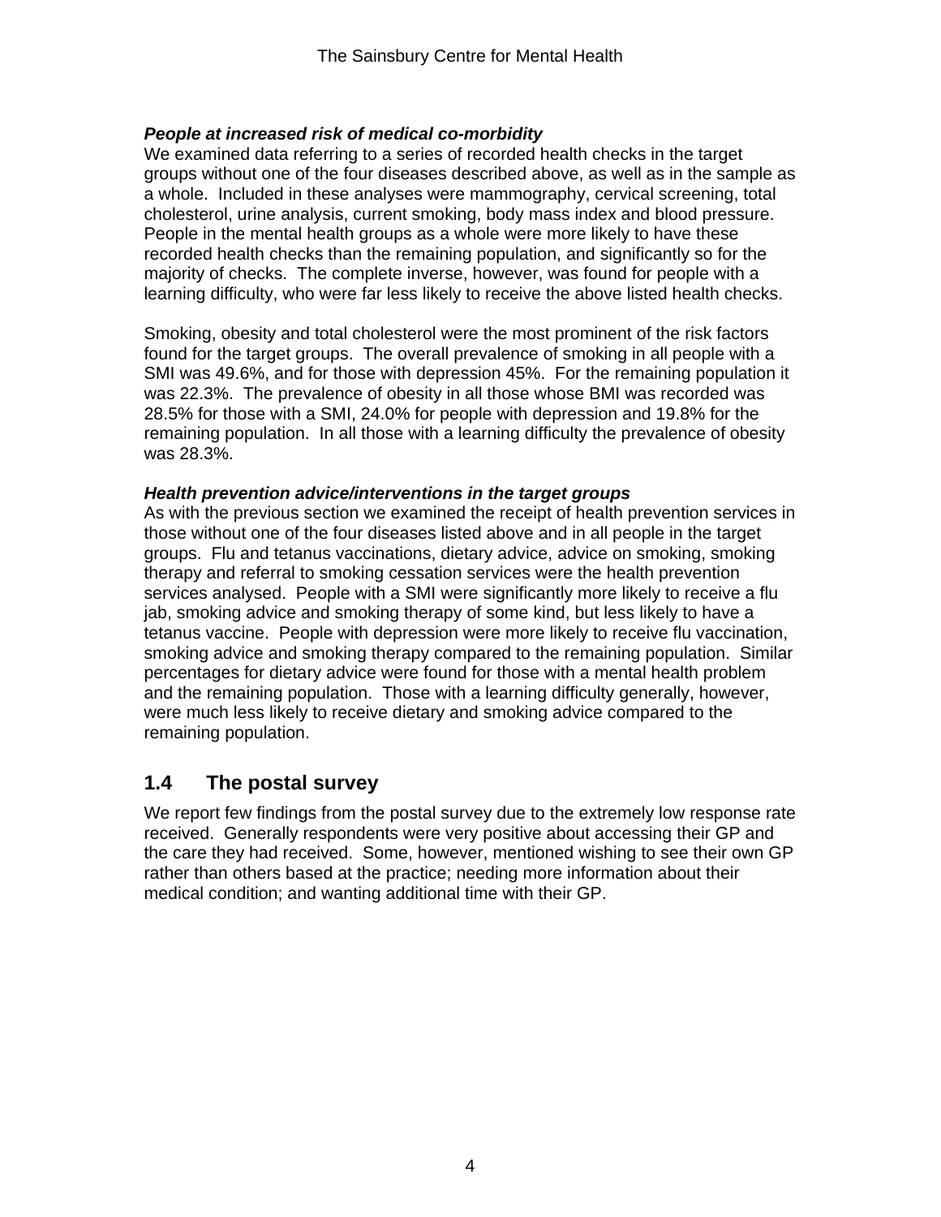***People at increased risk of medical co-morbidity***

We examined data referring to a series of recorded health checks in the target groups without one of the four diseases described above, as well as in the sample as a whole. Included in these analyses were mammography, cervical screening, total cholesterol, urine analysis, current smoking, body mass index and blood pressure. People in the mental health groups as a whole were more likely to have these recorded health checks than the remaining population, and significantly so for the majority of checks. The complete inverse, however, was found for people with a learning difficulty, who were far less likely to receive the above listed health checks.

Smoking, obesity and total cholesterol were the most prominent of the risk factors found for the target groups. The overall prevalence of smoking in all people with a SMI was 49.6%, and for those with depression 45%. For the remaining population it was 22.3%. The prevalence of obesity in all those whose BMI was recorded was 28.5% for those with a SMI, 24.0% for people with depression and 19.8% for the remaining population. In all those with a learning difficulty the prevalence of obesity was 28.3%.

***Health prevention advice/interventions in the target groups***

As with the previous section we examined the receipt of health prevention services in those without one of the four diseases listed above and in all people in the target groups. Flu and tetanus vaccinations, dietary advice, advice on smoking, smoking therapy and referral to smoking cessation services were the health prevention services analysed. People with a SMI were significantly more likely to receive a flu jab, smoking advice and smoking therapy of some kind, but less likely to have a tetanus vaccine. People with depression were more likely to receive flu vaccination, smoking advice and smoking therapy compared to the remaining population. Similar percentages for dietary advice were found for those with a mental health problem and the remaining population. Those with a learning difficulty generally, however, were much less likely to receive dietary and smoking advice compared to the remaining population.

## 1.4 The postal survey

We report few findings from the postal survey due to the extremely low response rate received. Generally respondents were very positive about accessing their GP and the care they had received. Some, however, mentioned wishing to see their own GP rather than others based at the practice; needing more information about their medical condition; and wanting additional time with their GP.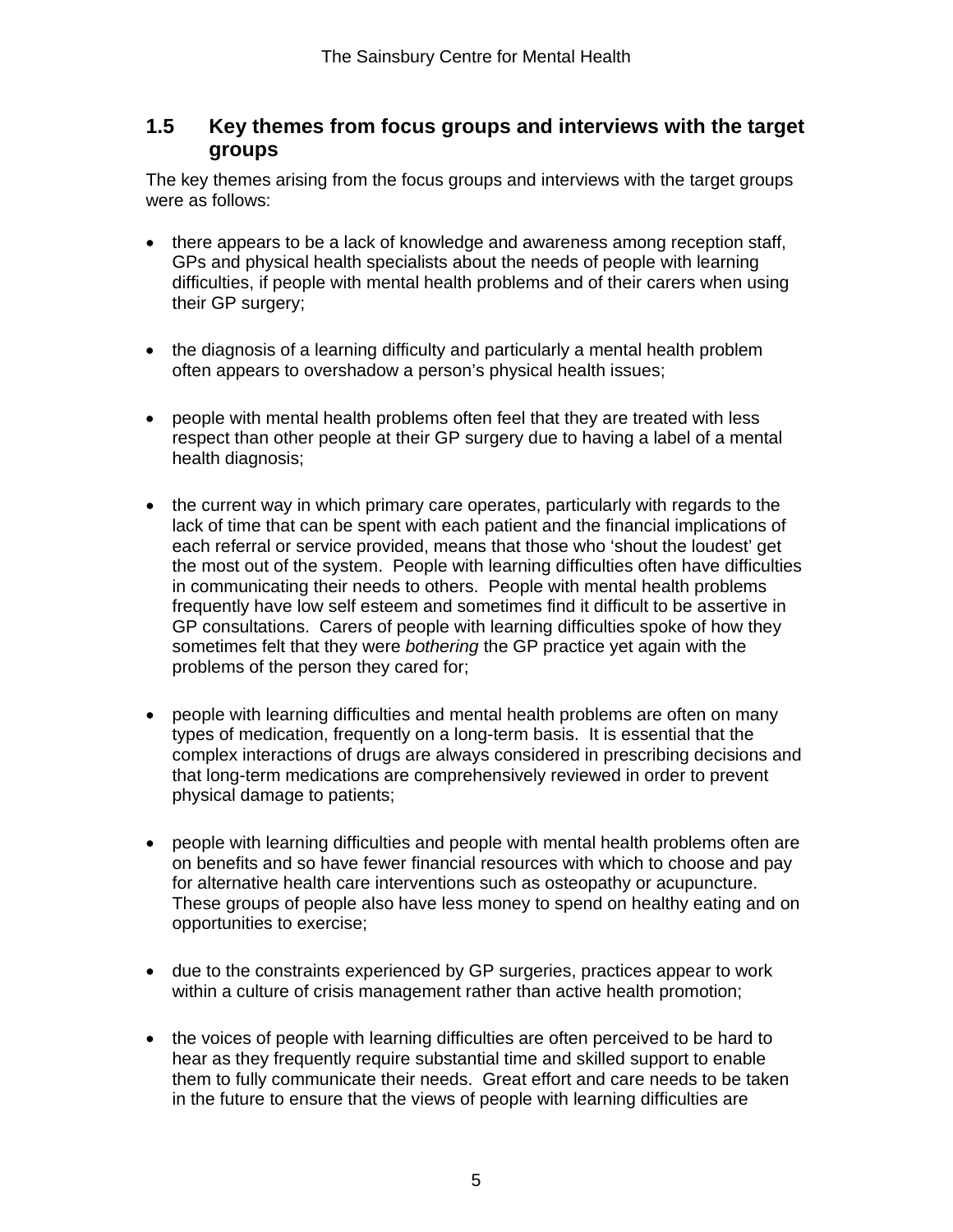## 1.5 Key themes from focus groups and interviews with the target groups

The key themes arising from the focus groups and interviews with the target groups were as follows:

- there appears to be a lack of knowledge and awareness among reception staff, GPs and physical health specialists about the needs of people with learning difficulties, if people with mental health problems and of their carers when using their GP surgery;

- the diagnosis of a learning difficulty and particularly a mental health problem often appears to overshadow a person's physical health issues;

- people with mental health problems often feel that they are treated with less respect than other people at their GP surgery due to having a label of a mental health diagnosis;

- the current way in which primary care operates, particularly with regards to the lack of time that can be spent with each patient and the financial implications of each referral or service provided, means that those who 'shout the loudest' get the most out of the system. People with learning difficulties often have difficulties in communicating their needs to others. People with mental health problems frequently have low self esteem and sometimes find it difficult to be assertive in GP consultations. Carers of people with learning difficulties spoke of how they sometimes felt that they were *bothering* the GP practice yet again with the problems of the person they cared for;

- people with learning difficulties and mental health problems are often on many types of medication, frequently on a long-term basis. It is essential that the complex interactions of drugs are always considered in prescribing decisions and that long-term medications are comprehensively reviewed in order to prevent physical damage to patients;

- people with learning difficulties and people with mental health problems often are on benefits and so have fewer financial resources with which to choose and pay for alternative health care interventions such as osteopathy or acupuncture. These groups of people also have less money to spend on healthy eating and on opportunities to exercise;

- due to the constraints experienced by GP surgeries, practices appear to work within a culture of crisis management rather than active health promotion;

- the voices of people with learning difficulties are often perceived to be hard to hear as they frequently require substantial time and skilled support to enable them to fully communicate their needs. Great effort and care needs to be taken in the future to ensure that the views of people with learning difficulties are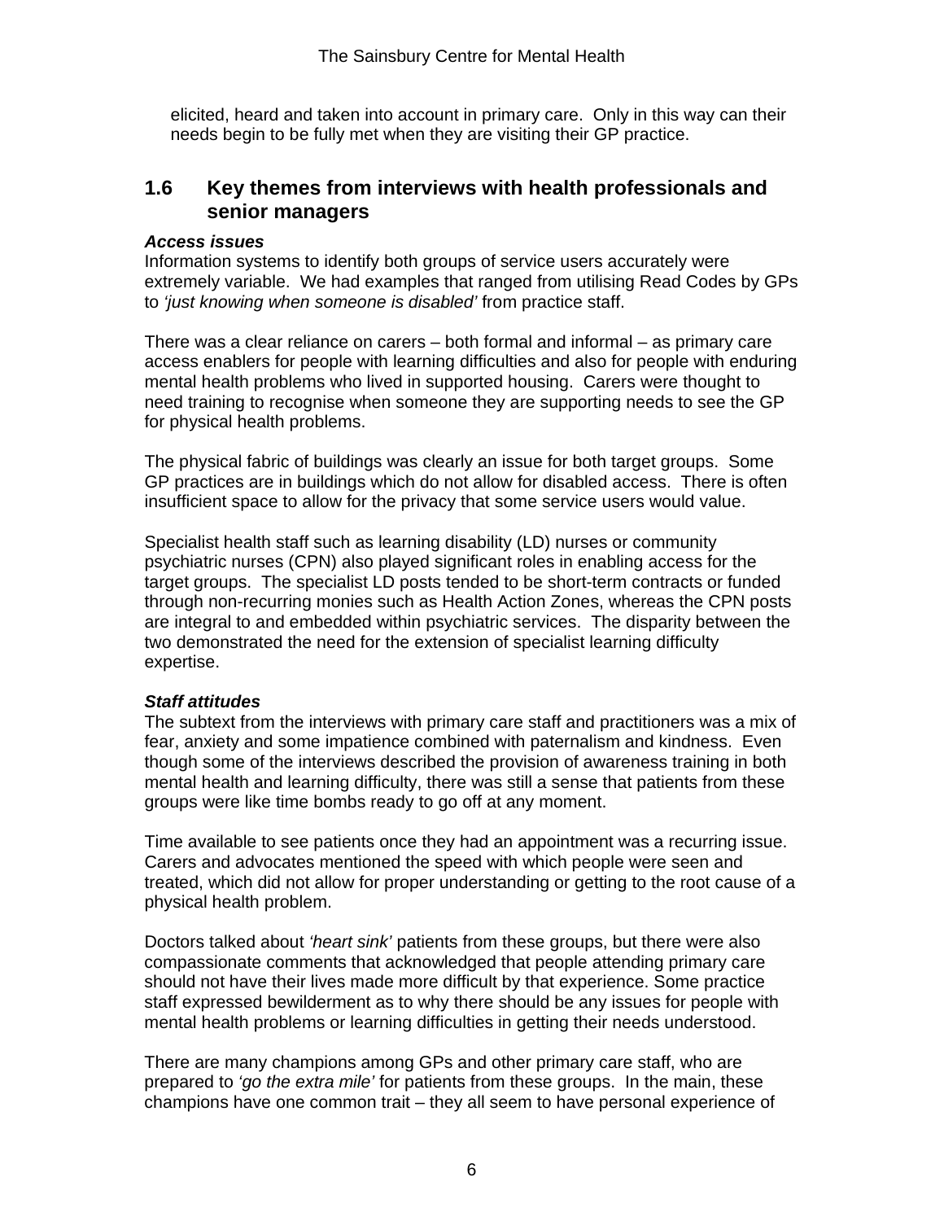elicited, heard and taken into account in primary care. Only in this way can their needs begin to be fully met when they are visiting their GP practice.

## 1.6 Key themes from interviews with health professionals and senior managers

***Access issues***

Information systems to identify both groups of service users accurately were extremely variable. We had examples that ranged from utilising Read Codes by GPs to *'just knowing when someone is disabled'* from practice staff.

There was a clear reliance on carers – both formal and informal – as primary care access enablers for people with learning difficulties and also for people with enduring mental health problems who lived in supported housing. Carers were thought to need training to recognise when someone they are supporting needs to see the GP for physical health problems.

The physical fabric of buildings was clearly an issue for both target groups. Some GP practices are in buildings which do not allow for disabled access. There is often insufficient space to allow for the privacy that some service users would value.

Specialist health staff such as learning disability (LD) nurses or community psychiatric nurses (CPN) also played significant roles in enabling access for the target groups. The specialist LD posts tended to be short-term contracts or funded through non-recurring monies such as Health Action Zones, whereas the CPN posts are integral to and embedded within psychiatric services. The disparity between the two demonstrated the need for the extension of specialist learning difficulty expertise.

***Staff attitudes***

The subtext from the interviews with primary care staff and practitioners was a mix of fear, anxiety and some impatience combined with paternalism and kindness. Even though some of the interviews described the provision of awareness training in both mental health and learning difficulty, there was still a sense that patients from these groups were like time bombs ready to go off at any moment.

Time available to see patients once they had an appointment was a recurring issue. Carers and advocates mentioned the speed with which people were seen and treated, which did not allow for proper understanding or getting to the root cause of a physical health problem.

Doctors talked about *'heart sink'* patients from these groups, but there were also compassionate comments that acknowledged that people attending primary care should not have their lives made more difficult by that experience. Some practice staff expressed bewilderment as to why there should be any issues for people with mental health problems or learning difficulties in getting their needs understood.

There are many champions among GPs and other primary care staff, who are prepared to *'go the extra mile'* for patients from these groups. In the main, these champions have one common trait – they all seem to have personal experience of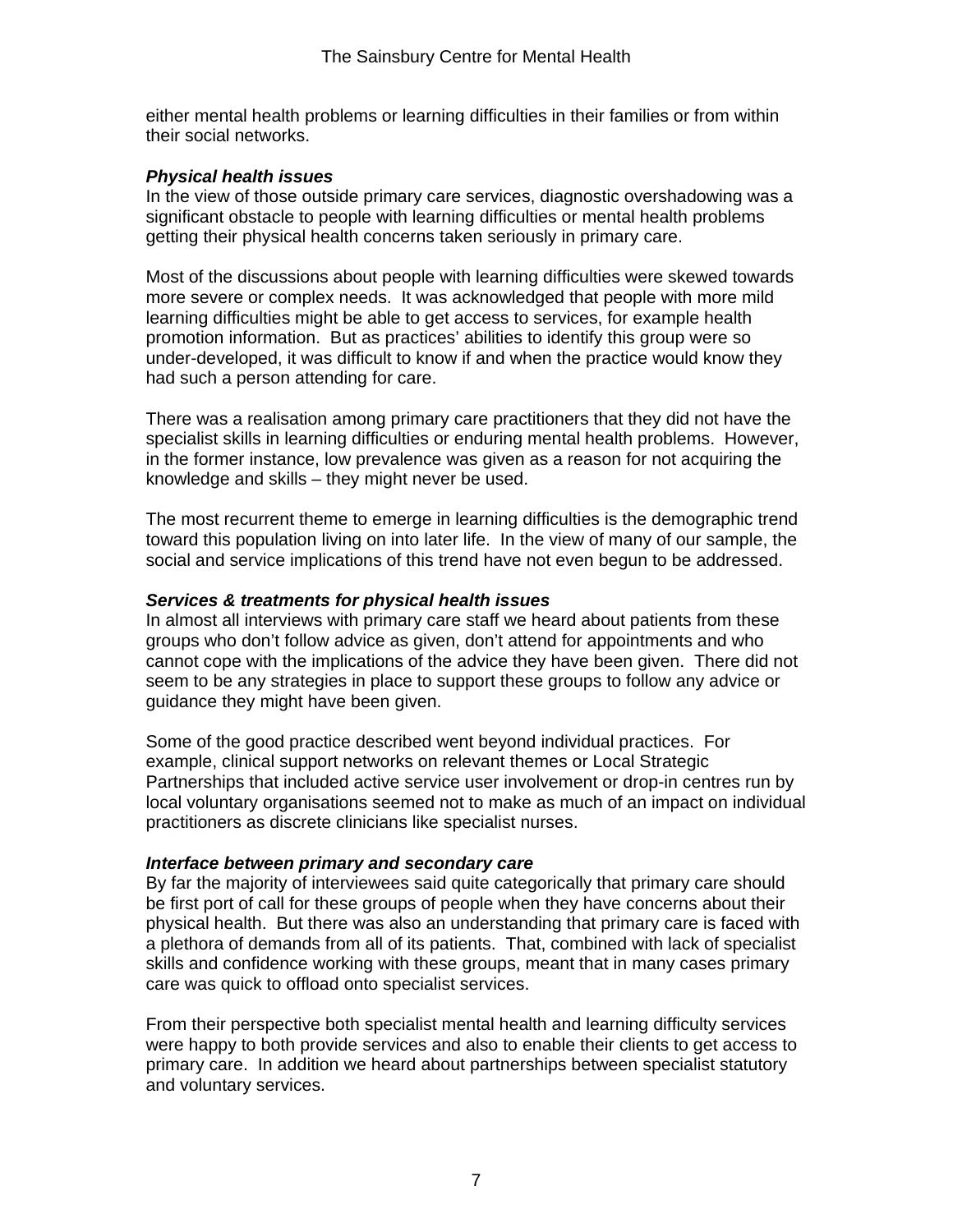either mental health problems or learning difficulties in their families or from within their social networks.

***Physical health issues***

In the view of those outside primary care services, diagnostic overshadowing was a significant obstacle to people with learning difficulties or mental health problems getting their physical health concerns taken seriously in primary care.

Most of the discussions about people with learning difficulties were skewed towards more severe or complex needs. It was acknowledged that people with more mild learning difficulties might be able to get access to services, for example health promotion information. But as practices' abilities to identify this group were so under-developed, it was difficult to know if and when the practice would know they had such a person attending for care.

There was a realisation among primary care practitioners that they did not have the specialist skills in learning difficulties or enduring mental health problems. However, in the former instance, low prevalence was given as a reason for not acquiring the knowledge and skills – they might never be used.

The most recurrent theme to emerge in learning difficulties is the demographic trend toward this population living on into later life. In the view of many of our sample, the social and service implications of this trend have not even begun to be addressed.

***Services & treatments for physical health issues***

In almost all interviews with primary care staff we heard about patients from these groups who don't follow advice as given, don't attend for appointments and who cannot cope with the implications of the advice they have been given. There did not seem to be any strategies in place to support these groups to follow any advice or guidance they might have been given.

Some of the good practice described went beyond individual practices. For example, clinical support networks on relevant themes or Local Strategic Partnerships that included active service user involvement or drop-in centres run by local voluntary organisations seemed not to make as much of an impact on individual practitioners as discrete clinicians like specialist nurses.

***Interface between primary and secondary care***

By far the majority of interviewees said quite categorically that primary care should be first port of call for these groups of people when they have concerns about their physical health. But there was also an understanding that primary care is faced with a plethora of demands from all of its patients. That, combined with lack of specialist skills and confidence working with these groups, meant that in many cases primary care was quick to offload onto specialist services.

From their perspective both specialist mental health and learning difficulty services were happy to both provide services and also to enable their clients to get access to primary care. In addition we heard about partnerships between specialist statutory and voluntary services.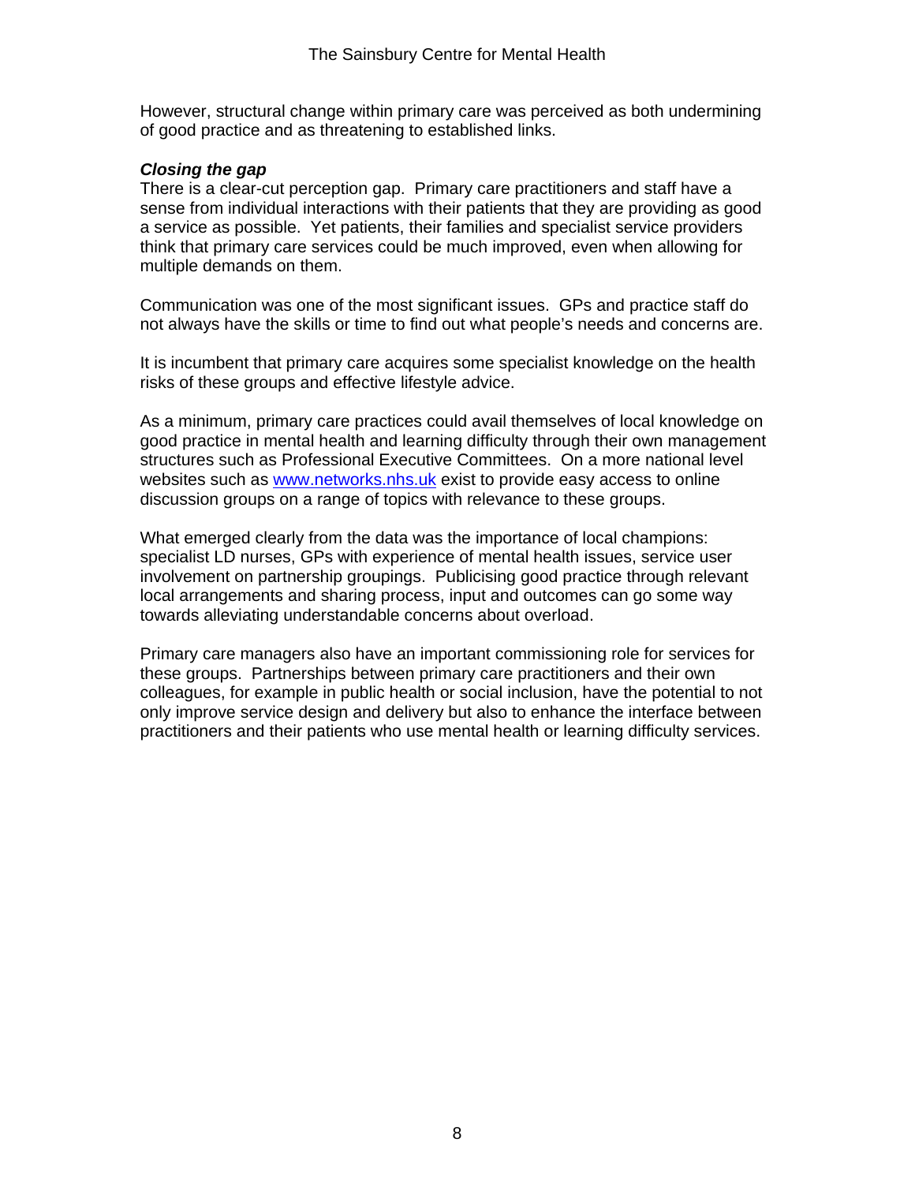However, structural change within primary care was perceived as both undermining of good practice and as threatening to established links.

***Closing the gap***

There is a clear-cut perception gap. Primary care practitioners and staff have a sense from individual interactions with their patients that they are providing as good a service as possible. Yet patients, their families and specialist service providers think that primary care services could be much improved, even when allowing for multiple demands on them.

Communication was one of the most significant issues. GPs and practice staff do not always have the skills or time to find out what people's needs and concerns are.

It is incumbent that primary care acquires some specialist knowledge on the health risks of these groups and effective lifestyle advice.

As a minimum, primary care practices could avail themselves of local knowledge on good practice in mental health and learning difficulty through their own management structures such as Professional Executive Committees. On a more national level websites such as [www.networks.nhs.uk](http://www.networks.nhs.uk) exist to provide easy access to online discussion groups on a range of topics with relevance to these groups.

What emerged clearly from the data was the importance of local champions: specialist LD nurses, GPs with experience of mental health issues, service user involvement on partnership groupings. Publicising good practice through relevant local arrangements and sharing process, input and outcomes can go some way towards alleviating understandable concerns about overload.

Primary care managers also have an important commissioning role for services for these groups. Partnerships between primary care practitioners and their own colleagues, for example in public health or social inclusion, have the potential to not only improve service design and delivery but also to enhance the interface between practitioners and their patients who use mental health or learning difficulty services.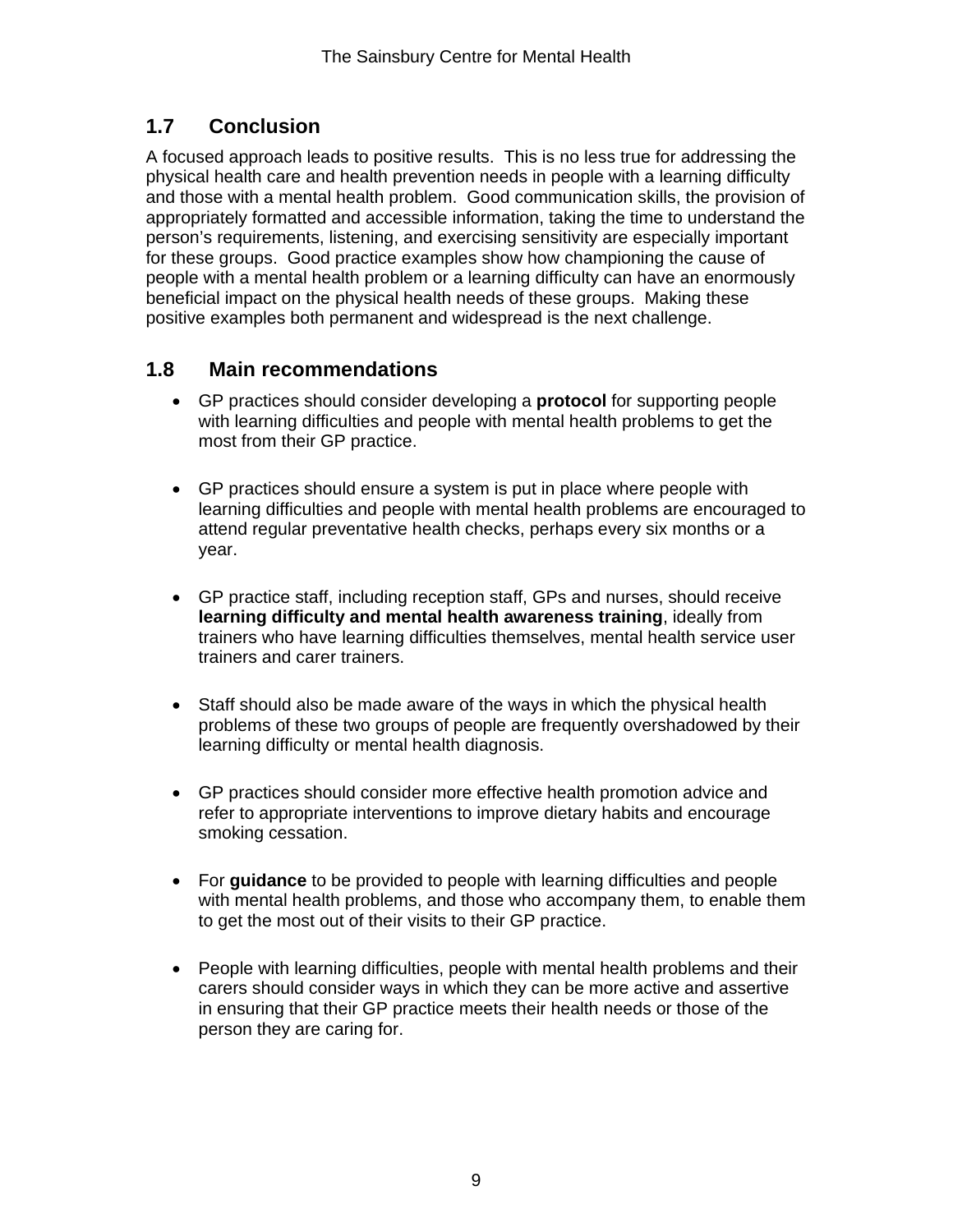## 1.7 Conclusion

A focused approach leads to positive results. This is no less true for addressing the physical health care and health prevention needs in people with a learning difficulty and those with a mental health problem. Good communication skills, the provision of appropriately formatted and accessible information, taking the time to understand the person's requirements, listening, and exercising sensitivity are especially important for these groups. Good practice examples show how championing the cause of people with a mental health problem or a learning difficulty can have an enormously beneficial impact on the physical health needs of these groups. Making these positive examples both permanent and widespread is the next challenge.

## 1.8 Main recommendations

- GP practices should consider developing a **protocol** for supporting people with learning difficulties and people with mental health problems to get the most from their GP practice.

- GP practices should ensure a system is put in place where people with learning difficulties and people with mental health problems are encouraged to attend regular preventative health checks, perhaps every six months or a year.

- GP practice staff, including reception staff, GPs and nurses, should receive **learning difficulty and mental health awareness training**, ideally from trainers who have learning difficulties themselves, mental health service user trainers and carer trainers.

- Staff should also be made aware of the ways in which the physical health problems of these two groups of people are frequently overshadowed by their learning difficulty or mental health diagnosis.

- GP practices should consider more effective health promotion advice and refer to appropriate interventions to improve dietary habits and encourage smoking cessation.

- For **guidance** to be provided to people with learning difficulties and people with mental health problems, and those who accompany them, to enable them to get the most out of their visits to their GP practice.

- People with learning difficulties, people with mental health problems and their carers should consider ways in which they can be more active and assertive in ensuring that their GP practice meets their health needs or those of the person they are caring for.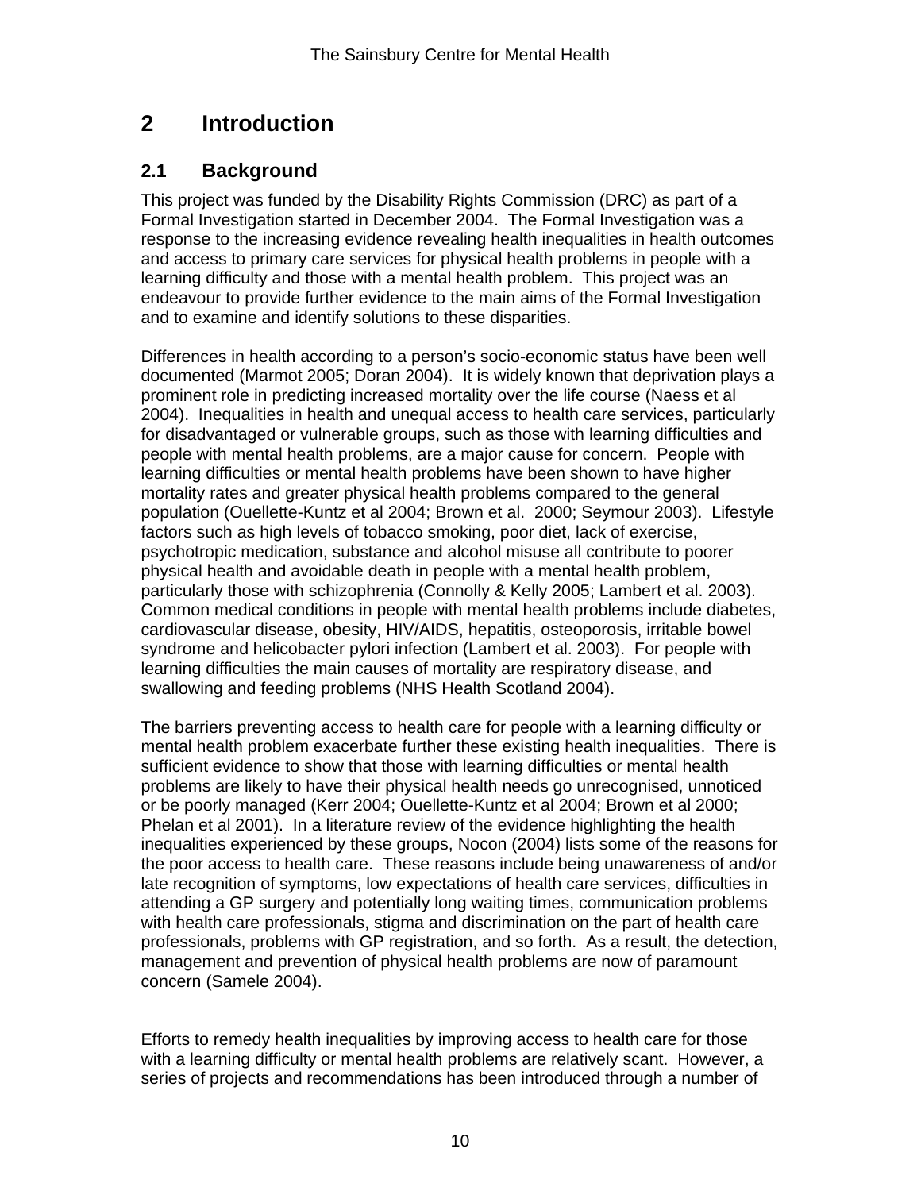# 2 Introduction

## 2.1 Background

This project was funded by the Disability Rights Commission (DRC) as part of a Formal Investigation started in December 2004. The Formal Investigation was a response to the increasing evidence revealing health inequalities in health outcomes and access to primary care services for physical health problems in people with a learning difficulty and those with a mental health problem. This project was an endeavour to provide further evidence to the main aims of the Formal Investigation and to examine and identify solutions to these disparities.

Differences in health according to a person's socio-economic status have been well documented (Marmot 2005; Doran 2004). It is widely known that deprivation plays a prominent role in predicting increased mortality over the life course (Naess et al 2004). Inequalities in health and unequal access to health care services, particularly for disadvantaged or vulnerable groups, such as those with learning difficulties and people with mental health problems, are a major cause for concern. People with learning difficulties or mental health problems have been shown to have higher mortality rates and greater physical health problems compared to the general population (Ouellette-Kuntz et al 2004; Brown et al. 2000; Seymour 2003). Lifestyle factors such as high levels of tobacco smoking, poor diet, lack of exercise, psychotropic medication, substance and alcohol misuse all contribute to poorer physical health and avoidable death in people with a mental health problem, particularly those with schizophrenia (Connolly & Kelly 2005; Lambert et al. 2003). Common medical conditions in people with mental health problems include diabetes, cardiovascular disease, obesity, HIV/AIDS, hepatitis, osteoporosis, irritable bowel syndrome and helicobacter pylori infection (Lambert et al. 2003). For people with learning difficulties the main causes of mortality are respiratory disease, and swallowing and feeding problems (NHS Health Scotland 2004).

The barriers preventing access to health care for people with a learning difficulty or mental health problem exacerbate further these existing health inequalities. There is sufficient evidence to show that those with learning difficulties or mental health problems are likely to have their physical health needs go unrecognised, unnoticed or be poorly managed (Kerr 2004; Ouellette-Kuntz et al 2004; Brown et al 2000; Phelan et al 2001). In a literature review of the evidence highlighting the health inequalities experienced by these groups, Nocon (2004) lists some of the reasons for the poor access to health care. These reasons include being unawareness of and/or late recognition of symptoms, low expectations of health care services, difficulties in attending a GP surgery and potentially long waiting times, communication problems with health care professionals, stigma and discrimination on the part of health care professionals, problems with GP registration, and so forth. As a result, the detection, management and prevention of physical health problems are now of paramount concern (Samele 2004).

Efforts to remedy health inequalities by improving access to health care for those with a learning difficulty or mental health problems are relatively scant. However, a series of projects and recommendations has been introduced through a number of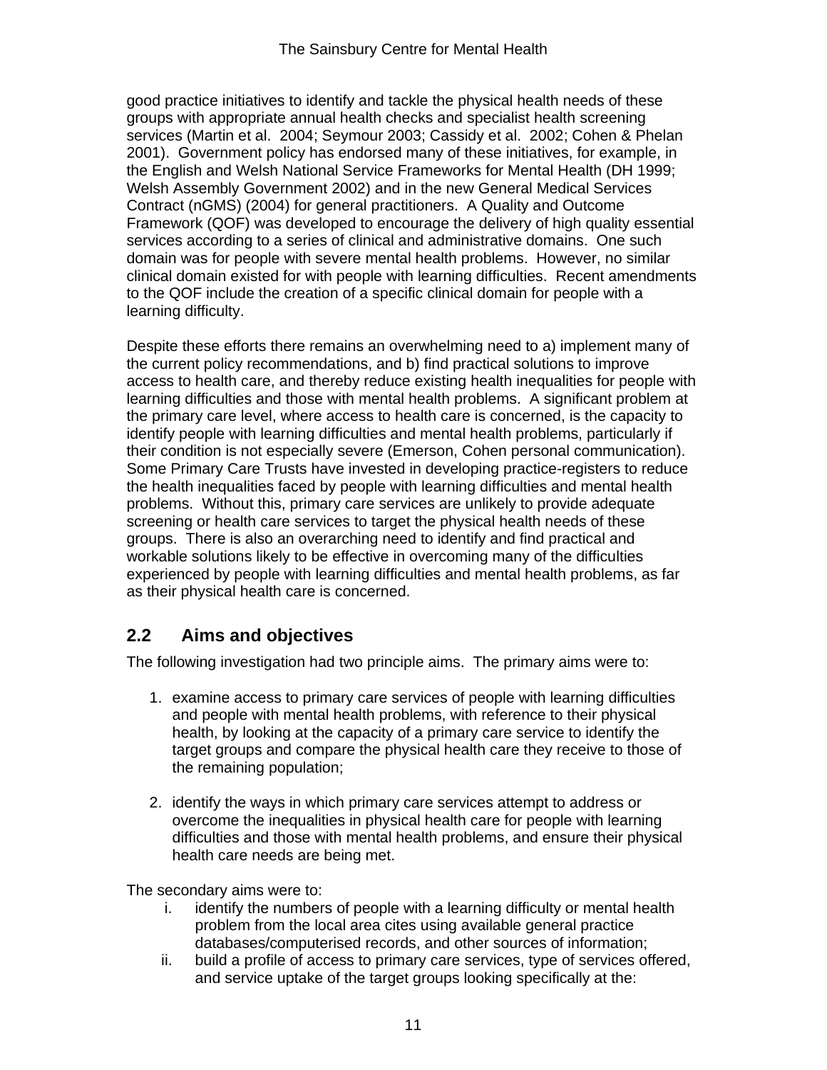good practice initiatives to identify and tackle the physical health needs of these groups with appropriate annual health checks and specialist health screening services (Martin et al. 2004; Seymour 2003; Cassidy et al. 2002; Cohen & Phelan 2001). Government policy has endorsed many of these initiatives, for example, in the English and Welsh National Service Frameworks for Mental Health (DH 1999; Welsh Assembly Government 2002) and in the new General Medical Services Contract (nGMS) (2004) for general practitioners. A Quality and Outcome Framework (QOF) was developed to encourage the delivery of high quality essential services according to a series of clinical and administrative domains. One such domain was for people with severe mental health problems. However, no similar clinical domain existed for with people with learning difficulties. Recent amendments to the QOF include the creation of a specific clinical domain for people with a learning difficulty.

Despite these efforts there remains an overwhelming need to a) implement many of the current policy recommendations, and b) find practical solutions to improve access to health care, and thereby reduce existing health inequalities for people with learning difficulties and those with mental health problems. A significant problem at the primary care level, where access to health care is concerned, is the capacity to identify people with learning difficulties and mental health problems, particularly if their condition is not especially severe (Emerson, Cohen personal communication). Some Primary Care Trusts have invested in developing practice-registers to reduce the health inequalities faced by people with learning difficulties and mental health problems. Without this, primary care services are unlikely to provide adequate screening or health care services to target the physical health needs of these groups. There is also an overarching need to identify and find practical and workable solutions likely to be effective in overcoming many of the difficulties experienced by people with learning difficulties and mental health problems, as far as their physical health care is concerned.

## 2.2 Aims and objectives

The following investigation had two principle aims. The primary aims were to:

1. examine access to primary care services of people with learning difficulties and people with mental health problems, with reference to their physical health, by looking at the capacity of a primary care service to identify the target groups and compare the physical health care they receive to those of the remaining population;

2. identify the ways in which primary care services attempt to address or overcome the inequalities in physical health care for people with learning difficulties and those with mental health problems, and ensure their physical health care needs are being met.

The secondary aims were to:

i. identify the numbers of people with a learning difficulty or mental health problem from the local area cites using available general practice databases/computerised records, and other sources of information;
ii. build a profile of access to primary care services, type of services offered, and service uptake of the target groups looking specifically at the: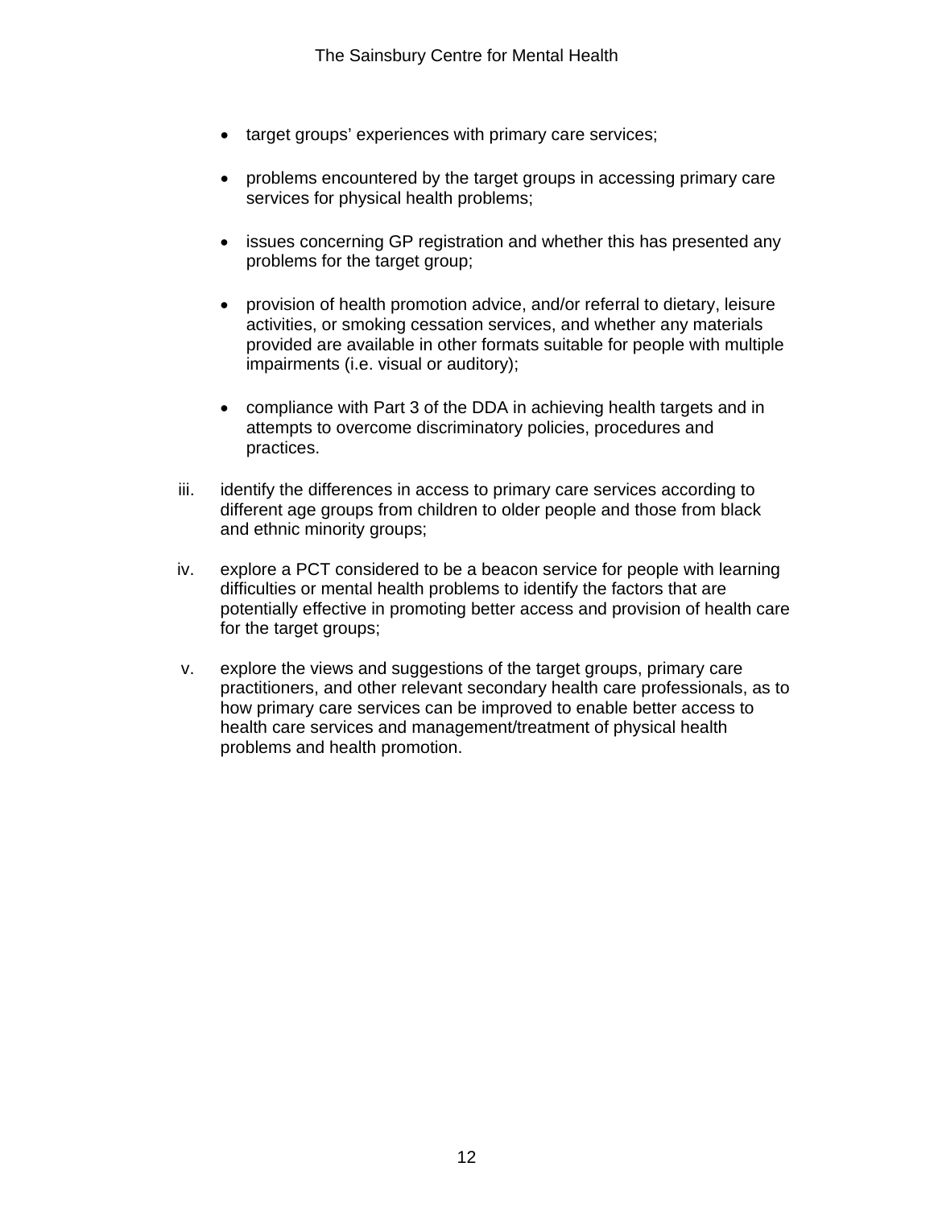- target groups' experiences with primary care services;

- problems encountered by the target groups in accessing primary care services for physical health problems;

- issues concerning GP registration and whether this has presented any problems for the target group;

- provision of health promotion advice, and/or referral to dietary, leisure activities, or smoking cessation services, and whether any materials provided are available in other formats suitable for people with multiple impairments (i.e. visual or auditory);

- compliance with Part 3 of the DDA in achieving health targets and in attempts to overcome discriminatory policies, procedures and practices.

iii. identify the differences in access to primary care services according to different age groups from children to older people and those from black and ethnic minority groups;

iv. explore a PCT considered to be a beacon service for people with learning difficulties or mental health problems to identify the factors that are potentially effective in promoting better access and provision of health care for the target groups;

v. explore the views and suggestions of the target groups, primary care practitioners, and other relevant secondary health care professionals, as to how primary care services can be improved to enable better access to health care services and management/treatment of physical health problems and health promotion.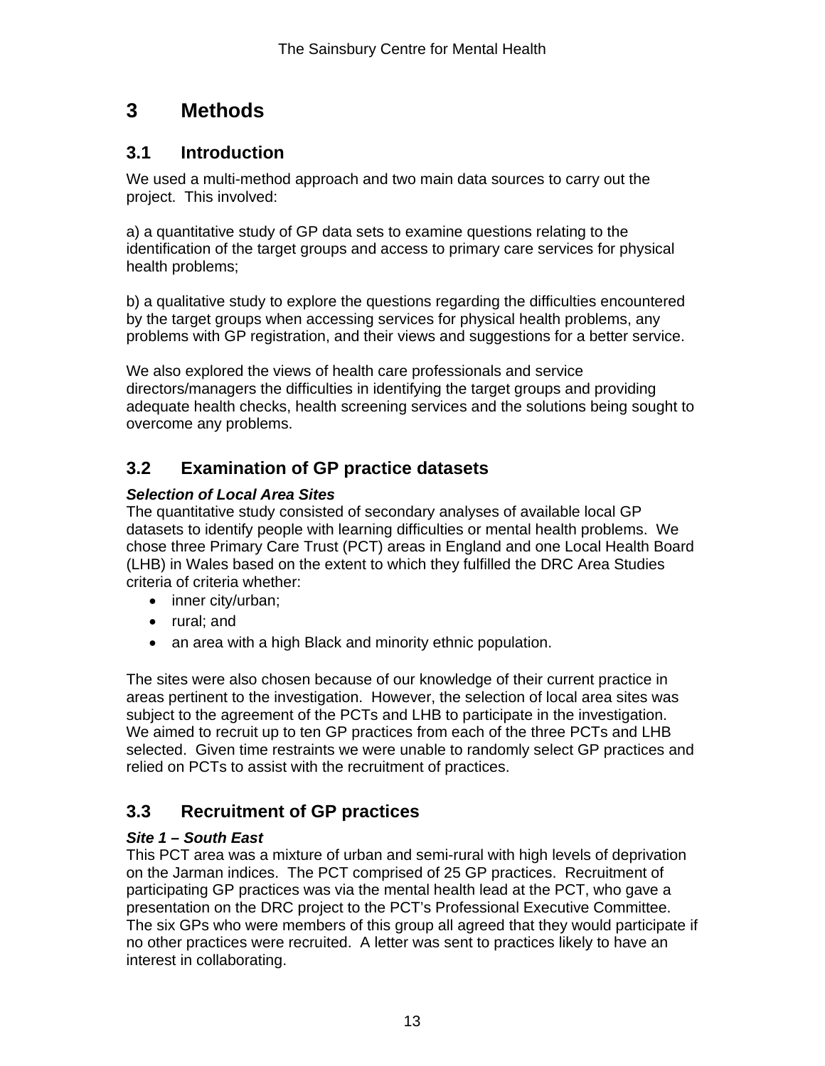# 3 Methods

## 3.1 Introduction

We used a multi-method approach and two main data sources to carry out the project. This involved:

a) a quantitative study of GP data sets to examine questions relating to the identification of the target groups and access to primary care services for physical health problems;

b) a qualitative study to explore the questions regarding the difficulties encountered by the target groups when accessing services for physical health problems, any problems with GP registration, and their views and suggestions for a better service.

We also explored the views of health care professionals and service directors/managers the difficulties in identifying the target groups and providing adequate health checks, health screening services and the solutions being sought to overcome any problems.

## 3.2 Examination of GP practice datasets

***Selection of Local Area Sites***

The quantitative study consisted of secondary analyses of available local GP datasets to identify people with learning difficulties or mental health problems. We chose three Primary Care Trust (PCT) areas in England and one Local Health Board (LHB) in Wales based on the extent to which they fulfilled the DRC Area Studies criteria of criteria whether:

- inner city/urban;
- rural; and
- an area with a high Black and minority ethnic population.

The sites were also chosen because of our knowledge of their current practice in areas pertinent to the investigation. However, the selection of local area sites was subject to the agreement of the PCTs and LHB to participate in the investigation. We aimed to recruit up to ten GP practices from each of the three PCTs and LHB selected. Given time restraints we were unable to randomly select GP practices and relied on PCTs to assist with the recruitment of practices.

## 3.3 Recruitment of GP practices

***Site 1 – South East***

This PCT area was a mixture of urban and semi-rural with high levels of deprivation on the Jarman indices. The PCT comprised of 25 GP practices. Recruitment of participating GP practices was via the mental health lead at the PCT, who gave a presentation on the DRC project to the PCT's Professional Executive Committee. The six GPs who were members of this group all agreed that they would participate if no other practices were recruited. A letter was sent to practices likely to have an interest in collaborating.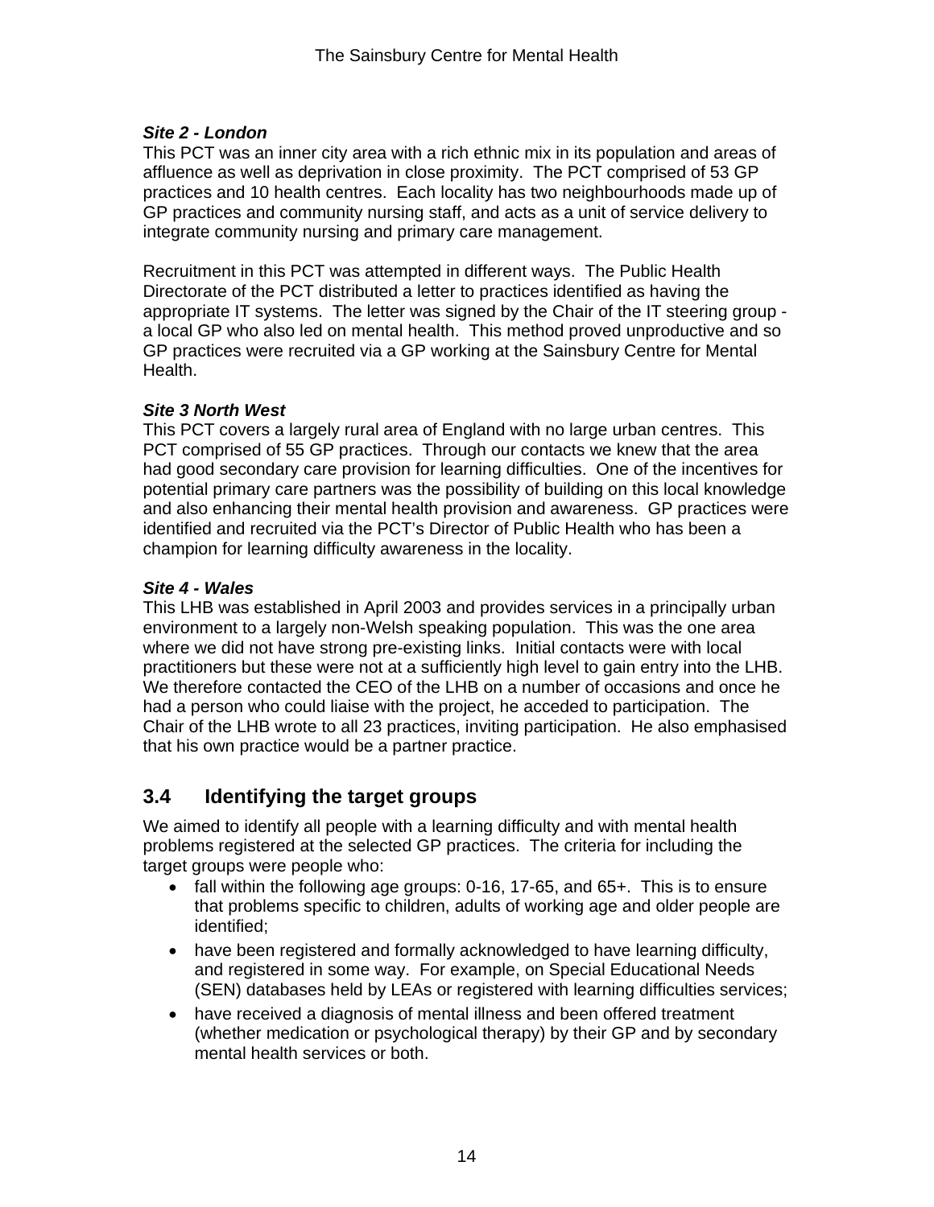***Site 2 - London***

This PCT was an inner city area with a rich ethnic mix in its population and areas of affluence as well as deprivation in close proximity. The PCT comprised of 53 GP practices and 10 health centres. Each locality has two neighbourhoods made up of GP practices and community nursing staff, and acts as a unit of service delivery to integrate community nursing and primary care management.

Recruitment in this PCT was attempted in different ways. The Public Health Directorate of the PCT distributed a letter to practices identified as having the appropriate IT systems. The letter was signed by the Chair of the IT steering group - a local GP who also led on mental health. This method proved unproductive and so GP practices were recruited via a GP working at the Sainsbury Centre for Mental Health.

***Site 3 North West***

This PCT covers a largely rural area of England with no large urban centres. This PCT comprised of 55 GP practices. Through our contacts we knew that the area had good secondary care provision for learning difficulties. One of the incentives for potential primary care partners was the possibility of building on this local knowledge and also enhancing their mental health provision and awareness. GP practices were identified and recruited via the PCT's Director of Public Health who has been a champion for learning difficulty awareness in the locality.

***Site 4 - Wales***

This LHB was established in April 2003 and provides services in a principally urban environment to a largely non-Welsh speaking population. This was the one area where we did not have strong pre-existing links. Initial contacts were with local practitioners but these were not at a sufficiently high level to gain entry into the LHB. We therefore contacted the CEO of the LHB on a number of occasions and once he had a person who could liaise with the project, he acceded to participation. The Chair of the LHB wrote to all 23 practices, inviting participation. He also emphasised that his own practice would be a partner practice.

## 3.4 Identifying the target groups

We aimed to identify all people with a learning difficulty and with mental health problems registered at the selected GP practices. The criteria for including the target groups were people who:

- fall within the following age groups: 0-16, 17-65, and 65+. This is to ensure that problems specific to children, adults of working age and older people are identified;
- have been registered and formally acknowledged to have learning difficulty, and registered in some way. For example, on Special Educational Needs (SEN) databases held by LEAs or registered with learning difficulties services;
- have received a diagnosis of mental illness and been offered treatment (whether medication or psychological therapy) by their GP and by secondary mental health services or both.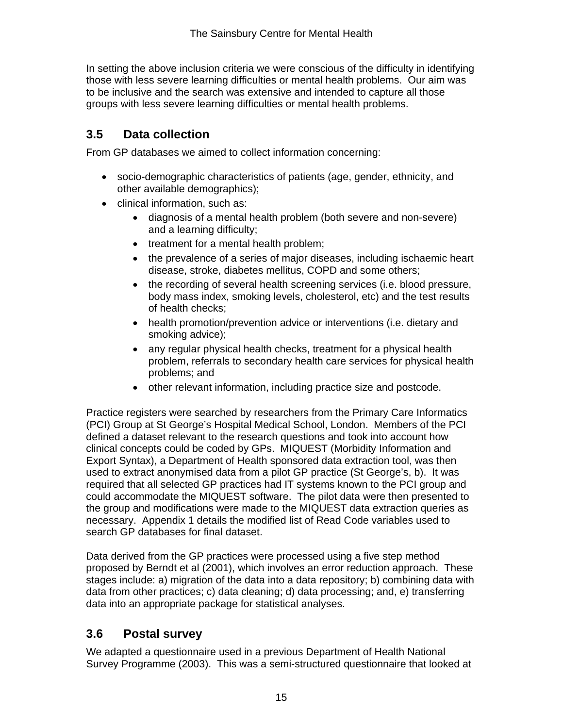In setting the above inclusion criteria we were conscious of the difficulty in identifying those with less severe learning difficulties or mental health problems. Our aim was to be inclusive and the search was extensive and intended to capture all those groups with less severe learning difficulties or mental health problems.

## 3.5 Data collection

From GP databases we aimed to collect information concerning:

- socio-demographic characteristics of patients (age, gender, ethnicity, and other available demographics);
- clinical information, such as:
  - diagnosis of a mental health problem (both severe and non-severe) and a learning difficulty;
  - treatment for a mental health problem;
  - the prevalence of a series of major diseases, including ischaemic heart disease, stroke, diabetes mellitus, COPD and some others;
  - the recording of several health screening services (i.e. blood pressure, body mass index, smoking levels, cholesterol, etc) and the test results of health checks;
  - health promotion/prevention advice or interventions (i.e. dietary and smoking advice);
  - any regular physical health checks, treatment for a physical health problem, referrals to secondary health care services for physical health problems; and
  - other relevant information, including practice size and postcode.

Practice registers were searched by researchers from the Primary Care Informatics (PCI) Group at St George's Hospital Medical School, London. Members of the PCI defined a dataset relevant to the research questions and took into account how clinical concepts could be coded by GPs. MIQUEST (Morbidity Information and Export Syntax), a Department of Health sponsored data extraction tool, was then used to extract anonymised data from a pilot GP practice (St George's, b). It was required that all selected GP practices had IT systems known to the PCI group and could accommodate the MIQUEST software. The pilot data were then presented to the group and modifications were made to the MIQUEST data extraction queries as necessary. Appendix 1 details the modified list of Read Code variables used to search GP databases for final dataset.

Data derived from the GP practices were processed using a five step method proposed by Berndt et al (2001), which involves an error reduction approach. These stages include: a) migration of the data into a data repository; b) combining data with data from other practices; c) data cleaning; d) data processing; and, e) transferring data into an appropriate package for statistical analyses.

## 3.6 Postal survey

We adapted a questionnaire used in a previous Department of Health National Survey Programme (2003). This was a semi-structured questionnaire that looked at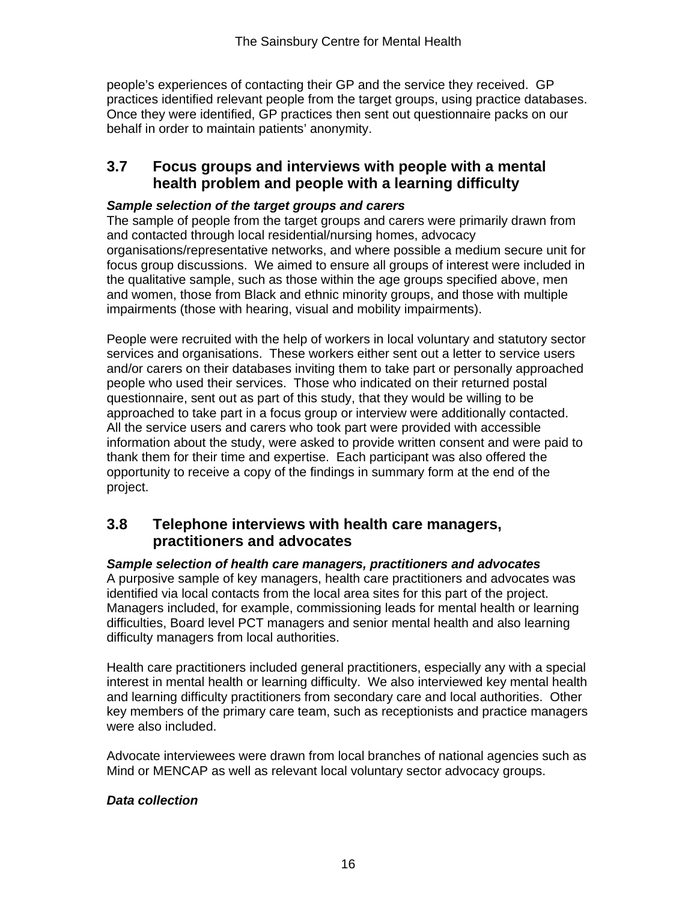people's experiences of contacting their GP and the service they received. GP practices identified relevant people from the target groups, using practice databases. Once they were identified, GP practices then sent out questionnaire packs on our behalf in order to maintain patients' anonymity.

## 3.7 Focus groups and interviews with people with a mental health problem and people with a learning difficulty

***Sample selection of the target groups and carers***

The sample of people from the target groups and carers were primarily drawn from and contacted through local residential/nursing homes, advocacy organisations/representative networks, and where possible a medium secure unit for focus group discussions. We aimed to ensure all groups of interest were included in the qualitative sample, such as those within the age groups specified above, men and women, those from Black and ethnic minority groups, and those with multiple impairments (those with hearing, visual and mobility impairments).

People were recruited with the help of workers in local voluntary and statutory sector services and organisations. These workers either sent out a letter to service users and/or carers on their databases inviting them to take part or personally approached people who used their services. Those who indicated on their returned postal questionnaire, sent out as part of this study, that they would be willing to be approached to take part in a focus group or interview were additionally contacted. All the service users and carers who took part were provided with accessible information about the study, were asked to provide written consent and were paid to thank them for their time and expertise. Each participant was also offered the opportunity to receive a copy of the findings in summary form at the end of the project.

## 3.8 Telephone interviews with health care managers, practitioners and advocates

***Sample selection of health care managers, practitioners and advocates***

A purposive sample of key managers, health care practitioners and advocates was identified via local contacts from the local area sites for this part of the project. Managers included, for example, commissioning leads for mental health or learning difficulties, Board level PCT managers and senior mental health and also learning difficulty managers from local authorities.

Health care practitioners included general practitioners, especially any with a special interest in mental health or learning difficulty. We also interviewed key mental health and learning difficulty practitioners from secondary care and local authorities. Other key members of the primary care team, such as receptionists and practice managers were also included.

Advocate interviewees were drawn from local branches of national agencies such as Mind or MENCAP as well as relevant local voluntary sector advocacy groups.

***Data collection***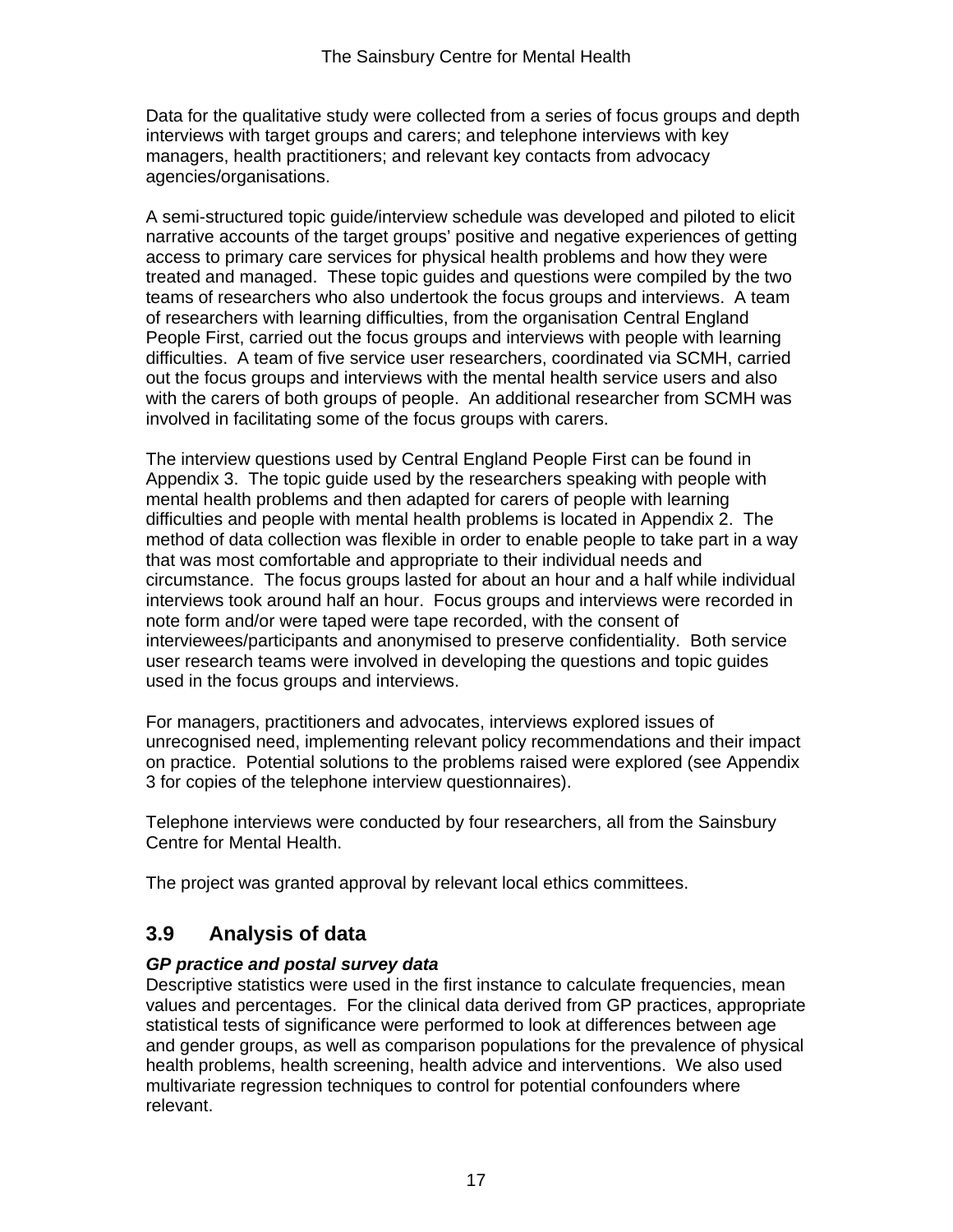Data for the qualitative study were collected from a series of focus groups and depth interviews with target groups and carers; and telephone interviews with key managers, health practitioners; and relevant key contacts from advocacy agencies/organisations.

A semi-structured topic guide/interview schedule was developed and piloted to elicit narrative accounts of the target groups' positive and negative experiences of getting access to primary care services for physical health problems and how they were treated and managed. These topic guides and questions were compiled by the two teams of researchers who also undertook the focus groups and interviews. A team of researchers with learning difficulties, from the organisation Central England People First, carried out the focus groups and interviews with people with learning difficulties. A team of five service user researchers, coordinated via SCMH, carried out the focus groups and interviews with the mental health service users and also with the carers of both groups of people. An additional researcher from SCMH was involved in facilitating some of the focus groups with carers.

The interview questions used by Central England People First can be found in Appendix 3. The topic guide used by the researchers speaking with people with mental health problems and then adapted for carers of people with learning difficulties and people with mental health problems is located in Appendix 2. The method of data collection was flexible in order to enable people to take part in a way that was most comfortable and appropriate to their individual needs and circumstance. The focus groups lasted for about an hour and a half while individual interviews took around half an hour. Focus groups and interviews were recorded in note form and/or were taped were tape recorded, with the consent of interviewees/participants and anonymised to preserve confidentiality. Both service user research teams were involved in developing the questions and topic guides used in the focus groups and interviews.

For managers, practitioners and advocates, interviews explored issues of unrecognised need, implementing relevant policy recommendations and their impact on practice. Potential solutions to the problems raised were explored (see Appendix 3 for copies of the telephone interview questionnaires).

Telephone interviews were conducted by four researchers, all from the Sainsbury Centre for Mental Health.

The project was granted approval by relevant local ethics committees.

## 3.9 Analysis of data

***GP practice and postal survey data***

Descriptive statistics were used in the first instance to calculate frequencies, mean values and percentages. For the clinical data derived from GP practices, appropriate statistical tests of significance were performed to look at differences between age and gender groups, as well as comparison populations for the prevalence of physical health problems, health screening, health advice and interventions. We also used multivariate regression techniques to control for potential confounders where relevant.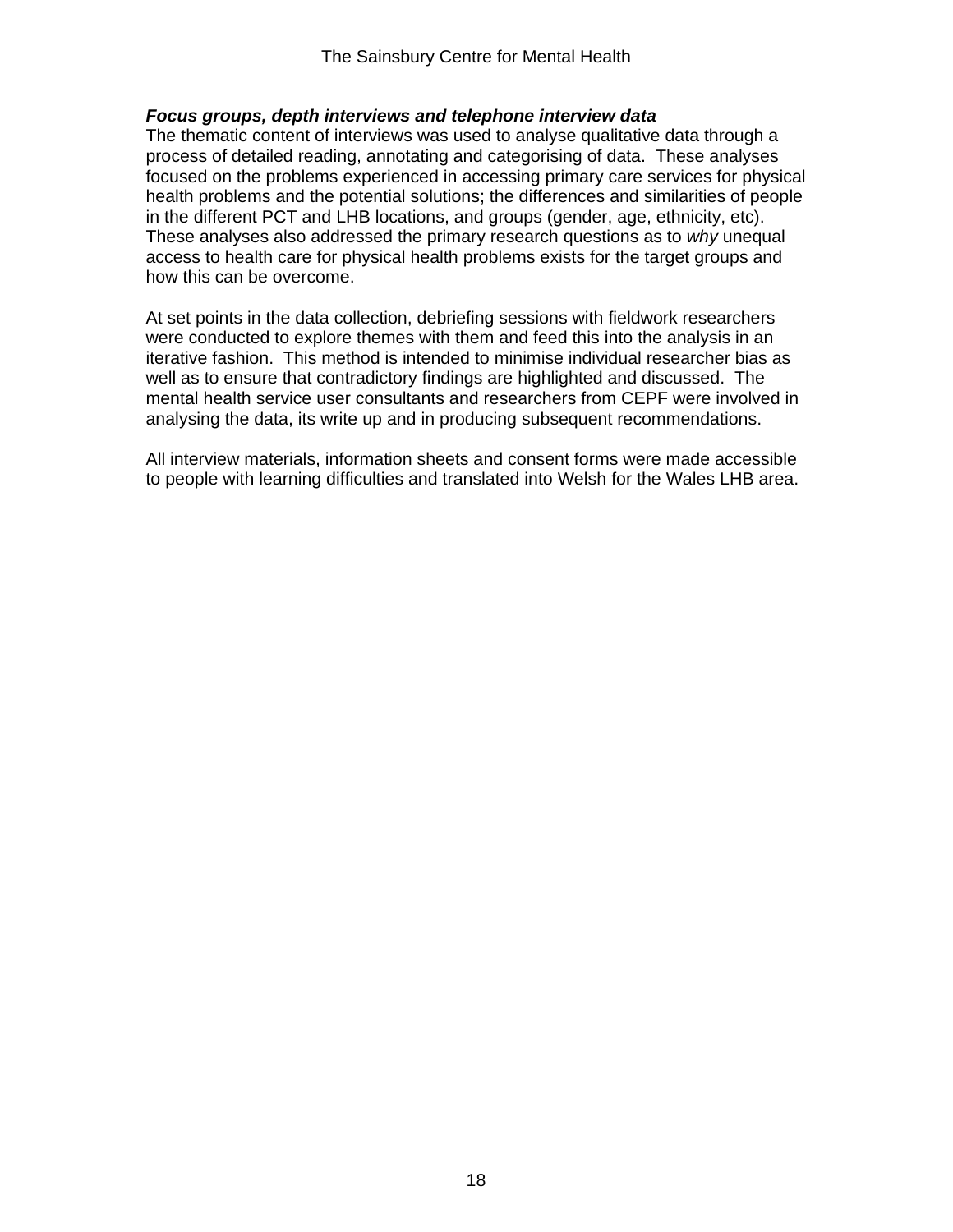***Focus groups, depth interviews and telephone interview data***

The thematic content of interviews was used to analyse qualitative data through a process of detailed reading, annotating and categorising of data. These analyses focused on the problems experienced in accessing primary care services for physical health problems and the potential solutions; the differences and similarities of people in the different PCT and LHB locations, and groups (gender, age, ethnicity, etc). These analyses also addressed the primary research questions as to *why* unequal access to health care for physical health problems exists for the target groups and how this can be overcome.

At set points in the data collection, debriefing sessions with fieldwork researchers were conducted to explore themes with them and feed this into the analysis in an iterative fashion. This method is intended to minimise individual researcher bias as well as to ensure that contradictory findings are highlighted and discussed. The mental health service user consultants and researchers from CEPF were involved in analysing the data, its write up and in producing subsequent recommendations.

All interview materials, information sheets and consent forms were made accessible to people with learning difficulties and translated into Welsh for the Wales LHB area.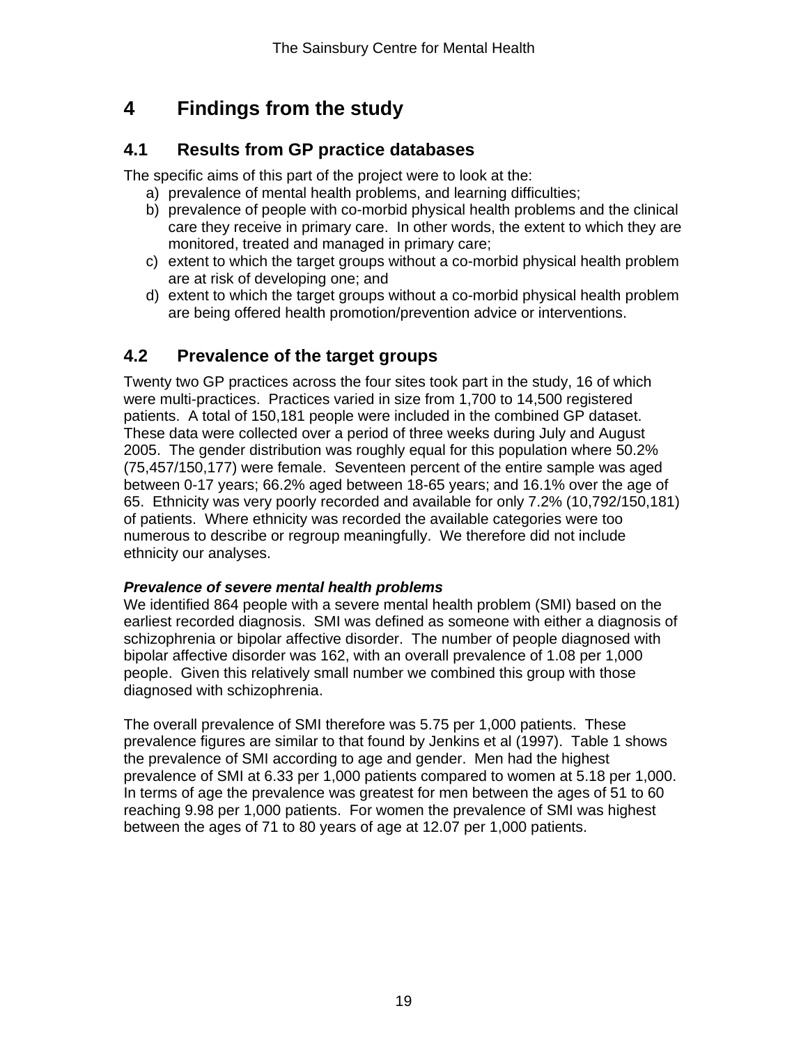# 4 Findings from the study

## 4.1 Results from GP practice databases

The specific aims of this part of the project were to look at the:

a) prevalence of mental health problems, and learning difficulties;
b) prevalence of people with co-morbid physical health problems and the clinical care they receive in primary care. In other words, the extent to which they are monitored, treated and managed in primary care;
c) extent to which the target groups without a co-morbid physical health problem are at risk of developing one; and
d) extent to which the target groups without a co-morbid physical health problem are being offered health promotion/prevention advice or interventions.

## 4.2 Prevalence of the target groups

Twenty two GP practices across the four sites took part in the study, 16 of which were multi-practices. Practices varied in size from 1,700 to 14,500 registered patients. A total of 150,181 people were included in the combined GP dataset. These data were collected over a period of three weeks during July and August 2005. The gender distribution was roughly equal for this population where 50.2% (75,457/150,177) were female. Seventeen percent of the entire sample was aged between 0-17 years; 66.2% aged between 18-65 years; and 16.1% over the age of 65. Ethnicity was very poorly recorded and available for only 7.2% (10,792/150,181) of patients. Where ethnicity was recorded the available categories were too numerous to describe or regroup meaningfully. We therefore did not include ethnicity our analyses.

***Prevalence of severe mental health problems***

We identified 864 people with a severe mental health problem (SMI) based on the earliest recorded diagnosis. SMI was defined as someone with either a diagnosis of schizophrenia or bipolar affective disorder. The number of people diagnosed with bipolar affective disorder was 162, with an overall prevalence of 1.08 per 1,000 people. Given this relatively small number we combined this group with those diagnosed with schizophrenia.

The overall prevalence of SMI therefore was 5.75 per 1,000 patients. These prevalence figures are similar to that found by Jenkins et al (1997). Table 1 shows the prevalence of SMI according to age and gender. Men had the highest prevalence of SMI at 6.33 per 1,000 patients compared to women at 5.18 per 1,000. In terms of age the prevalence was greatest for men between the ages of 51 to 60 reaching 9.98 per 1,000 patients. For women the prevalence of SMI was highest between the ages of 71 to 80 years of age at 12.07 per 1,000 patients.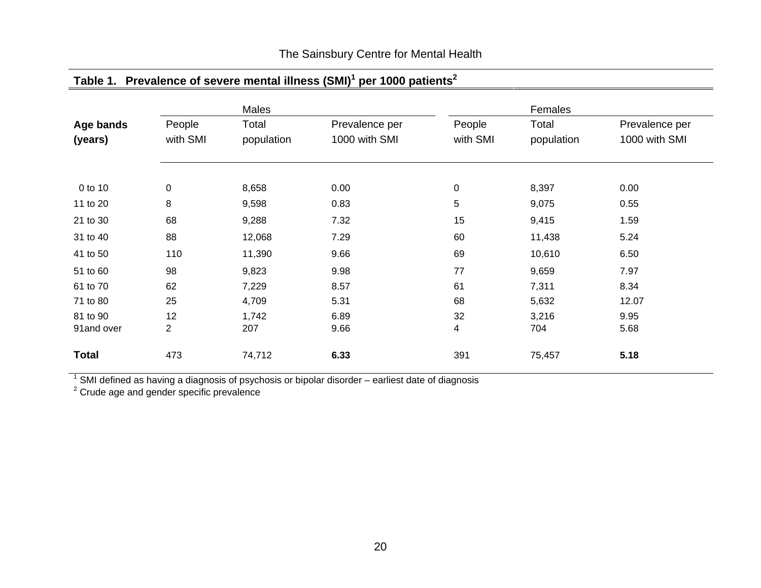**Table 1. Prevalence of severe mental illness (SMI)[1] per 1000 patients[2]**

| Age bands (years) | Males | | | Females | | |
|---|---|---|---|---|---|---|
| | People with SMI | Total population | Prevalence per 1000 with SMI | People with SMI | Total population | Prevalence per 1000 with SMI |
| 0 to 10 | 0 | 8,658 | 0.00 | 0 | 8,397 | 0.00 |
| 11 to 20 | 8 | 9,598 | 0.83 | 5 | 9,075 | 0.55 |
| 21 to 30 | 68 | 9,288 | 7.32 | 15 | 9,415 | 1.59 |
| 31 to 40 | 88 | 12,068 | 7.29 | 60 | 11,438 | 5.24 |
| 41 to 50 | 110 | 11,390 | 9.66 | 69 | 10,610 | 6.50 |
| 51 to 60 | 98 | 9,823 | 9.98 | 77 | 9,659 | 7.97 |
| 61 to 70 | 62 | 7,229 | 8.57 | 61 | 7,311 | 8.34 |
| 71 to 80 | 25 | 4,709 | 5.31 | 68 | 5,632 | 12.07 |
| 81 to 90 | 12 | 1,742 | 6.89 | 32 | 3,216 | 9.95 |
| 91and over | 2 | 207 | 9.66 | 4 | 704 | 5.68 |
| **Total** | 473 | 74,712 | **6.33** | 391 | 75,457 | **5.18** |

[1] SMI defined as having a diagnosis of psychosis or bipolar disorder – earliest date of diagnosis
[2] Crude age and gender specific prevalence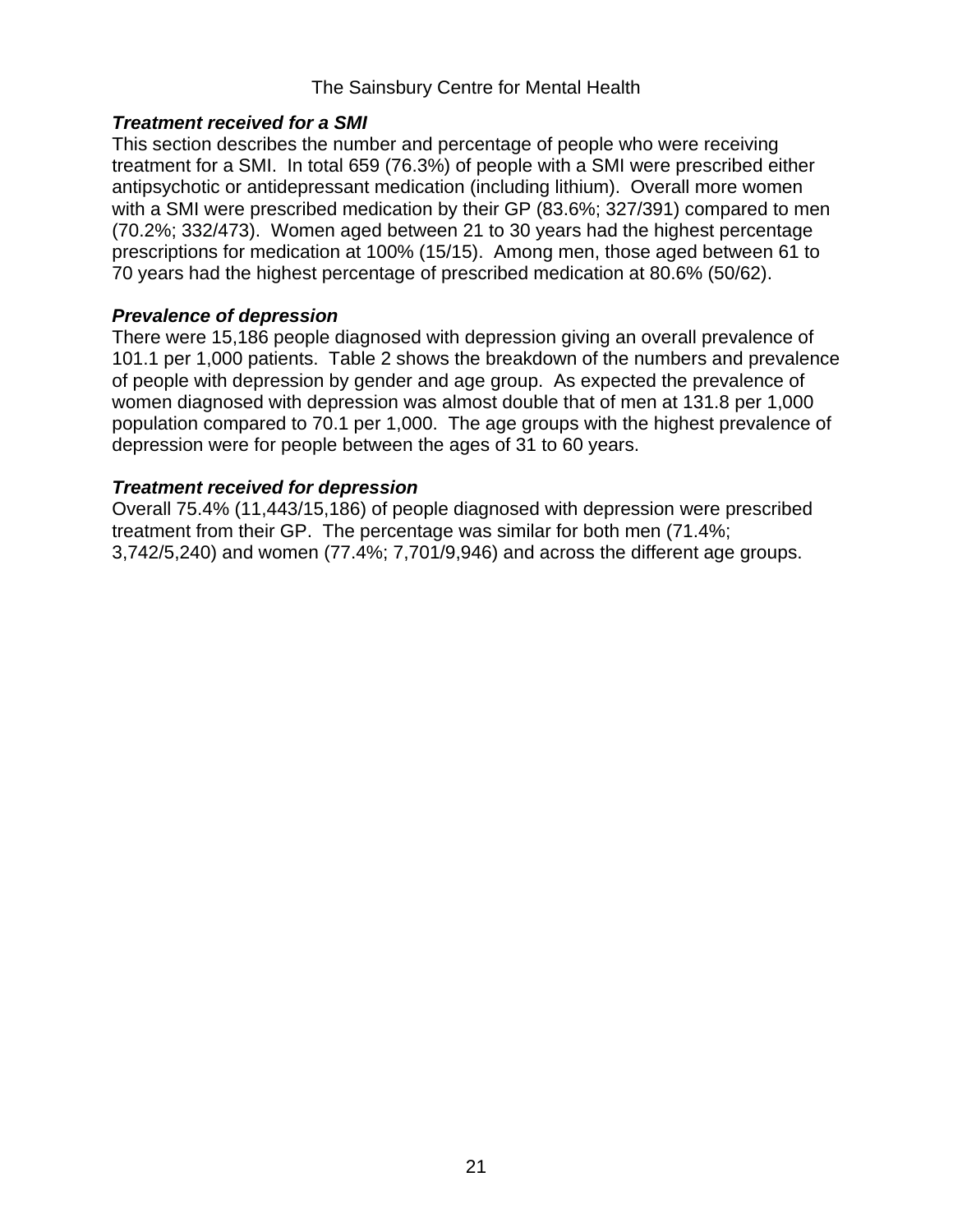***Treatment received for a SMI***

This section describes the number and percentage of people who were receiving treatment for a SMI. In total 659 (76.3%) of people with a SMI were prescribed either antipsychotic or antidepressant medication (including lithium). Overall more women with a SMI were prescribed medication by their GP (83.6%; 327/391) compared to men (70.2%; 332/473). Women aged between 21 to 30 years had the highest percentage prescriptions for medication at 100% (15/15). Among men, those aged between 61 to 70 years had the highest percentage of prescribed medication at 80.6% (50/62).

***Prevalence of depression***

There were 15,186 people diagnosed with depression giving an overall prevalence of 101.1 per 1,000 patients. Table 2 shows the breakdown of the numbers and prevalence of people with depression by gender and age group. As expected the prevalence of women diagnosed with depression was almost double that of men at 131.8 per 1,000 population compared to 70.1 per 1,000. The age groups with the highest prevalence of depression were for people between the ages of 31 to 60 years.

***Treatment received for depression***

Overall 75.4% (11,443/15,186) of people diagnosed with depression were prescribed treatment from their GP. The percentage was similar for both men (71.4%; 3,742/5,240) and women (77.4%; 7,701/9,946) and across the different age groups.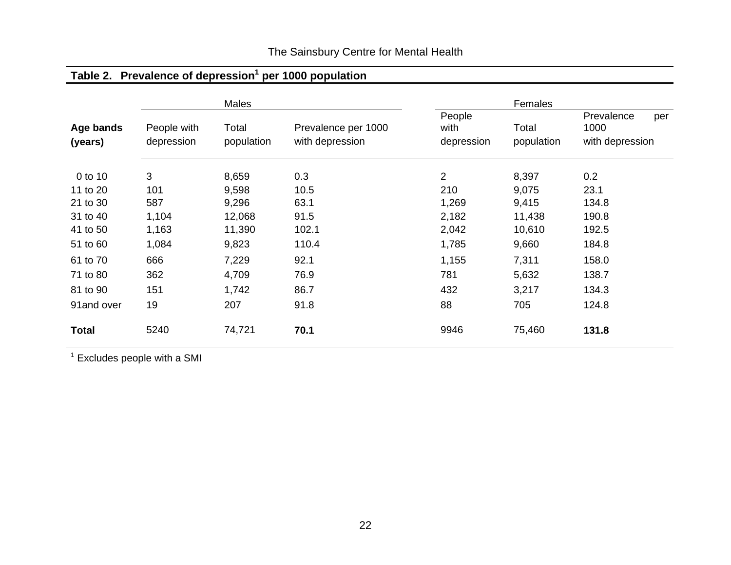## Table 2. Prevalence of depression[1] per 1000 population

| Age bands (years) | Males | | | Females | | |
|---|---|---|---|---|---|---|
| | People with depression | Total population | Prevalence per 1000 with depression | People with depression | Total population | Prevalence per 1000 with depression |
| 0 to 10 | 3 | 8,659 | 0.3 | 2 | 8,397 | 0.2 |
| 11 to 20 | 101 | 9,598 | 10.5 | 210 | 9,075 | 23.1 |
| 21 to 30 | 587 | 9,296 | 63.1 | 1,269 | 9,415 | 134.8 |
| 31 to 40 | 1,104 | 12,068 | 91.5 | 2,182 | 11,438 | 190.8 |
| 41 to 50 | 1,163 | 11,390 | 102.1 | 2,042 | 10,610 | 192.5 |
| 51 to 60 | 1,084 | 9,823 | 110.4 | 1,785 | 9,660 | 184.8 |
| 61 to 70 | 666 | 7,229 | 92.1 | 1,155 | 7,311 | 158.0 |
| 71 to 80 | 362 | 4,709 | 76.9 | 781 | 5,632 | 138.7 |
| 81 to 90 | 151 | 1,742 | 86.7 | 432 | 3,217 | 134.3 |
| 91and over | 19 | 207 | 91.8 | 88 | 705 | 124.8 |
| **Total** | 5240 | 74,721 | **70.1** | 9946 | 75,460 | **131.8** |

[1] Excludes people with a SMI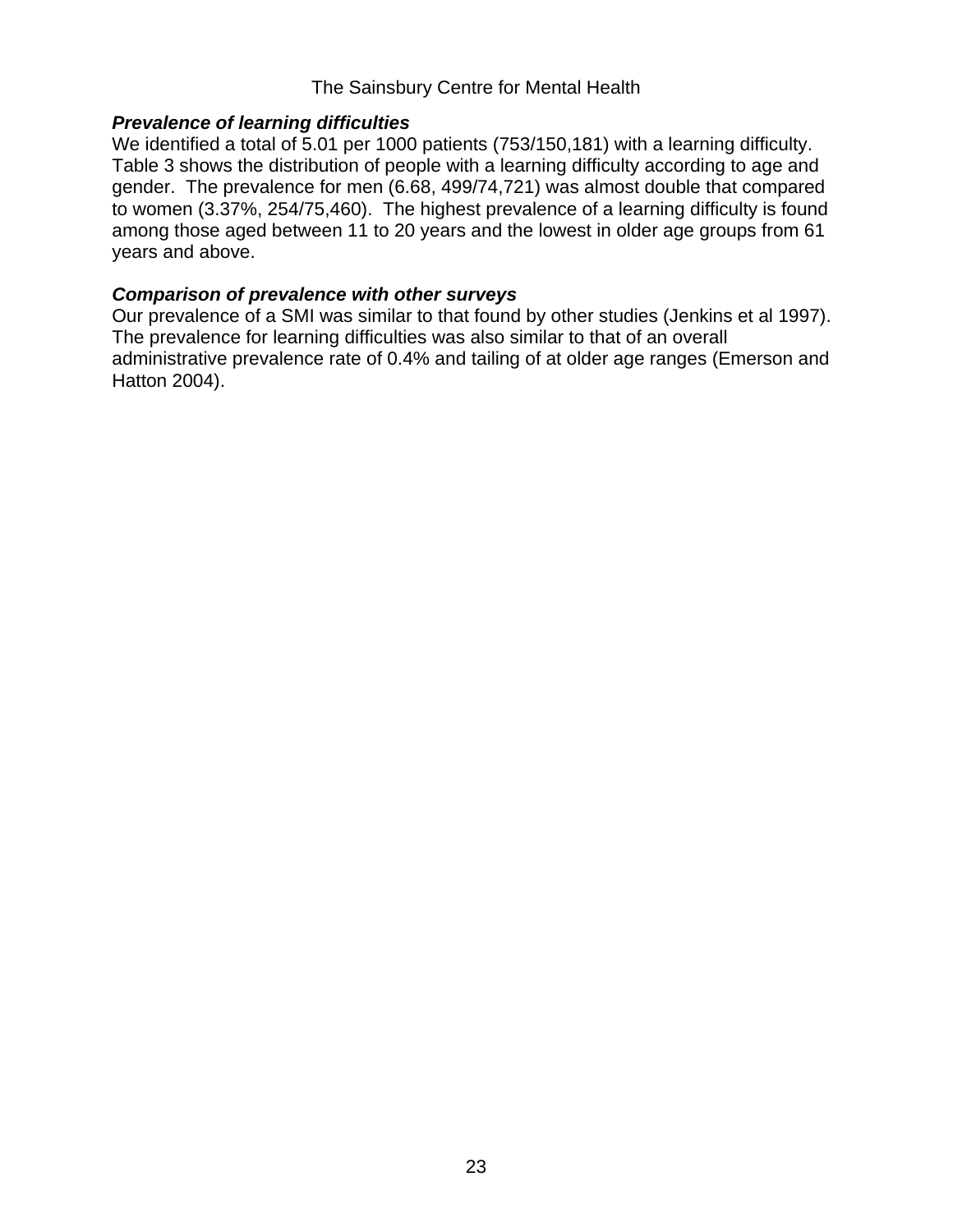### *Prevalence of learning difficulties*

We identified a total of 5.01 per 1000 patients (753/150,181) with a learning difficulty. Table 3 shows the distribution of people with a learning difficulty according to age and gender. The prevalence for men (6.68, 499/74,721) was almost double that compared to women (3.37%, 254/75,460). The highest prevalence of a learning difficulty is found among those aged between 11 to 20 years and the lowest in older age groups from 61 years and above.

### *Comparison of prevalence with other surveys*

Our prevalence of a SMI was similar to that found by other studies (Jenkins et al 1997). The prevalence for learning difficulties was also similar to that of an overall administrative prevalence rate of 0.4% and tailing of at older age ranges (Emerson and Hatton 2004).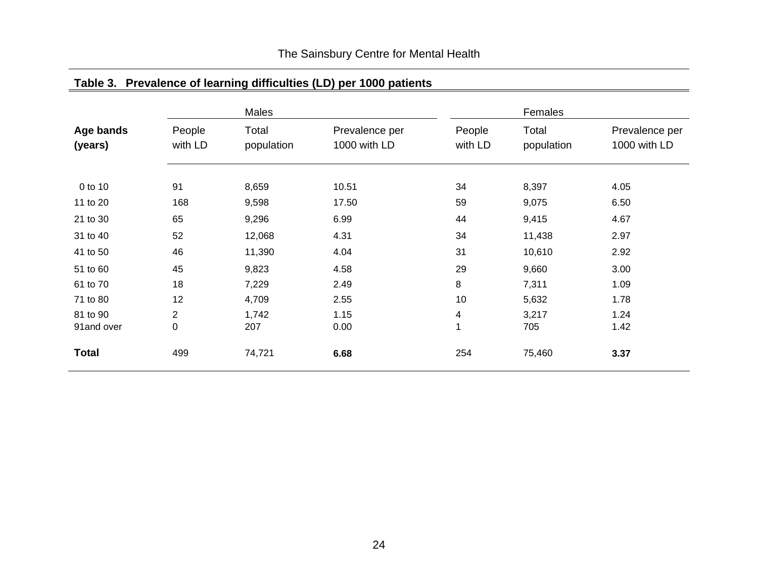**Table 3. Prevalence of learning difficulties (LD) per 1000 patients**

| | Males | | | Females | | |
|---|---|---|---|---|---|---|
| **Age bands (years)** | People with LD | Total population | Prevalence per 1000 with LD | People with LD | Total population | Prevalence per 1000 with LD |
| 0 to 10 | 91 | 8,659 | 10.51 | 34 | 8,397 | 4.05 |
| 11 to 20 | 168 | 9,598 | 17.50 | 59 | 9,075 | 6.50 |
| 21 to 30 | 65 | 9,296 | 6.99 | 44 | 9,415 | 4.67 |
| 31 to 40 | 52 | 12,068 | 4.31 | 34 | 11,438 | 2.97 |
| 41 to 50 | 46 | 11,390 | 4.04 | 31 | 10,610 | 2.92 |
| 51 to 60 | 45 | 9,823 | 4.58 | 29 | 9,660 | 3.00 |
| 61 to 70 | 18 | 7,229 | 2.49 | 8 | 7,311 | 1.09 |
| 71 to 80 | 12 | 4,709 | 2.55 | 10 | 5,632 | 1.78 |
| 81 to 90 | 2 | 1,742 | 1.15 | 4 | 3,217 | 1.24 |
| 91and over | 0 | 207 | 0.00 | 1 | 705 | 1.42 |
| **Total** | 499 | 74,721 | **6.68** | 254 | 75,460 | **3.37** |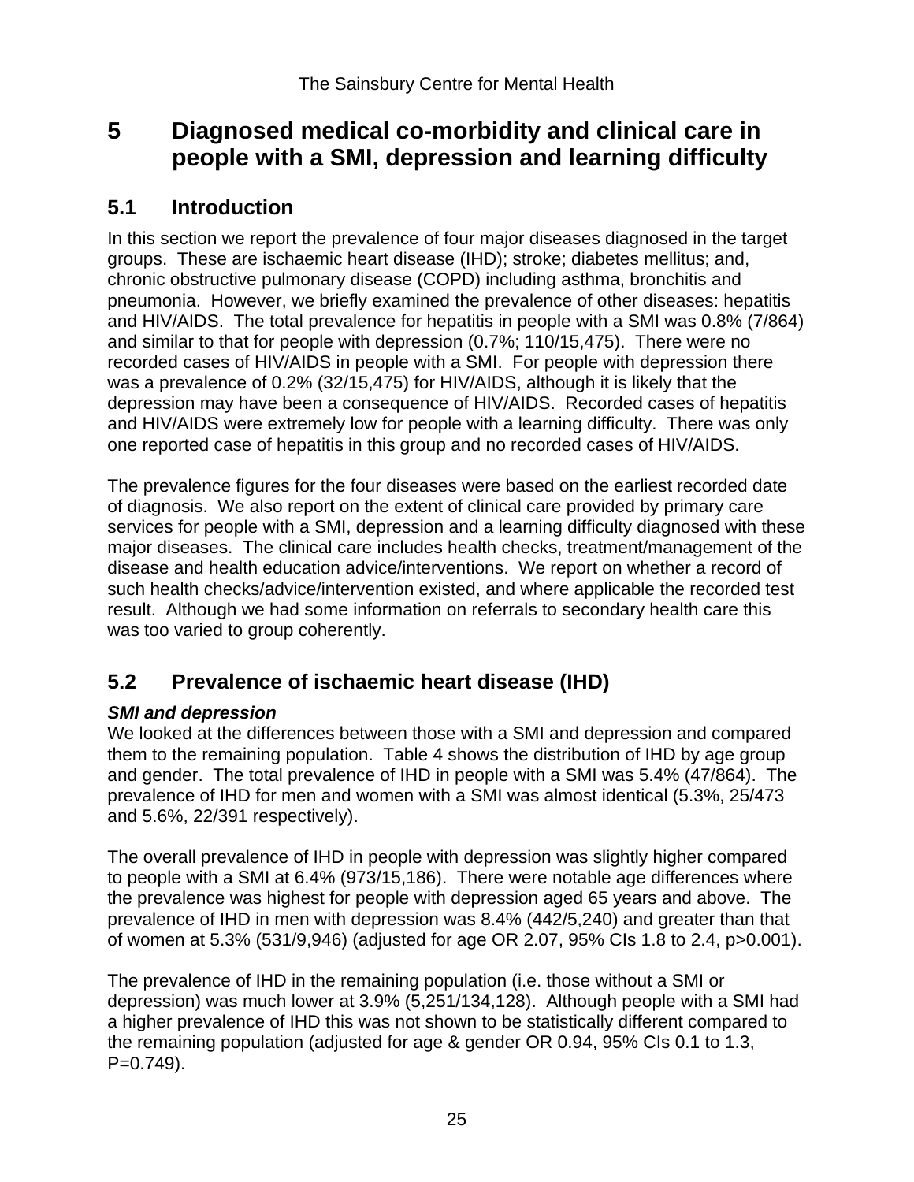# 5 Diagnosed medical co-morbidity and clinical care in people with a SMI, depression and learning difficulty

## 5.1 Introduction

In this section we report the prevalence of four major diseases diagnosed in the target groups. These are ischaemic heart disease (IHD); stroke; diabetes mellitus; and, chronic obstructive pulmonary disease (COPD) including asthma, bronchitis and pneumonia. However, we briefly examined the prevalence of other diseases: hepatitis and HIV/AIDS. The total prevalence for hepatitis in people with a SMI was 0.8% (7/864) and similar to that for people with depression (0.7%; 110/15,475). There were no recorded cases of HIV/AIDS in people with a SMI. For people with depression there was a prevalence of 0.2% (32/15,475) for HIV/AIDS, although it is likely that the depression may have been a consequence of HIV/AIDS. Recorded cases of hepatitis and HIV/AIDS were extremely low for people with a learning difficulty. There was only one reported case of hepatitis in this group and no recorded cases of HIV/AIDS.

The prevalence figures for the four diseases were based on the earliest recorded date of diagnosis. We also report on the extent of clinical care provided by primary care services for people with a SMI, depression and a learning difficulty diagnosed with these major diseases. The clinical care includes health checks, treatment/management of the disease and health education advice/interventions. We report on whether a record of such health checks/advice/intervention existed, and where applicable the recorded test result. Although we had some information on referrals to secondary health care this was too varied to group coherently.

## 5.2 Prevalence of ischaemic heart disease (IHD)

***SMI and depression***

We looked at the differences between those with a SMI and depression and compared them to the remaining population. Table 4 shows the distribution of IHD by age group and gender. The total prevalence of IHD in people with a SMI was 5.4% (47/864). The prevalence of IHD for men and women with a SMI was almost identical (5.3%, 25/473 and 5.6%, 22/391 respectively).

The overall prevalence of IHD in people with depression was slightly higher compared to people with a SMI at 6.4% (973/15,186). There were notable age differences where the prevalence was highest for people with depression aged 65 years and above. The prevalence of IHD in men with depression was 8.4% (442/5,240) and greater than that of women at 5.3% (531/9,946) (adjusted for age OR 2.07, 95% CIs 1.8 to 2.4, p>0.001).

The prevalence of IHD in the remaining population (i.e. those without a SMI or depression) was much lower at 3.9% (5,251/134,128). Although people with a SMI had a higher prevalence of IHD this was not shown to be statistically different compared to the remaining population (adjusted for age & gender OR 0.94, 95% CIs 0.1 to 1.3, P=0.749).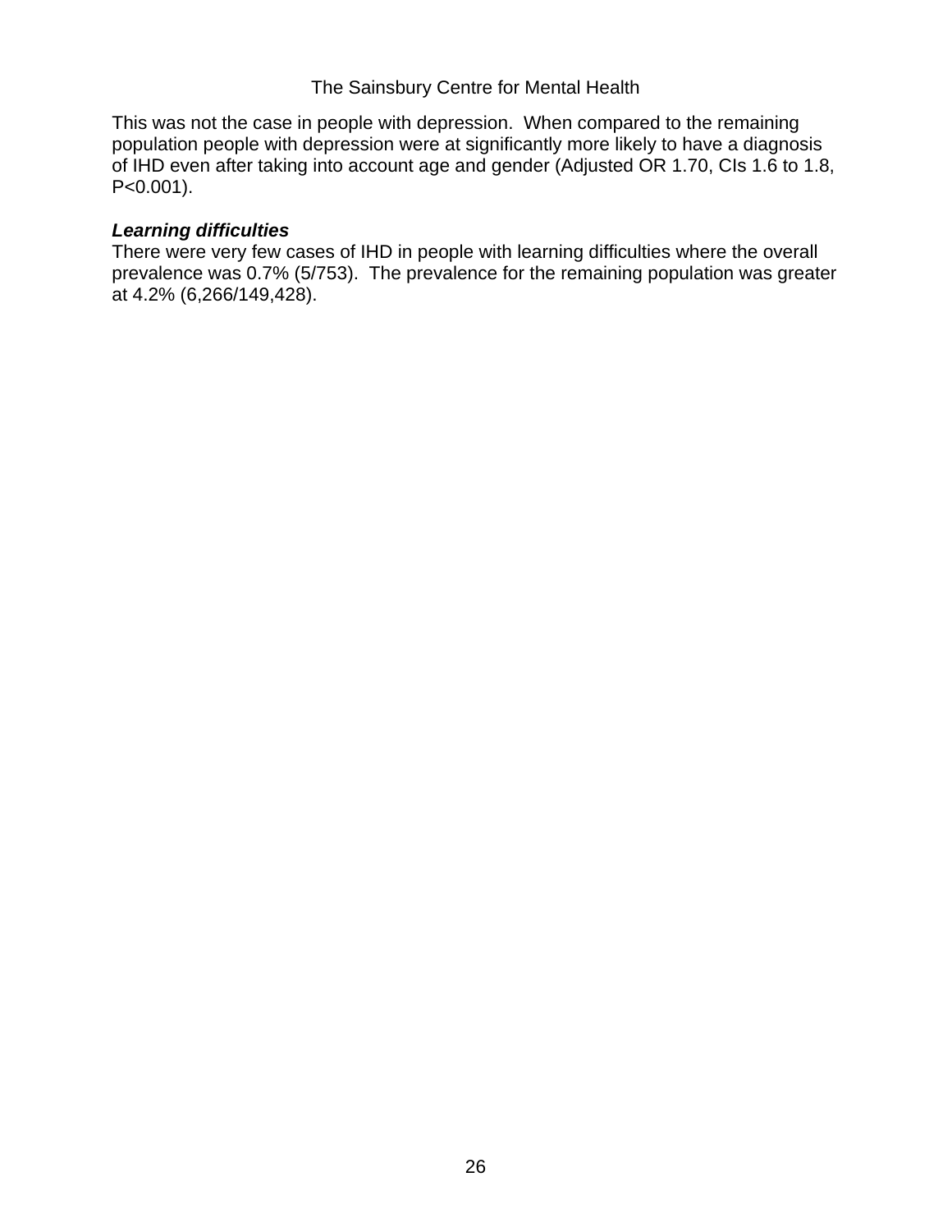This was not the case in people with depression. When compared to the remaining population people with depression were at significantly more likely to have a diagnosis of IHD even after taking into account age and gender (Adjusted OR 1.70, CIs 1.6 to 1.8, P<0.001).

***Learning difficulties***

There were very few cases of IHD in people with learning difficulties where the overall prevalence was 0.7% (5/753). The prevalence for the remaining population was greater at 4.2% (6,266/149,428).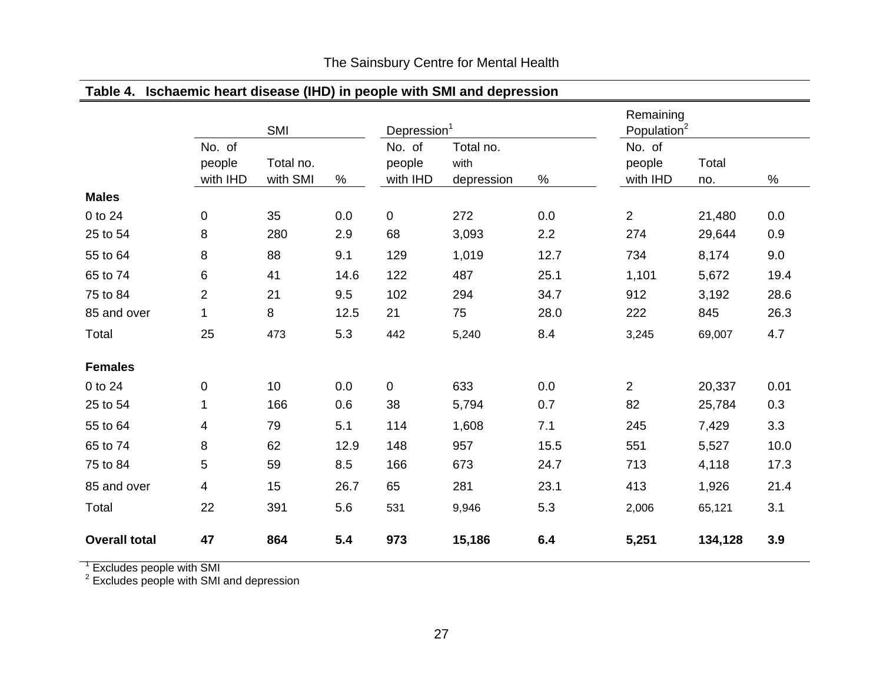**Table 4. Ischaemic heart disease (IHD) in people with SMI and depression**

| | SMI | | | Depression[1] | | | Remaining Population[2] | | |
|---|---|---|---|---|---|---|---|---|---|
| | No. of people with IHD | Total no. with SMI | % | No. of people with IHD | Total no. with depression | % | No. of people with IHD | Total no. | % |
| **Males** | | | | | | | | | |
| 0 to 24 | 0 | 35 | 0.0 | 0 | 272 | 0.0 | 2 | 21,480 | 0.0 |
| 25 to 54 | 8 | 280 | 2.9 | 68 | 3,093 | 2.2 | 274 | 29,644 | 0.9 |
| 55 to 64 | 8 | 88 | 9.1 | 129 | 1,019 | 12.7 | 734 | 8,174 | 9.0 |
| 65 to 74 | 6 | 41 | 14.6 | 122 | 487 | 25.1 | 1,101 | 5,672 | 19.4 |
| 75 to 84 | 2 | 21 | 9.5 | 102 | 294 | 34.7 | 912 | 3,192 | 28.6 |
| 85 and over | 1 | 8 | 12.5 | 21 | 75 | 28.0 | 222 | 845 | 26.3 |
| Total | 25 | 473 | 5.3 | 442 | 5,240 | 8.4 | 3,245 | 69,007 | 4.7 |
| **Females** | | | | | | | | | |
| 0 to 24 | 0 | 10 | 0.0 | 0 | 633 | 0.0 | 2 | 20,337 | 0.01 |
| 25 to 54 | 1 | 166 | 0.6 | 38 | 5,794 | 0.7 | 82 | 25,784 | 0.3 |
| 55 to 64 | 4 | 79 | 5.1 | 114 | 1,608 | 7.1 | 245 | 7,429 | 3.3 |
| 65 to 74 | 8 | 62 | 12.9 | 148 | 957 | 15.5 | 551 | 5,527 | 10.0 |
| 75 to 84 | 5 | 59 | 8.5 | 166 | 673 | 24.7 | 713 | 4,118 | 17.3 |
| 85 and over | 4 | 15 | 26.7 | 65 | 281 | 23.1 | 413 | 1,926 | 21.4 |
| Total | 22 | 391 | 5.6 | 531 | 9,946 | 5.3 | 2,006 | 65,121 | 3.1 |
| **Overall total** | **47** | **864** | **5.4** | **973** | **15,186** | **6.4** | **5,251** | **134,128** | **3.9** |

[1] Excludes people with SMI
[2] Excludes people with SMI and depression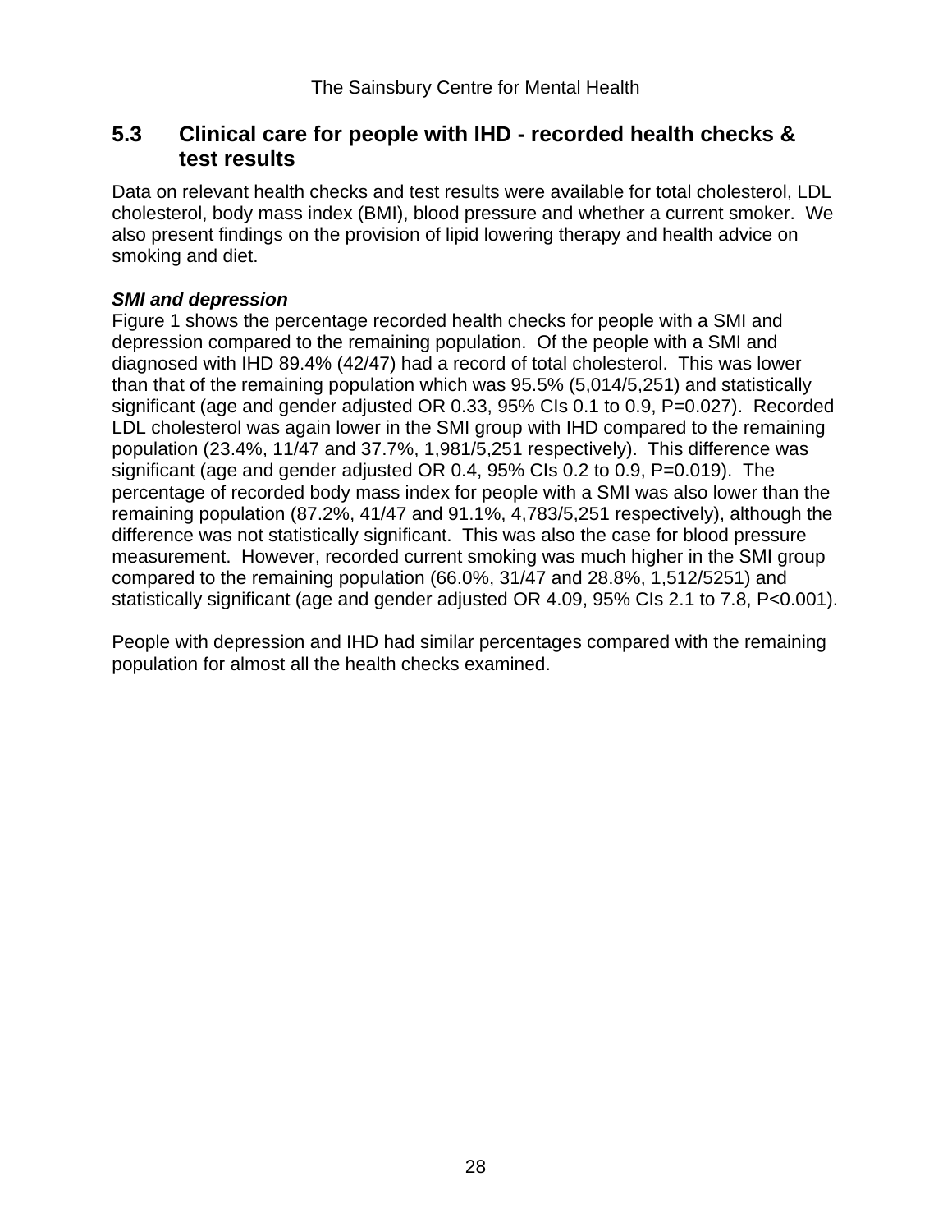## 5.3 Clinical care for people with IHD - recorded health checks & test results

Data on relevant health checks and test results were available for total cholesterol, LDL cholesterol, body mass index (BMI), blood pressure and whether a current smoker. We also present findings on the provision of lipid lowering therapy and health advice on smoking and diet.

***SMI and depression***

Figure 1 shows the percentage recorded health checks for people with a SMI and depression compared to the remaining population. Of the people with a SMI and diagnosed with IHD 89.4% (42/47) had a record of total cholesterol. This was lower than that of the remaining population which was 95.5% (5,014/5,251) and statistically significant (age and gender adjusted OR 0.33, 95% CIs 0.1 to 0.9, P=0.027). Recorded LDL cholesterol was again lower in the SMI group with IHD compared to the remaining population (23.4%, 11/47 and 37.7%, 1,981/5,251 respectively). This difference was significant (age and gender adjusted OR 0.4, 95% CIs 0.2 to 0.9, P=0.019). The percentage of recorded body mass index for people with a SMI was also lower than the remaining population (87.2%, 41/47 and 91.1%, 4,783/5,251 respectively), although the difference was not statistically significant. This was also the case for blood pressure measurement. However, recorded current smoking was much higher in the SMI group compared to the remaining population (66.0%, 31/47 and 28.8%, 1,512/5251) and statistically significant (age and gender adjusted OR 4.09, 95% CIs 2.1 to 7.8, P<0.001).

People with depression and IHD had similar percentages compared with the remaining population for almost all the health checks examined.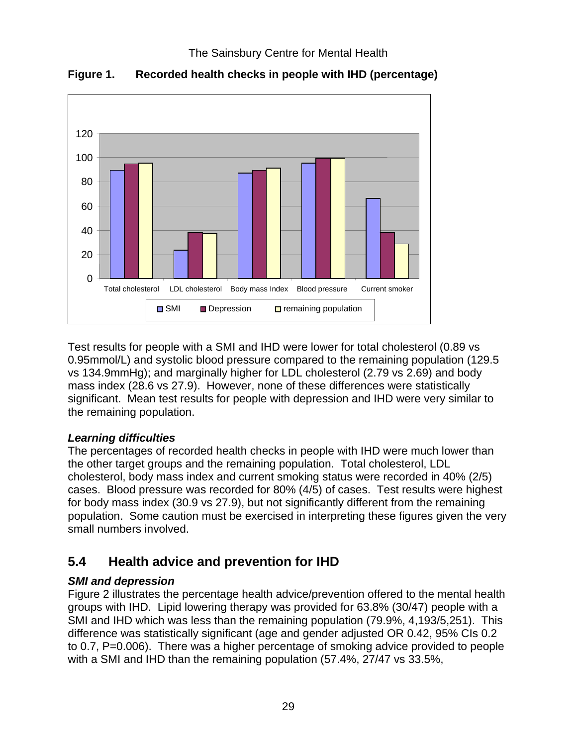**Figure 1. Recorded health checks in people with IHD (percentage)**

Test results for people with a SMI and IHD were lower for total cholesterol (0.89 vs 0.95mmol/L) and systolic blood pressure compared to the remaining population (129.5 vs 134.9mmHg); and marginally higher for LDL cholesterol (2.79 vs 2.69) and body mass index (28.6 vs 27.9). However, none of these differences were statistically significant. Mean test results for people with depression and IHD were very similar to the remaining population.

***Learning difficulties***

The percentages of recorded health checks in people with IHD were much lower than the other target groups and the remaining population. Total cholesterol, LDL cholesterol, body mass index and current smoking status were recorded in 40% (2/5) cases. Blood pressure was recorded for 80% (4/5) of cases. Test results were highest for body mass index (30.9 vs 27.9), but not significantly different from the remaining population. Some caution must be exercised in interpreting these figures given the very small numbers involved.

## 5.4 Health advice and prevention for IHD

***SMI and depression***

Figure 2 illustrates the percentage health advice/prevention offered to the mental health groups with IHD. Lipid lowering therapy was provided for 63.8% (30/47) people with a SMI and IHD which was less than the remaining population (79.9%, 4,193/5,251). This difference was statistically significant (age and gender adjusted OR 0.42, 95% CIs 0.2 to 0.7, P=0.006). There was a higher percentage of smoking advice provided to people with a SMI and IHD than the remaining population (57.4%, 27/47 vs 33.5%,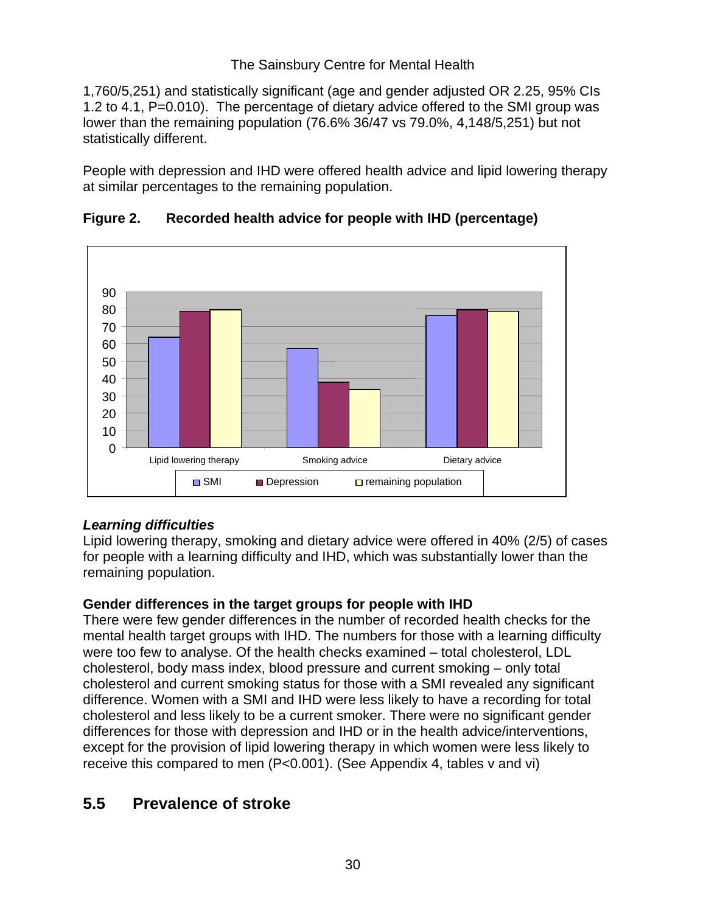1,760/5,251) and statistically significant (age and gender adjusted OR 2.25, 95% CIs 1.2 to 4.1, P=0.010). The percentage of dietary advice offered to the SMI group was lower than the remaining population (76.6% 36/47 vs 79.0%, 4,148/5,251) but not statistically different.

People with depression and IHD were offered health advice and lipid lowering therapy at similar percentages to the remaining population.

**Figure 2. Recorded health advice for people with IHD (percentage)**

### *Learning difficulties*

Lipid lowering therapy, smoking and dietary advice were offered in 40% (2/5) of cases for people with a learning difficulty and IHD, which was substantially lower than the remaining population.

### Gender differences in the target groups for people with IHD

There were few gender differences in the number of recorded health checks for the mental health target groups with IHD. The numbers for those with a learning difficulty were too few to analyse. Of the health checks examined – total cholesterol, LDL cholesterol, body mass index, blood pressure and current smoking – only total cholesterol and current smoking status for those with a SMI revealed any significant difference. Women with a SMI and IHD were less likely to have a recording for total cholesterol and less likely to be a current smoker. There were no significant gender differences for those with depression and IHD or in the health advice/interventions, except for the provision of lipid lowering therapy in which women were less likely to receive this compared to men (P<0.001). (See Appendix 4, tables v and vi)

## 5.5 Prevalence of stroke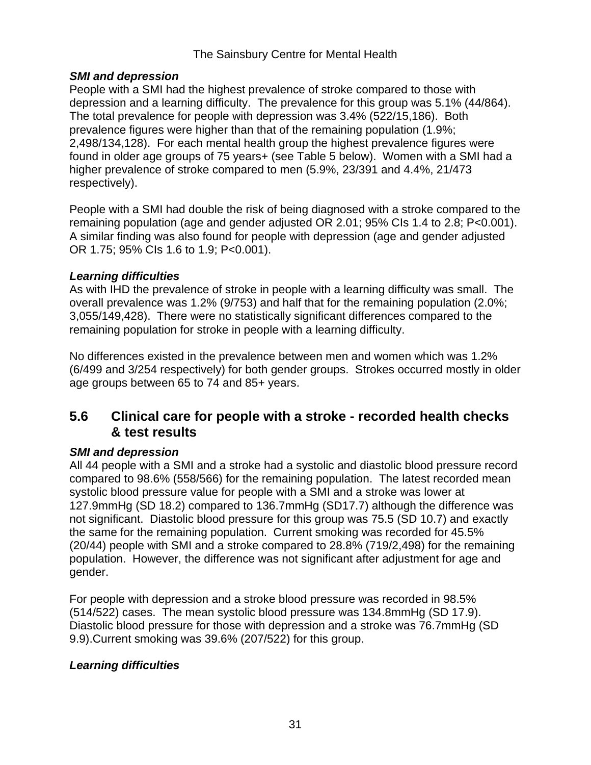### *SMI and depression*

People with a SMI had the highest prevalence of stroke compared to those with depression and a learning difficulty. The prevalence for this group was 5.1% (44/864). The total prevalence for people with depression was 3.4% (522/15,186). Both prevalence figures were higher than that of the remaining population (1.9%; 2,498/134,128). For each mental health group the highest prevalence figures were found in older age groups of 75 years+ (see Table 5 below). Women with a SMI had a higher prevalence of stroke compared to men (5.9%, 23/391 and 4.4%, 21/473 respectively).

People with a SMI had double the risk of being diagnosed with a stroke compared to the remaining population (age and gender adjusted OR 2.01; 95% CIs 1.4 to 2.8; P<0.001). A similar finding was also found for people with depression (age and gender adjusted OR 1.75; 95% CIs 1.6 to 1.9; P<0.001).

### *Learning difficulties*

As with IHD the prevalence of stroke in people with a learning difficulty was small. The overall prevalence was 1.2% (9/753) and half that for the remaining population (2.0%; 3,055/149,428). There were no statistically significant differences compared to the remaining population for stroke in people with a learning difficulty.

No differences existed in the prevalence between men and women which was 1.2% (6/499 and 3/254 respectively) for both gender groups. Strokes occurred mostly in older age groups between 65 to 74 and 85+ years.

## 5.6 Clinical care for people with a stroke - recorded health checks & test results

### *SMI and depression*

All 44 people with a SMI and a stroke had a systolic and diastolic blood pressure record compared to 98.6% (558/566) for the remaining population. The latest recorded mean systolic blood pressure value for people with a SMI and a stroke was lower at 127.9mmHg (SD 18.2) compared to 136.7mmHg (SD17.7) although the difference was not significant. Diastolic blood pressure for this group was 75.5 (SD 10.7) and exactly the same for the remaining population. Current smoking was recorded for 45.5% (20/44) people with SMI and a stroke compared to 28.8% (719/2,498) for the remaining population. However, the difference was not significant after adjustment for age and gender.

For people with depression and a stroke blood pressure was recorded in 98.5% (514/522) cases. The mean systolic blood pressure was 134.8mmHg (SD 17.9). Diastolic blood pressure for those with depression and a stroke was 76.7mmHg (SD 9.9).Current smoking was 39.6% (207/522) for this group.

### *Learning difficulties*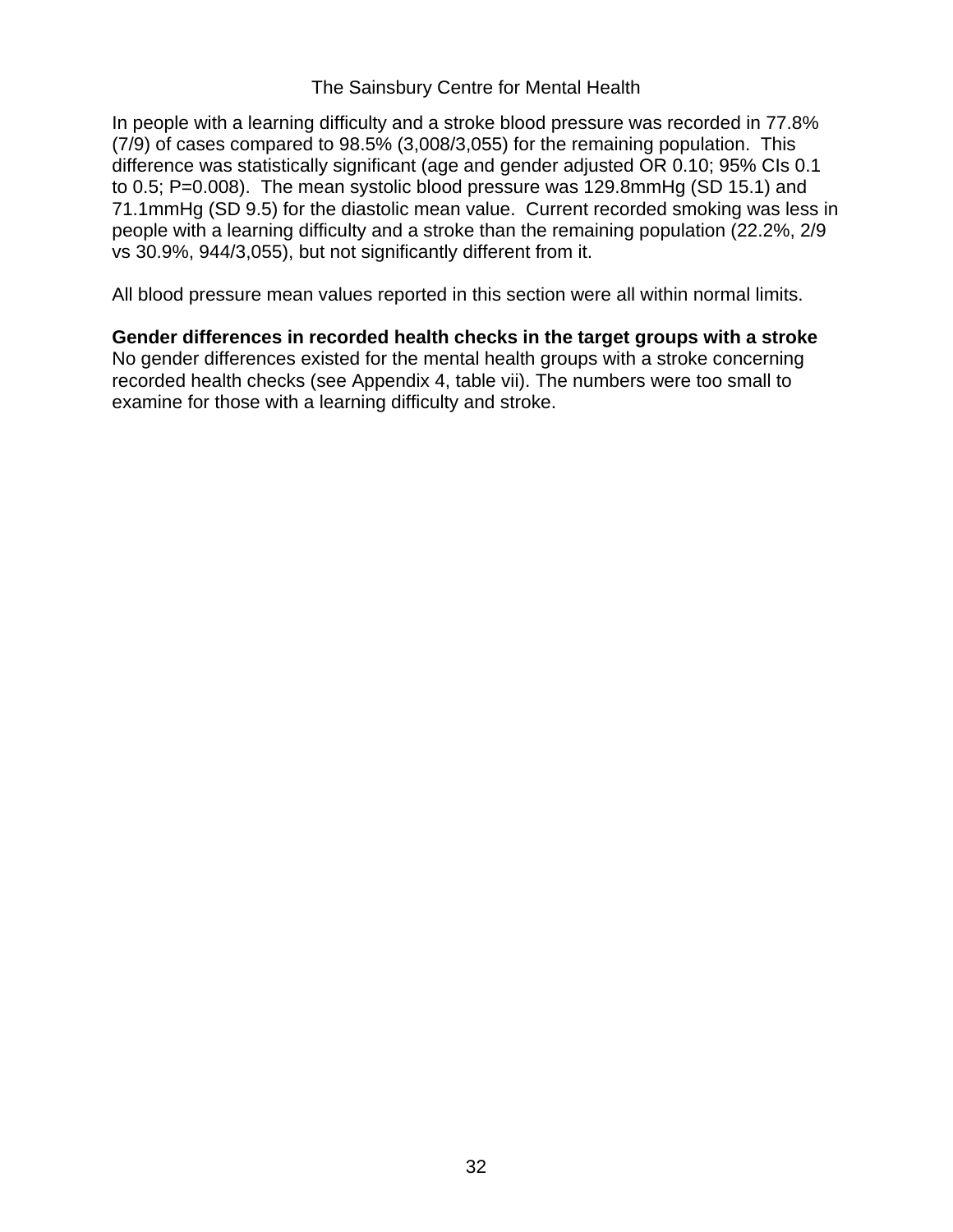In people with a learning difficulty and a stroke blood pressure was recorded in 77.8% (7/9) of cases compared to 98.5% (3,008/3,055) for the remaining population. This difference was statistically significant (age and gender adjusted OR 0.10; 95% CIs 0.1 to 0.5; P=0.008). The mean systolic blood pressure was 129.8mmHg (SD 15.1) and 71.1mmHg (SD 9.5) for the diastolic mean value. Current recorded smoking was less in people with a learning difficulty and a stroke than the remaining population (22.2%, 2/9 vs 30.9%, 944/3,055), but not significantly different from it.

All blood pressure mean values reported in this section were all within normal limits.

**Gender differences in recorded health checks in the target groups with a stroke**
No gender differences existed for the mental health groups with a stroke concerning recorded health checks (see Appendix 4, table vii). The numbers were too small to examine for those with a learning difficulty and stroke.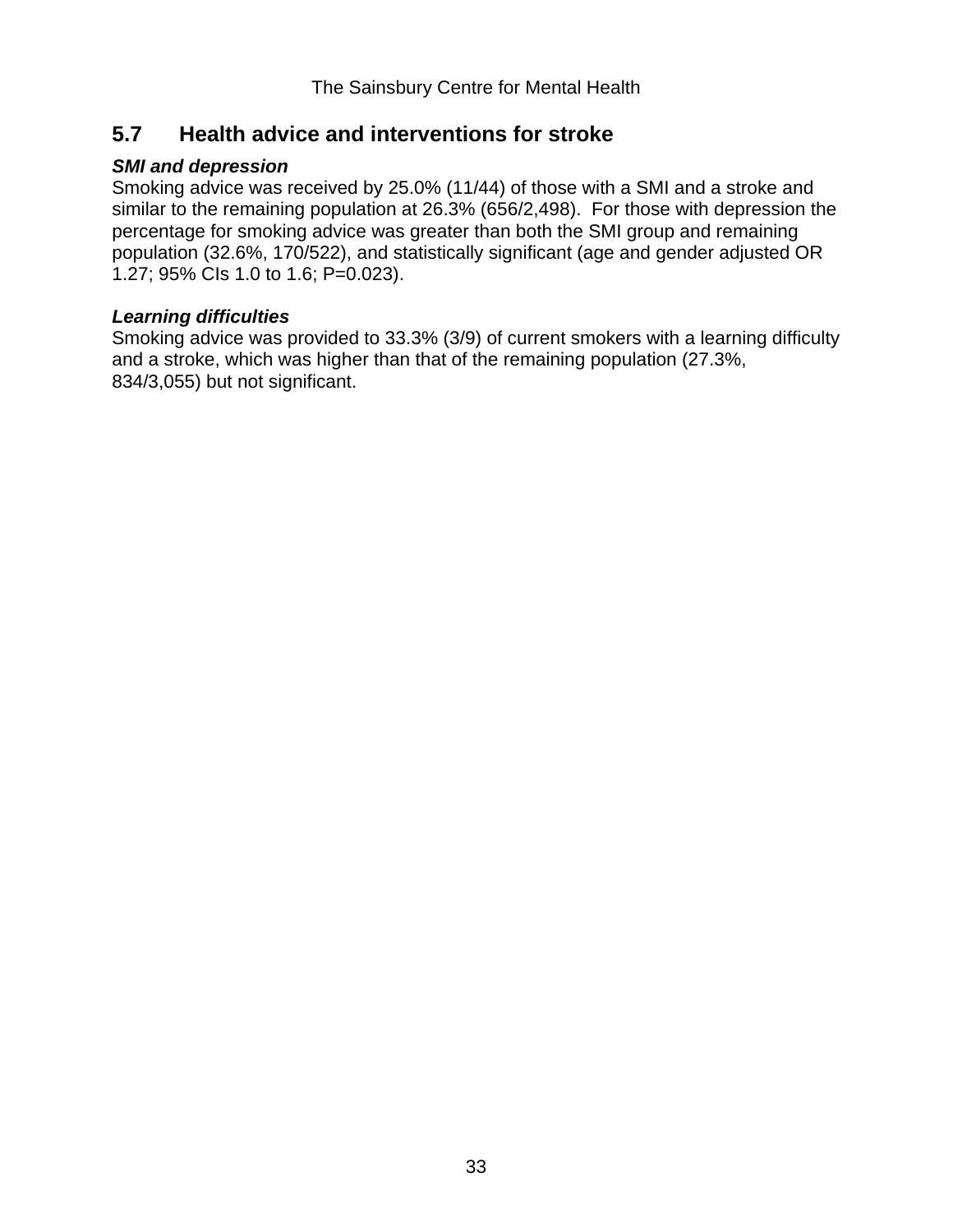## 5.7 Health advice and interventions for stroke

***SMI and depression***

Smoking advice was received by 25.0% (11/44) of those with a SMI and a stroke and similar to the remaining population at 26.3% (656/2,498). For those with depression the percentage for smoking advice was greater than both the SMI group and remaining population (32.6%, 170/522), and statistically significant (age and gender adjusted OR 1.27; 95% CIs 1.0 to 1.6; P=0.023).

***Learning difficulties***

Smoking advice was provided to 33.3% (3/9) of current smokers with a learning difficulty and a stroke, which was higher than that of the remaining population (27.3%, 834/3,055) but not significant.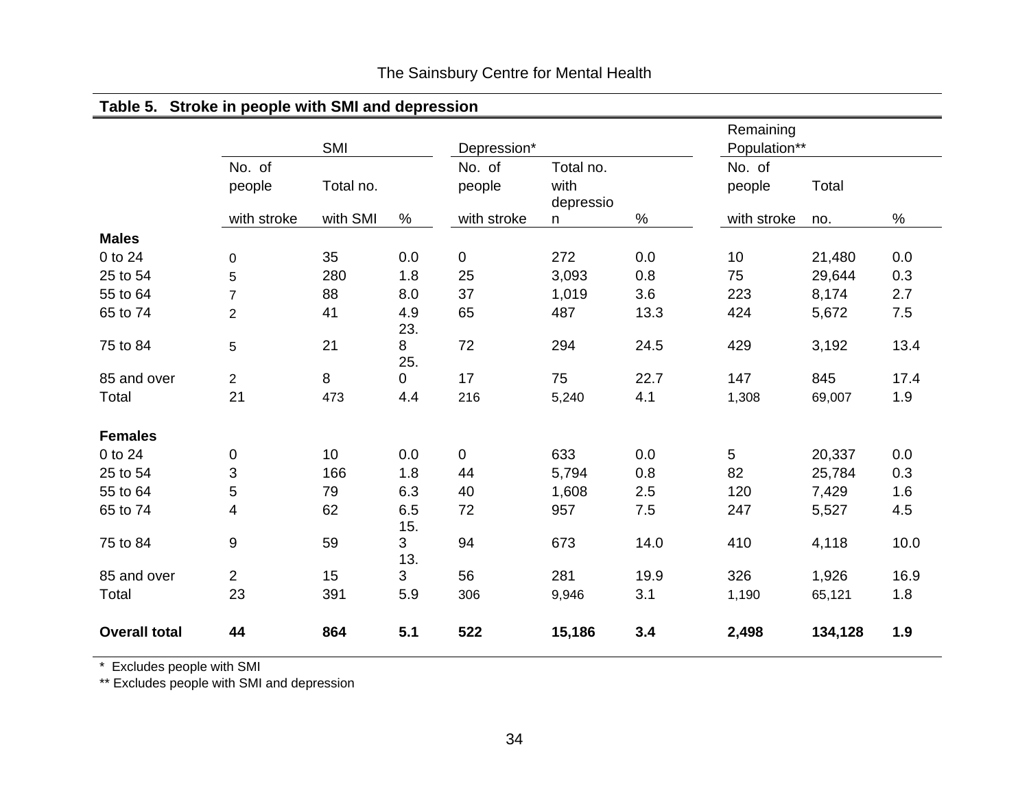**Table 5. Stroke in people with SMI and depression**

| | SMI | | | Depression* | | | Remaining Population** | | |
|---|---|---|---|---|---|---|---|---|---|
| | No. of people with stroke | Total no. with SMI | % | No. of people with stroke | Total no. with depression | % | No. of people with stroke | Total no. | % |
| **Males** | | | | | | | | | |
| 0 to 24 | 0 | 35 | 0.0 | 0 | 272 | 0.0 | 10 | 21,480 | 0.0 |
| 25 to 54 | 5 | 280 | 1.8 | 25 | 3,093 | 0.8 | 75 | 29,644 | 0.3 |
| 55 to 64 | 7 | 88 | 8.0 | 37 | 1,019 | 3.6 | 223 | 8,174 | 2.7 |
| 65 to 74 | 2 | 41 | 4.9 | 65 | 487 | 13.3 | 424 | 5,672 | 7.5 |
| 75 to 84 | 5 | 21 | 23.8 | 72 | 294 | 24.5 | 429 | 3,192 | 13.4 |
| 85 and over | 2 | 8 | 25.0 | 17 | 75 | 22.7 | 147 | 845 | 17.4 |
| Total | 21 | 473 | 4.4 | 216 | 5,240 | 4.1 | 1,308 | 69,007 | 1.9 |
| **Females** | | | | | | | | | |
| 0 to 24 | 0 | 10 | 0.0 | 0 | 633 | 0.0 | 5 | 20,337 | 0.0 |
| 25 to 54 | 3 | 166 | 1.8 | 44 | 5,794 | 0.8 | 82 | 25,784 | 0.3 |
| 55 to 64 | 5 | 79 | 6.3 | 40 | 1,608 | 2.5 | 120 | 7,429 | 1.6 |
| 65 to 74 | 4 | 62 | 6.5 | 72 | 957 | 7.5 | 247 | 5,527 | 4.5 |
| 75 to 84 | 9 | 59 | 15.3 | 94 | 673 | 14.0 | 410 | 4,118 | 10.0 |
| 85 and over | 2 | 15 | 13.3 | 56 | 281 | 19.9 | 326 | 1,926 | 16.9 |
| Total | 23 | 391 | 5.9 | 306 | 9,946 | 3.1 | 1,190 | 65,121 | 1.8 |
| **Overall total** | **44** | **864** | **5.1** | **522** | **15,186** | **3.4** | **2,498** | **134,128** | **1.9** |

\* Excludes people with SMI

** Excludes people with SMI and depression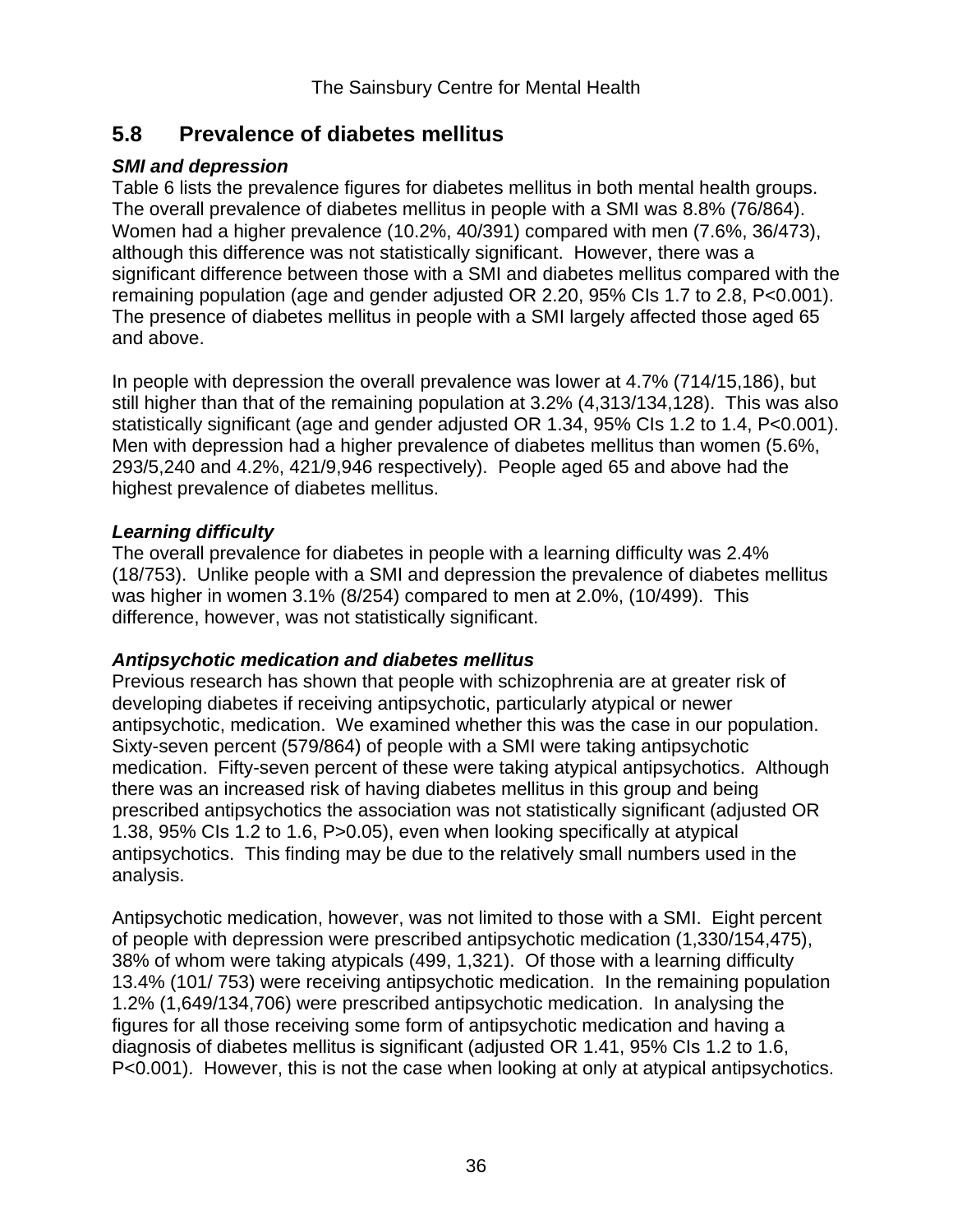## 5.8 Prevalence of diabetes mellitus

***SMI and depression***

Table 6 lists the prevalence figures for diabetes mellitus in both mental health groups. The overall prevalence of diabetes mellitus in people with a SMI was 8.8% (76/864). Women had a higher prevalence (10.2%, 40/391) compared with men (7.6%, 36/473), although this difference was not statistically significant. However, there was a significant difference between those with a SMI and diabetes mellitus compared with the remaining population (age and gender adjusted OR 2.20, 95% CIs 1.7 to 2.8, P<0.001). The presence of diabetes mellitus in people with a SMI largely affected those aged 65 and above.

In people with depression the overall prevalence was lower at 4.7% (714/15,186), but still higher than that of the remaining population at 3.2% (4,313/134,128). This was also statistically significant (age and gender adjusted OR 1.34, 95% CIs 1.2 to 1.4, P<0.001). Men with depression had a higher prevalence of diabetes mellitus than women (5.6%, 293/5,240 and 4.2%, 421/9,946 respectively). People aged 65 and above had the highest prevalence of diabetes mellitus.

***Learning difficulty***

The overall prevalence for diabetes in people with a learning difficulty was 2.4% (18/753). Unlike people with a SMI and depression the prevalence of diabetes mellitus was higher in women 3.1% (8/254) compared to men at 2.0%, (10/499). This difference, however, was not statistically significant.

***Antipsychotic medication and diabetes mellitus***

Previous research has shown that people with schizophrenia are at greater risk of developing diabetes if receiving antipsychotic, particularly atypical or newer antipsychotic, medication. We examined whether this was the case in our population. Sixty-seven percent (579/864) of people with a SMI were taking antipsychotic medication. Fifty-seven percent of these were taking atypical antipsychotics. Although there was an increased risk of having diabetes mellitus in this group and being prescribed antipsychotics the association was not statistically significant (adjusted OR 1.38, 95% CIs 1.2 to 1.6, P>0.05), even when looking specifically at atypical antipsychotics. This finding may be due to the relatively small numbers used in the analysis.

Antipsychotic medication, however, was not limited to those with a SMI. Eight percent of people with depression were prescribed antipsychotic medication (1,330/154,475), 38% of whom were taking atypicals (499, 1,321). Of those with a learning difficulty 13.4% (101/ 753) were receiving antipsychotic medication. In the remaining population 1.2% (1,649/134,706) were prescribed antipsychotic medication. In analysing the figures for all those receiving some form of antipsychotic medication and having a diagnosis of diabetes mellitus is significant (adjusted OR 1.41, 95% CIs 1.2 to 1.6, P<0.001). However, this is not the case when looking at only at atypical antipsychotics.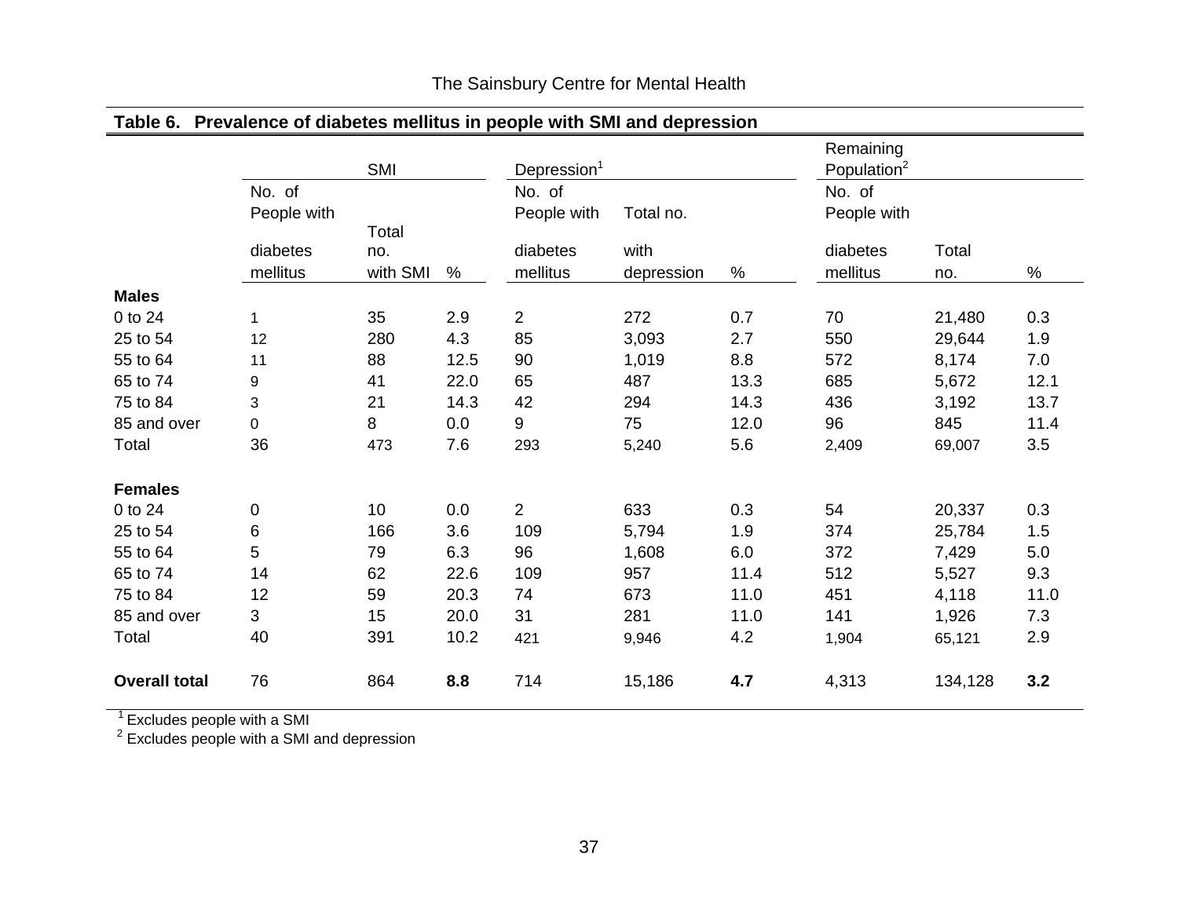## Table 6. Prevalence of diabetes mellitus in people with SMI and depression

| | SMI | | | Depression[1] | | | Remaining Population[2] | | |
|---|---|---|---|---|---|---|---|---|---|
| | No. of People with diabetes mellitus | Total no. with SMI | % | No. of People with diabetes mellitus | Total no. with depression | % | No. of People with diabetes mellitus | Total no. | % |
| **Males** | | | | | | | | | |
| 0 to 24 | 1 | 35 | 2.9 | 2 | 272 | 0.7 | 70 | 21,480 | 0.3 |
| 25 to 54 | 12 | 280 | 4.3 | 85 | 3,093 | 2.7 | 550 | 29,644 | 1.9 |
| 55 to 64 | 11 | 88 | 12.5 | 90 | 1,019 | 8.8 | 572 | 8,174 | 7.0 |
| 65 to 74 | 9 | 41 | 22.0 | 65 | 487 | 13.3 | 685 | 5,672 | 12.1 |
| 75 to 84 | 3 | 21 | 14.3 | 42 | 294 | 14.3 | 436 | 3,192 | 13.7 |
| 85 and over | 0 | 8 | 0.0 | 9 | 75 | 12.0 | 96 | 845 | 11.4 |
| Total | 36 | 473 | 7.6 | 293 | 5,240 | 5.6 | 2,409 | 69,007 | 3.5 |
| **Females** | | | | | | | | | |
| 0 to 24 | 0 | 10 | 0.0 | 2 | 633 | 0.3 | 54 | 20,337 | 0.3 |
| 25 to 54 | 6 | 166 | 3.6 | 109 | 5,794 | 1.9 | 374 | 25,784 | 1.5 |
| 55 to 64 | 5 | 79 | 6.3 | 96 | 1,608 | 6.0 | 372 | 7,429 | 5.0 |
| 65 to 74 | 14 | 62 | 22.6 | 109 | 957 | 11.4 | 512 | 5,527 | 9.3 |
| 75 to 84 | 12 | 59 | 20.3 | 74 | 673 | 11.0 | 451 | 4,118 | 11.0 |
| 85 and over | 3 | 15 | 20.0 | 31 | 281 | 11.0 | 141 | 1,926 | 7.3 |
| Total | 40 | 391 | 10.2 | 421 | 9,946 | 4.2 | 1,904 | 65,121 | 2.9 |
| **Overall total** | 76 | 864 | **8.8** | 714 | 15,186 | **4.7** | 4,313 | 134,128 | **3.2** |

[1] Excludes people with a SMI
[2] Excludes people with a SMI and depression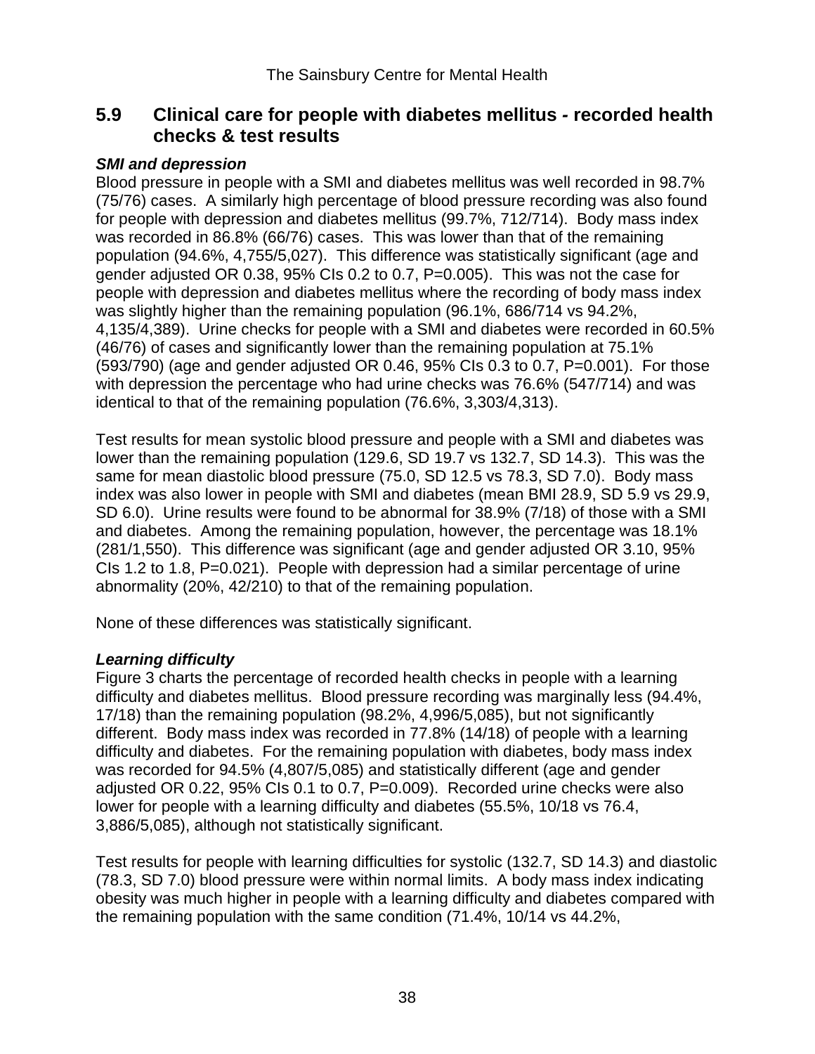## 5.9 Clinical care for people with diabetes mellitus - recorded health checks & test results

***SMI and depression***

Blood pressure in people with a SMI and diabetes mellitus was well recorded in 98.7% (75/76) cases. A similarly high percentage of blood pressure recording was also found for people with depression and diabetes mellitus (99.7%, 712/714). Body mass index was recorded in 86.8% (66/76) cases. This was lower than that of the remaining population (94.6%, 4,755/5,027). This difference was statistically significant (age and gender adjusted OR 0.38, 95% CIs 0.2 to 0.7, P=0.005). This was not the case for people with depression and diabetes mellitus where the recording of body mass index was slightly higher than the remaining population (96.1%, 686/714 vs 94.2%, 4,135/4,389). Urine checks for people with a SMI and diabetes were recorded in 60.5% (46/76) of cases and significantly lower than the remaining population at 75.1% (593/790) (age and gender adjusted OR 0.46, 95% CIs 0.3 to 0.7, P=0.001). For those with depression the percentage who had urine checks was 76.6% (547/714) and was identical to that of the remaining population (76.6%, 3,303/4,313).

Test results for mean systolic blood pressure and people with a SMI and diabetes was lower than the remaining population (129.6, SD 19.7 vs 132.7, SD 14.3). This was the same for mean diastolic blood pressure (75.0, SD 12.5 vs 78.3, SD 7.0). Body mass index was also lower in people with SMI and diabetes (mean BMI 28.9, SD 5.9 vs 29.9, SD 6.0). Urine results were found to be abnormal for 38.9% (7/18) of those with a SMI and diabetes. Among the remaining population, however, the percentage was 18.1% (281/1,550). This difference was significant (age and gender adjusted OR 3.10, 95% CIs 1.2 to 1.8, P=0.021). People with depression had a similar percentage of urine abnormality (20%, 42/210) to that of the remaining population.

None of these differences was statistically significant.

***Learning difficulty***

Figure 3 charts the percentage of recorded health checks in people with a learning difficulty and diabetes mellitus. Blood pressure recording was marginally less (94.4%, 17/18) than the remaining population (98.2%, 4,996/5,085), but not significantly different. Body mass index was recorded in 77.8% (14/18) of people with a learning difficulty and diabetes. For the remaining population with diabetes, body mass index was recorded for 94.5% (4,807/5,085) and statistically different (age and gender adjusted OR 0.22, 95% CIs 0.1 to 0.7, P=0.009). Recorded urine checks were also lower for people with a learning difficulty and diabetes (55.5%, 10/18 vs 76.4, 3,886/5,085), although not statistically significant.

Test results for people with learning difficulties for systolic (132.7, SD 14.3) and diastolic (78.3, SD 7.0) blood pressure were within normal limits. A body mass index indicating obesity was much higher in people with a learning difficulty and diabetes compared with the remaining population with the same condition (71.4%, 10/14 vs 44.2%,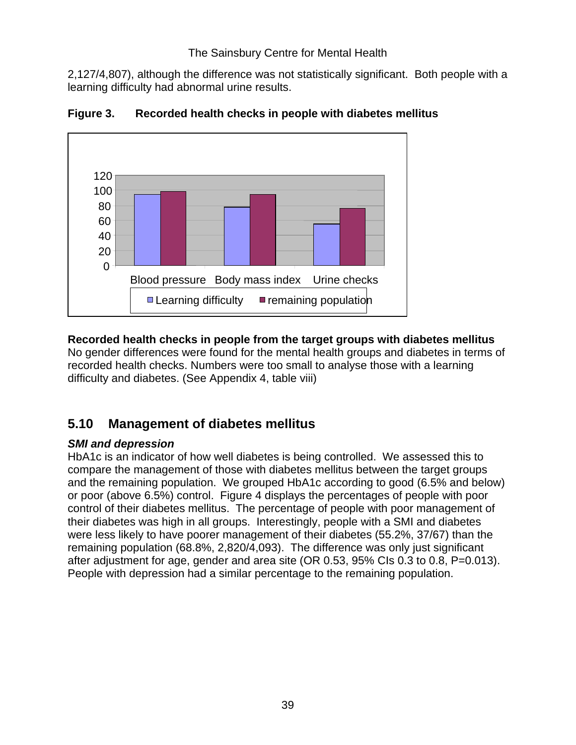2,127/4,807), although the difference was not statistically significant. Both people with a learning difficulty had abnormal urine results.

**Figure 3. Recorded health checks in people with diabetes mellitus**

**Recorded health checks in people from the target groups with diabetes mellitus**
No gender differences were found for the mental health groups and diabetes in terms of recorded health checks. Numbers were too small to analyse those with a learning difficulty and diabetes. (See Appendix 4, table viii)

## 5.10 Management of diabetes mellitus

***SMI and depression***
HbA1c is an indicator of how well diabetes is being controlled. We assessed this to compare the management of those with diabetes mellitus between the target groups and the remaining population. We grouped HbA1c according to good (6.5% and below) or poor (above 6.5%) control. Figure 4 displays the percentages of people with poor control of their diabetes mellitus. The percentage of people with poor management of their diabetes was high in all groups. Interestingly, people with a SMI and diabetes were less likely to have poorer management of their diabetes (55.2%, 37/67) than the remaining population (68.8%, 2,820/4,093). The difference was only just significant after adjustment for age, gender and area site (OR 0.53, 95% CIs 0.3 to 0.8, P=0.013). People with depression had a similar percentage to the remaining population.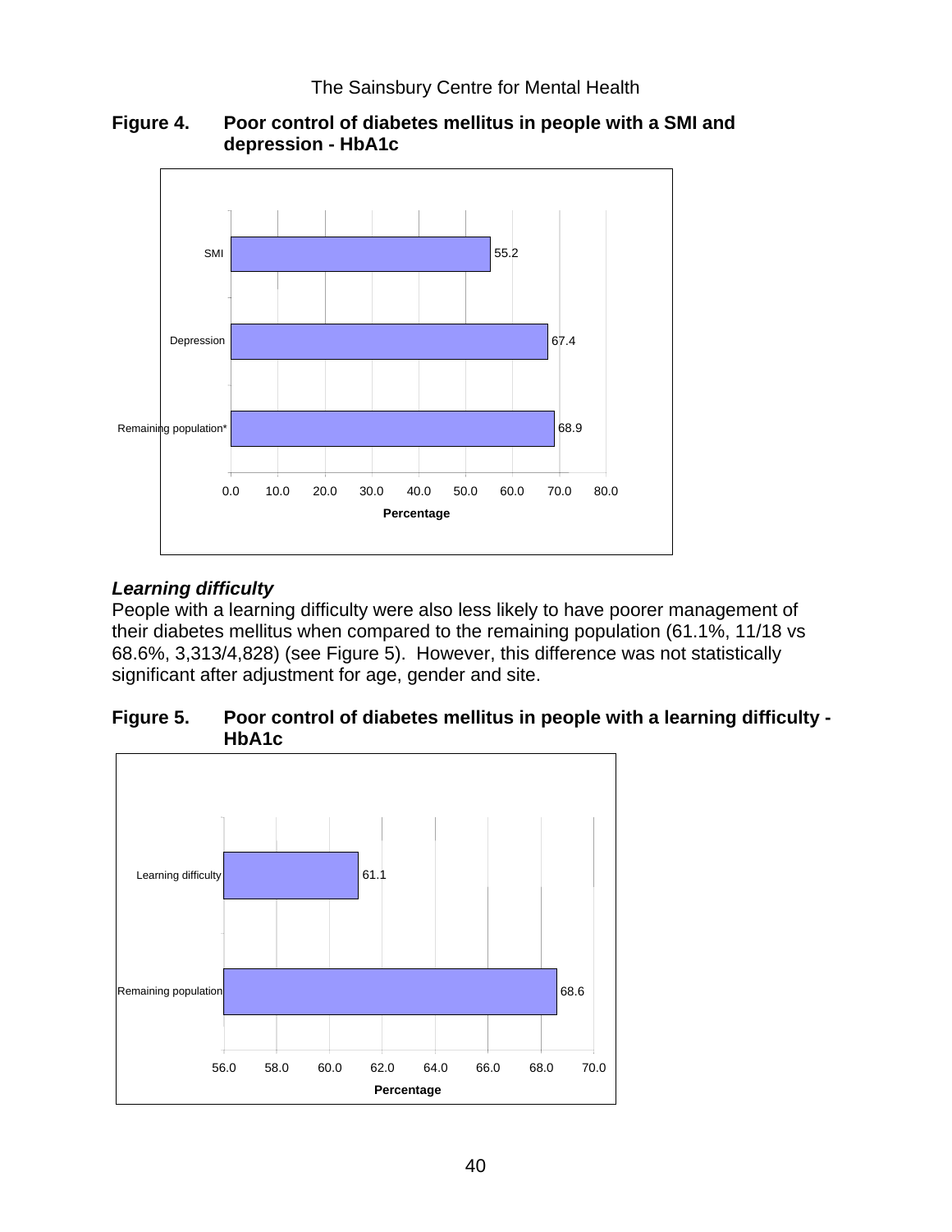**Figure 4. Poor control of diabetes mellitus in people with a SMI and depression - HbA1c**

| Group | Percentage |
|---|---|
| SMI | 55.2 |
| Depression | 67.4 |
| Remaining population* | 68.9 |

### *Learning difficulty*

People with a learning difficulty were also less likely to have poorer management of their diabetes mellitus when compared to the remaining population (61.1%, 11/18 vs 68.6%, 3,313/4,828) (see Figure 5). However, this difference was not statistically significant after adjustment for age, gender and site.

**Figure 5. Poor control of diabetes mellitus in people with a learning difficulty - HbA1c**

| Group | Percentage |
|---|---|
| Learning difficulty | 61.1 |
| Remaining population | 68.6 |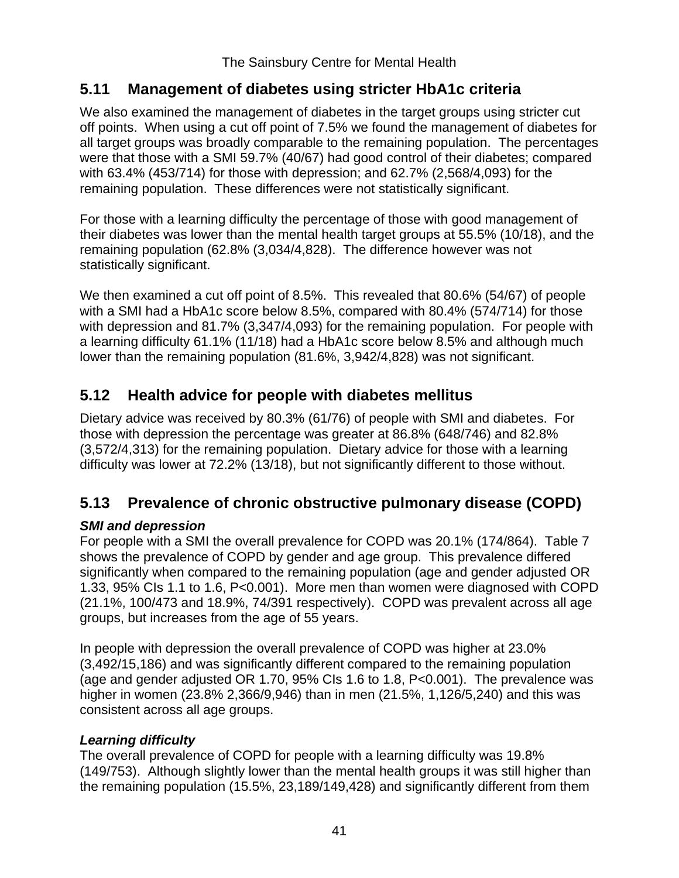## 5.11 Management of diabetes using stricter HbA1c criteria

We also examined the management of diabetes in the target groups using stricter cut off points. When using a cut off point of 7.5% we found the management of diabetes for all target groups was broadly comparable to the remaining population. The percentages were that those with a SMI 59.7% (40/67) had good control of their diabetes; compared with 63.4% (453/714) for those with depression; and 62.7% (2,568/4,093) for the remaining population. These differences were not statistically significant.

For those with a learning difficulty the percentage of those with good management of their diabetes was lower than the mental health target groups at 55.5% (10/18), and the remaining population (62.8% (3,034/4,828). The difference however was not statistically significant.

We then examined a cut off point of 8.5%. This revealed that 80.6% (54/67) of people with a SMI had a HbA1c score below 8.5%, compared with 80.4% (574/714) for those with depression and 81.7% (3,347/4,093) for the remaining population. For people with a learning difficulty 61.1% (11/18) had a HbA1c score below 8.5% and although much lower than the remaining population (81.6%, 3,942/4,828) was not significant.

## 5.12 Health advice for people with diabetes mellitus

Dietary advice was received by 80.3% (61/76) of people with SMI and diabetes. For those with depression the percentage was greater at 86.8% (648/746) and 82.8% (3,572/4,313) for the remaining population. Dietary advice for those with a learning difficulty was lower at 72.2% (13/18), but not significantly different to those without.

## 5.13 Prevalence of chronic obstructive pulmonary disease (COPD)

***SMI and depression***

For people with a SMI the overall prevalence for COPD was 20.1% (174/864). Table 7 shows the prevalence of COPD by gender and age group. This prevalence differed significantly when compared to the remaining population (age and gender adjusted OR 1.33, 95% CIs 1.1 to 1.6, P<0.001). More men than women were diagnosed with COPD (21.1%, 100/473 and 18.9%, 74/391 respectively). COPD was prevalent across all age groups, but increases from the age of 55 years.

In people with depression the overall prevalence of COPD was higher at 23.0% (3,492/15,186) and was significantly different compared to the remaining population (age and gender adjusted OR 1.70, 95% CIs 1.6 to 1.8, P<0.001). The prevalence was higher in women (23.8% 2,366/9,946) than in men (21.5%, 1,126/5,240) and this was consistent across all age groups.

***Learning difficulty***

The overall prevalence of COPD for people with a learning difficulty was 19.8% (149/753). Although slightly lower than the mental health groups it was still higher than the remaining population (15.5%, 23,189/149,428) and significantly different from them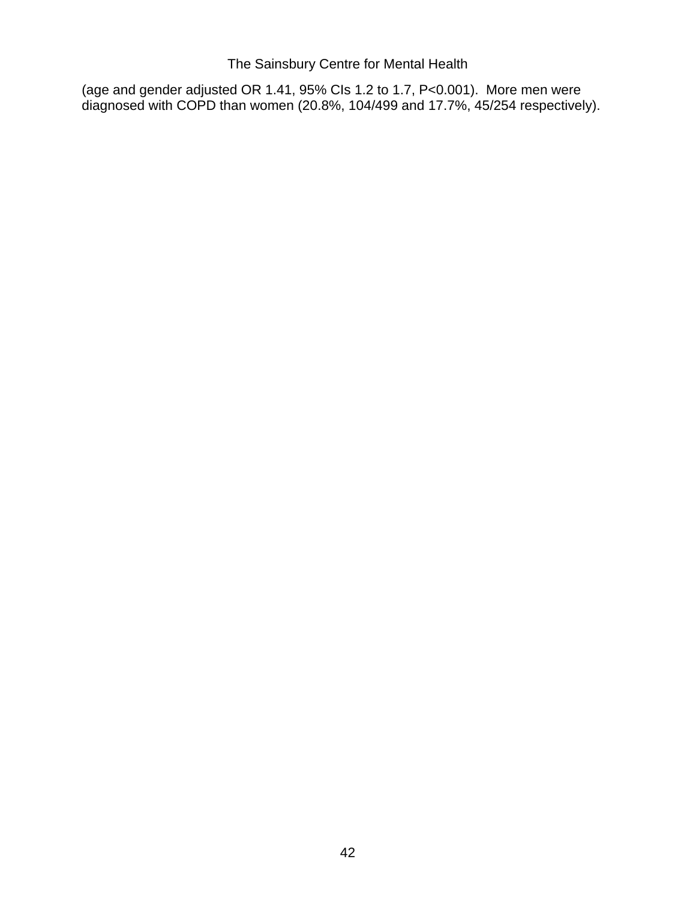(age and gender adjusted OR 1.41, 95% CIs 1.2 to 1.7, $P<0.001$). More men were diagnosed with COPD than women (20.8%, 104/499 and 17.7%, 45/254 respectively).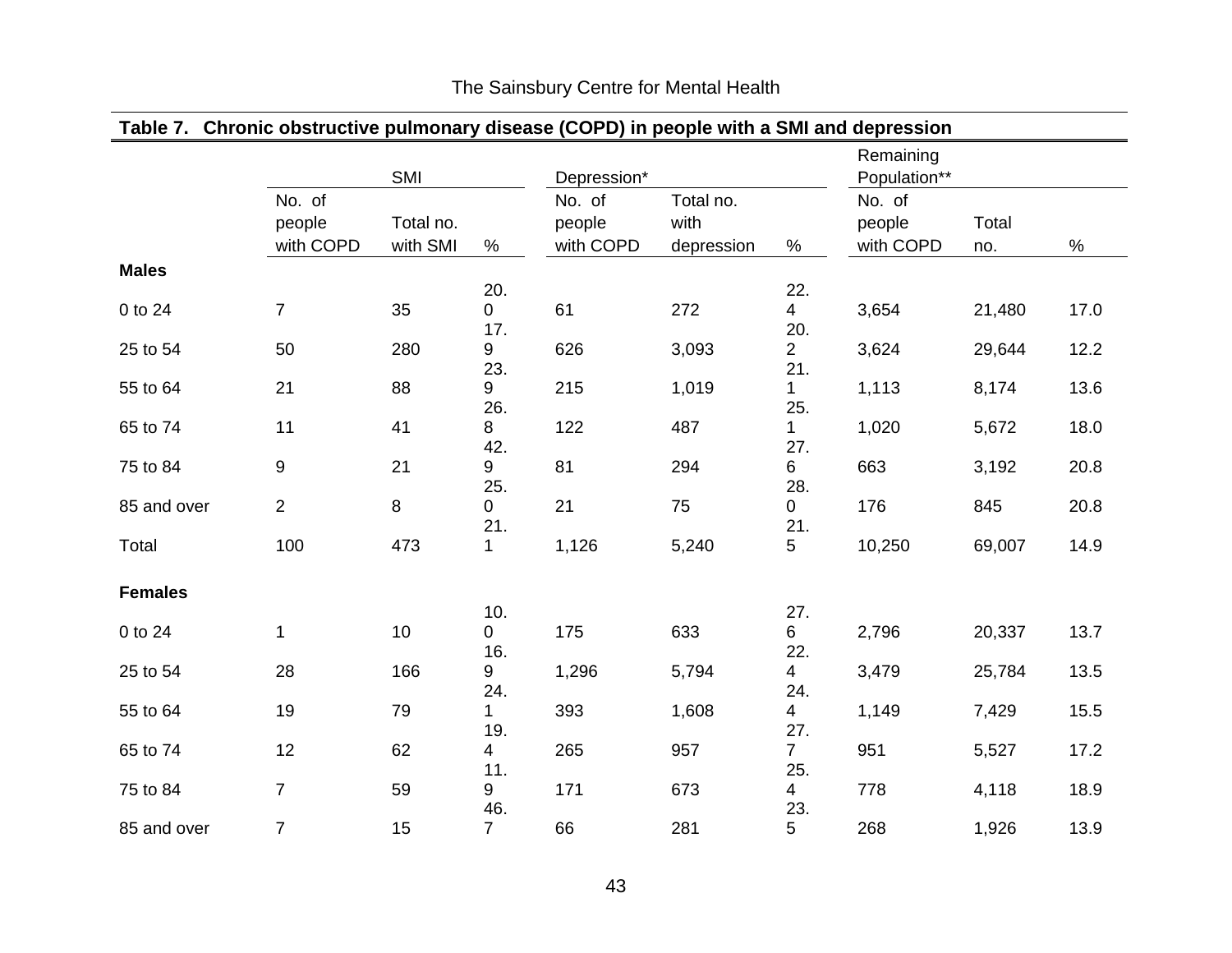## Table 7. Chronic obstructive pulmonary disease (COPD) in people with a SMI and depression

| | SMI | | | Depression* | | | Remaining Population** | | |
|---|---|---|---|---|---|---|---|---|---|
| | No. of people with COPD | Total no. with SMI | % | No. of people with COPD | Total no. with depression | % | No. of people with COPD | Total no. | % |
| **Males** | | | | | | | | | |
| 0 to 24 | 7 | 35 | 20.0 | 61 | 272 | 22.4 | 3,654 | 21,480 | 17.0 |
| 25 to 54 | 50 | 280 | 17.9 | 626 | 3,093 | 20.2 | 3,624 | 29,644 | 12.2 |
| 55 to 64 | 21 | 88 | 23.9 | 215 | 1,019 | 21.1 | 1,113 | 8,174 | 13.6 |
| 65 to 74 | 11 | 41 | 26.8 | 122 | 487 | 25.1 | 1,020 | 5,672 | 18.0 |
| 75 to 84 | 9 | 21 | 42.9 | 81 | 294 | 27.6 | 663 | 3,192 | 20.8 |
| 85 and over | 2 | 8 | 25.0 | 21 | 75 | 28.0 | 176 | 845 | 20.8 |
| Total | 100 | 473 | 21.1 | 1,126 | 5,240 | 21.5 | 10,250 | 69,007 | 14.9 |
| **Females** | | | | | | | | | |
| 0 to 24 | 1 | 10 | 10.0 | 175 | 633 | 27.6 | 2,796 | 20,337 | 13.7 |
| 25 to 54 | 28 | 166 | 16.9 | 1,296 | 5,794 | 22.4 | 3,479 | 25,784 | 13.5 |
| 55 to 64 | 19 | 79 | 24.1 | 393 | 1,608 | 24.4 | 1,149 | 7,429 | 15.5 |
| 65 to 74 | 12 | 62 | 19.4 | 265 | 957 | 27.7 | 951 | 5,527 | 17.2 |
| 75 to 84 | 7 | 59 | 11.9 | 171 | 673 | 25.4 | 778 | 4,118 | 18.9 |
| 85 and over | 7 | 15 | 46.7 | 66 | 281 | 23.5 | 268 | 1,926 | 13.9 |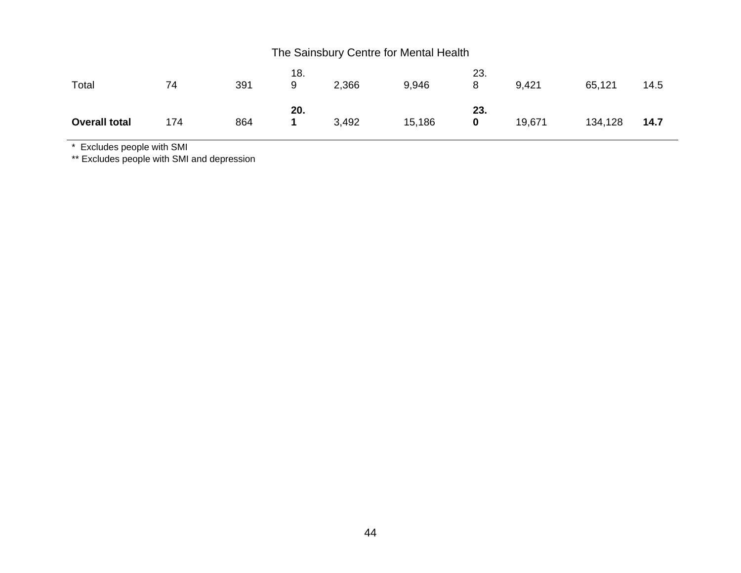| | | | | | | | | | |
|---|---|---|---|---|---|---|---|---|---|
| Total | 74 | 391 | 18.9 | 2,366 | 9,946 | 23.8 | 9,421 | 65,121 | 14.5 |
| **Overall total** | 174 | 864 | **20.1** | 3,492 | 15,186 | **23.0** | 19,671 | 134,128 | **14.7** |

* Excludes people with SMI

** Excludes people with SMI and depression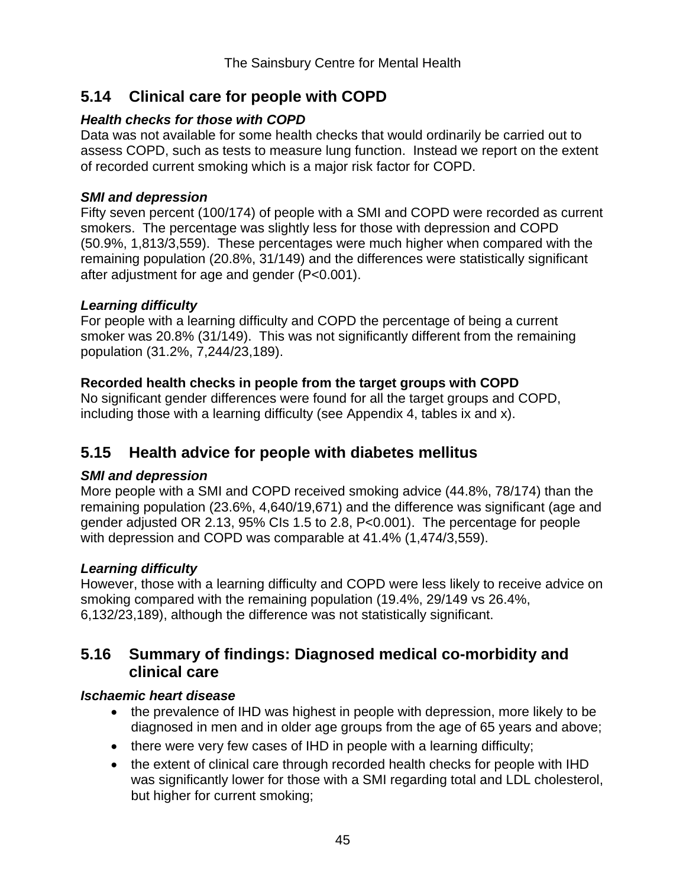## 5.14 Clinical care for people with COPD

***Health checks for those with COPD***

Data was not available for some health checks that would ordinarily be carried out to assess COPD, such as tests to measure lung function. Instead we report on the extent of recorded current smoking which is a major risk factor for COPD.

***SMI and depression***

Fifty seven percent (100/174) of people with a SMI and COPD were recorded as current smokers. The percentage was slightly less for those with depression and COPD (50.9%, 1,813/3,559). These percentages were much higher when compared with the remaining population (20.8%, 31/149) and the differences were statistically significant after adjustment for age and gender (P<0.001).

***Learning difficulty***

For people with a learning difficulty and COPD the percentage of being a current smoker was 20.8% (31/149). This was not significantly different from the remaining population (31.2%, 7,244/23,189).

**Recorded health checks in people from the target groups with COPD**

No significant gender differences were found for all the target groups and COPD, including those with a learning difficulty (see Appendix 4, tables ix and x).

## 5.15 Health advice for people with diabetes mellitus

***SMI and depression***

More people with a SMI and COPD received smoking advice (44.8%, 78/174) than the remaining population (23.6%, 4,640/19,671) and the difference was significant (age and gender adjusted OR 2.13, 95% CIs 1.5 to 2.8, P<0.001). The percentage for people with depression and COPD was comparable at 41.4% (1,474/3,559).

***Learning difficulty***

However, those with a learning difficulty and COPD were less likely to receive advice on smoking compared with the remaining population (19.4%, 29/149 vs 26.4%, 6,132/23,189), although the difference was not statistically significant.

## 5.16 Summary of findings: Diagnosed medical co-morbidity and clinical care

***Ischaemic heart disease***

- the prevalence of IHD was highest in people with depression, more likely to be diagnosed in men and in older age groups from the age of 65 years and above;
- there were very few cases of IHD in people with a learning difficulty;
- the extent of clinical care through recorded health checks for people with IHD was significantly lower for those with a SMI regarding total and LDL cholesterol, but higher for current smoking;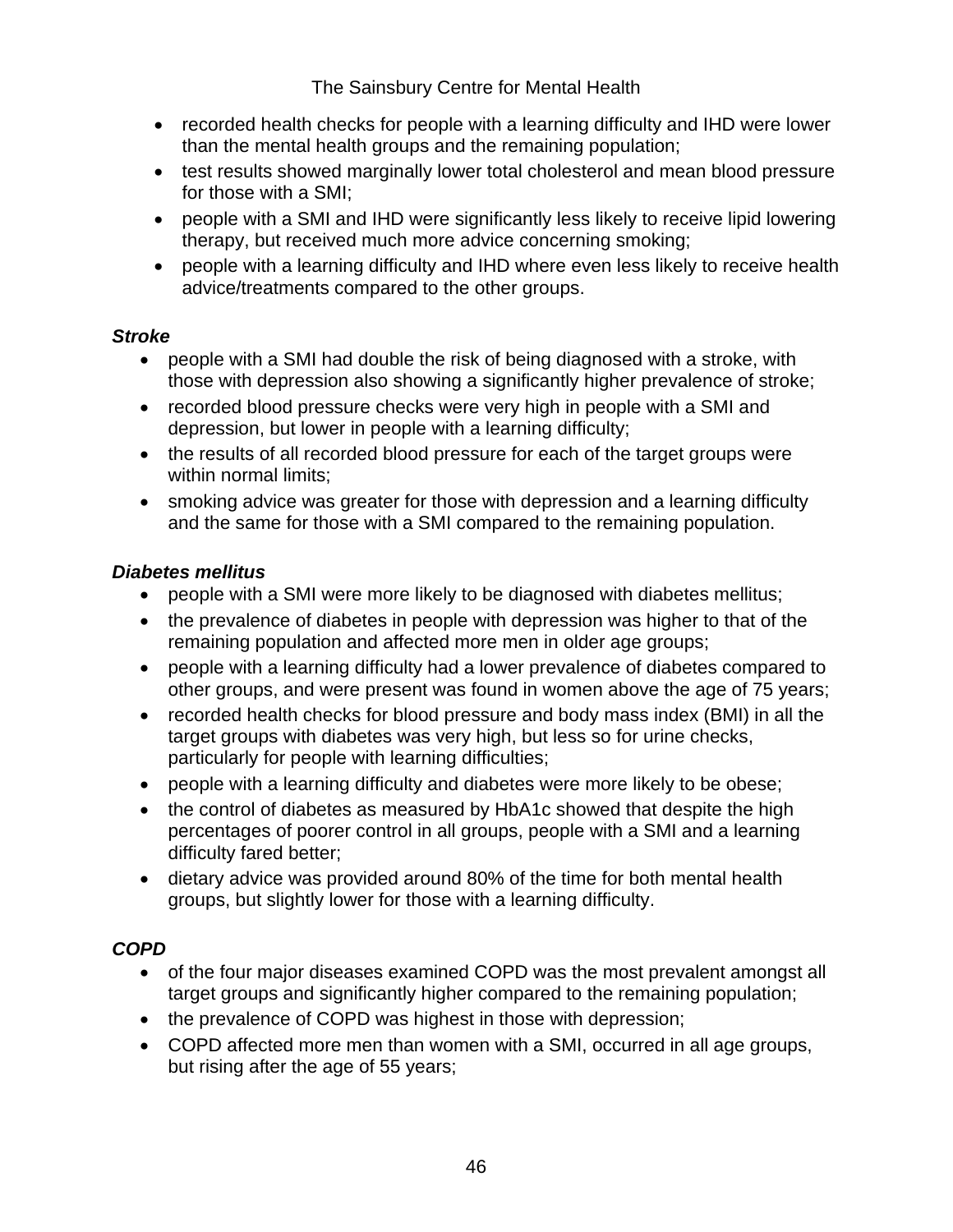- recorded health checks for people with a learning difficulty and IHD were lower than the mental health groups and the remaining population;
- test results showed marginally lower total cholesterol and mean blood pressure for those with a SMI;
- people with a SMI and IHD were significantly less likely to receive lipid lowering therapy, but received much more advice concerning smoking;
- people with a learning difficulty and IHD where even less likely to receive health advice/treatments compared to the other groups.

***Stroke***

- people with a SMI had double the risk of being diagnosed with a stroke, with those with depression also showing a significantly higher prevalence of stroke;
- recorded blood pressure checks were very high in people with a SMI and depression, but lower in people with a learning difficulty;
- the results of all recorded blood pressure for each of the target groups were within normal limits;
- smoking advice was greater for those with depression and a learning difficulty and the same for those with a SMI compared to the remaining population.

***Diabetes mellitus***

- people with a SMI were more likely to be diagnosed with diabetes mellitus;
- the prevalence of diabetes in people with depression was higher to that of the remaining population and affected more men in older age groups;
- people with a learning difficulty had a lower prevalence of diabetes compared to other groups, and were present was found in women above the age of 75 years;
- recorded health checks for blood pressure and body mass index (BMI) in all the target groups with diabetes was very high, but less so for urine checks, particularly for people with learning difficulties;
- people with a learning difficulty and diabetes were more likely to be obese;
- the control of diabetes as measured by HbA1c showed that despite the high percentages of poorer control in all groups, people with a SMI and a learning difficulty fared better;
- dietary advice was provided around 80% of the time for both mental health groups, but slightly lower for those with a learning difficulty.

***COPD***

- of the four major diseases examined COPD was the most prevalent amongst all target groups and significantly higher compared to the remaining population;
- the prevalence of COPD was highest in those with depression;
- COPD affected more men than women with a SMI, occurred in all age groups, but rising after the age of 55 years;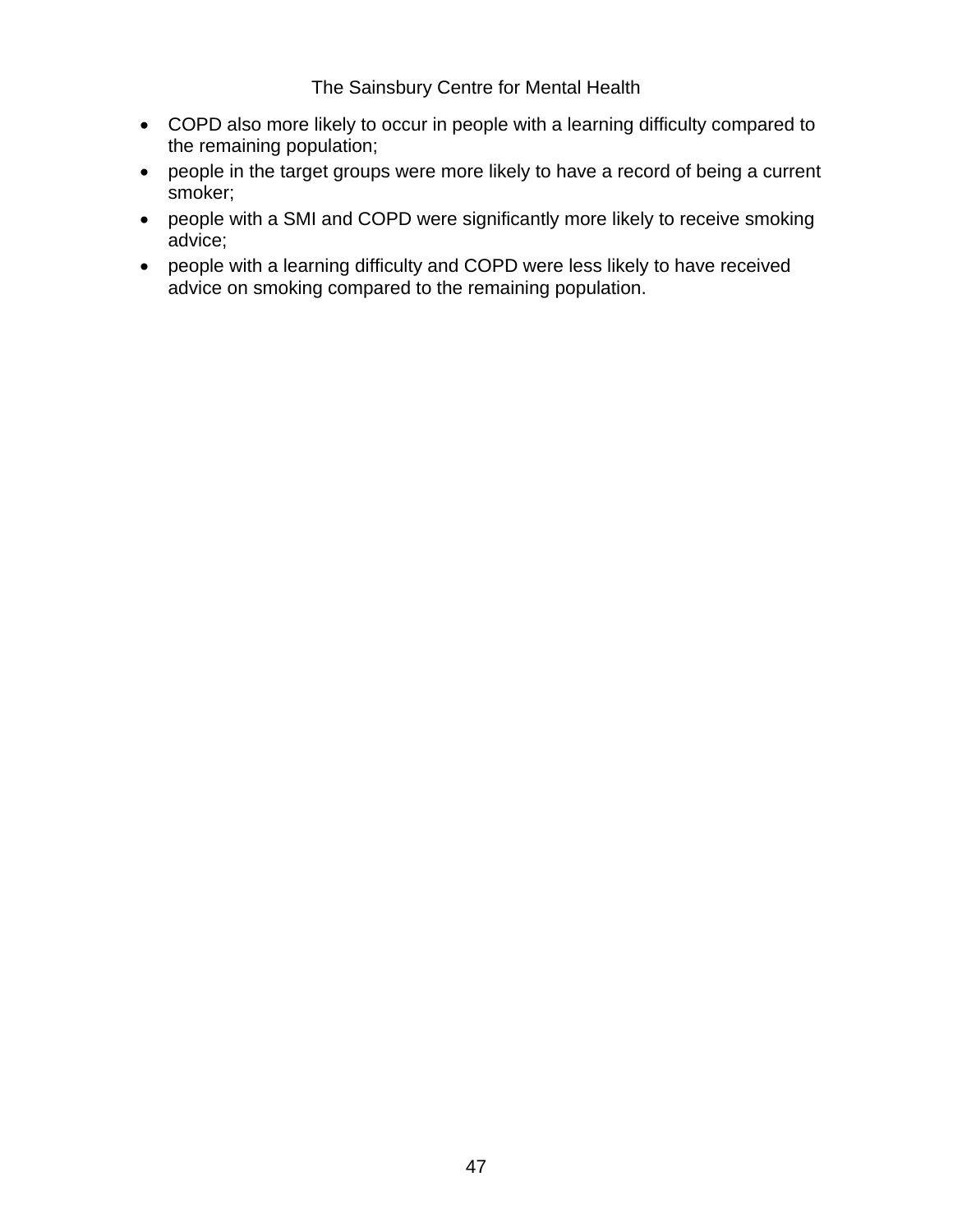- COPD also more likely to occur in people with a learning difficulty compared to the remaining population;
- people in the target groups were more likely to have a record of being a current smoker;
- people with a SMI and COPD were significantly more likely to receive smoking advice;
- people with a learning difficulty and COPD were less likely to have received advice on smoking compared to the remaining population.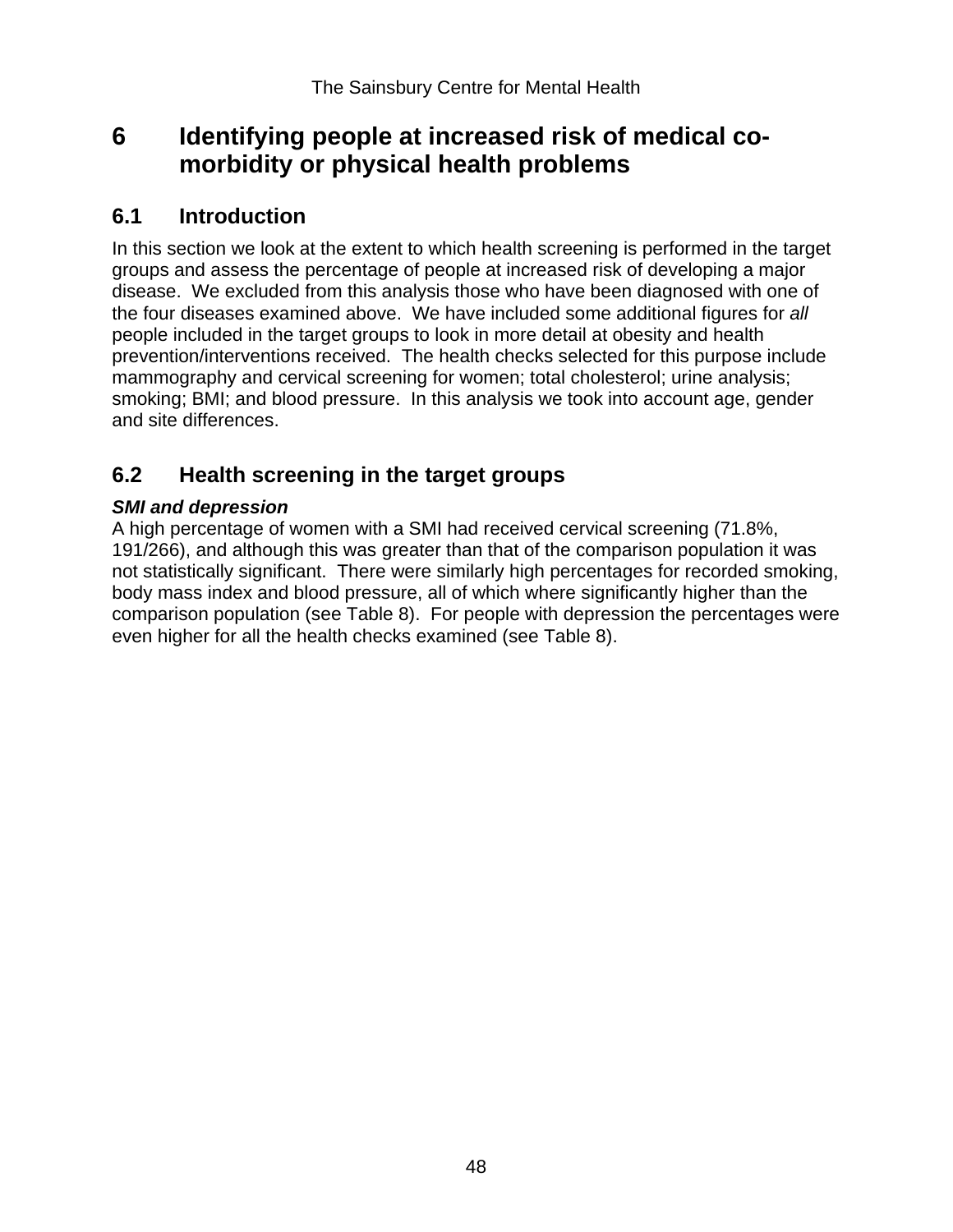# 6 Identifying people at increased risk of medical co-morbidity or physical health problems

## 6.1 Introduction

In this section we look at the extent to which health screening is performed in the target groups and assess the percentage of people at increased risk of developing a major disease. We excluded from this analysis those who have been diagnosed with one of the four diseases examined above. We have included some additional figures for *all* people included in the target groups to look in more detail at obesity and health prevention/interventions received. The health checks selected for this purpose include mammography and cervical screening for women; total cholesterol; urine analysis; smoking; BMI; and blood pressure. In this analysis we took into account age, gender and site differences.

## 6.2 Health screening in the target groups

***SMI and depression***

A high percentage of women with a SMI had received cervical screening (71.8%, 191/266), and although this was greater than that of the comparison population it was not statistically significant. There were similarly high percentages for recorded smoking, body mass index and blood pressure, all of which where significantly higher than the comparison population (see Table 8). For people with depression the percentages were even higher for all the health checks examined (see Table 8).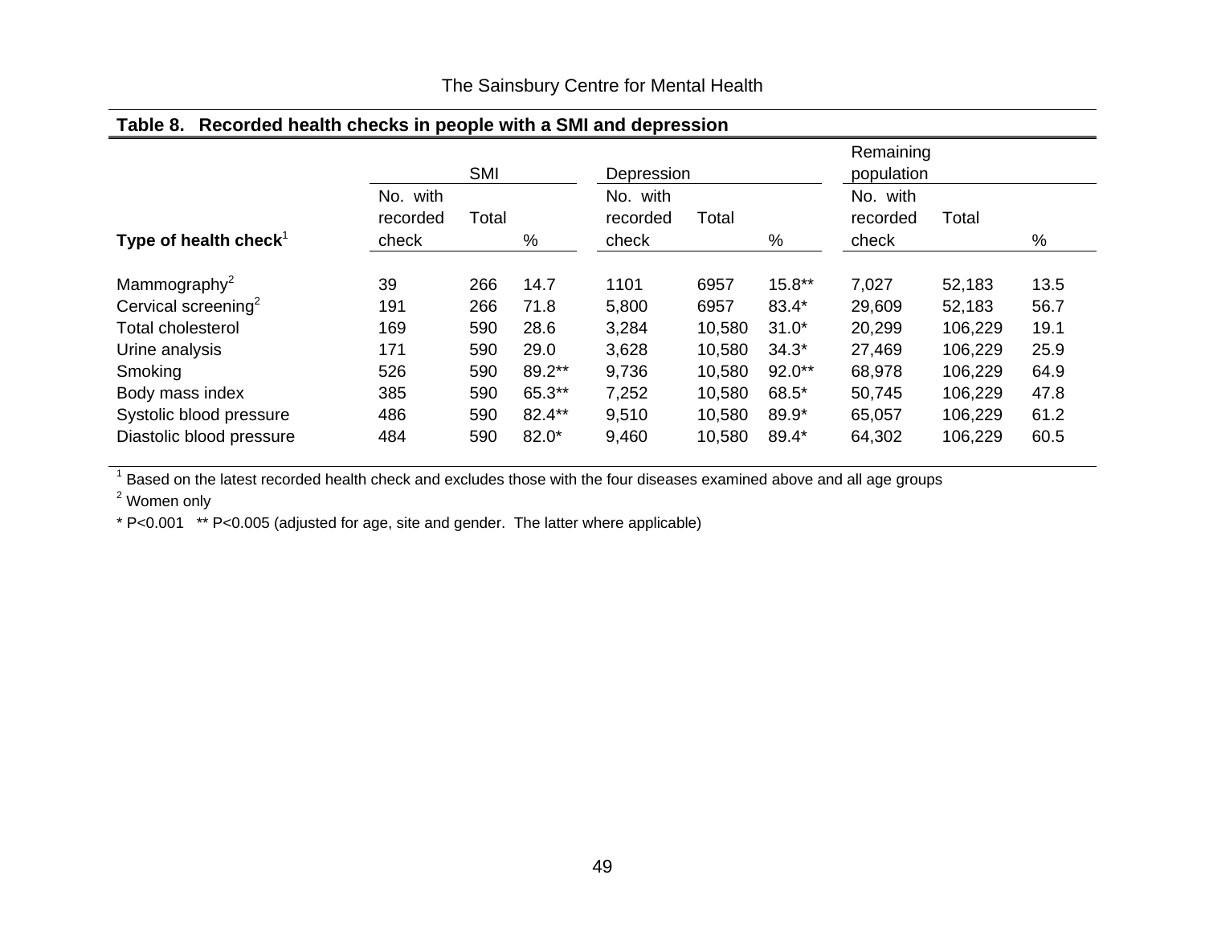**Table 8. Recorded health checks in people with a SMI and depression**

| Type of health check[1] | SMI | | | Depression | | | Remaining population | | |
|---|---|---|---|---|---|---|---|---|---|
| | No. with recorded check | Total | % | No. with recorded check | Total | % | No. with recorded check | Total | % |
| Mammography[2] | 39 | 266 | 14.7 | 1101 | 6957 | 15.8** | 7,027 | 52,183 | 13.5 |
| Cervical screening[2] | 191 | 266 | 71.8 | 5,800 | 6957 | 83.4* | 29,609 | 52,183 | 56.7 |
| Total cholesterol | 169 | 590 | 28.6 | 3,284 | 10,580 | 31.0* | 20,299 | 106,229 | 19.1 |
| Urine analysis | 171 | 590 | 29.0 | 3,628 | 10,580 | 34.3* | 27,469 | 106,229 | 25.9 |
| Smoking | 526 | 590 | 89.2** | 9,736 | 10,580 | 92.0** | 68,978 | 106,229 | 64.9 |
| Body mass index | 385 | 590 | 65.3** | 7,252 | 10,580 | 68.5* | 50,745 | 106,229 | 47.8 |
| Systolic blood pressure | 486 | 590 | 82.4** | 9,510 | 10,580 | 89.9* | 65,057 | 106,229 | 61.2 |
| Diastolic blood pressure | 484 | 590 | 82.0* | 9,460 | 10,580 | 89.4* | 64,302 | 106,229 | 60.5 |

[1] Based on the latest recorded health check and excludes those with the four diseases examined above and all age groups

[2] Women only

* P<0.001 ** P<0.005 (adjusted for age, site and gender. The latter where applicable)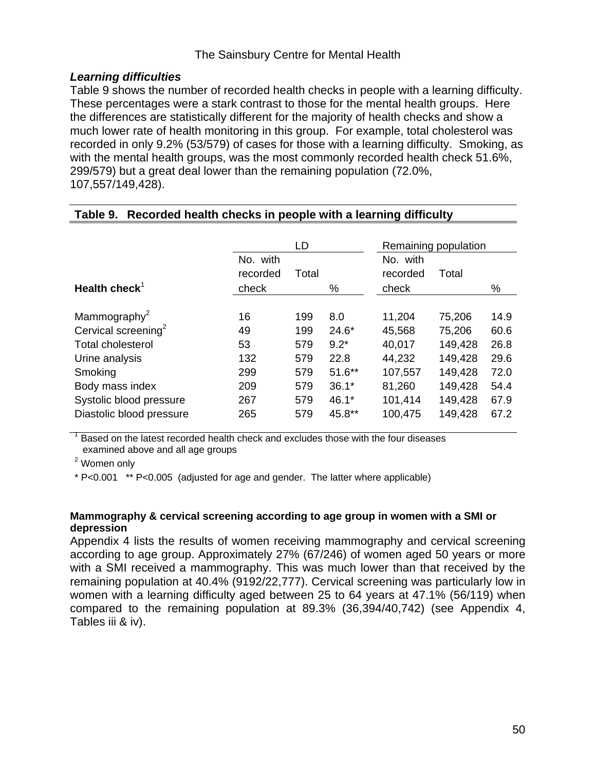### *Learning difficulties*

Table 9 shows the number of recorded health checks in people with a learning difficulty. These percentages were a stark contrast to those for the mental health groups. Here the differences are statistically different for the majority of health checks and show a much lower rate of health monitoring in this group. For example, total cholesterol was recorded in only 9.2% (53/579) of cases for those with a learning difficulty. Smoking, as with the mental health groups, was the most commonly recorded health check 51.6%, 299/579) but a great deal lower than the remaining population (72.0%, 107,557/149,428).

**Table 9. Recorded health checks in people with a learning difficulty**

| | LD | | | Remaining population | | |
|---|---|---|---|---|---|---|
| **Health check**[1] | No. with recorded check | Total | % | No. with recorded check | Total | % |
| Mammography[2] | 16 | 199 | 8.0 | 11,204 | 75,206 | 14.9 |
| Cervical screening[2] | 49 | 199 | 24.6* | 45,568 | 75,206 | 60.6 |
| Total cholesterol | 53 | 579 | 9.2* | 40,017 | 149,428 | 26.8 |
| Urine analysis | 132 | 579 | 22.8 | 44,232 | 149,428 | 29.6 |
| Smoking | 299 | 579 | 51.6** | 107,557 | 149,428 | 72.0 |
| Body mass index | 209 | 579 | 36.1* | 81,260 | 149,428 | 54.4 |
| Systolic blood pressure | 267 | 579 | 46.1* | 101,414 | 149,428 | 67.9 |
| Diastolic blood pressure | 265 | 579 | 45.8** | 100,475 | 149,428 | 67.2 |

[1] Based on the latest recorded health check and excludes those with the four diseases examined above and all age groups

[2] Women only

* P<0.001 ** P<0.005 (adjusted for age and gender. The latter where applicable)

**Mammography & cervical screening according to age group in women with a SMI or depression**

Appendix 4 lists the results of women receiving mammography and cervical screening according to age group. Approximately 27% (67/246) of women aged 50 years or more with a SMI received a mammography. This was much lower than that received by the remaining population at 40.4% (9192/22,777). Cervical screening was particularly low in women with a learning difficulty aged between 25 to 64 years at 47.1% (56/119) when compared to the remaining population at 89.3% (36,394/40,742) (see Appendix 4, Tables iii & iv).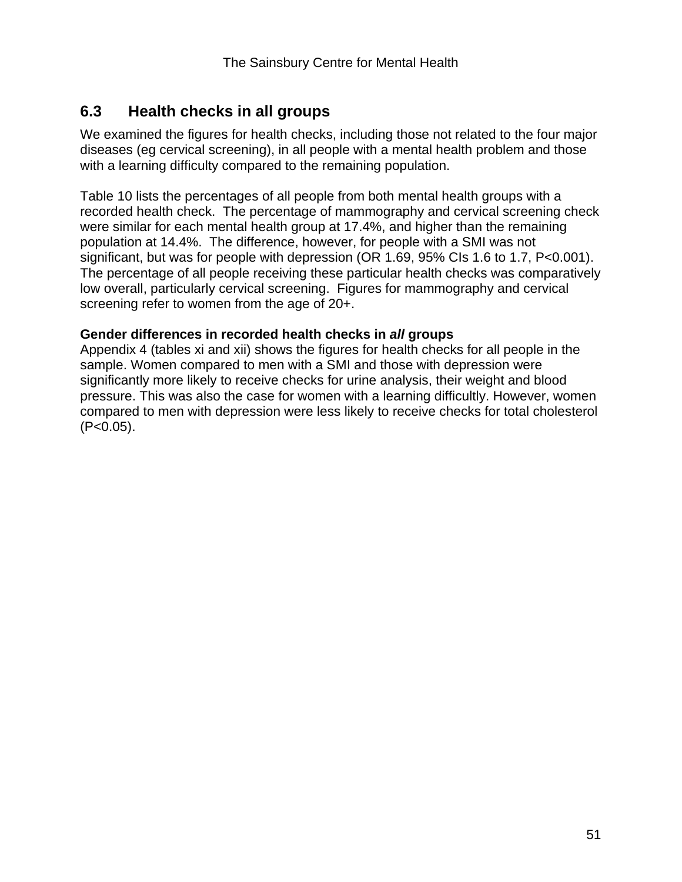## 6.3 Health checks in all groups

We examined the figures for health checks, including those not related to the four major diseases (eg cervical screening), in all people with a mental health problem and those with a learning difficulty compared to the remaining population.

Table 10 lists the percentages of all people from both mental health groups with a recorded health check. The percentage of mammography and cervical screening check were similar for each mental health group at 17.4%, and higher than the remaining population at 14.4%. The difference, however, for people with a SMI was not significant, but was for people with depression (OR 1.69, 95% CIs 1.6 to 1.7, P<0.001). The percentage of all people receiving these particular health checks was comparatively low overall, particularly cervical screening. Figures for mammography and cervical screening refer to women from the age of 20+.

**Gender differences in recorded health checks in *all* groups**

Appendix 4 (tables xi and xii) shows the figures for health checks for all people in the sample. Women compared to men with a SMI and those with depression were significantly more likely to receive checks for urine analysis, their weight and blood pressure. This was also the case for women with a learning difficultly. However, women compared to men with depression were less likely to receive checks for total cholesterol (P<0.05).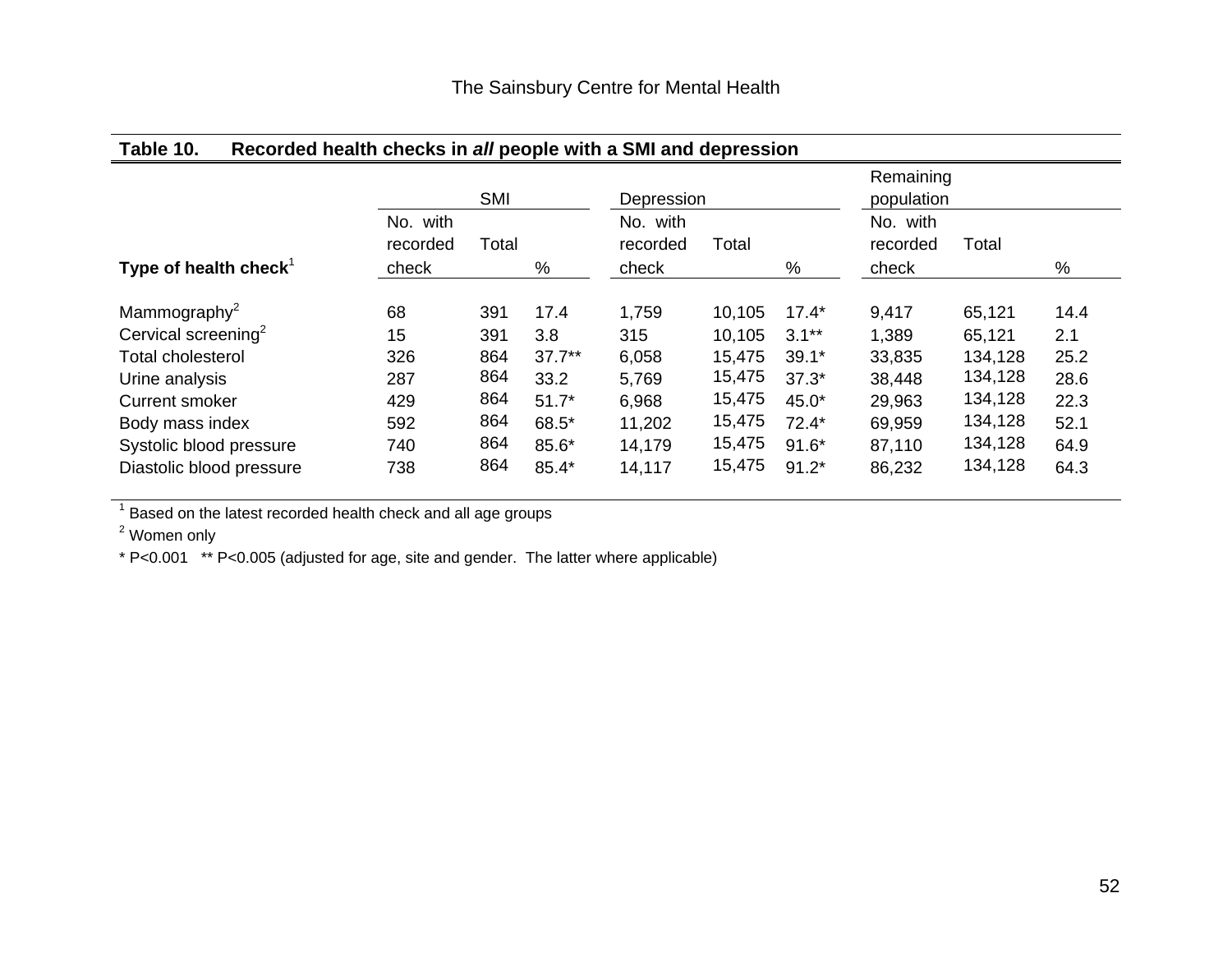**Table 10. Recorded health checks in *all* people with a SMI and depression**

| Type of health check[1] | SMI | | | Depression | | | Remaining population | | |
|---|---|---|---|---|---|---|---|---|---|
| | No. with recorded check | Total | % | No. with recorded check | Total | % | No. with recorded check | Total | % |
| Mammography[2] | 68 | 391 | 17.4 | 1,759 | 10,105 | 17.4* | 9,417 | 65,121 | 14.4 |
| Cervical screening[2] | 15 | 391 | 3.8 | 315 | 10,105 | 3.1** | 1,389 | 65,121 | 2.1 |
| Total cholesterol | 326 | 864 | 37.7** | 6,058 | 15,475 | 39.1* | 33,835 | 134,128 | 25.2 |
| Urine analysis | 287 | 864 | 33.2 | 5,769 | 15,475 | 37.3* | 38,448 | 134,128 | 28.6 |
| Current smoker | 429 | 864 | 51.7* | 6,968 | 15,475 | 45.0* | 29,963 | 134,128 | 22.3 |
| Body mass index | 592 | 864 | 68.5* | 11,202 | 15,475 | 72.4* | 69,959 | 134,128 | 52.1 |
| Systolic blood pressure | 740 | 864 | 85.6* | 14,179 | 15,475 | 91.6* | 87,110 | 134,128 | 64.9 |
| Diastolic blood pressure | 738 | 864 | 85.4* | 14,117 | 15,475 | 91.2* | 86,232 | 134,128 | 64.3 |

[1] Based on the latest recorded health check and all age groups

[2] Women only

* P<0.001 ** P<0.005 (adjusted for age, site and gender. The latter where applicable)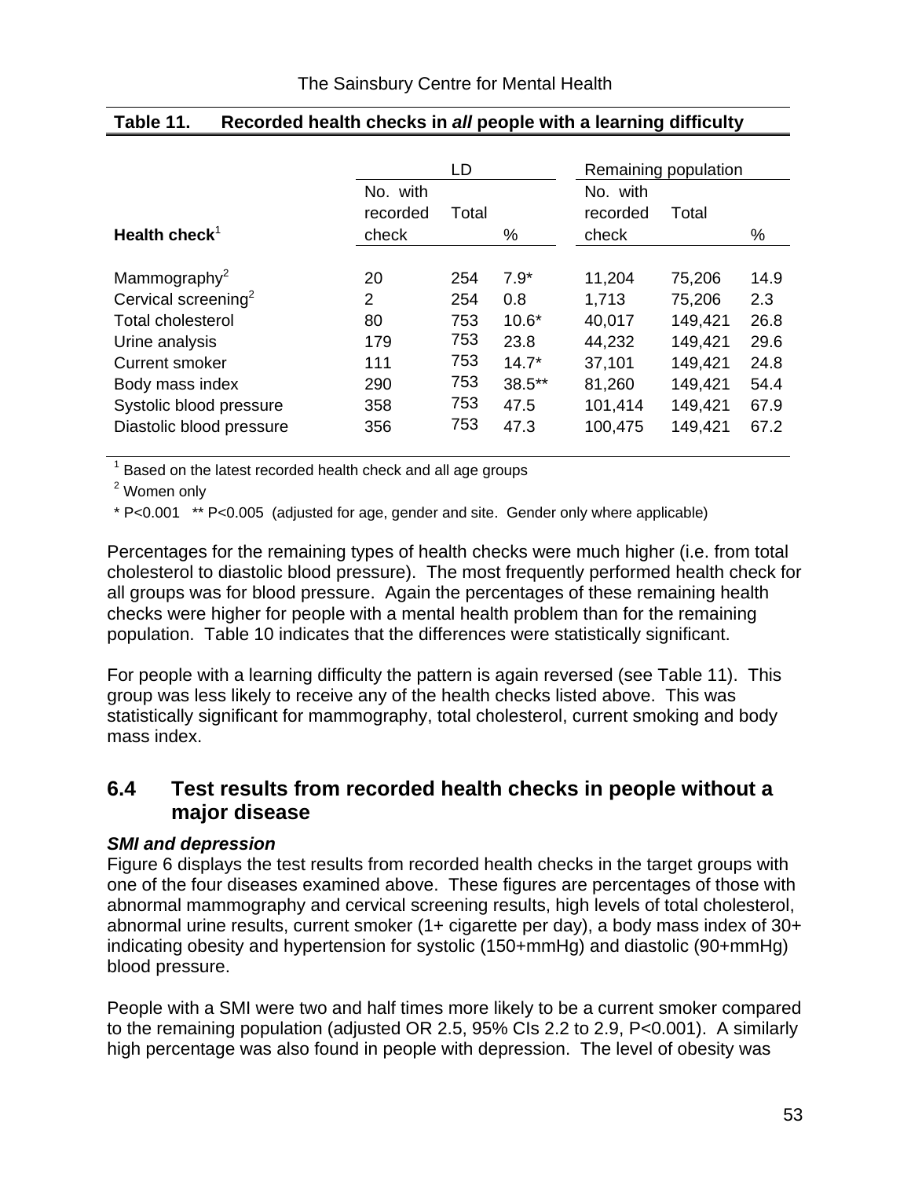**Table 11. Recorded health checks in *all* people with a learning difficulty**

| Health check[1] | LD | | | Remaining population | | |
|---|---|---|---|---|---|---|
| | No. with recorded check | Total | % | No. with recorded check | Total | % |
| Mammography[2] | 20 | 254 | 7.9* | 11,204 | 75,206 | 14.9 |
| Cervical screening[2] | 2 | 254 | 0.8 | 1,713 | 75,206 | 2.3 |
| Total cholesterol | 80 | 753 | 10.6* | 40,017 | 149,421 | 26.8 |
| Urine analysis | 179 | 753 | 23.8 | 44,232 | 149,421 | 29.6 |
| Current smoker | 111 | 753 | 14.7* | 37,101 | 149,421 | 24.8 |
| Body mass index | 290 | 753 | 38.5** | 81,260 | 149,421 | 54.4 |
| Systolic blood pressure | 358 | 753 | 47.5 | 101,414 | 149,421 | 67.9 |
| Diastolic blood pressure | 356 | 753 | 47.3 | 100,475 | 149,421 | 67.2 |

[1] Based on the latest recorded health check and all age groups

[2] Women only

\* P<0.001 ** P<0.005 (adjusted for age, gender and site. Gender only where applicable)

Percentages for the remaining types of health checks were much higher (i.e. from total cholesterol to diastolic blood pressure). The most frequently performed health check for all groups was for blood pressure. Again the percentages of these remaining health checks were higher for people with a mental health problem than for the remaining population. Table 10 indicates that the differences were statistically significant.

For people with a learning difficulty the pattern is again reversed (see Table 11). This group was less likely to receive any of the health checks listed above. This was statistically significant for mammography, total cholesterol, current smoking and body mass index.

## 6.4 Test results from recorded health checks in people without a major disease

***SMI and depression***

Figure 6 displays the test results from recorded health checks in the target groups with one of the four diseases examined above. These figures are percentages of those with abnormal mammography and cervical screening results, high levels of total cholesterol, abnormal urine results, current smoker (1+ cigarette per day), a body mass index of 30+ indicating obesity and hypertension for systolic (150+mmHg) and diastolic (90+mmHg) blood pressure.

People with a SMI were two and half times more likely to be a current smoker compared to the remaining population (adjusted OR 2.5, 95% CIs 2.2 to 2.9, P<0.001). A similarly high percentage was also found in people with depression. The level of obesity was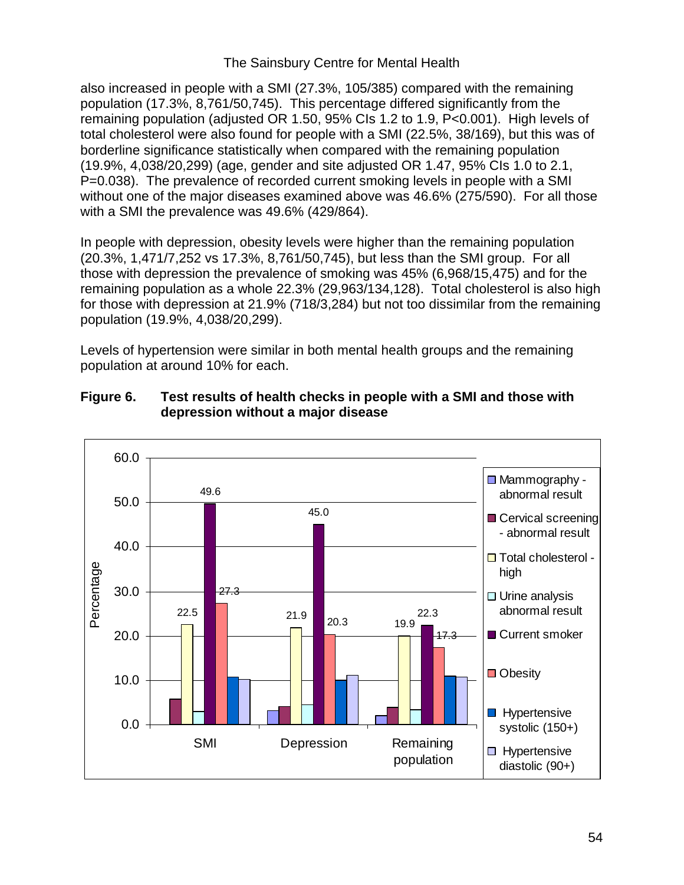also increased in people with a SMI (27.3%, 105/385) compared with the remaining population (17.3%, 8,761/50,745). This percentage differed significantly from the remaining population (adjusted OR 1.50, 95% CIs 1.2 to 1.9, P<0.001). High levels of total cholesterol were also found for people with a SMI (22.5%, 38/169), but this was of borderline significance statistically when compared with the remaining population (19.9%, 4,038/20,299) (age, gender and site adjusted OR 1.47, 95% CIs 1.0 to 2.1, P=0.038). The prevalence of recorded current smoking levels in people with a SMI without one of the major diseases examined above was 46.6% (275/590). For all those with a SMI the prevalence was 49.6% (429/864).

In people with depression, obesity levels were higher than the remaining population (20.3%, 1,471/7,252 vs 17.3%, 8,761/50,745), but less than the SMI group. For all those with depression the prevalence of smoking was 45% (6,968/15,475) and for the remaining population as a whole 22.3% (29,963/134,128). Total cholesterol is also high for those with depression at 21.9% (718/3,284) but not too dissimilar from the remaining population (19.9%, 4,038/20,299).

Levels of hypertension were similar in both mental health groups and the remaining population at around 10% for each.

**Figure 6. Test results of health checks in people with a SMI and those with depression without a major disease**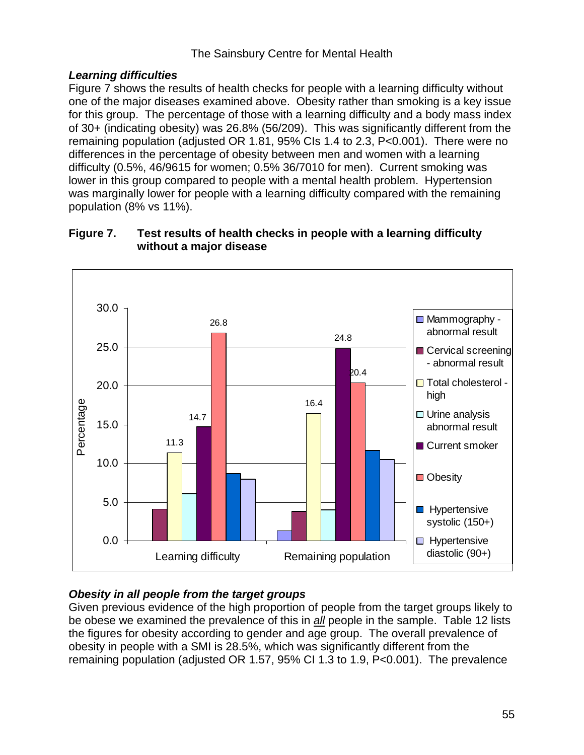### *Learning difficulties*

Figure 7 shows the results of health checks for people with a learning difficulty without one of the major diseases examined above. Obesity rather than smoking is a key issue for this group. The percentage of those with a learning difficulty and a body mass index of 30+ (indicating obesity) was 26.8% (56/209). This was significantly different from the remaining population (adjusted OR 1.81, 95% CIs 1.4 to 2.3, P<0.001). There were no differences in the percentage of obesity between men and women with a learning difficulty (0.5%, 46/9615 for women; 0.5% 36/7010 for men). Current smoking was lower in this group compared to people with a mental health problem. Hypertension was marginally lower for people with a learning difficulty compared with the remaining population (8% vs 11%).

**Figure 7. Test results of health checks in people with a learning difficulty without a major disease**

### *Obesity in all people from the target groups*

Given previous evidence of the high proportion of people from the target groups likely to be obese we examined the prevalence of this in *all* people in the sample. Table 12 lists the figures for obesity according to gender and age group. The overall prevalence of obesity in people with a SMI is 28.5%, which was significantly different from the remaining population (adjusted OR 1.57, 95% CI 1.3 to 1.9, P<0.001). The prevalence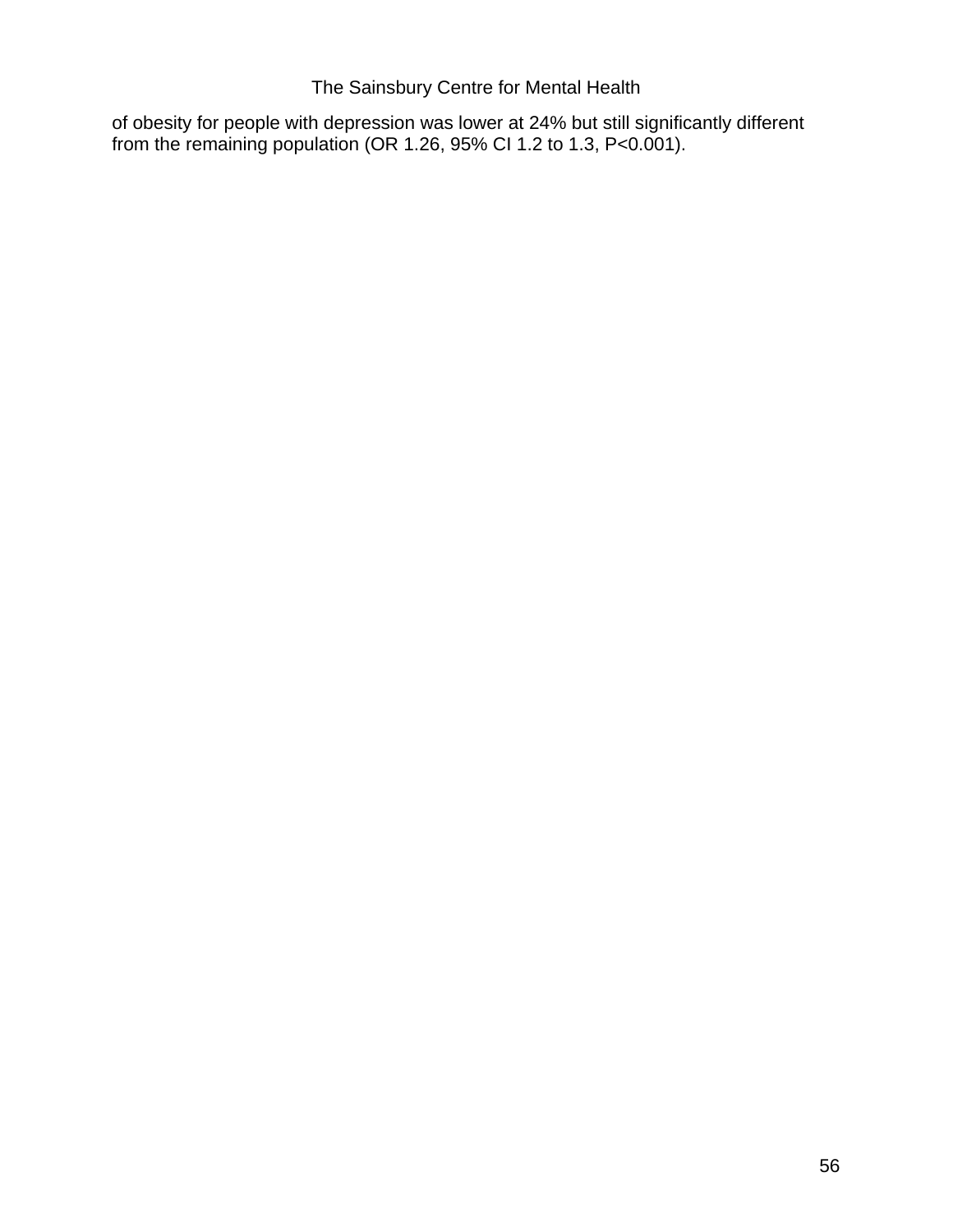of obesity for people with depression was lower at 24% but still significantly different from the remaining population (OR 1.26, 95% CI 1.2 to 1.3, $P<0.001$).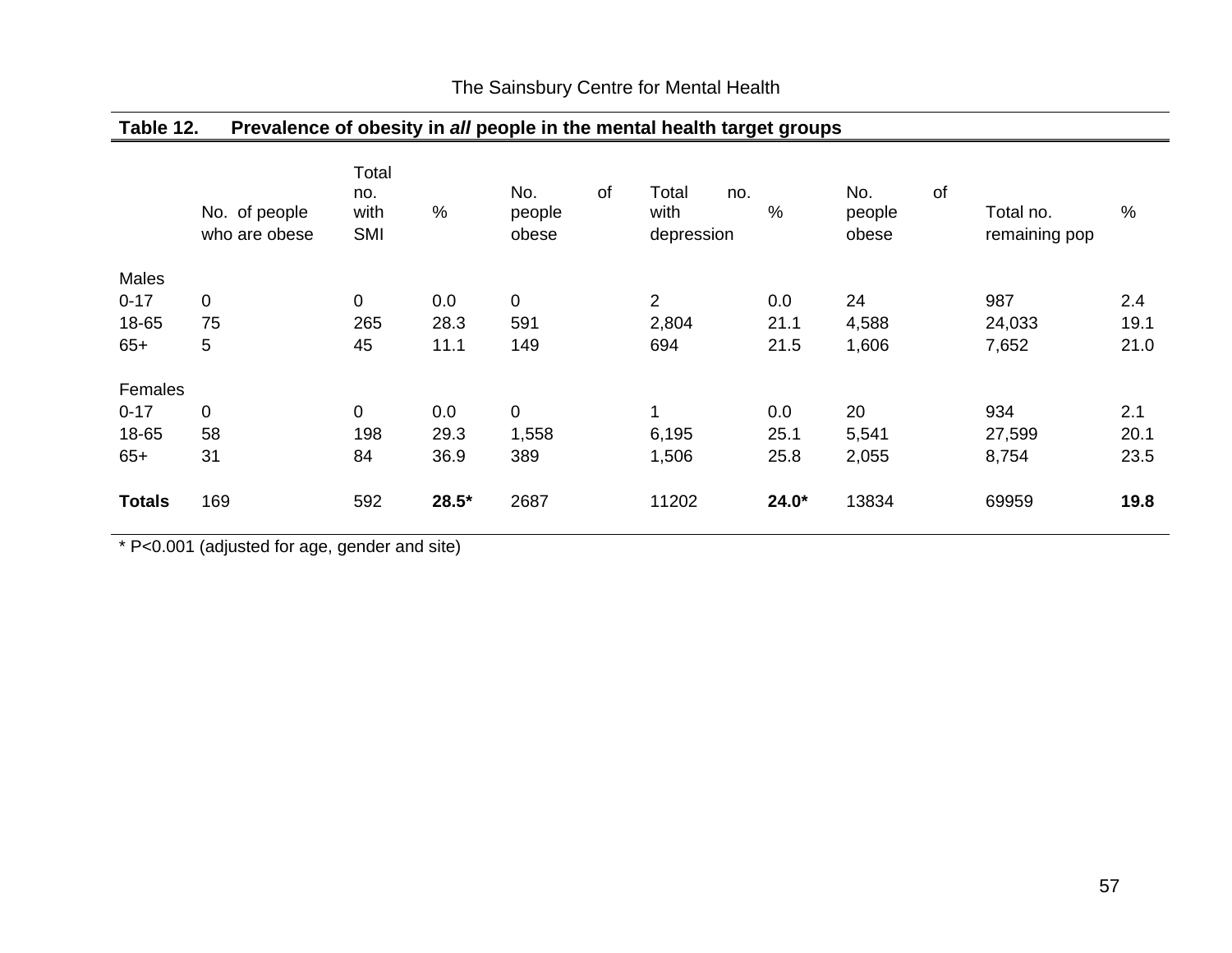**Table 12. Prevalence of obesity in *all* people in the mental health target groups**

| | No. of people who are obese | Total no. with SMI | % | No. of people obese | Total no. with depression | % | No. of people obese | Total no. remaining pop | % |
|---|---|---|---|---|---|---|---|---|---|
| Males | | | | | | | | | |
| 0-17 | 0 | 0 | 0.0 | 0 | 2 | 0.0 | 24 | 987 | 2.4 |
| 18-65 | 75 | 265 | 28.3 | 591 | 2,804 | 21.1 | 4,588 | 24,033 | 19.1 |
| 65+ | 5 | 45 | 11.1 | 149 | 694 | 21.5 | 1,606 | 7,652 | 21.0 |
| Females | | | | | | | | | |
| 0-17 | 0 | 0 | 0.0 | 0 | 1 | 0.0 | 20 | 934 | 2.1 |
| 18-65 | 58 | 198 | 29.3 | 1,558 | 6,195 | 25.1 | 5,541 | 27,599 | 20.1 |
| 65+ | 31 | 84 | 36.9 | 389 | 1,506 | 25.8 | 2,055 | 8,754 | 23.5 |
| **Totals** | 169 | 592 | **28.5*** | 2687 | 11202 | **24.0*** | 13834 | 69959 | **19.8** |

* P<0.001 (adjusted for age, gender and site)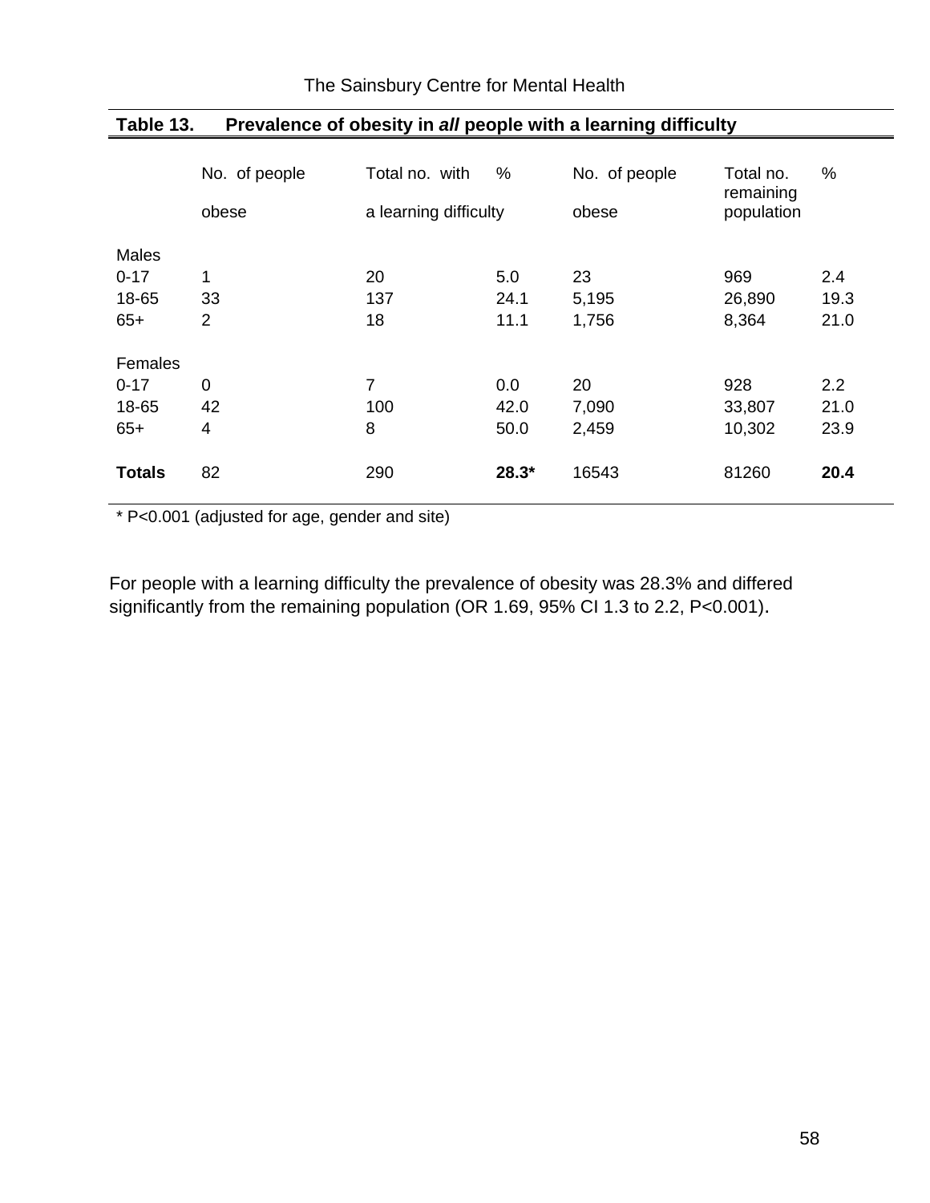**Table 13. Prevalence of obesity in *all* people with a learning difficulty**

| | No. of people obese | Total no. with a learning difficulty | % | No. of people obese | Total no. remaining population | % |
|---|---|---|---|---|---|---|
| Males | | | | | | |
| 0-17 | 1 | 20 | 5.0 | 23 | 969 | 2.4 |
| 18-65 | 33 | 137 | 24.1 | 5,195 | 26,890 | 19.3 |
| 65+ | 2 | 18 | 11.1 | 1,756 | 8,364 | 21.0 |
| Females | | | | | | |
| 0-17 | 0 | 7 | 0.0 | 20 | 928 | 2.2 |
| 18-65 | 42 | 100 | 42.0 | 7,090 | 33,807 | 21.0 |
| 65+ | 4 | 8 | 50.0 | 2,459 | 10,302 | 23.9 |
| **Totals** | 82 | 290 | **28.3*** | 16543 | 81260 | **20.4** |

* P<0.001 (adjusted for age, gender and site)

For people with a learning difficulty the prevalence of obesity was 28.3% and differed significantly from the remaining population (OR 1.69, 95% CI 1.3 to 2.2, P<0.001).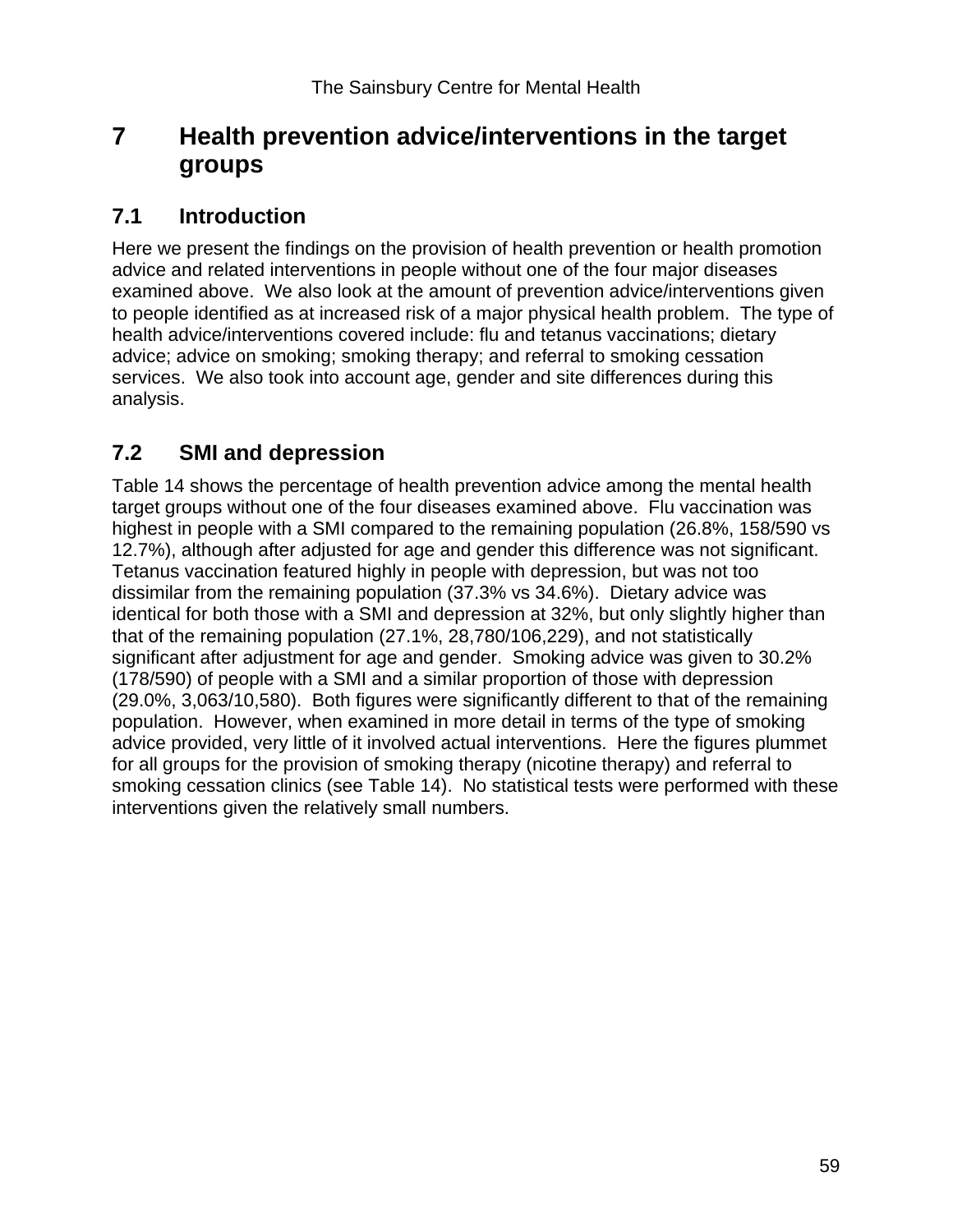# 7 Health prevention advice/interventions in the target groups

## 7.1 Introduction

Here we present the findings on the provision of health prevention or health promotion advice and related interventions in people without one of the four major diseases examined above. We also look at the amount of prevention advice/interventions given to people identified as at increased risk of a major physical health problem. The type of health advice/interventions covered include: flu and tetanus vaccinations; dietary advice; advice on smoking; smoking therapy; and referral to smoking cessation services. We also took into account age, gender and site differences during this analysis.

## 7.2 SMI and depression

Table 14 shows the percentage of health prevention advice among the mental health target groups without one of the four diseases examined above. Flu vaccination was highest in people with a SMI compared to the remaining population (26.8%, 158/590 vs 12.7%), although after adjusted for age and gender this difference was not significant. Tetanus vaccination featured highly in people with depression, but was not too dissimilar from the remaining population (37.3% vs 34.6%). Dietary advice was identical for both those with a SMI and depression at 32%, but only slightly higher than that of the remaining population (27.1%, 28,780/106,229), and not statistically significant after adjustment for age and gender. Smoking advice was given to 30.2% (178/590) of people with a SMI and a similar proportion of those with depression (29.0%, 3,063/10,580). Both figures were significantly different to that of the remaining population. However, when examined in more detail in terms of the type of smoking advice provided, very little of it involved actual interventions. Here the figures plummet for all groups for the provision of smoking therapy (nicotine therapy) and referral to smoking cessation clinics (see Table 14). No statistical tests were performed with these interventions given the relatively small numbers.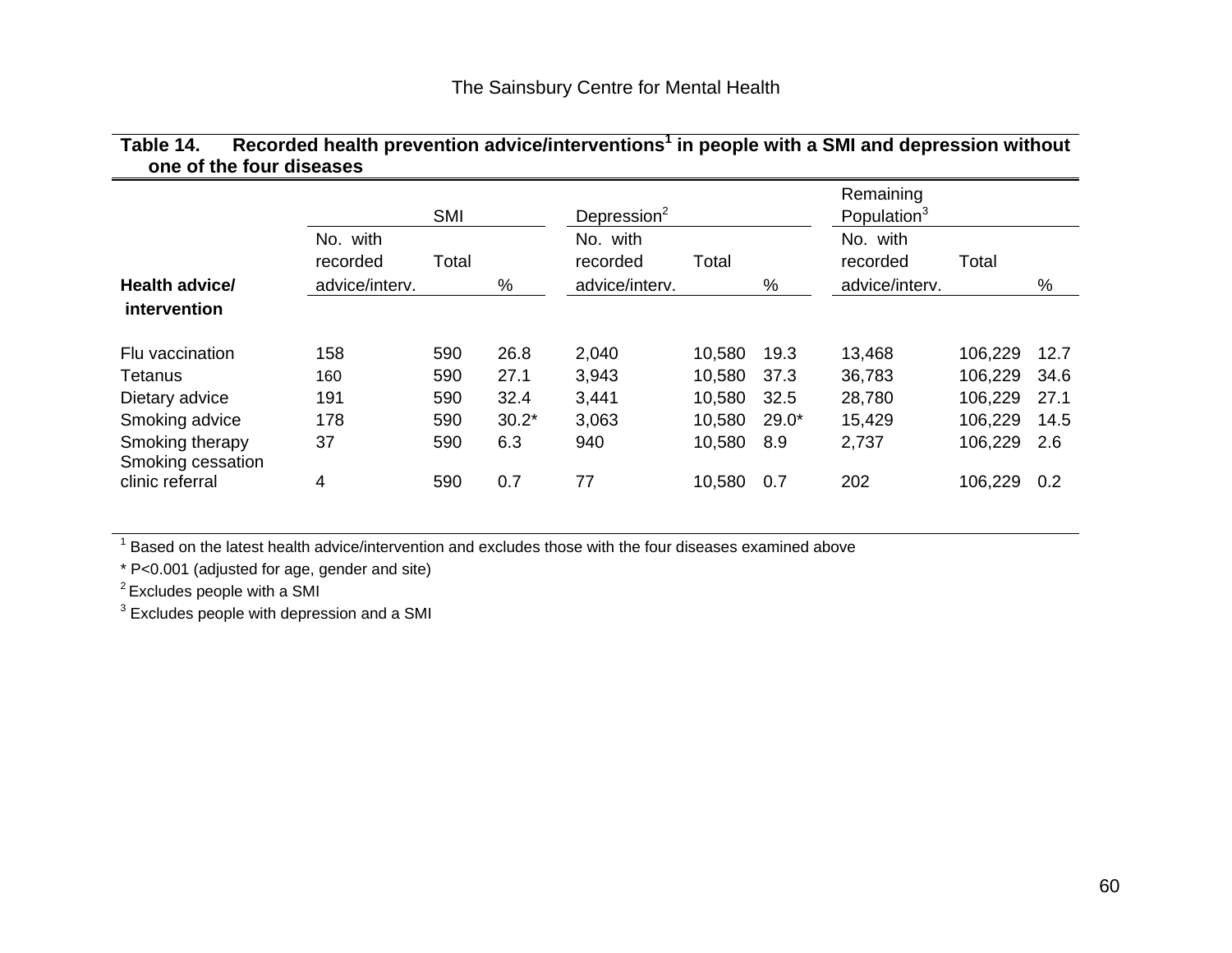**Table 14. Recorded health prevention advice/interventions[1] in people with a SMI and depression without one of the four diseases**

| | SMI | | | Depression[2] | | | Remaining Population[3] | | |
|---|---|---|---|---|---|---|---|---|---|
| **Health advice/ intervention** | No. with recorded advice/interv. | Total | % | No. with recorded advice/interv. | Total | % | No. with recorded advice/interv. | Total | % |
| Flu vaccination | 158 | 590 | 26.8 | 2,040 | 10,580 | 19.3 | 13,468 | 106,229 | 12.7 |
| Tetanus | 160 | 590 | 27.1 | 3,943 | 10,580 | 37.3 | 36,783 | 106,229 | 34.6 |
| Dietary advice | 191 | 590 | 32.4 | 3,441 | 10,580 | 32.5 | 28,780 | 106,229 | 27.1 |
| Smoking advice | 178 | 590 | 30.2* | 3,063 | 10,580 | 29.0* | 15,429 | 106,229 | 14.5 |
| Smoking therapy | 37 | 590 | 6.3 | 940 | 10,580 | 8.9 | 2,737 | 106,229 | 2.6 |
| Smoking cessation clinic referral | 4 | 590 | 0.7 | 77 | 10,580 | 0.7 | 202 | 106,229 | 0.2 |

[1] Based on the latest health advice/intervention and excludes those with the four diseases examined above

* P<0.001 (adjusted for age, gender and site)

[2] Excludes people with a SMI

[3] Excludes people with depression and a SMI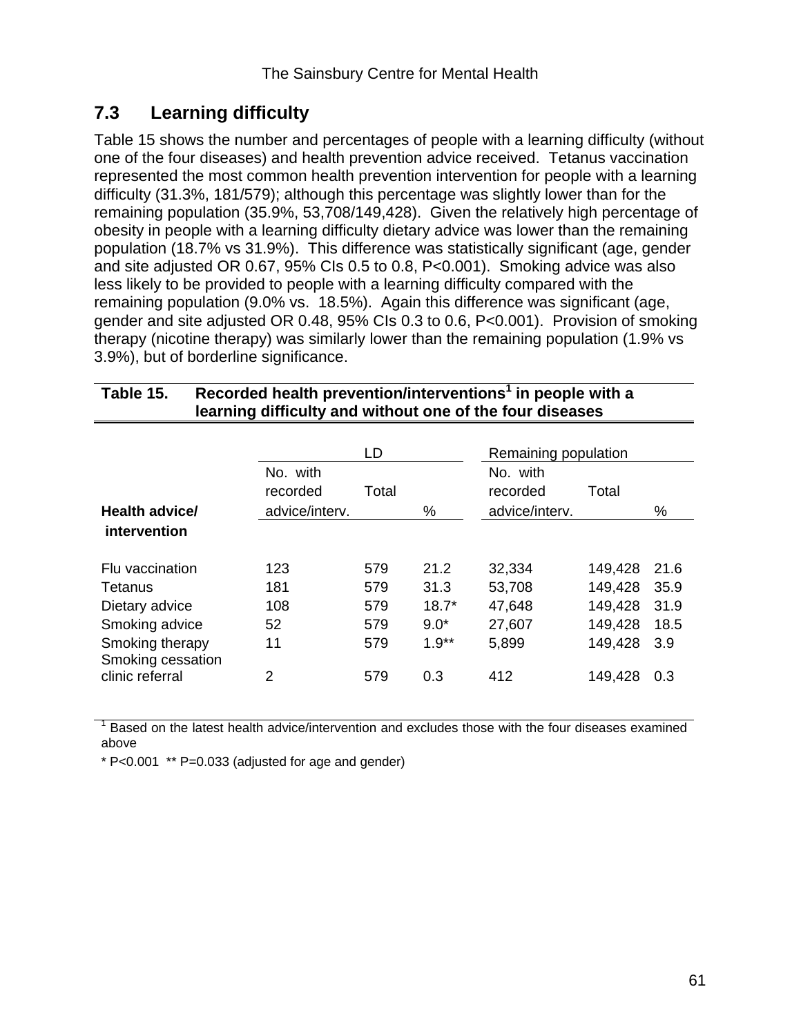## 7.3 Learning difficulty

Table 15 shows the number and percentages of people with a learning difficulty (without one of the four diseases) and health prevention advice received. Tetanus vaccination represented the most common health prevention intervention for people with a learning difficulty (31.3%, 181/579); although this percentage was slightly lower than for the remaining population (35.9%, 53,708/149,428). Given the relatively high percentage of obesity in people with a learning difficulty dietary advice was lower than the remaining population (18.7% vs 31.9%). This difference was statistically significant (age, gender and site adjusted OR 0.67, 95% CIs 0.5 to 0.8, P<0.001). Smoking advice was also less likely to be provided to people with a learning difficulty compared with the remaining population (9.0% vs. 18.5%). Again this difference was significant (age, gender and site adjusted OR 0.48, 95% CIs 0.3 to 0.6, P<0.001). Provision of smoking therapy (nicotine therapy) was similarly lower than the remaining population (1.9% vs 3.9%), but of borderline significance.

**Table 15. Recorded health prevention/interventions[1] in people with a learning difficulty and without one of the four diseases**

| | LD | | | Remaining population | | |
|---|---|---|---|---|---|---|
| **Health advice/ intervention** | No. with recorded advice/interv. | Total | % | No. with recorded advice/interv. | Total | % |
| Flu vaccination | 123 | 579 | 21.2 | 32,334 | 149,428 | 21.6 |
| Tetanus | 181 | 579 | 31.3 | 53,708 | 149,428 | 35.9 |
| Dietary advice | 108 | 579 | 18.7* | 47,648 | 149,428 | 31.9 |
| Smoking advice | 52 | 579 | 9.0* | 27,607 | 149,428 | 18.5 |
| Smoking therapy | 11 | 579 | 1.9** | 5,899 | 149,428 | 3.9 |
| Smoking cessation clinic referral | 2 | 579 | 0.3 | 412 | 149,428 | 0.3 |

[1] Based on the latest health advice/intervention and excludes those with the four diseases examined above

* P<0.001 ** P=0.033 (adjusted for age and gender)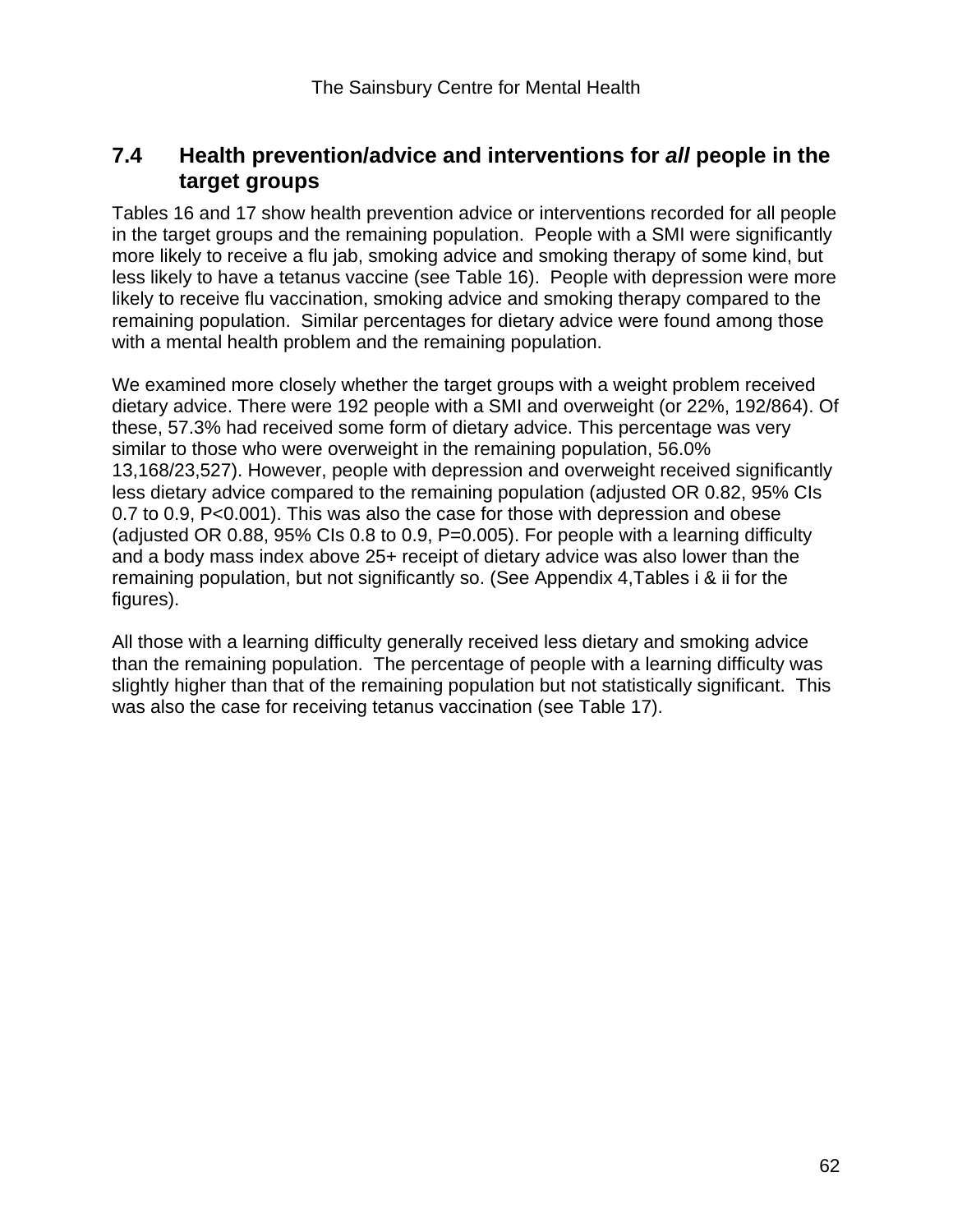## 7.4 Health prevention/advice and interventions for *all* people in the target groups

Tables 16 and 17 show health prevention advice or interventions recorded for all people in the target groups and the remaining population. People with a SMI were significantly more likely to receive a flu jab, smoking advice and smoking therapy of some kind, but less likely to have a tetanus vaccine (see Table 16). People with depression were more likely to receive flu vaccination, smoking advice and smoking therapy compared to the remaining population. Similar percentages for dietary advice were found among those with a mental health problem and the remaining population.

We examined more closely whether the target groups with a weight problem received dietary advice. There were 192 people with a SMI and overweight (or 22%, 192/864). Of these, 57.3% had received some form of dietary advice. This percentage was very similar to those who were overweight in the remaining population, 56.0% 13,168/23,527). However, people with depression and overweight received significantly less dietary advice compared to the remaining population (adjusted OR 0.82, 95% CIs 0.7 to 0.9, P<0.001). This was also the case for those with depression and obese (adjusted OR 0.88, 95% CIs 0.8 to 0.9, P=0.005). For people with a learning difficulty and a body mass index above 25+ receipt of dietary advice was also lower than the remaining population, but not significantly so. (See Appendix 4,Tables i & ii for the figures).

All those with a learning difficulty generally received less dietary and smoking advice than the remaining population. The percentage of people with a learning difficulty was slightly higher than that of the remaining population but not statistically significant. This was also the case for receiving tetanus vaccination (see Table 17).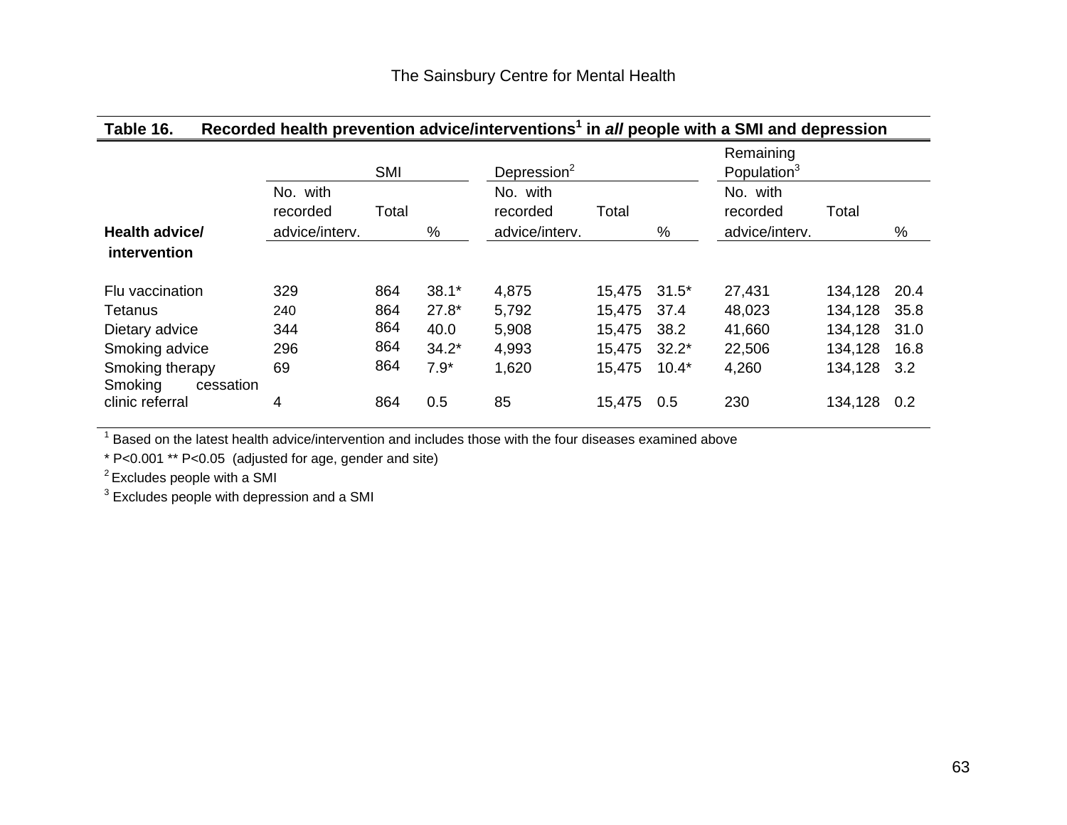**Table 16. Recorded health prevention advice/interventions[1] in *all* people with a SMI and depression**

| Health advice/ intervention | SMI | | | Depression[2] | | | Remaining Population[3] | | |
|---|---|---|---|---|---|---|---|---|---|
| | No. with recorded advice/interv. | Total | % | No. with recorded advice/interv. | Total | % | No. with recorded advice/interv. | Total | % |
| Flu vaccination | 329 | 864 | 38.1* | 4,875 | 15,475 | 31.5* | 27,431 | 134,128 | 20.4 |
| Tetanus | 240 | 864 | 27.8* | 5,792 | 15,475 | 37.4 | 48,023 | 134,128 | 35.8 |
| Dietary advice | 344 | 864 | 40.0 | 5,908 | 15,475 | 38.2 | 41,660 | 134,128 | 31.0 |
| Smoking advice | 296 | 864 | 34.2* | 4,993 | 15,475 | 32.2* | 22,506 | 134,128 | 16.8 |
| Smoking therapy | 69 | 864 | 7.9* | 1,620 | 15,475 | 10.4* | 4,260 | 134,128 | 3.2 |
| Smoking cessation clinic referral | 4 | 864 | 0.5 | 85 | 15,475 | 0.5 | 230 | 134,128 | 0.2 |

[1] Based on the latest health advice/intervention and includes those with the four diseases examined above

* P<0.001 ** P<0.05 (adjusted for age, gender and site)

[2] Excludes people with a SMI

[3] Excludes people with depression and a SMI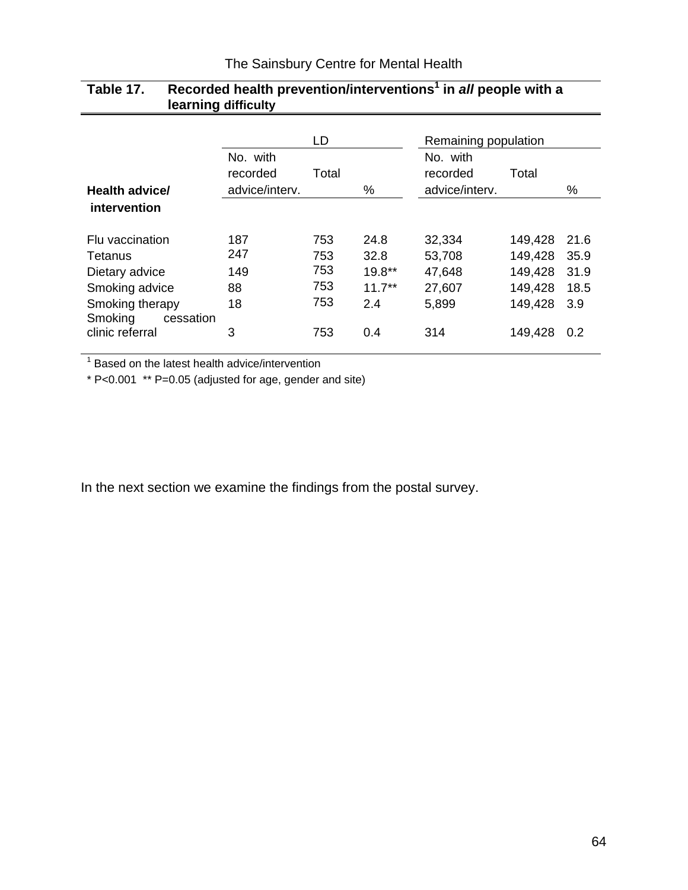**Table 17. Recorded health prevention/interventions[1] in *all* people with a learning difficulty**

| Health advice/ intervention | LD | | | Remaining population | | |
|---|---|---|---|---|---|---|
| | No. with recorded advice/interv. | Total | % | No. with recorded advice/interv. | Total | % |
| Flu vaccination | 187 | 753 | 24.8 | 32,334 | 149,428 | 21.6 |
| Tetanus | 247 | 753 | 32.8 | 53,708 | 149,428 | 35.9 |
| Dietary advice | 149 | 753 | 19.8** | 47,648 | 149,428 | 31.9 |
| Smoking advice | 88 | 753 | 11.7** | 27,607 | 149,428 | 18.5 |
| Smoking therapy | 18 | 753 | 2.4 | 5,899 | 149,428 | 3.9 |
| Smoking cessation clinic referral | 3 | 753 | 0.4 | 314 | 149,428 | 0.2 |

[1] Based on the latest health advice/intervention

* P<0.001 ** P=0.05 (adjusted for age, gender and site)

In the next section we examine the findings from the postal survey.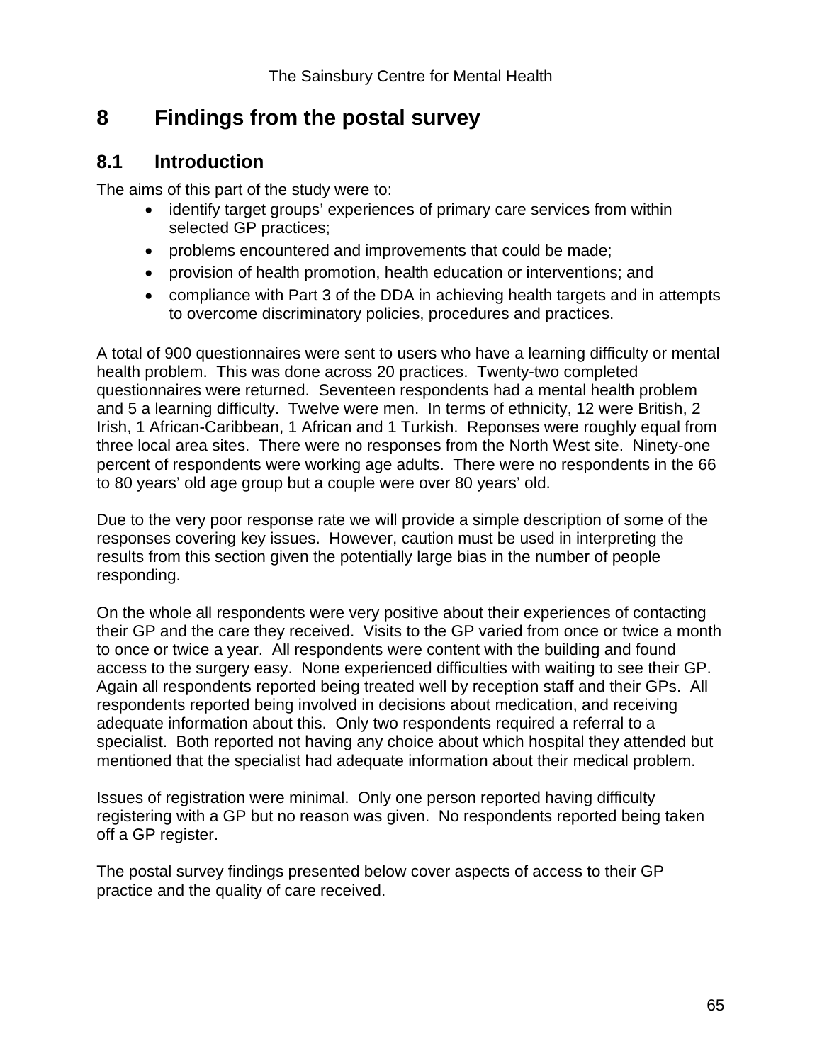# 8 Findings from the postal survey

## 8.1 Introduction

The aims of this part of the study were to:

- identify target groups' experiences of primary care services from within selected GP practices;
- problems encountered and improvements that could be made;
- provision of health promotion, health education or interventions; and
- compliance with Part 3 of the DDA in achieving health targets and in attempts to overcome discriminatory policies, procedures and practices.

A total of 900 questionnaires were sent to users who have a learning difficulty or mental health problem. This was done across 20 practices. Twenty-two completed questionnaires were returned. Seventeen respondents had a mental health problem and 5 a learning difficulty. Twelve were men. In terms of ethnicity, 12 were British, 2 Irish, 1 African-Caribbean, 1 African and 1 Turkish. Reponses were roughly equal from three local area sites. There were no responses from the North West site. Ninety-one percent of respondents were working age adults. There were no respondents in the 66 to 80 years' old age group but a couple were over 80 years' old.

Due to the very poor response rate we will provide a simple description of some of the responses covering key issues. However, caution must be used in interpreting the results from this section given the potentially large bias in the number of people responding.

On the whole all respondents were very positive about their experiences of contacting their GP and the care they received. Visits to the GP varied from once or twice a month to once or twice a year. All respondents were content with the building and found access to the surgery easy. None experienced difficulties with waiting to see their GP. Again all respondents reported being treated well by reception staff and their GPs. All respondents reported being involved in decisions about medication, and receiving adequate information about this. Only two respondents required a referral to a specialist. Both reported not having any choice about which hospital they attended but mentioned that the specialist had adequate information about their medical problem.

Issues of registration were minimal. Only one person reported having difficulty registering with a GP but no reason was given. No respondents reported being taken off a GP register.

The postal survey findings presented below cover aspects of access to their GP practice and the quality of care received.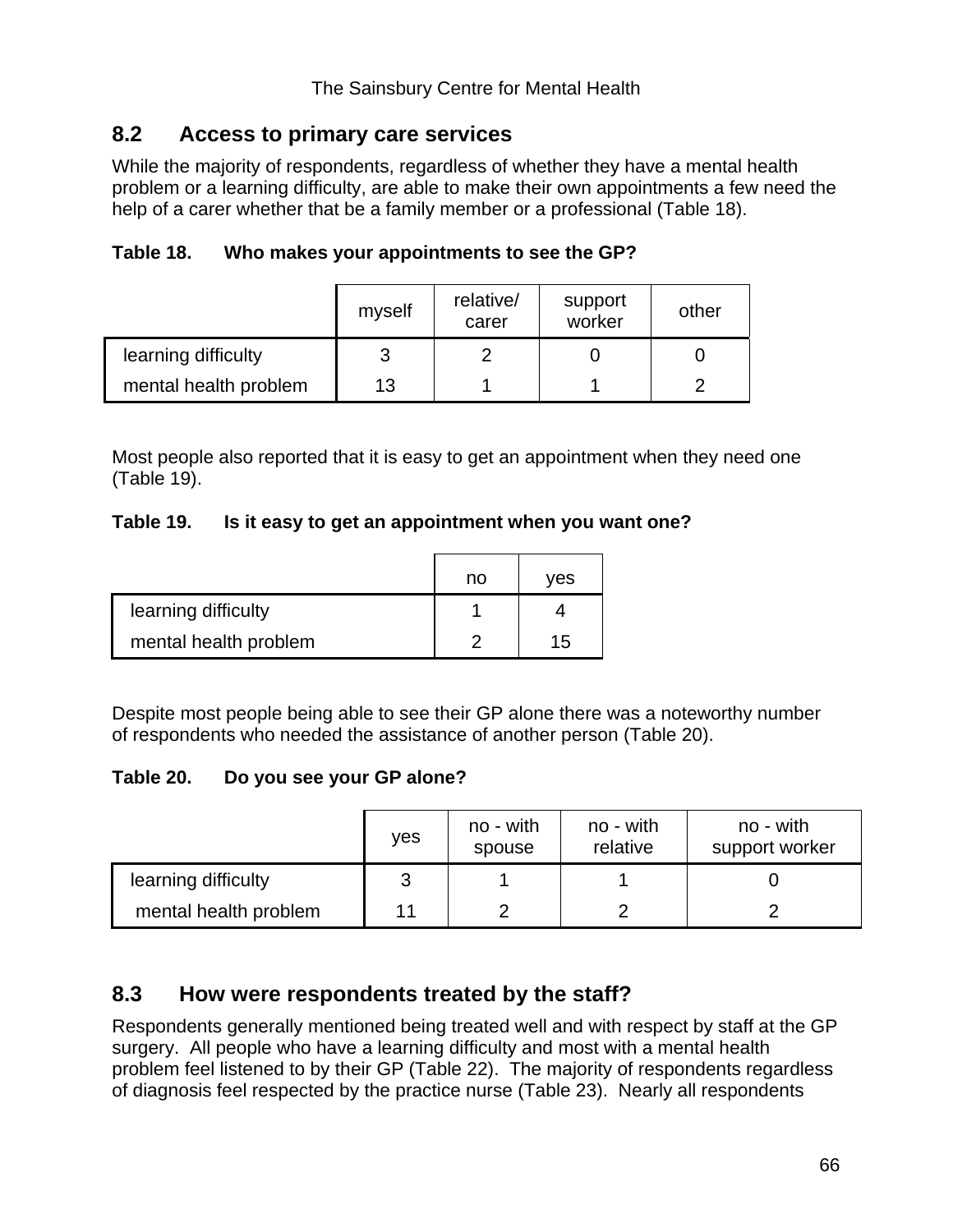## 8.2 Access to primary care services

While the majority of respondents, regardless of whether they have a mental health problem or a learning difficulty, are able to make their own appointments a few need the help of a carer whether that be a family member or a professional (Table 18).

**Table 18. Who makes your appointments to see the GP?**

| | myself | relative/ carer | support worker | other |
|---|---|---|---|---|
| learning difficulty | 3 | 2 | 0 | 0 |
| mental health problem | 13 | 1 | 1 | 2 |

Most people also reported that it is easy to get an appointment when they need one (Table 19).

**Table 19. Is it easy to get an appointment when you want one?**

| | no | yes |
|---|---|---|
| learning difficulty | 1 | 4 |
| mental health problem | 2 | 15 |

Despite most people being able to see their GP alone there was a noteworthy number of respondents who needed the assistance of another person (Table 20).

**Table 20. Do you see your GP alone?**

| | yes | no - with spouse | no - with relative | no - with support worker |
|---|---|---|---|---|
| learning difficulty | 3 | 1 | 1 | 0 |
| mental health problem | 11 | 2 | 2 | 2 |

## 8.3 How were respondents treated by the staff?

Respondents generally mentioned being treated well and with respect by staff at the GP surgery. All people who have a learning difficulty and most with a mental health problem feel listened to by their GP (Table 22). The majority of respondents regardless of diagnosis feel respected by the practice nurse (Table 23). Nearly all respondents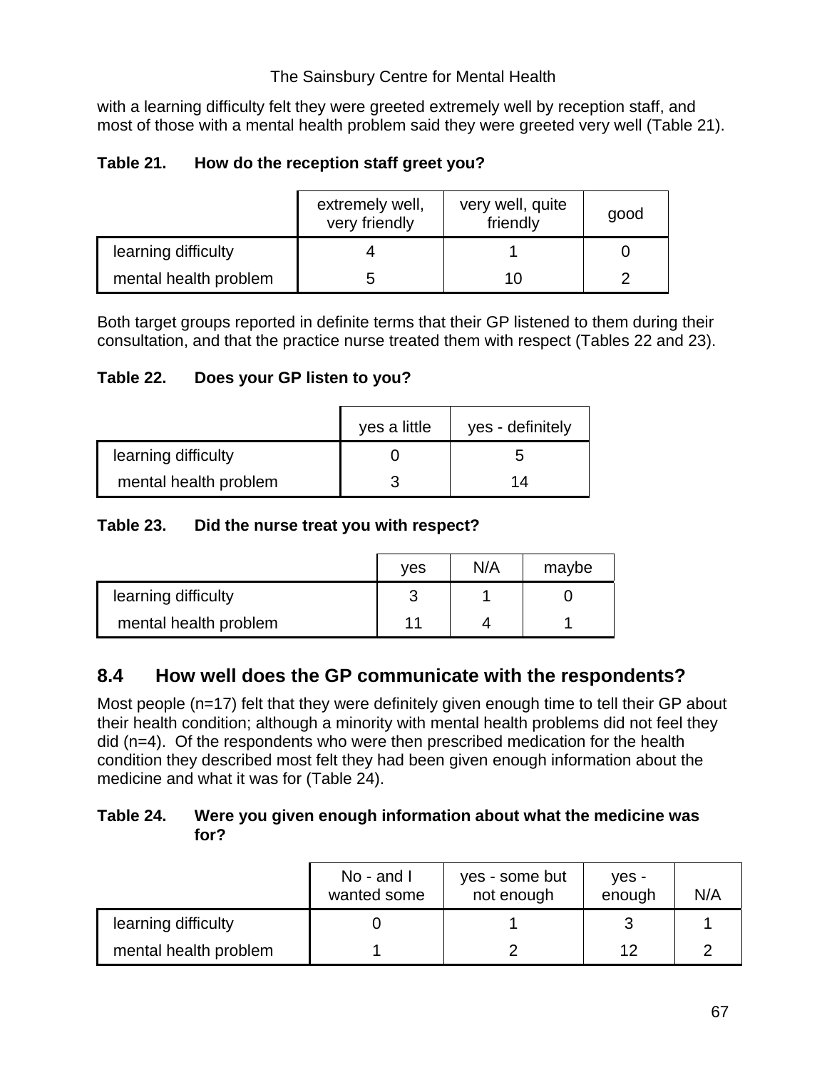with a learning difficulty felt they were greeted extremely well by reception staff, and most of those with a mental health problem said they were greeted very well (Table 21).

**Table 21. How do the reception staff greet you?**

| | extremely well, very friendly | very well, quite friendly | good |
|---|---|---|---|
| learning difficulty | 4 | 1 | 0 |
| mental health problem | 5 | 10 | 2 |

Both target groups reported in definite terms that their GP listened to them during their consultation, and that the practice nurse treated them with respect (Tables 22 and 23).

**Table 22. Does your GP listen to you?**

| | yes a little | yes - definitely |
|---|---|---|
| learning difficulty | 0 | 5 |
| mental health problem | 3 | 14 |

**Table 23. Did the nurse treat you with respect?**

| | yes | N/A | maybe |
|---|---|---|---|
| learning difficulty | 3 | 1 | 0 |
| mental health problem | 11 | 4 | 1 |

## 8.4 How well does the GP communicate with the respondents?

Most people (n=17) felt that they were definitely given enough time to tell their GP about their health condition; although a minority with mental health problems did not feel they did (n=4). Of the respondents who were then prescribed medication for the health condition they described most felt they had been given enough information about the medicine and what it was for (Table 24).

**Table 24. Were you given enough information about what the medicine was for?**

| | No - and I wanted some | yes - some but not enough | yes - enough | N/A |
|---|---|---|---|---|
| learning difficulty | 0 | 1 | 3 | 1 |
| mental health problem | 1 | 2 | 12 | 2 |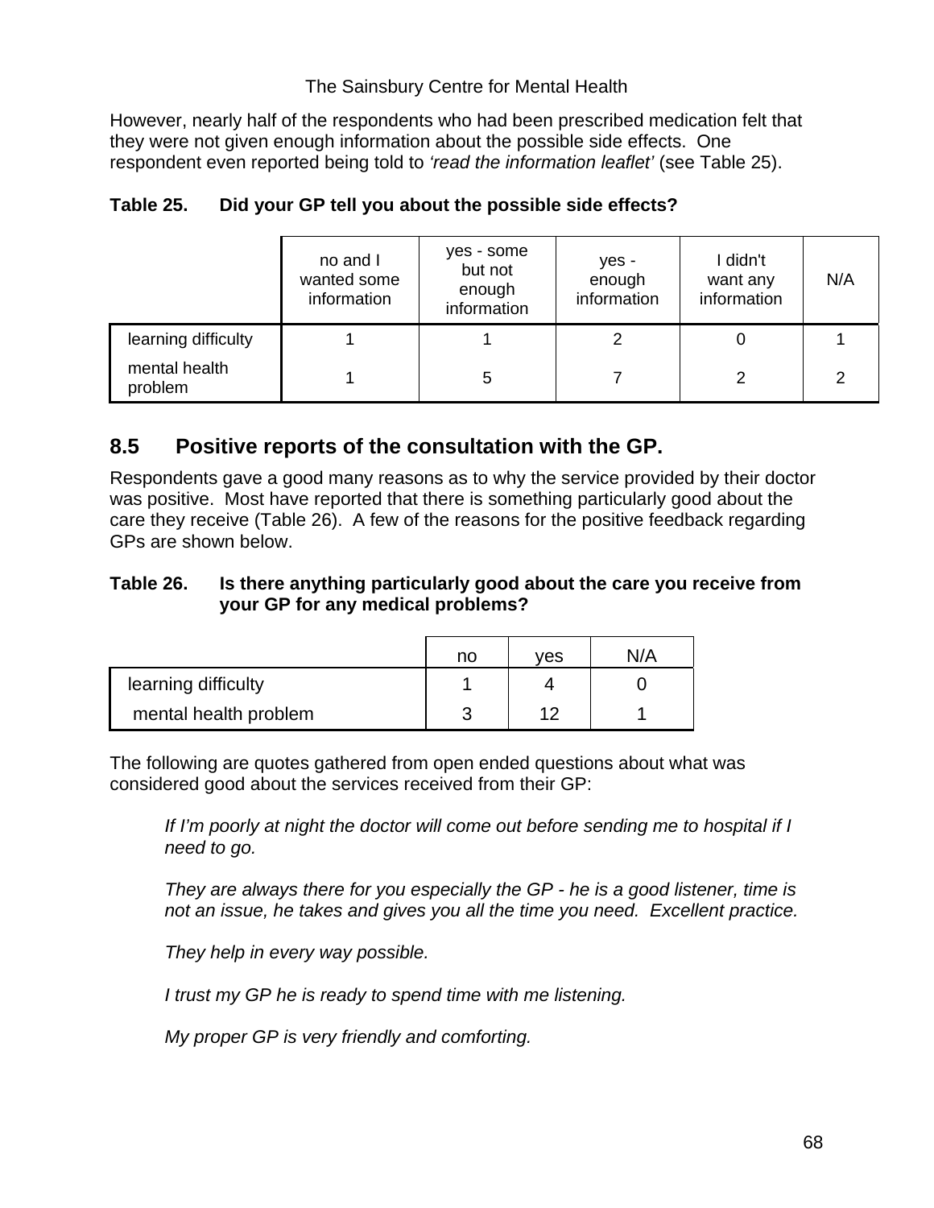However, nearly half of the respondents who had been prescribed medication felt that they were not given enough information about the possible side effects. One respondent even reported being told to *'read the information leaflet'* (see Table 25).

**Table 25. Did your GP tell you about the possible side effects?**

| | no and I wanted some information | yes - some but not enough information | yes - enough information | I didn't want any information | N/A |
|---|---|---|---|---|---|
| learning difficulty | 1 | 1 | 2 | 0 | 1 |
| mental health problem | 1 | 5 | 7 | 2 | 2 |

## 8.5 Positive reports of the consultation with the GP.

Respondents gave a good many reasons as to why the service provided by their doctor was positive. Most have reported that there is something particularly good about the care they receive (Table 26). A few of the reasons for the positive feedback regarding GPs are shown below.

**Table 26. Is there anything particularly good about the care you receive from your GP for any medical problems?**

| | no | yes | N/A |
|---|---|---|---|
| learning difficulty | 1 | 4 | 0 |
| mental health problem | 3 | 12 | 1 |

The following are quotes gathered from open ended questions about what was considered good about the services received from their GP:

> *If I'm poorly at night the doctor will come out before sending me to hospital if I need to go.*
>
> *They are always there for you especially the GP - he is a good listener, time is not an issue, he takes and gives you all the time you need. Excellent practice.*
>
> *They help in every way possible.*
>
> *I trust my GP he is ready to spend time with me listening.*
>
> *My proper GP is very friendly and comforting.*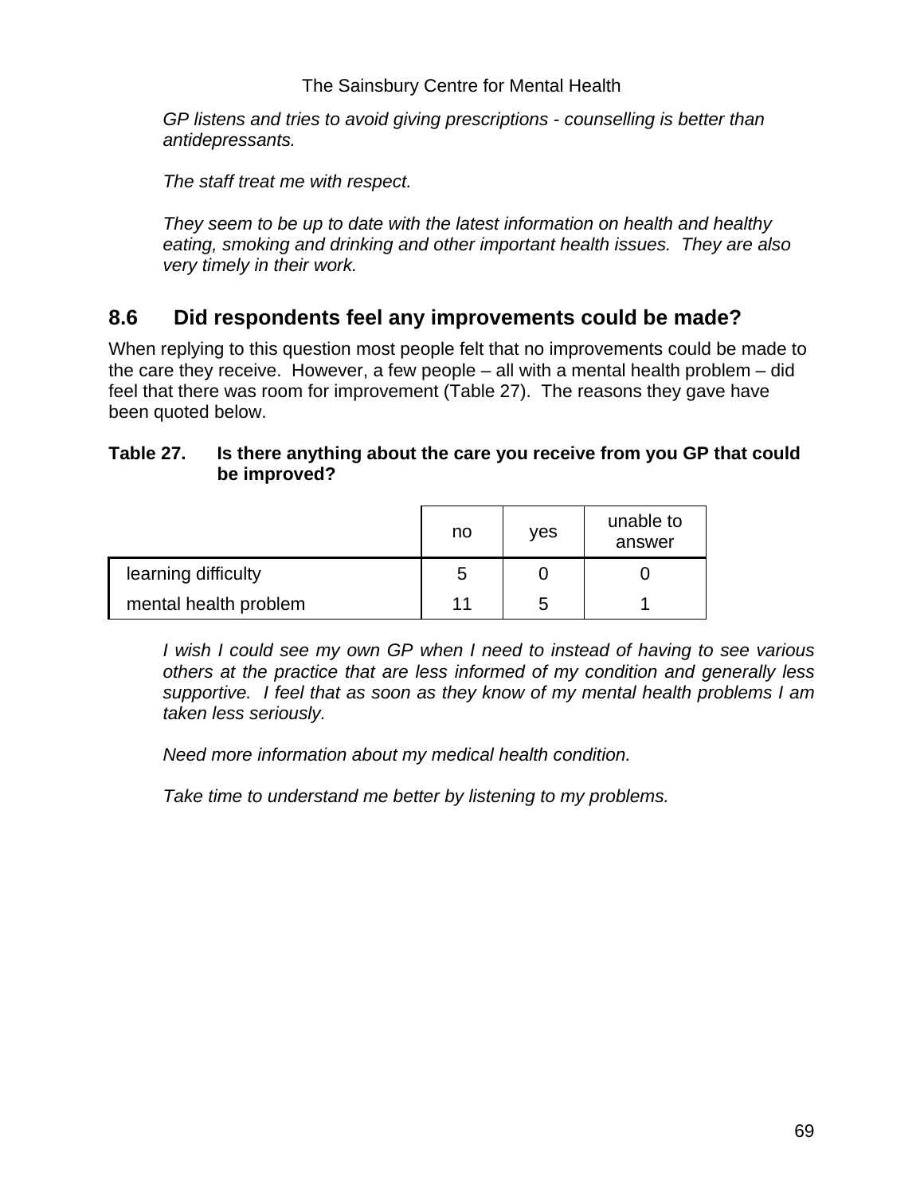*GP listens and tries to avoid giving prescriptions - counselling is better than antidepressants.*

*The staff treat me with respect.*

*They seem to be up to date with the latest information on health and healthy eating, smoking and drinking and other important health issues. They are also very timely in their work.*

## 8.6 Did respondents feel any improvements could be made?

When replying to this question most people felt that no improvements could be made to the care they receive. However, a few people – all with a mental health problem – did feel that there was room for improvement (Table 27). The reasons they gave have been quoted below.

**Table 27. Is there anything about the care you receive from you GP that could be improved?**

| | no | yes | unable to answer |
|---|---|---|---|
| learning difficulty | 5 | 0 | 0 |
| mental health problem | 11 | 5 | 1 |

*I wish I could see my own GP when I need to instead of having to see various others at the practice that are less informed of my condition and generally less supportive. I feel that as soon as they know of my mental health problems I am taken less seriously.*

*Need more information about my medical health condition.*

*Take time to understand me better by listening to my problems.*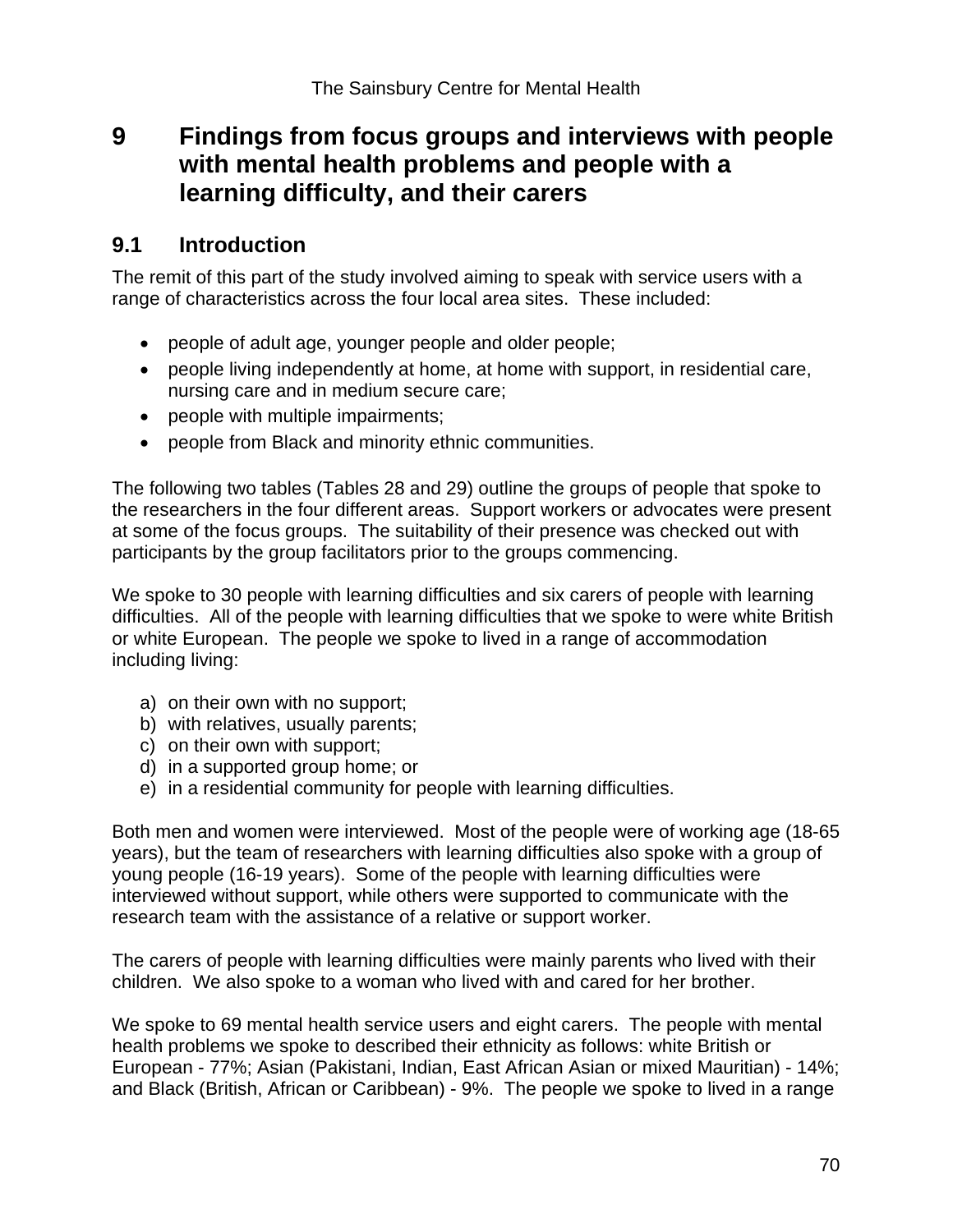# 9 Findings from focus groups and interviews with people with mental health problems and people with a learning difficulty, and their carers

## 9.1 Introduction

The remit of this part of the study involved aiming to speak with service users with a range of characteristics across the four local area sites. These included:

- people of adult age, younger people and older people;
- people living independently at home, at home with support, in residential care, nursing care and in medium secure care;
- people with multiple impairments;
- people from Black and minority ethnic communities.

The following two tables (Tables 28 and 29) outline the groups of people that spoke to the researchers in the four different areas. Support workers or advocates were present at some of the focus groups. The suitability of their presence was checked out with participants by the group facilitators prior to the groups commencing.

We spoke to 30 people with learning difficulties and six carers of people with learning difficulties. All of the people with learning difficulties that we spoke to were white British or white European. The people we spoke to lived in a range of accommodation including living:

a) on their own with no support;
b) with relatives, usually parents;
c) on their own with support;
d) in a supported group home; or
e) in a residential community for people with learning difficulties.

Both men and women were interviewed. Most of the people were of working age (18-65 years), but the team of researchers with learning difficulties also spoke with a group of young people (16-19 years). Some of the people with learning difficulties were interviewed without support, while others were supported to communicate with the research team with the assistance of a relative or support worker.

The carers of people with learning difficulties were mainly parents who lived with their children. We also spoke to a woman who lived with and cared for her brother.

We spoke to 69 mental health service users and eight carers. The people with mental health problems we spoke to described their ethnicity as follows: white British or European - 77%; Asian (Pakistani, Indian, East African Asian or mixed Mauritian) - 14%; and Black (British, African or Caribbean) - 9%. The people we spoke to lived in a range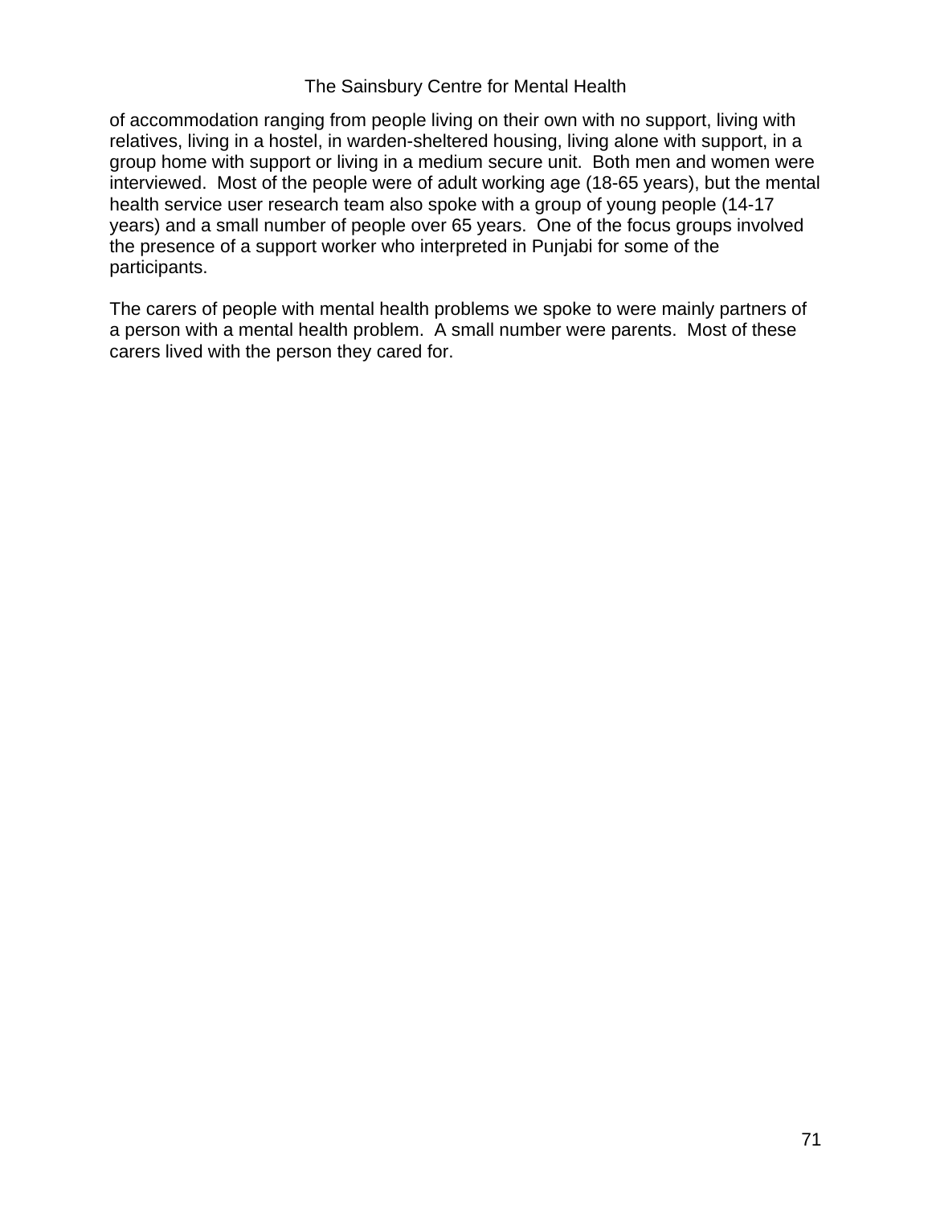of accommodation ranging from people living on their own with no support, living with relatives, living in a hostel, in warden-sheltered housing, living alone with support, in a group home with support or living in a medium secure unit. Both men and women were interviewed. Most of the people were of adult working age (18-65 years), but the mental health service user research team also spoke with a group of young people (14-17 years) and a small number of people over 65 years. One of the focus groups involved the presence of a support worker who interpreted in Punjabi for some of the participants.

The carers of people with mental health problems we spoke to were mainly partners of a person with a mental health problem. A small number were parents. Most of these carers lived with the person they cared for.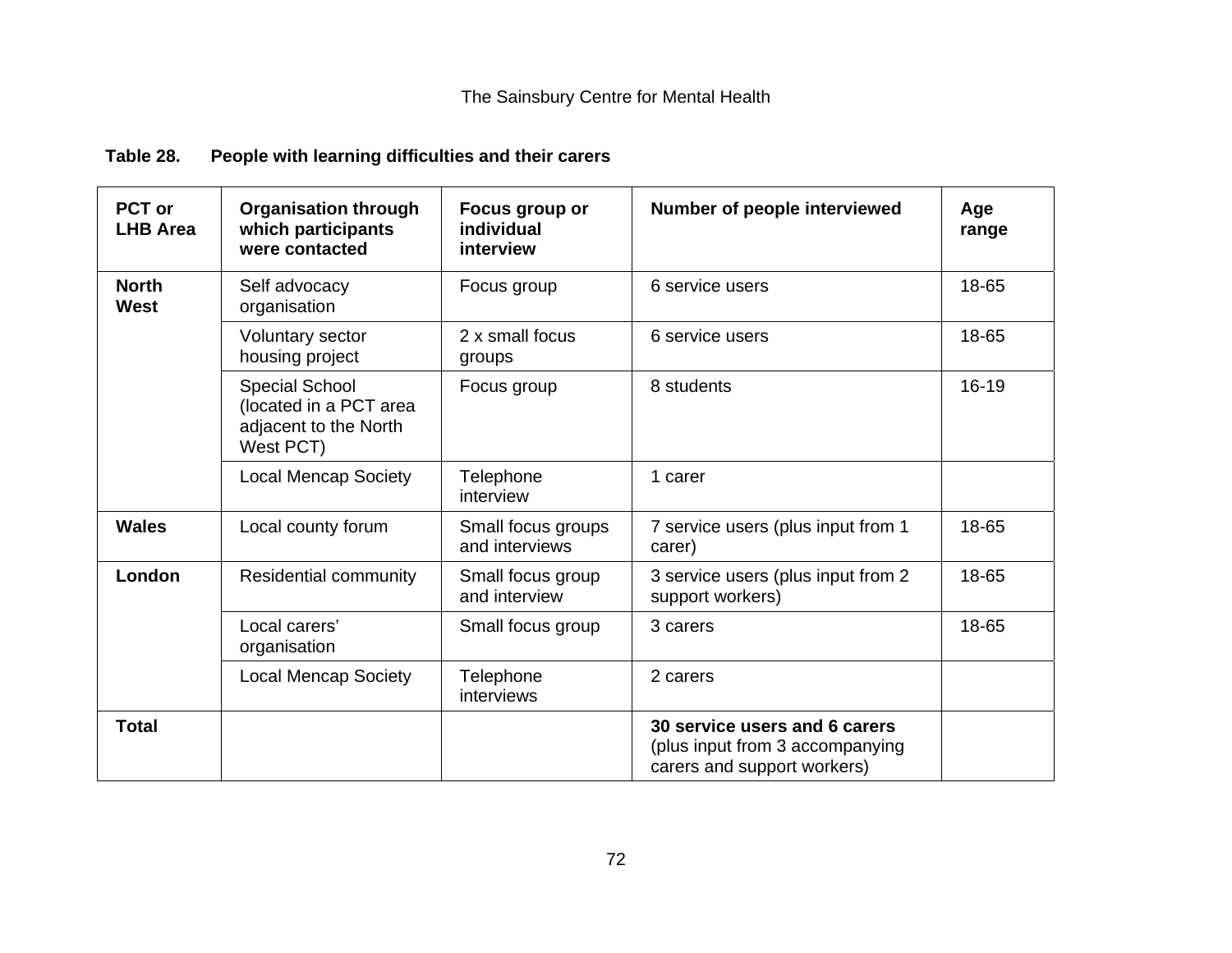**Table 28. People with learning difficulties and their carers**

| PCT or LHB Area | Organisation through which participants were contacted | Focus group or individual interview | Number of people interviewed | Age range |
|---|---|---|---|---|
| **North West** | Self advocacy organisation | Focus group | 6 service users | 18-65 |
| | Voluntary sector housing project | 2 x small focus groups | 6 service users | 18-65 |
| | Special School (located in a PCT area adjacent to the North West PCT) | Focus group | 8 students | 16-19 |
| | Local Mencap Society | Telephone interview | 1 carer | |
| **Wales** | Local county forum | Small focus groups and interviews | 7 service users (plus input from 1 carer) | 18-65 |
| **London** | Residential community | Small focus group and interview | 3 service users (plus input from 2 support workers) | 18-65 |
| | Local carers' organisation | Small focus group | 3 carers | 18-65 |
| | Local Mencap Society | Telephone interviews | 2 carers | |
| **Total** | | | **30 service users and 6 carers** (plus input from 3 accompanying carers and support workers) | |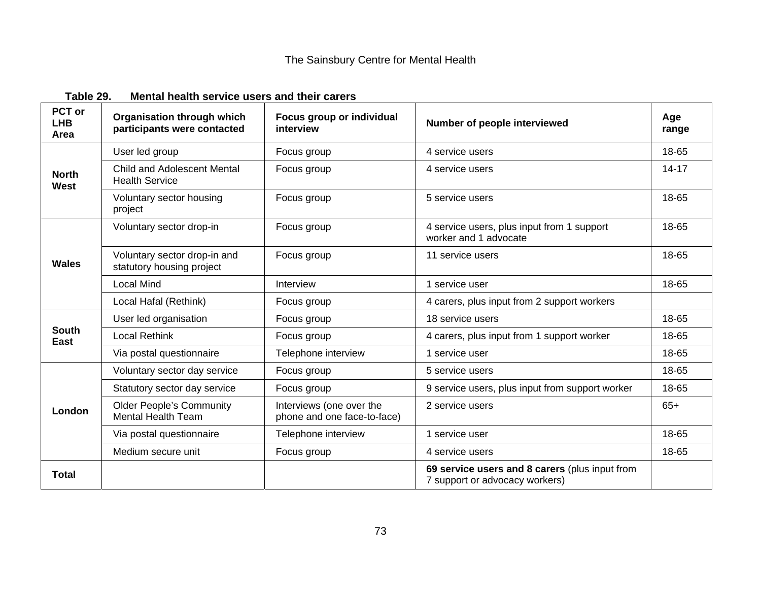**Table 29. Mental health service users and their carers**

| PCT or LHB Area | Organisation through which participants were contacted | Focus group or individual interview | Number of people interviewed | Age range |
|---|---|---|---|---|
| North West | User led group | Focus group | 4 service users | 18-65 |
| | Child and Adolescent Mental Health Service | Focus group | 4 service users | 14-17 |
| | Voluntary sector housing project | Focus group | 5 service users | 18-65 |
| Wales | Voluntary sector drop-in | Focus group | 4 service users, plus input from 1 support worker and 1 advocate | 18-65 |
| | Voluntary sector drop-in and statutory housing project | Focus group | 11 service users | 18-65 |
| | Local Mind | Interview | 1 service user | 18-65 |
| | Local Hafal (Rethink) | Focus group | 4 carers, plus input from 2 support workers | |
| South East | User led organisation | Focus group | 18 service users | 18-65 |
| | Local Rethink | Focus group | 4 carers, plus input from 1 support worker | 18-65 |
| | Via postal questionnaire | Telephone interview | 1 service user | 18-65 |
| London | Voluntary sector day service | Focus group | 5 service users | 18-65 |
| | Statutory sector day service | Focus group | 9 service users, plus input from support worker | 18-65 |
| | Older People's Community Mental Health Team | Interviews (one over the phone and one face-to-face) | 2 service users | 65+ |
| | Via postal questionnaire | Telephone interview | 1 service user | 18-65 |
| | Medium secure unit | Focus group | 4 service users | 18-65 |
| **Total** | | | **69 service users and 8 carers** (plus input from 7 support or advocacy workers) | |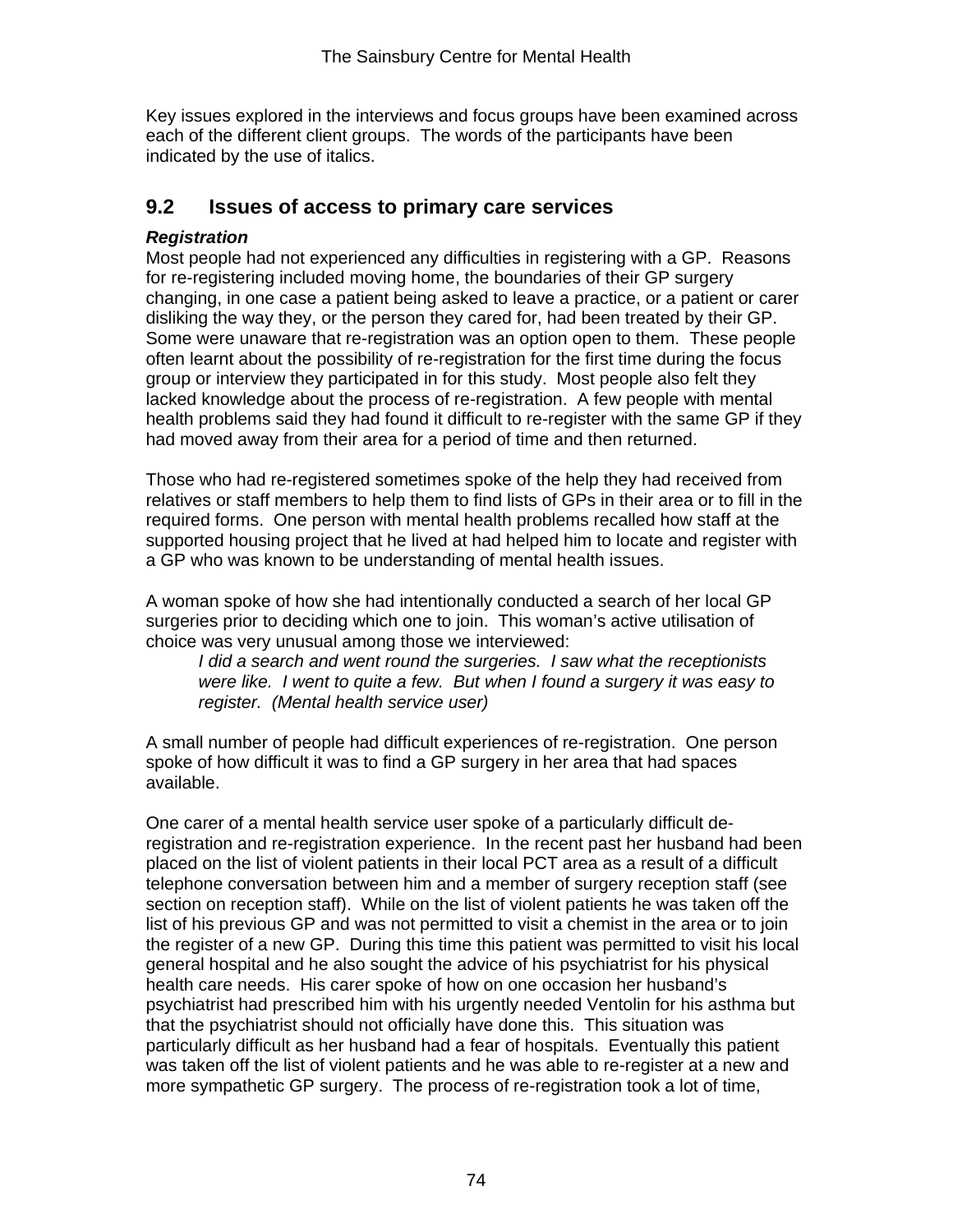Key issues explored in the interviews and focus groups have been examined across each of the different client groups. The words of the participants have been indicated by the use of italics.

## 9.2 Issues of access to primary care services

***Registration***

Most people had not experienced any difficulties in registering with a GP. Reasons for re-registering included moving home, the boundaries of their GP surgery changing, in one case a patient being asked to leave a practice, or a patient or carer disliking the way they, or the person they cared for, had been treated by their GP. Some were unaware that re-registration was an option open to them. These people often learnt about the possibility of re-registration for the first time during the focus group or interview they participated in for this study. Most people also felt they lacked knowledge about the process of re-registration. A few people with mental health problems said they had found it difficult to re-register with the same GP if they had moved away from their area for a period of time and then returned.

Those who had re-registered sometimes spoke of the help they had received from relatives or staff members to help them to find lists of GPs in their area or to fill in the required forms. One person with mental health problems recalled how staff at the supported housing project that he lived at had helped him to locate and register with a GP who was known to be understanding of mental health issues.

A woman spoke of how she had intentionally conducted a search of her local GP surgeries prior to deciding which one to join. This woman's active utilisation of choice was very unusual among those we interviewed:

> *I did a search and went round the surgeries. I saw what the receptionists were like. I went to quite a few. But when I found a surgery it was easy to register. (Mental health service user)*

A small number of people had difficult experiences of re-registration. One person spoke of how difficult it was to find a GP surgery in her area that had spaces available.

One carer of a mental health service user spoke of a particularly difficult de-registration and re-registration experience. In the recent past her husband had been placed on the list of violent patients in their local PCT area as a result of a difficult telephone conversation between him and a member of surgery reception staff (see section on reception staff). While on the list of violent patients he was taken off the list of his previous GP and was not permitted to visit a chemist in the area or to join the register of a new GP. During this time this patient was permitted to visit his local general hospital and he also sought the advice of his psychiatrist for his physical health care needs. His carer spoke of how on one occasion her husband's psychiatrist had prescribed him with his urgently needed Ventolin for his asthma but that the psychiatrist should not officially have done this. This situation was particularly difficult as her husband had a fear of hospitals. Eventually this patient was taken off the list of violent patients and he was able to re-register at a new and more sympathetic GP surgery. The process of re-registration took a lot of time,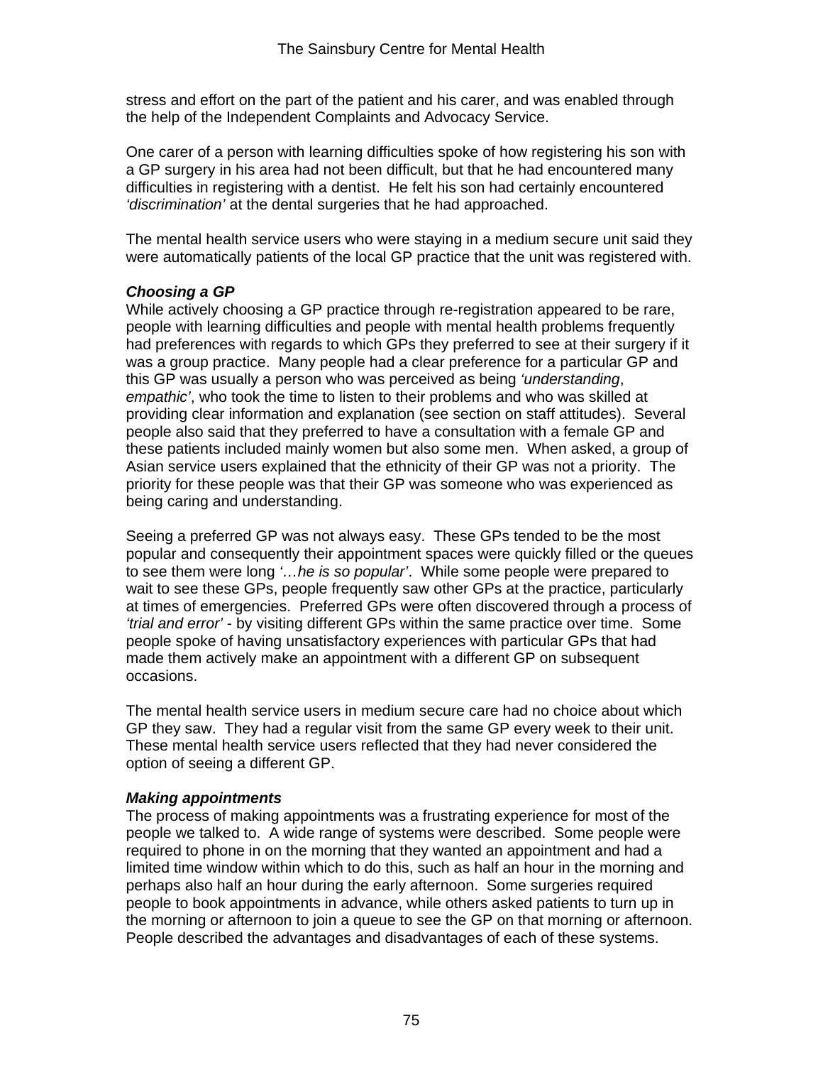stress and effort on the part of the patient and his carer, and was enabled through the help of the Independent Complaints and Advocacy Service.

One carer of a person with learning difficulties spoke of how registering his son with a GP surgery in his area had not been difficult, but that he had encountered many difficulties in registering with a dentist. He felt his son had certainly encountered *'discrimination'* at the dental surgeries that he had approached.

The mental health service users who were staying in a medium secure unit said they were automatically patients of the local GP practice that the unit was registered with.

***Choosing a GP***

While actively choosing a GP practice through re-registration appeared to be rare, people with learning difficulties and people with mental health problems frequently had preferences with regards to which GPs they preferred to see at their surgery if it was a group practice. Many people had a clear preference for a particular GP and this GP was usually a person who was perceived as being *'understanding, empathic'*, who took the time to listen to their problems and who was skilled at providing clear information and explanation (see section on staff attitudes). Several people also said that they preferred to have a consultation with a female GP and these patients included mainly women but also some men. When asked, a group of Asian service users explained that the ethnicity of their GP was not a priority. The priority for these people was that their GP was someone who was experienced as being caring and understanding.

Seeing a preferred GP was not always easy. These GPs tended to be the most popular and consequently their appointment spaces were quickly filled or the queues to see them were long *'…he is so popular'*. While some people were prepared to wait to see these GPs, people frequently saw other GPs at the practice, particularly at times of emergencies. Preferred GPs were often discovered through a process of *'trial and error'* - by visiting different GPs within the same practice over time. Some people spoke of having unsatisfactory experiences with particular GPs that had made them actively make an appointment with a different GP on subsequent occasions.

The mental health service users in medium secure care had no choice about which GP they saw. They had a regular visit from the same GP every week to their unit. These mental health service users reflected that they had never considered the option of seeing a different GP.

***Making appointments***

The process of making appointments was a frustrating experience for most of the people we talked to. A wide range of systems were described. Some people were required to phone in on the morning that they wanted an appointment and had a limited time window within which to do this, such as half an hour in the morning and perhaps also half an hour during the early afternoon. Some surgeries required people to book appointments in advance, while others asked patients to turn up in the morning or afternoon to join a queue to see the GP on that morning or afternoon. People described the advantages and disadvantages of each of these systems.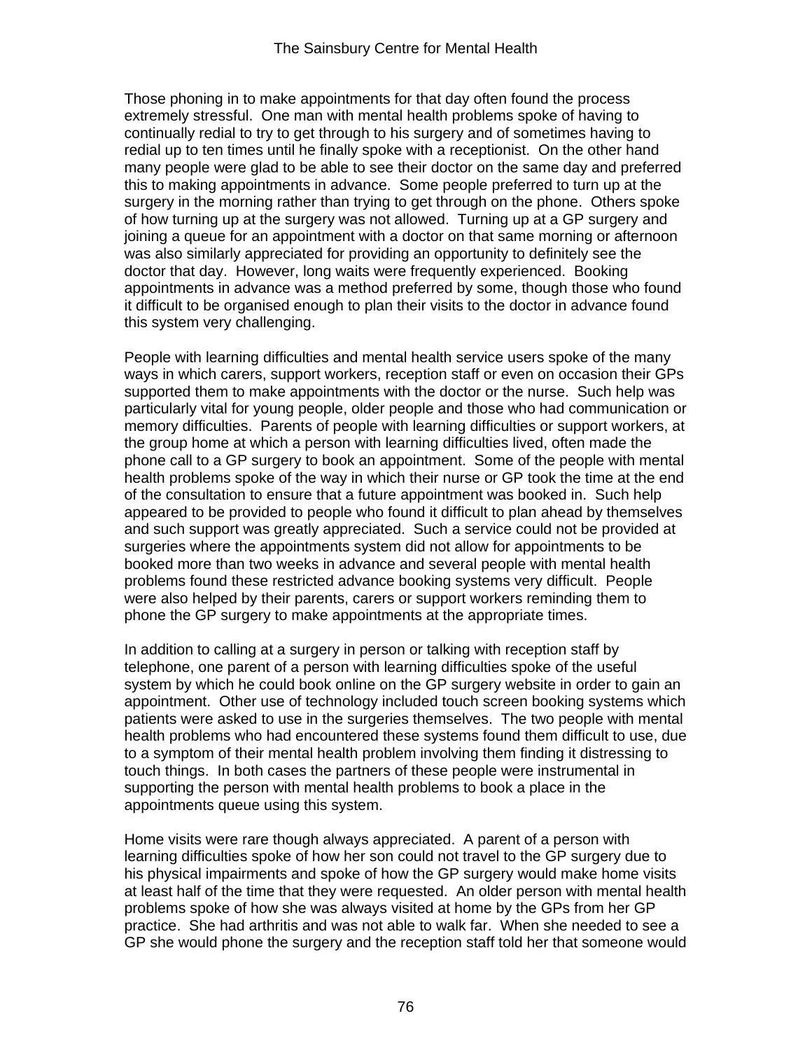Those phoning in to make appointments for that day often found the process extremely stressful. One man with mental health problems spoke of having to continually redial to try to get through to his surgery and of sometimes having to redial up to ten times until he finally spoke with a receptionist. On the other hand many people were glad to be able to see their doctor on the same day and preferred this to making appointments in advance. Some people preferred to turn up at the surgery in the morning rather than trying to get through on the phone. Others spoke of how turning up at the surgery was not allowed. Turning up at a GP surgery and joining a queue for an appointment with a doctor on that same morning or afternoon was also similarly appreciated for providing an opportunity to definitely see the doctor that day. However, long waits were frequently experienced. Booking appointments in advance was a method preferred by some, though those who found it difficult to be organised enough to plan their visits to the doctor in advance found this system very challenging.

People with learning difficulties and mental health service users spoke of the many ways in which carers, support workers, reception staff or even on occasion their GPs supported them to make appointments with the doctor or the nurse. Such help was particularly vital for young people, older people and those who had communication or memory difficulties. Parents of people with learning difficulties or support workers, at the group home at which a person with learning difficulties lived, often made the phone call to a GP surgery to book an appointment. Some of the people with mental health problems spoke of the way in which their nurse or GP took the time at the end of the consultation to ensure that a future appointment was booked in. Such help appeared to be provided to people who found it difficult to plan ahead by themselves and such support was greatly appreciated. Such a service could not be provided at surgeries where the appointments system did not allow for appointments to be booked more than two weeks in advance and several people with mental health problems found these restricted advance booking systems very difficult. People were also helped by their parents, carers or support workers reminding them to phone the GP surgery to make appointments at the appropriate times.

In addition to calling at a surgery in person or talking with reception staff by telephone, one parent of a person with learning difficulties spoke of the useful system by which he could book online on the GP surgery website in order to gain an appointment. Other use of technology included touch screen booking systems which patients were asked to use in the surgeries themselves. The two people with mental health problems who had encountered these systems found them difficult to use, due to a symptom of their mental health problem involving them finding it distressing to touch things. In both cases the partners of these people were instrumental in supporting the person with mental health problems to book a place in the appointments queue using this system.

Home visits were rare though always appreciated. A parent of a person with learning difficulties spoke of how her son could not travel to the GP surgery due to his physical impairments and spoke of how the GP surgery would make home visits at least half of the time that they were requested. An older person with mental health problems spoke of how she was always visited at home by the GPs from her GP practice. She had arthritis and was not able to walk far. When she needed to see a GP she would phone the surgery and the reception staff told her that someone would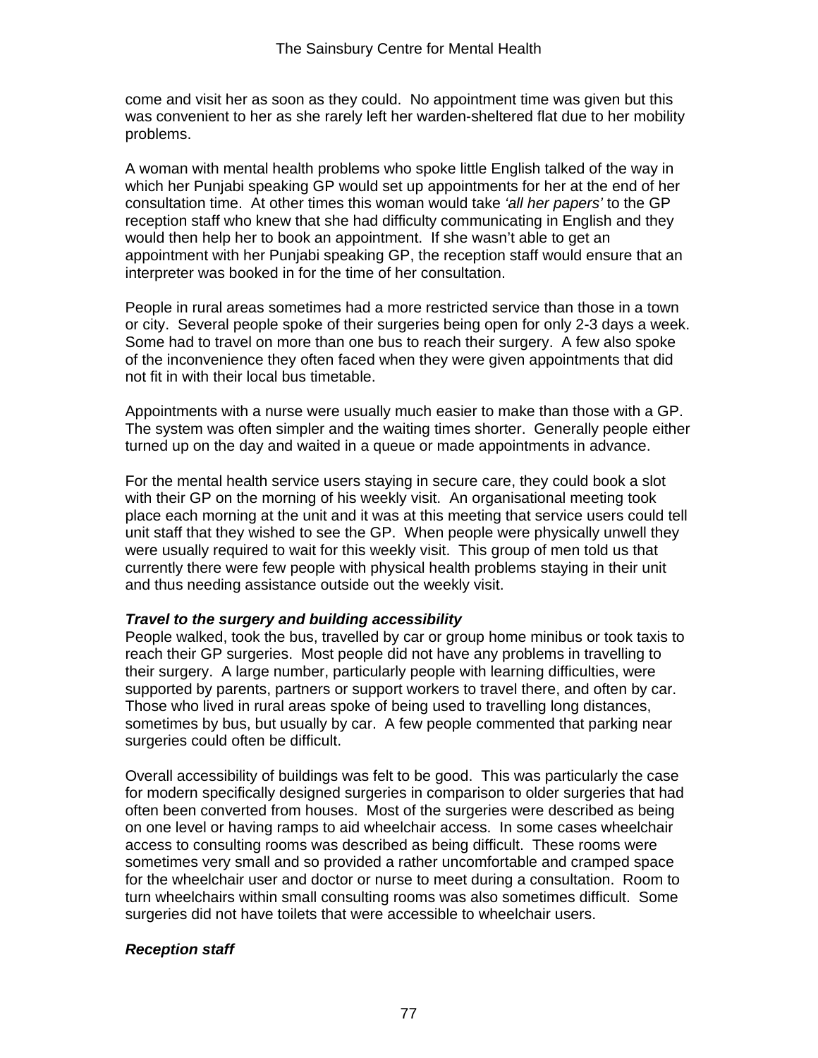come and visit her as soon as they could. No appointment time was given but this was convenient to her as she rarely left her warden-sheltered flat due to her mobility problems.

A woman with mental health problems who spoke little English talked of the way in which her Punjabi speaking GP would set up appointments for her at the end of her consultation time. At other times this woman would take *'all her papers'* to the GP reception staff who knew that she had difficulty communicating in English and they would then help her to book an appointment. If she wasn't able to get an appointment with her Punjabi speaking GP, the reception staff would ensure that an interpreter was booked in for the time of her consultation.

People in rural areas sometimes had a more restricted service than those in a town or city. Several people spoke of their surgeries being open for only 2-3 days a week. Some had to travel on more than one bus to reach their surgery. A few also spoke of the inconvenience they often faced when they were given appointments that did not fit in with their local bus timetable.

Appointments with a nurse were usually much easier to make than those with a GP. The system was often simpler and the waiting times shorter. Generally people either turned up on the day and waited in a queue or made appointments in advance.

For the mental health service users staying in secure care, they could book a slot with their GP on the morning of his weekly visit. An organisational meeting took place each morning at the unit and it was at this meeting that service users could tell unit staff that they wished to see the GP. When people were physically unwell they were usually required to wait for this weekly visit. This group of men told us that currently there were few people with physical health problems staying in their unit and thus needing assistance outside out the weekly visit.

***Travel to the surgery and building accessibility***

People walked, took the bus, travelled by car or group home minibus or took taxis to reach their GP surgeries. Most people did not have any problems in travelling to their surgery. A large number, particularly people with learning difficulties, were supported by parents, partners or support workers to travel there, and often by car. Those who lived in rural areas spoke of being used to travelling long distances, sometimes by bus, but usually by car. A few people commented that parking near surgeries could often be difficult.

Overall accessibility of buildings was felt to be good. This was particularly the case for modern specifically designed surgeries in comparison to older surgeries that had often been converted from houses. Most of the surgeries were described as being on one level or having ramps to aid wheelchair access. In some cases wheelchair access to consulting rooms was described as being difficult. These rooms were sometimes very small and so provided a rather uncomfortable and cramped space for the wheelchair user and doctor or nurse to meet during a consultation. Room to turn wheelchairs within small consulting rooms was also sometimes difficult. Some surgeries did not have toilets that were accessible to wheelchair users.

***Reception staff***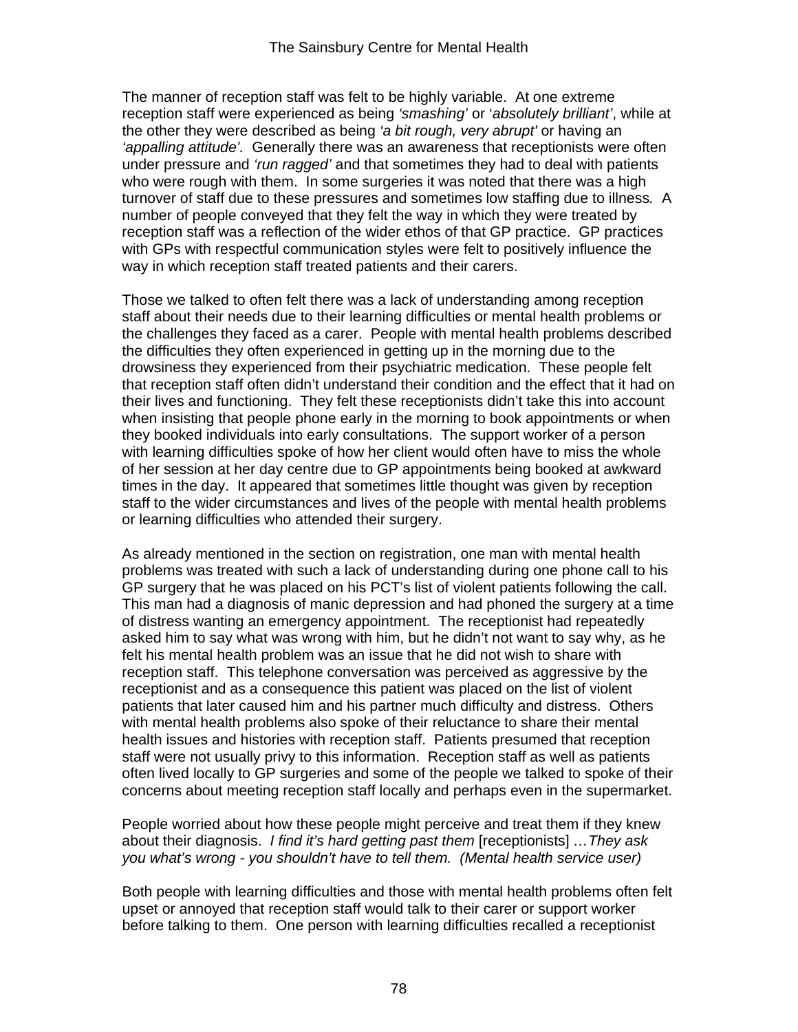The manner of reception staff was felt to be highly variable. At one extreme reception staff were experienced as being *'smashing'* or '*absolutely brilliant'*, while at the other they were described as being *'a bit rough, very abrupt'* or having an *'appalling attitude'.* Generally there was an awareness that receptionists were often under pressure and *'run ragged'* and that sometimes they had to deal with patients who were rough with them. In some surgeries it was noted that there was a high turnover of staff due to these pressures and sometimes low staffing due to illness. A number of people conveyed that they felt the way in which they were treated by reception staff was a reflection of the wider ethos of that GP practice. GP practices with GPs with respectful communication styles were felt to positively influence the way in which reception staff treated patients and their carers.

Those we talked to often felt there was a lack of understanding among reception staff about their needs due to their learning difficulties or mental health problems or the challenges they faced as a carer. People with mental health problems described the difficulties they often experienced in getting up in the morning due to the drowsiness they experienced from their psychiatric medication. These people felt that reception staff often didn't understand their condition and the effect that it had on their lives and functioning. They felt these receptionists didn't take this into account when insisting that people phone early in the morning to book appointments or when they booked individuals into early consultations. The support worker of a person with learning difficulties spoke of how her client would often have to miss the whole of her session at her day centre due to GP appointments being booked at awkward times in the day. It appeared that sometimes little thought was given by reception staff to the wider circumstances and lives of the people with mental health problems or learning difficulties who attended their surgery.

As already mentioned in the section on registration, one man with mental health problems was treated with such a lack of understanding during one phone call to his GP surgery that he was placed on his PCT's list of violent patients following the call. This man had a diagnosis of manic depression and had phoned the surgery at a time of distress wanting an emergency appointment. The receptionist had repeatedly asked him to say what was wrong with him, but he didn't not want to say why, as he felt his mental health problem was an issue that he did not wish to share with reception staff. This telephone conversation was perceived as aggressive by the receptionist and as a consequence this patient was placed on the list of violent patients that later caused him and his partner much difficulty and distress. Others with mental health problems also spoke of their reluctance to share their mental health issues and histories with reception staff. Patients presumed that reception staff were not usually privy to this information. Reception staff as well as patients often lived locally to GP surgeries and some of the people we talked to spoke of their concerns about meeting reception staff locally and perhaps even in the supermarket.

People worried about how these people might perceive and treat them if they knew about their diagnosis. *I find it's hard getting past them* [receptionists] *…They ask you what's wrong - you shouldn't have to tell them. (Mental health service user)*

Both people with learning difficulties and those with mental health problems often felt upset or annoyed that reception staff would talk to their carer or support worker before talking to them. One person with learning difficulties recalled a receptionist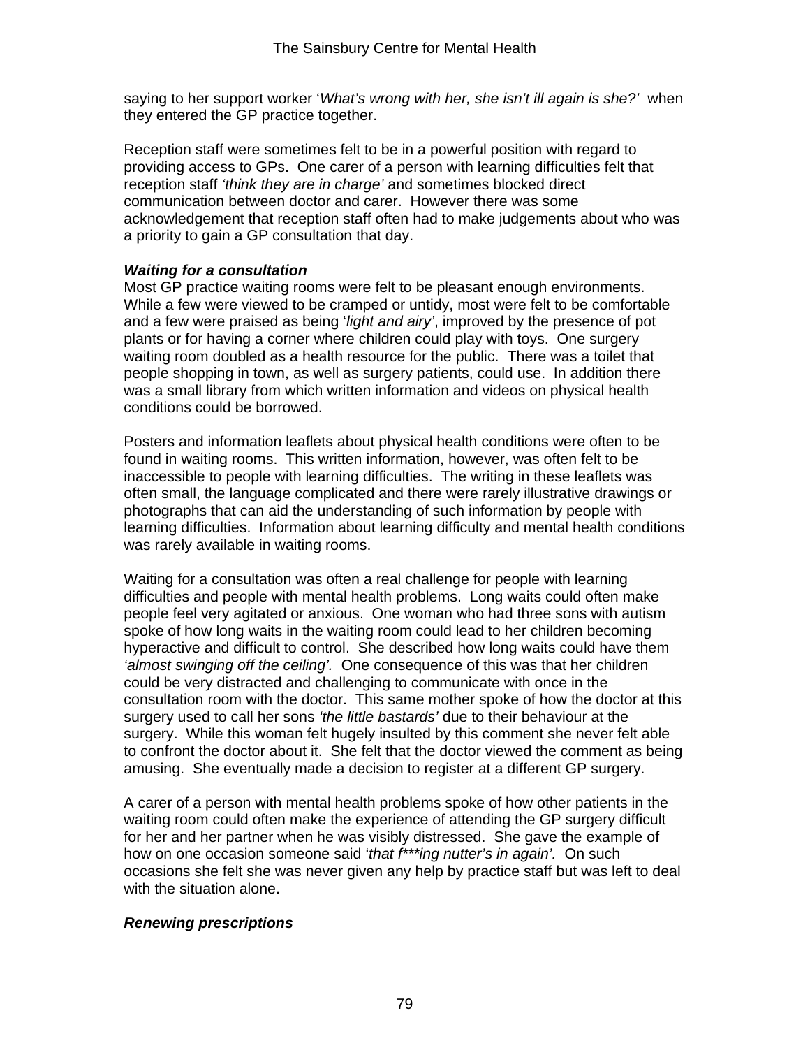saying to her support worker '*What's wrong with her, she isn't ill again is she?*' when they entered the GP practice together.

Reception staff were sometimes felt to be in a powerful position with regard to providing access to GPs. One carer of a person with learning difficulties felt that reception staff *'think they are in charge'* and sometimes blocked direct communication between doctor and carer. However there was some acknowledgement that reception staff often had to make judgements about who was a priority to gain a GP consultation that day.

***Waiting for a consultation***

Most GP practice waiting rooms were felt to be pleasant enough environments. While a few were viewed to be cramped or untidy, most were felt to be comfortable and a few were praised as being '*light and airy'*, improved by the presence of pot plants or for having a corner where children could play with toys. One surgery waiting room doubled as a health resource for the public. There was a toilet that people shopping in town, as well as surgery patients, could use. In addition there was a small library from which written information and videos on physical health conditions could be borrowed.

Posters and information leaflets about physical health conditions were often to be found in waiting rooms. This written information, however, was often felt to be inaccessible to people with learning difficulties. The writing in these leaflets was often small, the language complicated and there were rarely illustrative drawings or photographs that can aid the understanding of such information by people with learning difficulties. Information about learning difficulty and mental health conditions was rarely available in waiting rooms.

Waiting for a consultation was often a real challenge for people with learning difficulties and people with mental health problems. Long waits could often make people feel very agitated or anxious. One woman who had three sons with autism spoke of how long waits in the waiting room could lead to her children becoming hyperactive and difficult to control. She described how long waits could have them *'almost swinging off the ceiling'.* One consequence of this was that her children could be very distracted and challenging to communicate with once in the consultation room with the doctor. This same mother spoke of how the doctor at this surgery used to call her sons *'the little bastards'* due to their behaviour at the surgery. While this woman felt hugely insulted by this comment she never felt able to confront the doctor about it. She felt that the doctor viewed the comment as being amusing. She eventually made a decision to register at a different GP surgery.

A carer of a person with mental health problems spoke of how other patients in the waiting room could often make the experience of attending the GP surgery difficult for her and her partner when he was visibly distressed. She gave the example of how on one occasion someone said '*that f\*\*\*ing nutter's in again'*. On such occasions she felt she was never given any help by practice staff but was left to deal with the situation alone.

***Renewing prescriptions***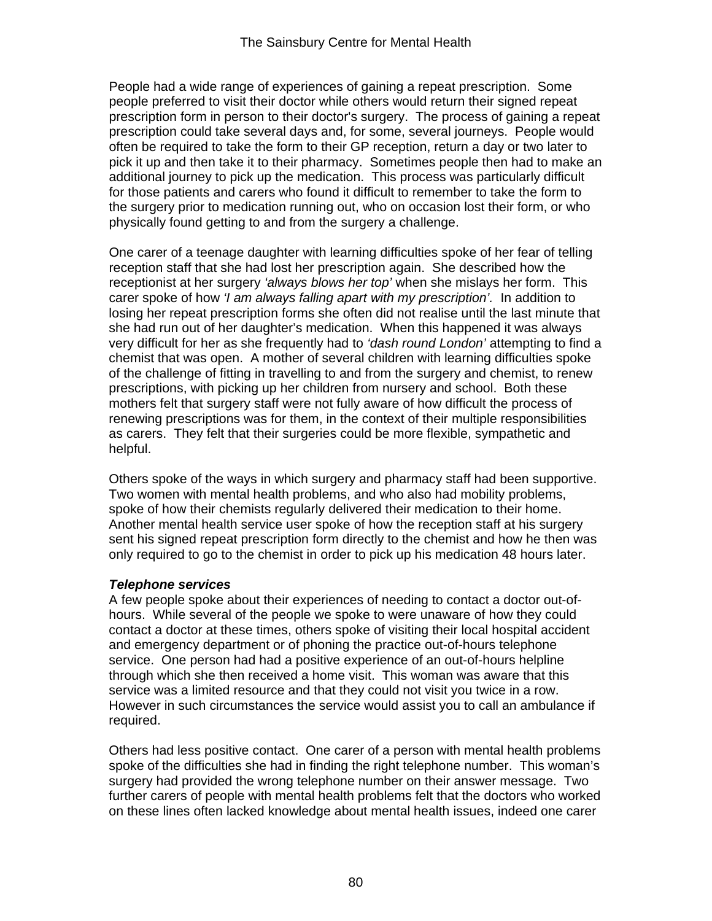People had a wide range of experiences of gaining a repeat prescription. Some people preferred to visit their doctor while others would return their signed repeat prescription form in person to their doctor's surgery. The process of gaining a repeat prescription could take several days and, for some, several journeys. People would often be required to take the form to their GP reception, return a day or two later to pick it up and then take it to their pharmacy. Sometimes people then had to make an additional journey to pick up the medication. This process was particularly difficult for those patients and carers who found it difficult to remember to take the form to the surgery prior to medication running out, who on occasion lost their form, or who physically found getting to and from the surgery a challenge.

One carer of a teenage daughter with learning difficulties spoke of her fear of telling reception staff that she had lost her prescription again. She described how the receptionist at her surgery *'always blows her top'* when she mislays her form. This carer spoke of how *'I am always falling apart with my prescription'.* In addition to losing her repeat prescription forms she often did not realise until the last minute that she had run out of her daughter's medication. When this happened it was always very difficult for her as she frequently had to *'dash round London'* attempting to find a chemist that was open. A mother of several children with learning difficulties spoke of the challenge of fitting in travelling to and from the surgery and chemist, to renew prescriptions, with picking up her children from nursery and school. Both these mothers felt that surgery staff were not fully aware of how difficult the process of renewing prescriptions was for them, in the context of their multiple responsibilities as carers. They felt that their surgeries could be more flexible, sympathetic and helpful.

Others spoke of the ways in which surgery and pharmacy staff had been supportive. Two women with mental health problems, and who also had mobility problems, spoke of how their chemists regularly delivered their medication to their home. Another mental health service user spoke of how the reception staff at his surgery sent his signed repeat prescription form directly to the chemist and how he then was only required to go to the chemist in order to pick up his medication 48 hours later.

***Telephone services***

A few people spoke about their experiences of needing to contact a doctor out-of-hours. While several of the people we spoke to were unaware of how they could contact a doctor at these times, others spoke of visiting their local hospital accident and emergency department or of phoning the practice out-of-hours telephone service. One person had had a positive experience of an out-of-hours helpline through which she then received a home visit. This woman was aware that this service was a limited resource and that they could not visit you twice in a row. However in such circumstances the service would assist you to call an ambulance if required.

Others had less positive contact. One carer of a person with mental health problems spoke of the difficulties she had in finding the right telephone number. This woman's surgery had provided the wrong telephone number on their answer message. Two further carers of people with mental health problems felt that the doctors who worked on these lines often lacked knowledge about mental health issues, indeed one carer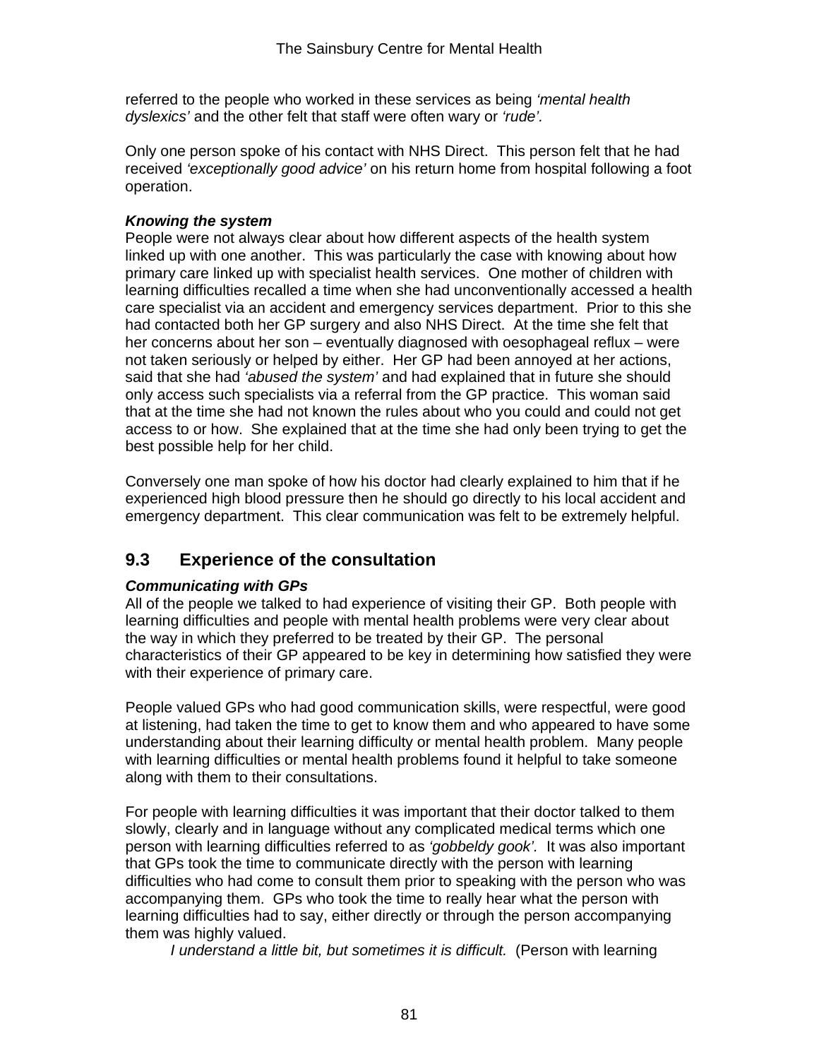referred to the people who worked in these services as being *'mental health dyslexics'* and the other felt that staff were often wary or *'rude'.*

Only one person spoke of his contact with NHS Direct. This person felt that he had received *'exceptionally good advice'* on his return home from hospital following a foot operation.

***Knowing the system***
People were not always clear about how different aspects of the health system linked up with one another. This was particularly the case with knowing about how primary care linked up with specialist health services. One mother of children with learning difficulties recalled a time when she had unconventionally accessed a health care specialist via an accident and emergency services department. Prior to this she had contacted both her GP surgery and also NHS Direct. At the time she felt that her concerns about her son – eventually diagnosed with oesophageal reflux – were not taken seriously or helped by either. Her GP had been annoyed at her actions, said that she had *'abused the system'* and had explained that in future she should only access such specialists via a referral from the GP practice. This woman said that at the time she had not known the rules about who you could and could not get access to or how. She explained that at the time she had only been trying to get the best possible help for her child.

Conversely one man spoke of how his doctor had clearly explained to him that if he experienced high blood pressure then he should go directly to his local accident and emergency department. This clear communication was felt to be extremely helpful.

## 9.3 Experience of the consultation

***Communicating with GPs***
All of the people we talked to had experience of visiting their GP. Both people with learning difficulties and people with mental health problems were very clear about the way in which they preferred to be treated by their GP. The personal characteristics of their GP appeared to be key in determining how satisfied they were with their experience of primary care.

People valued GPs who had good communication skills, were respectful, were good at listening, had taken the time to get to know them and who appeared to have some understanding about their learning difficulty or mental health problem. Many people with learning difficulties or mental health problems found it helpful to take someone along with them to their consultations.

For people with learning difficulties it was important that their doctor talked to them slowly, clearly and in language without any complicated medical terms which one person with learning difficulties referred to as *'gobbeldy gook'.* It was also important that GPs took the time to communicate directly with the person with learning difficulties who had come to consult them prior to speaking with the person who was accompanying them. GPs who took the time to really hear what the person with learning difficulties had to say, either directly or through the person accompanying them was highly valued.

> *I understand a little bit, but sometimes it is difficult.* (Person with learning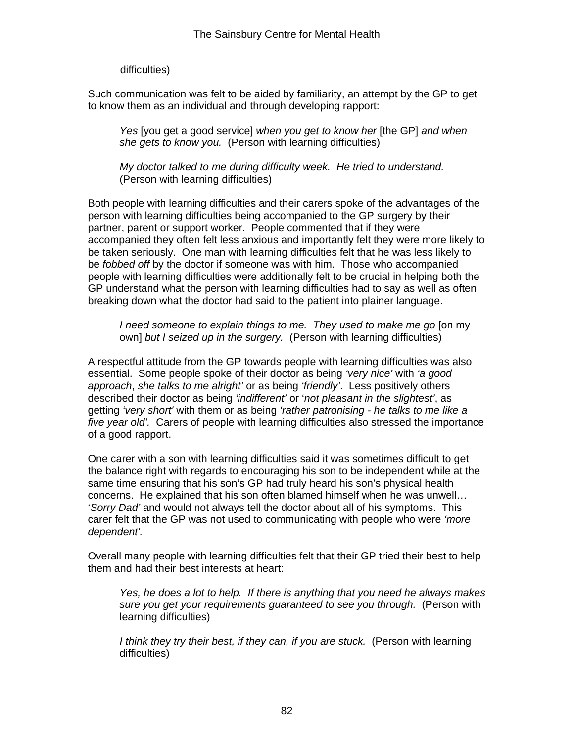difficulties)

Such communication was felt to be aided by familiarity, an attempt by the GP to get to know them as an individual and through developing rapport:

> *Yes* [you get a good service] *when you get to know her* [the GP] *and when she gets to know you.* (Person with learning difficulties)

> *My doctor talked to me during difficulty week. He tried to understand.* (Person with learning difficulties)

Both people with learning difficulties and their carers spoke of the advantages of the person with learning difficulties being accompanied to the GP surgery by their partner, parent or support worker. People commented that if they were accompanied they often felt less anxious and importantly felt they were more likely to be taken seriously. One man with learning difficulties felt that he was less likely to be *fobbed off* by the doctor if someone was with him. Those who accompanied people with learning difficulties were additionally felt to be crucial in helping both the GP understand what the person with learning difficulties had to say as well as often breaking down what the doctor had said to the patient into plainer language.

> *I need someone to explain things to me. They used to make me go* [on my own] *but I seized up in the surgery.* (Person with learning difficulties)

A respectful attitude from the GP towards people with learning difficulties was also essential. Some people spoke of their doctor as being *'very nice'* with *'a good approach*, *she talks to me alright'* or as being *'friendly'*. Less positively others described their doctor as being *'indifferent'* or '*not pleasant in the slightest'*, as getting *'very short'* with them or as being *'rather patronising - he talks to me like a five year old'.* Carers of people with learning difficulties also stressed the importance of a good rapport.

One carer with a son with learning difficulties said it was sometimes difficult to get the balance right with regards to encouraging his son to be independent while at the same time ensuring that his son's GP had truly heard his son's physical health concerns. He explained that his son often blamed himself when he was unwell… '*Sorry Dad'* and would not always tell the doctor about all of his symptoms. This carer felt that the GP was not used to communicating with people who were *'more dependent'.*

Overall many people with learning difficulties felt that their GP tried their best to help them and had their best interests at heart:

> *Yes, he does a lot to help. If there is anything that you need he always makes sure you get your requirements guaranteed to see you through.* (Person with learning difficulties)

> *I think they try their best, if they can, if you are stuck.* (Person with learning difficulties)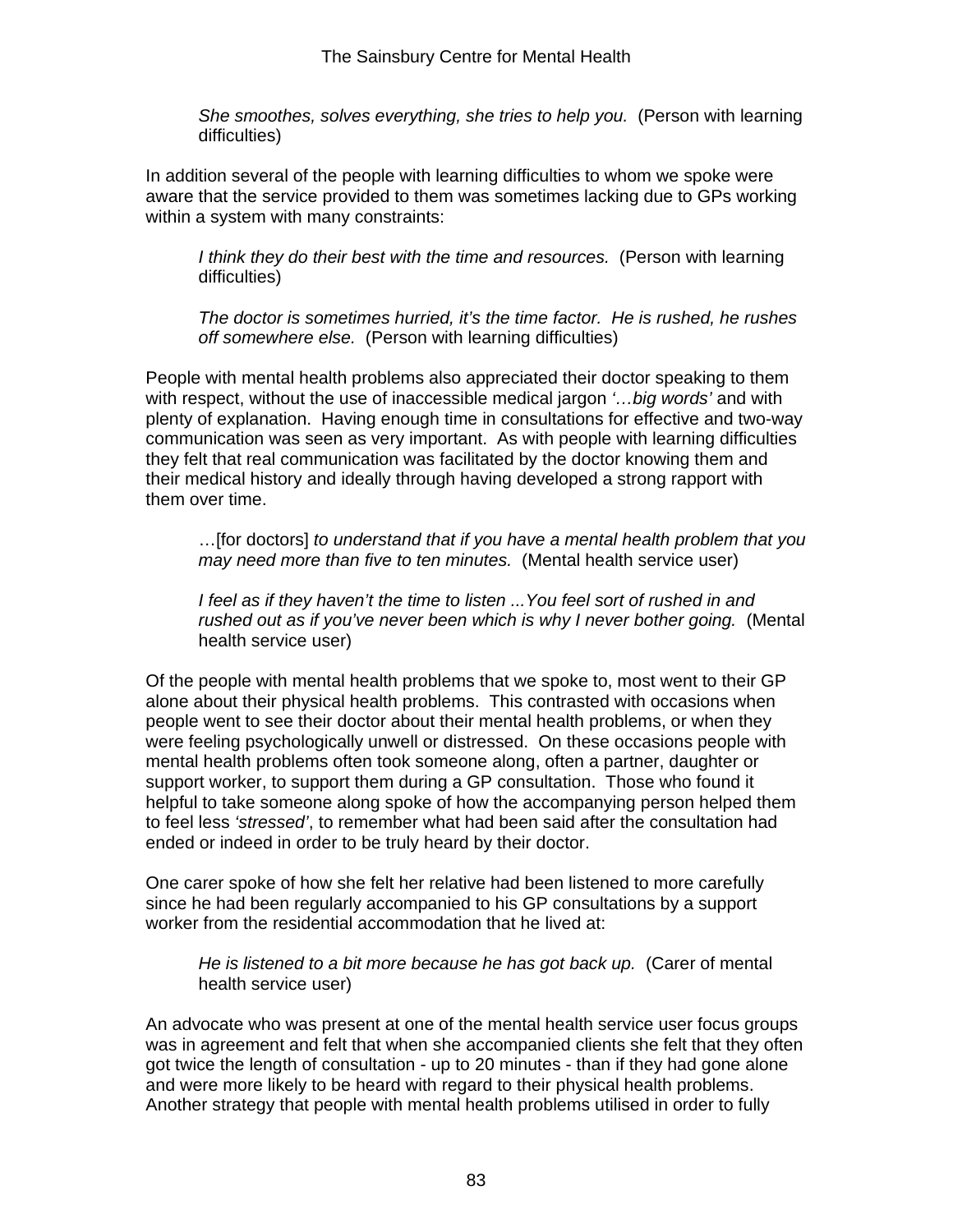> *She smoothes, solves everything, she tries to help you.* (Person with learning difficulties)

In addition several of the people with learning difficulties to whom we spoke were aware that the service provided to them was sometimes lacking due to GPs working within a system with many constraints:

> *I think they do their best with the time and resources.* (Person with learning difficulties)

> *The doctor is sometimes hurried, it's the time factor. He is rushed, he rushes off somewhere else.* (Person with learning difficulties)

People with mental health problems also appreciated their doctor speaking to them with respect, without the use of inaccessible medical jargon *'…big words'* and with plenty of explanation. Having enough time in consultations for effective and two-way communication was seen as very important. As with people with learning difficulties they felt that real communication was facilitated by the doctor knowing them and their medical history and ideally through having developed a strong rapport with them over time.

> …[for doctors] *to understand that if you have a mental health problem that you may need more than five to ten minutes.* (Mental health service user)

> *I feel as if they haven't the time to listen ...You feel sort of rushed in and rushed out as if you've never been which is why I never bother going.* (Mental health service user)

Of the people with mental health problems that we spoke to, most went to their GP alone about their physical health problems. This contrasted with occasions when people went to see their doctor about their mental health problems, or when they were feeling psychologically unwell or distressed. On these occasions people with mental health problems often took someone along, often a partner, daughter or support worker, to support them during a GP consultation. Those who found it helpful to take someone along spoke of how the accompanying person helped them to feel less *'stressed'*, to remember what had been said after the consultation had ended or indeed in order to be truly heard by their doctor.

One carer spoke of how she felt her relative had been listened to more carefully since he had been regularly accompanied to his GP consultations by a support worker from the residential accommodation that he lived at:

> *He is listened to a bit more because he has got back up.* (Carer of mental health service user)

An advocate who was present at one of the mental health service user focus groups was in agreement and felt that when she accompanied clients she felt that they often got twice the length of consultation - up to 20 minutes - than if they had gone alone and were more likely to be heard with regard to their physical health problems. Another strategy that people with mental health problems utilised in order to fully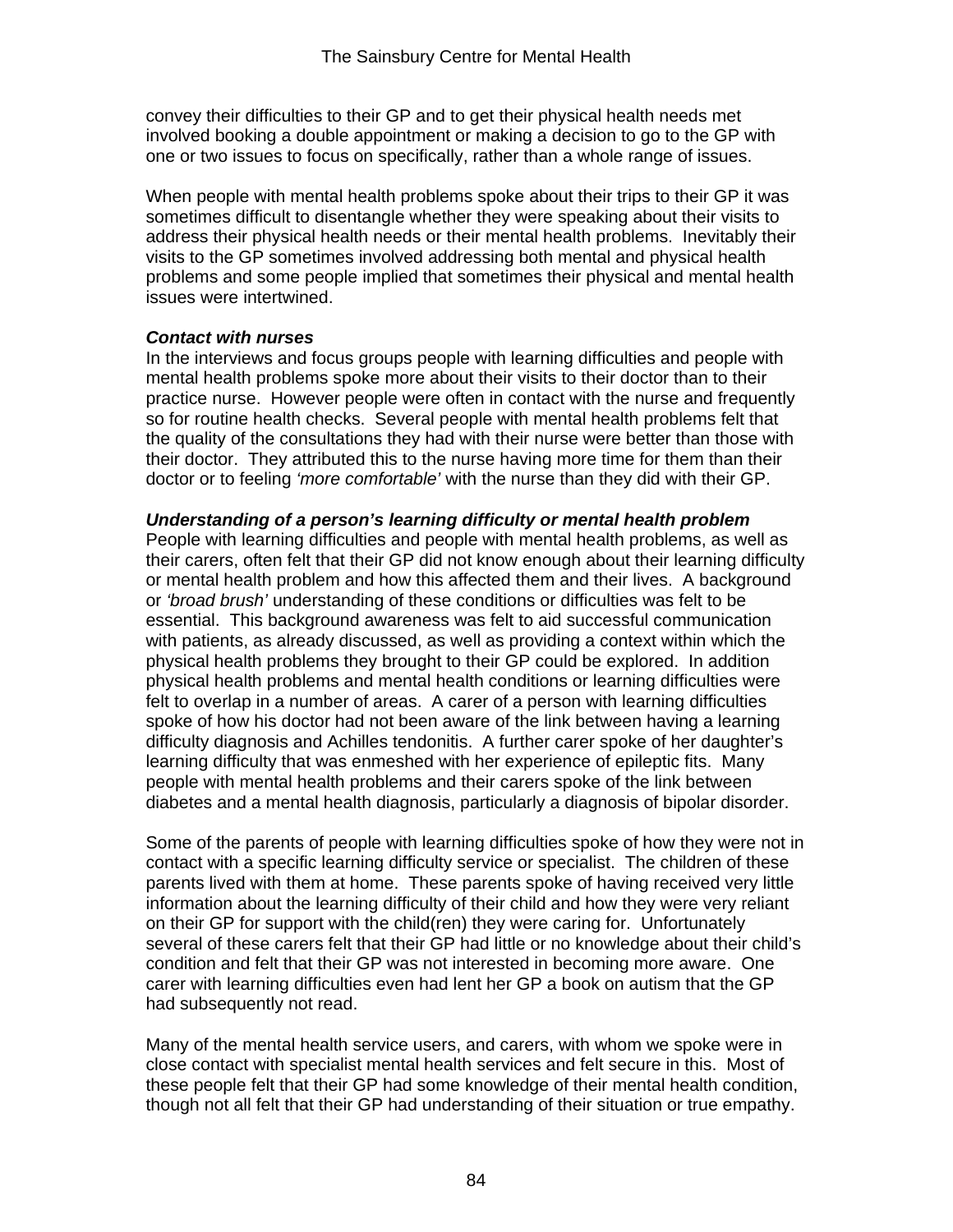convey their difficulties to their GP and to get their physical health needs met involved booking a double appointment or making a decision to go to the GP with one or two issues to focus on specifically, rather than a whole range of issues.

When people with mental health problems spoke about their trips to their GP it was sometimes difficult to disentangle whether they were speaking about their visits to address their physical health needs or their mental health problems. Inevitably their visits to the GP sometimes involved addressing both mental and physical health problems and some people implied that sometimes their physical and mental health issues were intertwined.

***Contact with nurses***

In the interviews and focus groups people with learning difficulties and people with mental health problems spoke more about their visits to their doctor than to their practice nurse. However people were often in contact with the nurse and frequently so for routine health checks. Several people with mental health problems felt that the quality of the consultations they had with their nurse were better than those with their doctor. They attributed this to the nurse having more time for them than their doctor or to feeling *'more comfortable'* with the nurse than they did with their GP.

***Understanding of a person's learning difficulty or mental health problem***

People with learning difficulties and people with mental health problems, as well as their carers, often felt that their GP did not know enough about their learning difficulty or mental health problem and how this affected them and their lives. A background or *'broad brush'* understanding of these conditions or difficulties was felt to be essential. This background awareness was felt to aid successful communication with patients, as already discussed, as well as providing a context within which the physical health problems they brought to their GP could be explored. In addition physical health problems and mental health conditions or learning difficulties were felt to overlap in a number of areas. A carer of a person with learning difficulties spoke of how his doctor had not been aware of the link between having a learning difficulty diagnosis and Achilles tendonitis. A further carer spoke of her daughter's learning difficulty that was enmeshed with her experience of epileptic fits. Many people with mental health problems and their carers spoke of the link between diabetes and a mental health diagnosis, particularly a diagnosis of bipolar disorder.

Some of the parents of people with learning difficulties spoke of how they were not in contact with a specific learning difficulty service or specialist. The children of these parents lived with them at home. These parents spoke of having received very little information about the learning difficulty of their child and how they were very reliant on their GP for support with the child(ren) they were caring for. Unfortunately several of these carers felt that their GP had little or no knowledge about their child's condition and felt that their GP was not interested in becoming more aware. One carer with learning difficulties even had lent her GP a book on autism that the GP had subsequently not read.

Many of the mental health service users, and carers, with whom we spoke were in close contact with specialist mental health services and felt secure in this. Most of these people felt that their GP had some knowledge of their mental health condition, though not all felt that their GP had understanding of their situation or true empathy.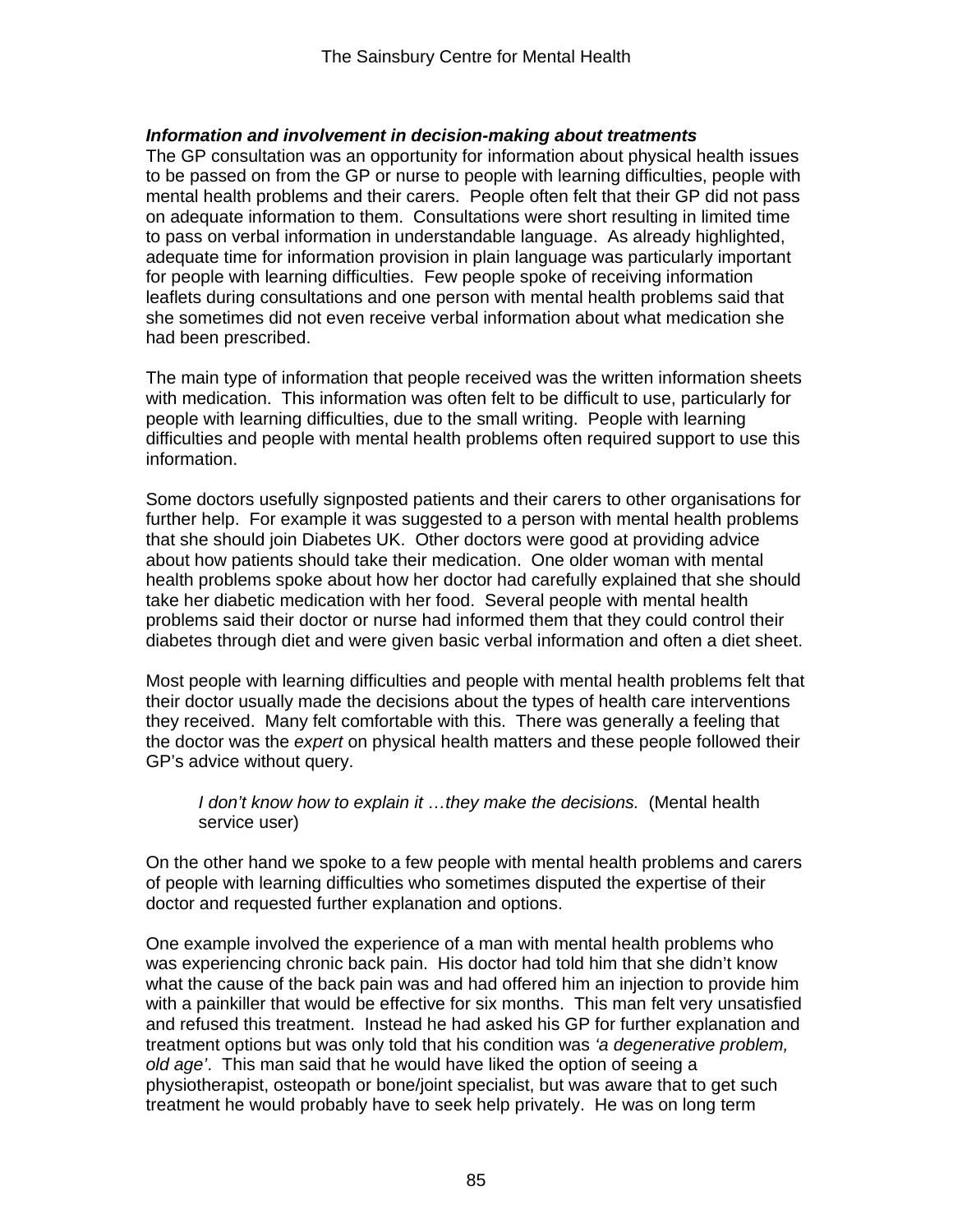***Information and involvement in decision-making about treatments***

The GP consultation was an opportunity for information about physical health issues to be passed on from the GP or nurse to people with learning difficulties, people with mental health problems and their carers. People often felt that their GP did not pass on adequate information to them. Consultations were short resulting in limited time to pass on verbal information in understandable language. As already highlighted, adequate time for information provision in plain language was particularly important for people with learning difficulties. Few people spoke of receiving information leaflets during consultations and one person with mental health problems said that she sometimes did not even receive verbal information about what medication she had been prescribed.

The main type of information that people received was the written information sheets with medication. This information was often felt to be difficult to use, particularly for people with learning difficulties, due to the small writing. People with learning difficulties and people with mental health problems often required support to use this information.

Some doctors usefully signposted patients and their carers to other organisations for further help. For example it was suggested to a person with mental health problems that she should join Diabetes UK. Other doctors were good at providing advice about how patients should take their medication. One older woman with mental health problems spoke about how her doctor had carefully explained that she should take her diabetic medication with her food. Several people with mental health problems said their doctor or nurse had informed them that they could control their diabetes through diet and were given basic verbal information and often a diet sheet.

Most people with learning difficulties and people with mental health problems felt that their doctor usually made the decisions about the types of health care interventions they received. Many felt comfortable with this. There was generally a feeling that the doctor was the *expert* on physical health matters and these people followed their GP's advice without query.

> *I don't know how to explain it …they make the decisions.* (Mental health service user)

On the other hand we spoke to a few people with mental health problems and carers of people with learning difficulties who sometimes disputed the expertise of their doctor and requested further explanation and options.

One example involved the experience of a man with mental health problems who was experiencing chronic back pain. His doctor had told him that she didn't know what the cause of the back pain was and had offered him an injection to provide him with a painkiller that would be effective for six months. This man felt very unsatisfied and refused this treatment. Instead he had asked his GP for further explanation and treatment options but was only told that his condition was *'a degenerative problem, old age'*. This man said that he would have liked the option of seeing a physiotherapist, osteopath or bone/joint specialist, but was aware that to get such treatment he would probably have to seek help privately. He was on long term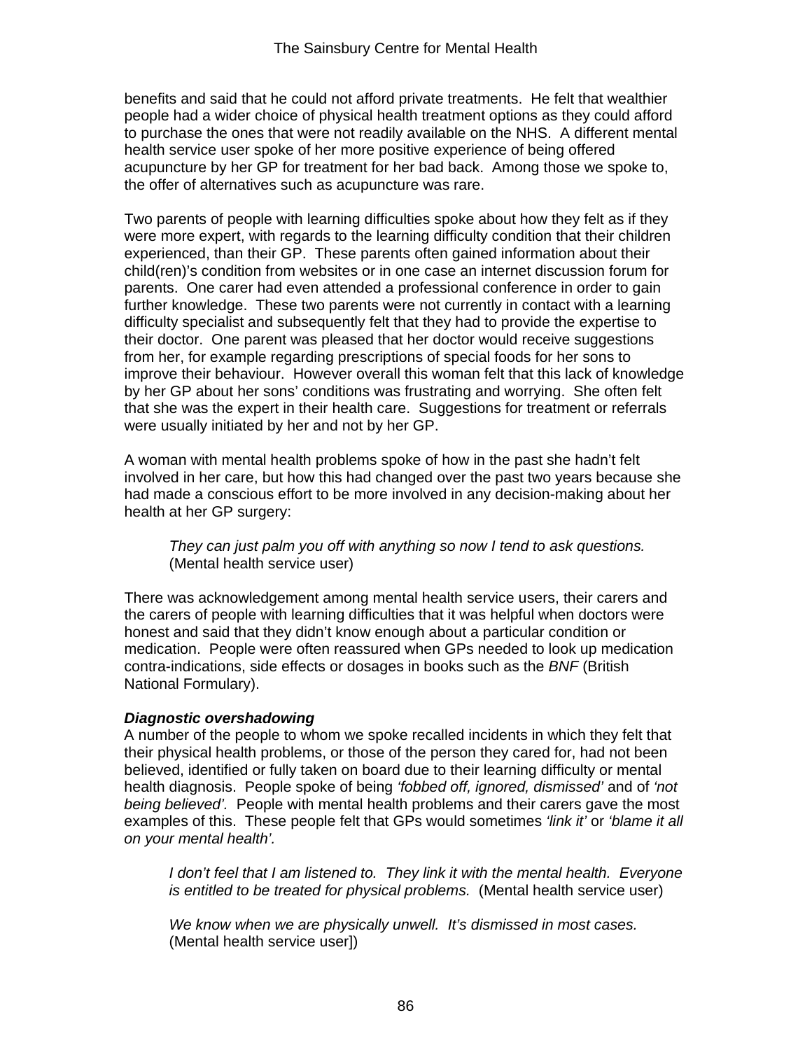benefits and said that he could not afford private treatments. He felt that wealthier people had a wider choice of physical health treatment options as they could afford to purchase the ones that were not readily available on the NHS. A different mental health service user spoke of her more positive experience of being offered acupuncture by her GP for treatment for her bad back. Among those we spoke to, the offer of alternatives such as acupuncture was rare.

Two parents of people with learning difficulties spoke about how they felt as if they were more expert, with regards to the learning difficulty condition that their children experienced, than their GP. These parents often gained information about their child(ren)'s condition from websites or in one case an internet discussion forum for parents. One carer had even attended a professional conference in order to gain further knowledge. These two parents were not currently in contact with a learning difficulty specialist and subsequently felt that they had to provide the expertise to their doctor. One parent was pleased that her doctor would receive suggestions from her, for example regarding prescriptions of special foods for her sons to improve their behaviour. However overall this woman felt that this lack of knowledge by her GP about her sons' conditions was frustrating and worrying. She often felt that she was the expert in their health care. Suggestions for treatment or referrals were usually initiated by her and not by her GP.

A woman with mental health problems spoke of how in the past she hadn't felt involved in her care, but how this had changed over the past two years because she had made a conscious effort to be more involved in any decision-making about her health at her GP surgery:

> *They can just palm you off with anything so now I tend to ask questions.* (Mental health service user)

There was acknowledgement among mental health service users, their carers and the carers of people with learning difficulties that it was helpful when doctors were honest and said that they didn't know enough about a particular condition or medication. People were often reassured when GPs needed to look up medication contra-indications, side effects or dosages in books such as the *BNF* (British National Formulary).

***Diagnostic overshadowing***

A number of the people to whom we spoke recalled incidents in which they felt that their physical health problems, or those of the person they cared for, had not been believed, identified or fully taken on board due to their learning difficulty or mental health diagnosis. People spoke of being *'fobbed off, ignored, dismissed'* and of *'not being believed'.* People with mental health problems and their carers gave the most examples of this. These people felt that GPs would sometimes *'link it'* or *'blame it all on your mental health'.*

> *I don't feel that I am listened to. They link it with the mental health. Everyone is entitled to be treated for physical problems.* (Mental health service user)

> *We know when we are physically unwell. It's dismissed in most cases.* (Mental health service user])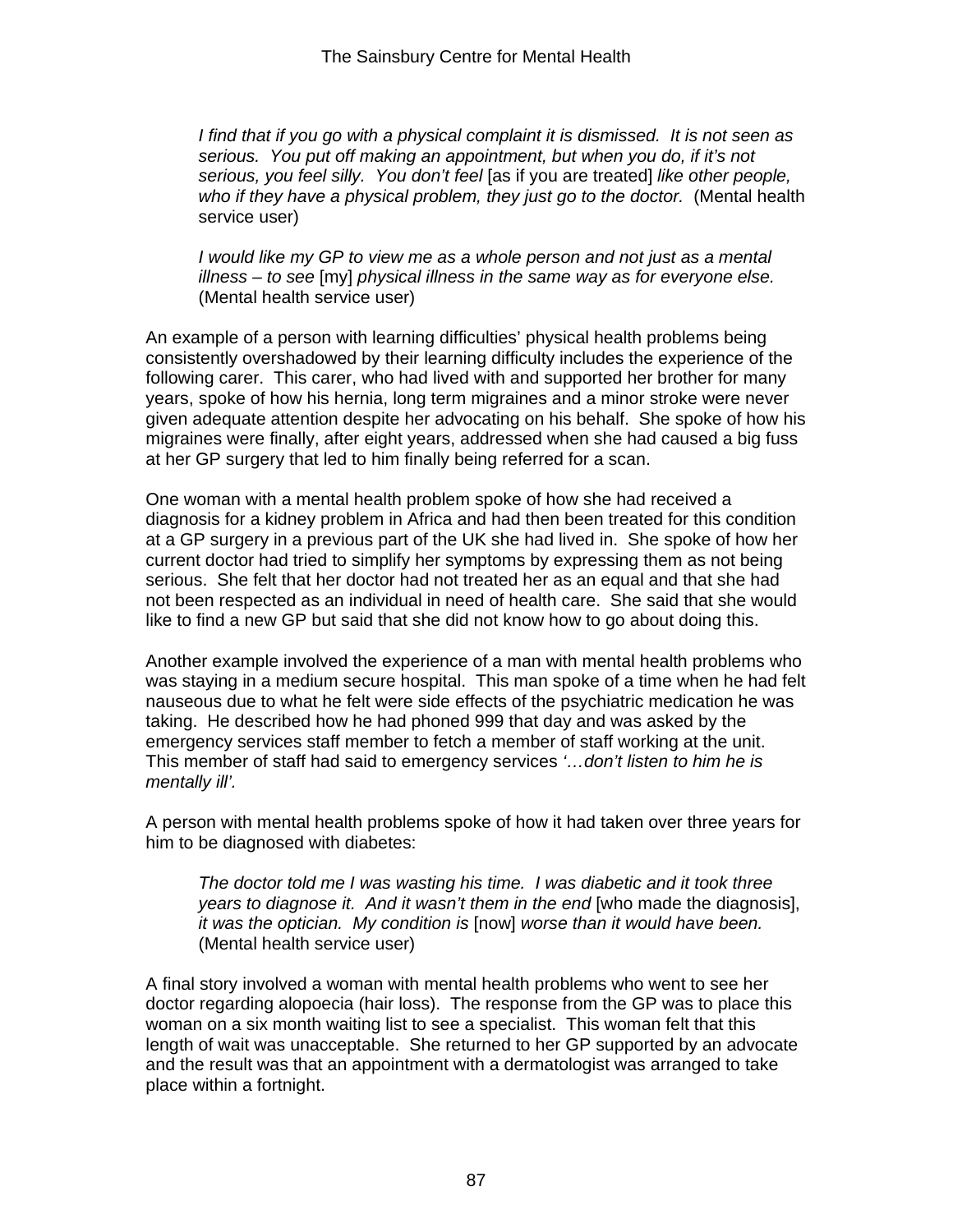> *I find that if you go with a physical complaint it is dismissed. It is not seen as serious. You put off making an appointment, but when you do, if it's not serious, you feel silly. You don't feel* [as if you are treated] *like other people, who if they have a physical problem, they just go to the doctor.* (Mental health service user)

> *I would like my GP to view me as a whole person and not just as a mental illness – to see* [my] *physical illness in the same way as for everyone else.* (Mental health service user)

An example of a person with learning difficulties' physical health problems being consistently overshadowed by their learning difficulty includes the experience of the following carer. This carer, who had lived with and supported her brother for many years, spoke of how his hernia, long term migraines and a minor stroke were never given adequate attention despite her advocating on his behalf. She spoke of how his migraines were finally, after eight years, addressed when she had caused a big fuss at her GP surgery that led to him finally being referred for a scan.

One woman with a mental health problem spoke of how she had received a diagnosis for a kidney problem in Africa and had then been treated for this condition at a GP surgery in a previous part of the UK she had lived in. She spoke of how her current doctor had tried to simplify her symptoms by expressing them as not being serious. She felt that her doctor had not treated her as an equal and that she had not been respected as an individual in need of health care. She said that she would like to find a new GP but said that she did not know how to go about doing this.

Another example involved the experience of a man with mental health problems who was staying in a medium secure hospital. This man spoke of a time when he had felt nauseous due to what he felt were side effects of the psychiatric medication he was taking. He described how he had phoned 999 that day and was asked by the emergency services staff member to fetch a member of staff working at the unit. This member of staff had said to emergency services *'…don't listen to him he is mentally ill'.*

A person with mental health problems spoke of how it had taken over three years for him to be diagnosed with diabetes:

> *The doctor told me I was wasting his time. I was diabetic and it took three years to diagnose it. And it wasn't them in the end* [who made the diagnosis], *it was the optician. My condition is* [now] *worse than it would have been.* (Mental health service user)

A final story involved a woman with mental health problems who went to see her doctor regarding alopoecia (hair loss). The response from the GP was to place this woman on a six month waiting list to see a specialist. This woman felt that this length of wait was unacceptable. She returned to her GP supported by an advocate and the result was that an appointment with a dermatologist was arranged to take place within a fortnight.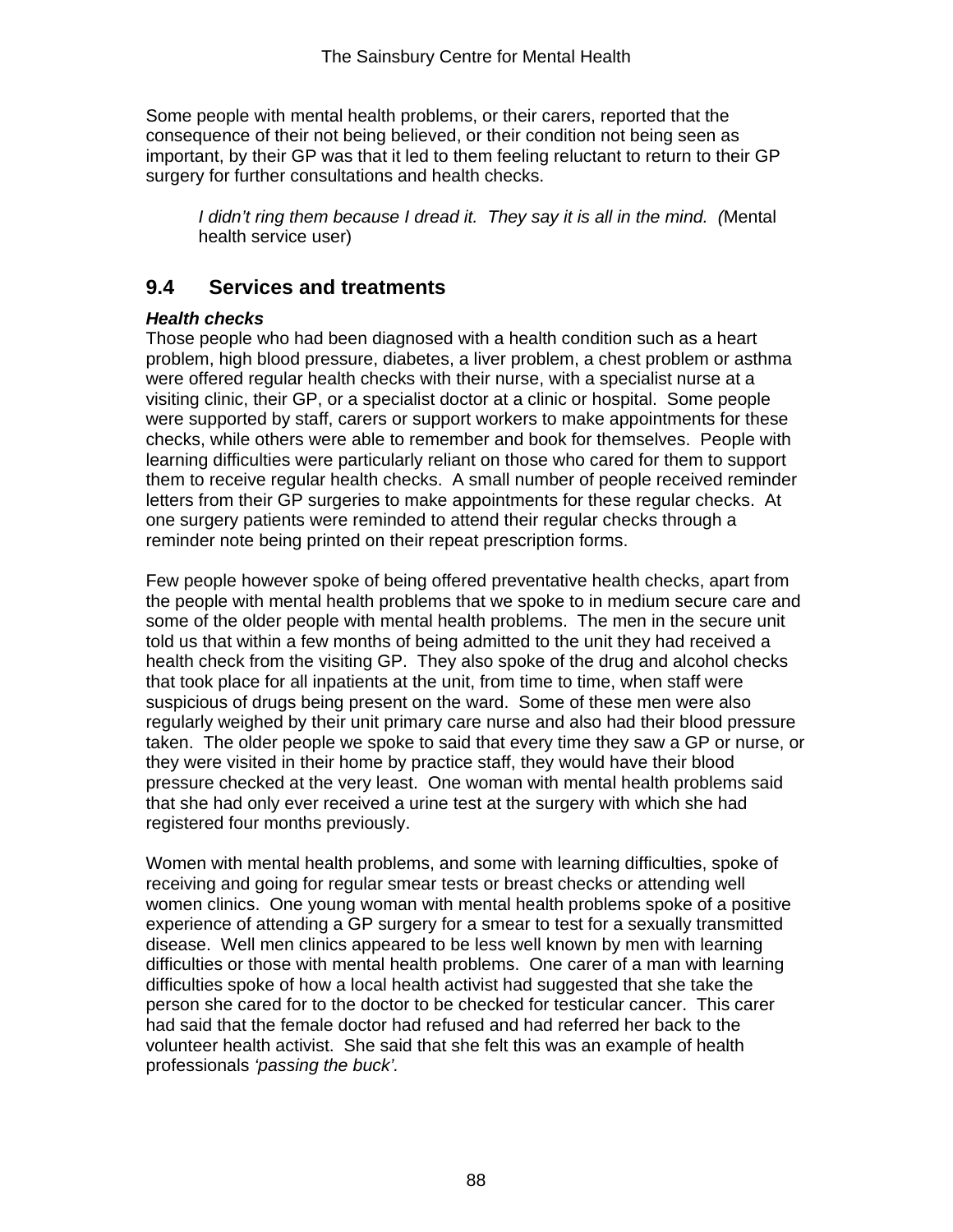Some people with mental health problems, or their carers, reported that the consequence of their not being believed, or their condition not being seen as important, by their GP was that it led to them feeling reluctant to return to their GP surgery for further consultations and health checks.

> *I didn't ring them because I dread it. They say it is all in the mind. (*Mental health service user)

## 9.4 Services and treatments

***Health checks***

Those people who had been diagnosed with a health condition such as a heart problem, high blood pressure, diabetes, a liver problem, a chest problem or asthma were offered regular health checks with their nurse, with a specialist nurse at a visiting clinic, their GP, or a specialist doctor at a clinic or hospital. Some people were supported by staff, carers or support workers to make appointments for these checks, while others were able to remember and book for themselves. People with learning difficulties were particularly reliant on those who cared for them to support them to receive regular health checks. A small number of people received reminder letters from their GP surgeries to make appointments for these regular checks. At one surgery patients were reminded to attend their regular checks through a reminder note being printed on their repeat prescription forms.

Few people however spoke of being offered preventative health checks, apart from the people with mental health problems that we spoke to in medium secure care and some of the older people with mental health problems. The men in the secure unit told us that within a few months of being admitted to the unit they had received a health check from the visiting GP. They also spoke of the drug and alcohol checks that took place for all inpatients at the unit, from time to time, when staff were suspicious of drugs being present on the ward. Some of these men were also regularly weighed by their unit primary care nurse and also had their blood pressure taken. The older people we spoke to said that every time they saw a GP or nurse, or they were visited in their home by practice staff, they would have their blood pressure checked at the very least. One woman with mental health problems said that she had only ever received a urine test at the surgery with which she had registered four months previously.

Women with mental health problems, and some with learning difficulties, spoke of receiving and going for regular smear tests or breast checks or attending well women clinics. One young woman with mental health problems spoke of a positive experience of attending a GP surgery for a smear to test for a sexually transmitted disease. Well men clinics appeared to be less well known by men with learning difficulties or those with mental health problems. One carer of a man with learning difficulties spoke of how a local health activist had suggested that she take the person she cared for to the doctor to be checked for testicular cancer. This carer had said that the female doctor had refused and had referred her back to the volunteer health activist. She said that she felt this was an example of health professionals *'passing the buck'.*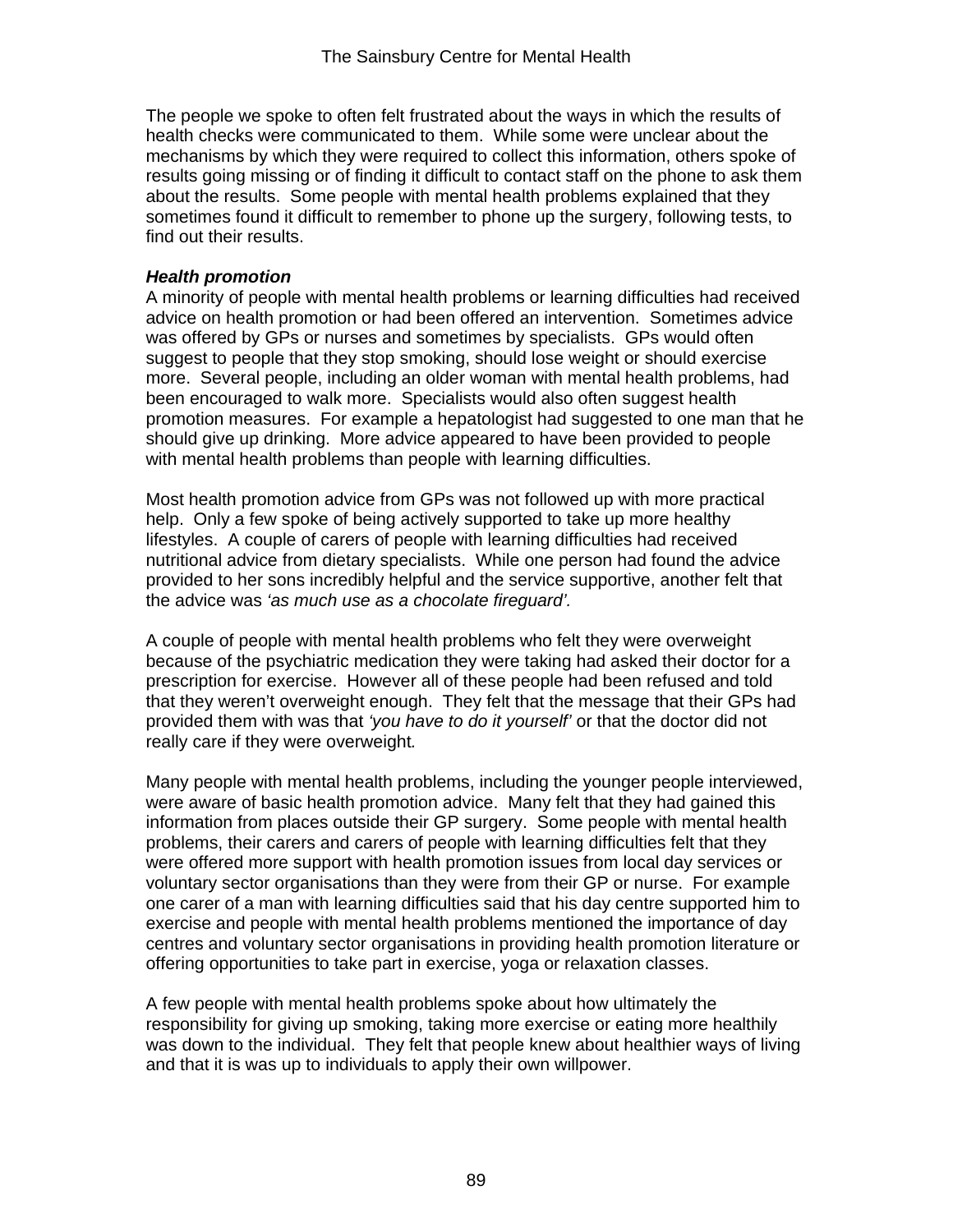The people we spoke to often felt frustrated about the ways in which the results of health checks were communicated to them. While some were unclear about the mechanisms by which they were required to collect this information, others spoke of results going missing or of finding it difficult to contact staff on the phone to ask them about the results. Some people with mental health problems explained that they sometimes found it difficult to remember to phone up the surgery, following tests, to find out their results.

***Health promotion***

A minority of people with mental health problems or learning difficulties had received advice on health promotion or had been offered an intervention. Sometimes advice was offered by GPs or nurses and sometimes by specialists. GPs would often suggest to people that they stop smoking, should lose weight or should exercise more. Several people, including an older woman with mental health problems, had been encouraged to walk more. Specialists would also often suggest health promotion measures. For example a hepatologist had suggested to one man that he should give up drinking. More advice appeared to have been provided to people with mental health problems than people with learning difficulties.

Most health promotion advice from GPs was not followed up with more practical help. Only a few spoke of being actively supported to take up more healthy lifestyles. A couple of carers of people with learning difficulties had received nutritional advice from dietary specialists. While one person had found the advice provided to her sons incredibly helpful and the service supportive, another felt that the advice was *'as much use as a chocolate fireguard'.*

A couple of people with mental health problems who felt they were overweight because of the psychiatric medication they were taking had asked their doctor for a prescription for exercise. However all of these people had been refused and told that they weren't overweight enough. They felt that the message that their GPs had provided them with was that *'you have to do it yourself'* or that the doctor did not really care if they were overweight*.*

Many people with mental health problems, including the younger people interviewed, were aware of basic health promotion advice. Many felt that they had gained this information from places outside their GP surgery. Some people with mental health problems, their carers and carers of people with learning difficulties felt that they were offered more support with health promotion issues from local day services or voluntary sector organisations than they were from their GP or nurse. For example one carer of a man with learning difficulties said that his day centre supported him to exercise and people with mental health problems mentioned the importance of day centres and voluntary sector organisations in providing health promotion literature or offering opportunities to take part in exercise, yoga or relaxation classes.

A few people with mental health problems spoke about how ultimately the responsibility for giving up smoking, taking more exercise or eating more healthily was down to the individual. They felt that people knew about healthier ways of living and that it is was up to individuals to apply their own willpower.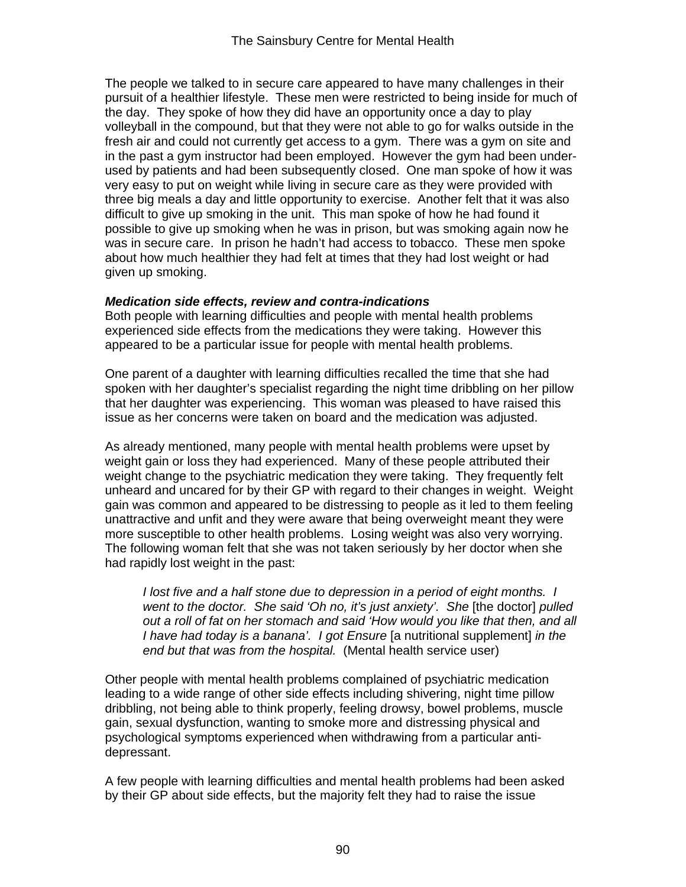The people we talked to in secure care appeared to have many challenges in their pursuit of a healthier lifestyle. These men were restricted to being inside for much of the day. They spoke of how they did have an opportunity once a day to play volleyball in the compound, but that they were not able to go for walks outside in the fresh air and could not currently get access to a gym. There was a gym on site and in the past a gym instructor had been employed. However the gym had been under-used by patients and had been subsequently closed. One man spoke of how it was very easy to put on weight while living in secure care as they were provided with three big meals a day and little opportunity to exercise. Another felt that it was also difficult to give up smoking in the unit. This man spoke of how he had found it possible to give up smoking when he was in prison, but was smoking again now he was in secure care. In prison he hadn't had access to tobacco. These men spoke about how much healthier they had felt at times that they had lost weight or had given up smoking.

***Medication side effects, review and contra-indications***

Both people with learning difficulties and people with mental health problems experienced side effects from the medications they were taking. However this appeared to be a particular issue for people with mental health problems.

One parent of a daughter with learning difficulties recalled the time that she had spoken with her daughter's specialist regarding the night time dribbling on her pillow that her daughter was experiencing. This woman was pleased to have raised this issue as her concerns were taken on board and the medication was adjusted.

As already mentioned, many people with mental health problems were upset by weight gain or loss they had experienced. Many of these people attributed their weight change to the psychiatric medication they were taking. They frequently felt unheard and uncared for by their GP with regard to their changes in weight. Weight gain was common and appeared to be distressing to people as it led to them feeling unattractive and unfit and they were aware that being overweight meant they were more susceptible to other health problems. Losing weight was also very worrying. The following woman felt that she was not taken seriously by her doctor when she had rapidly lost weight in the past:

> *I lost five and a half stone due to depression in a period of eight months. I went to the doctor. She said 'Oh no, it's just anxiety'. She* [the doctor] *pulled out a roll of fat on her stomach and said 'How would you like that then, and all I have had today is a banana'. I got Ensure* [a nutritional supplement] *in the end but that was from the hospital.* (Mental health service user)

Other people with mental health problems complained of psychiatric medication leading to a wide range of other side effects including shivering, night time pillow dribbling, not being able to think properly, feeling drowsy, bowel problems, muscle gain, sexual dysfunction, wanting to smoke more and distressing physical and psychological symptoms experienced when withdrawing from a particular anti-depressant.

A few people with learning difficulties and mental health problems had been asked by their GP about side effects, but the majority felt they had to raise the issue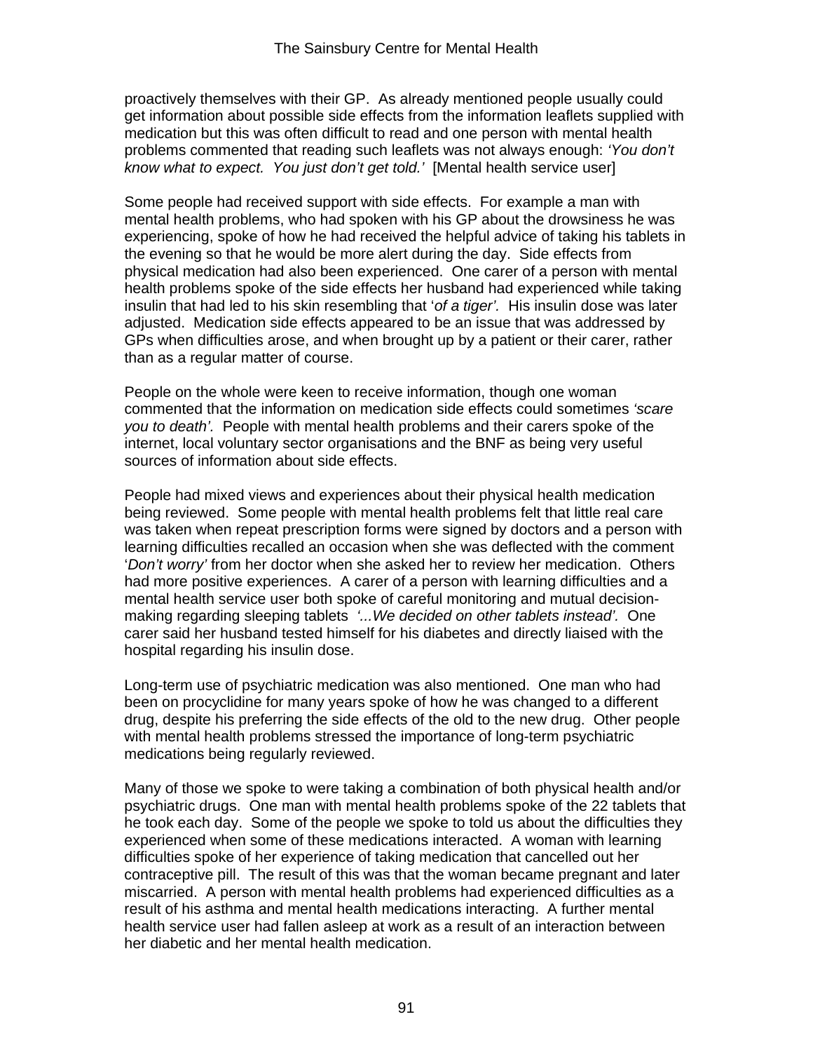proactively themselves with their GP. As already mentioned people usually could get information about possible side effects from the information leaflets supplied with medication but this was often difficult to read and one person with mental health problems commented that reading such leaflets was not always enough: *'You don't know what to expect. You just don't get told.'* [Mental health service user]

Some people had received support with side effects. For example a man with mental health problems, who had spoken with his GP about the drowsiness he was experiencing, spoke of how he had received the helpful advice of taking his tablets in the evening so that he would be more alert during the day. Side effects from physical medication had also been experienced. One carer of a person with mental health problems spoke of the side effects her husband had experienced while taking insulin that had led to his skin resembling that '*of a tiger'.* His insulin dose was later adjusted. Medication side effects appeared to be an issue that was addressed by GPs when difficulties arose, and when brought up by a patient or their carer, rather than as a regular matter of course.

People on the whole were keen to receive information, though one woman commented that the information on medication side effects could sometimes *'scare you to death'.* People with mental health problems and their carers spoke of the internet, local voluntary sector organisations and the BNF as being very useful sources of information about side effects.

People had mixed views and experiences about their physical health medication being reviewed. Some people with mental health problems felt that little real care was taken when repeat prescription forms were signed by doctors and a person with learning difficulties recalled an occasion when she was deflected with the comment '*Don't worry'* from her doctor when she asked her to review her medication. Others had more positive experiences. A carer of a person with learning difficulties and a mental health service user both spoke of careful monitoring and mutual decision-making regarding sleeping tablets *'...We decided on other tablets instead'.* One carer said her husband tested himself for his diabetes and directly liaised with the hospital regarding his insulin dose.

Long-term use of psychiatric medication was also mentioned. One man who had been on procyclidine for many years spoke of how he was changed to a different drug, despite his preferring the side effects of the old to the new drug. Other people with mental health problems stressed the importance of long-term psychiatric medications being regularly reviewed.

Many of those we spoke to were taking a combination of both physical health and/or psychiatric drugs. One man with mental health problems spoke of the 22 tablets that he took each day. Some of the people we spoke to told us about the difficulties they experienced when some of these medications interacted. A woman with learning difficulties spoke of her experience of taking medication that cancelled out her contraceptive pill. The result of this was that the woman became pregnant and later miscarried. A person with mental health problems had experienced difficulties as a result of his asthma and mental health medications interacting. A further mental health service user had fallen asleep at work as a result of an interaction between her diabetic and her mental health medication.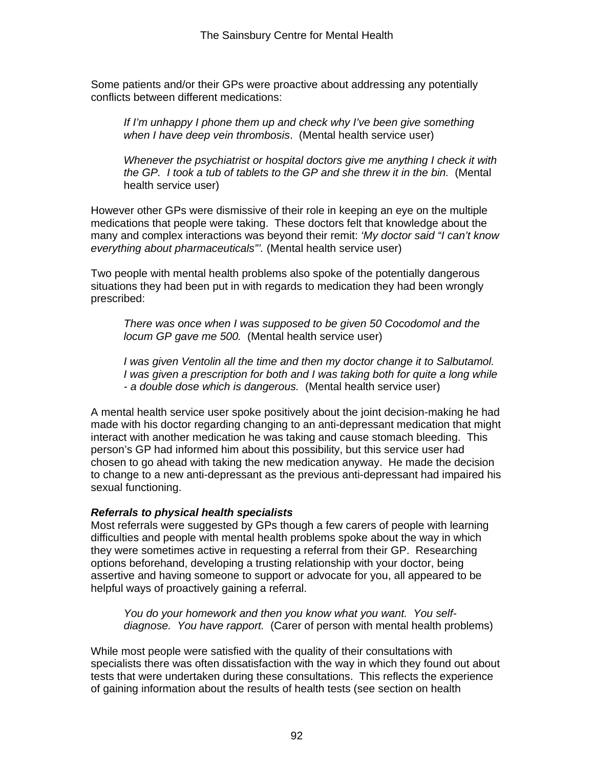Some patients and/or their GPs were proactive about addressing any potentially conflicts between different medications:

> *If I'm unhappy I phone them up and check why I've been give something when I have deep vein thrombosis*. (Mental health service user)

> *Whenever the psychiatrist or hospital doctors give me anything I check it with the GP. I took a tub of tablets to the GP and she threw it in the bin.* (Mental health service user)

However other GPs were dismissive of their role in keeping an eye on the multiple medications that people were taking. These doctors felt that knowledge about the many and complex interactions was beyond their remit: *'My doctor said "I can't know everything about pharmaceuticals"'.* (Mental health service user)

Two people with mental health problems also spoke of the potentially dangerous situations they had been put in with regards to medication they had been wrongly prescribed:

> *There was once when I was supposed to be given 50 Cocodomol and the locum GP gave me 500.* (Mental health service user)

> *I was given Ventolin all the time and then my doctor change it to Salbutamol. I was given a prescription for both and I was taking both for quite a long while - a double dose which is dangerous.* (Mental health service user)

A mental health service user spoke positively about the joint decision-making he had made with his doctor regarding changing to an anti-depressant medication that might interact with another medication he was taking and cause stomach bleeding. This person's GP had informed him about this possibility, but this service user had chosen to go ahead with taking the new medication anyway. He made the decision to change to a new anti-depressant as the previous anti-depressant had impaired his sexual functioning.

***Referrals to physical health specialists***

Most referrals were suggested by GPs though a few carers of people with learning difficulties and people with mental health problems spoke about the way in which they were sometimes active in requesting a referral from their GP. Researching options beforehand, developing a trusting relationship with your doctor, being assertive and having someone to support or advocate for you, all appeared to be helpful ways of proactively gaining a referral.

> *You do your homework and then you know what you want. You self-diagnose. You have rapport.* (Carer of person with mental health problems)

While most people were satisfied with the quality of their consultations with specialists there was often dissatisfaction with the way in which they found out about tests that were undertaken during these consultations. This reflects the experience of gaining information about the results of health tests (see section on health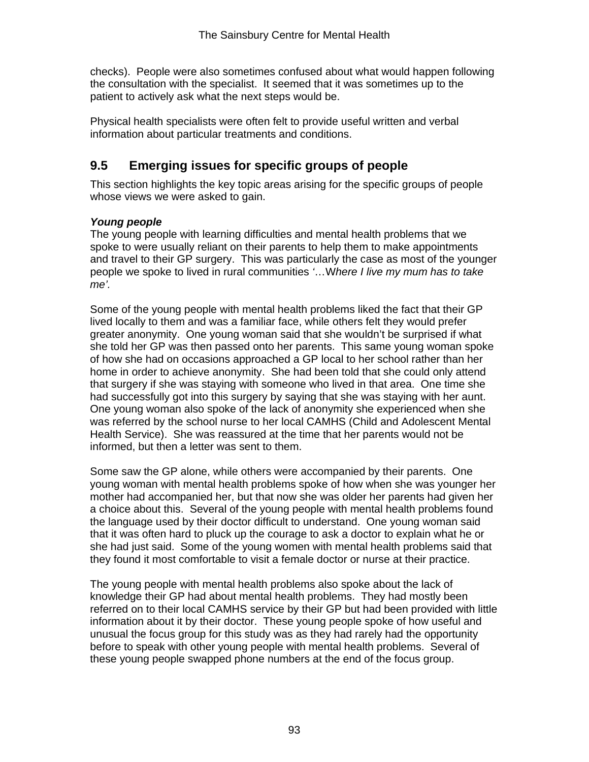checks). People were also sometimes confused about what would happen following the consultation with the specialist. It seemed that it was sometimes up to the patient to actively ask what the next steps would be.

Physical health specialists were often felt to provide useful written and verbal information about particular treatments and conditions.

## 9.5 Emerging issues for specific groups of people

This section highlights the key topic areas arising for the specific groups of people whose views we were asked to gain.

***Young people***

The young people with learning difficulties and mental health problems that we spoke to were usually reliant on their parents to help them to make appointments and travel to their GP surgery. This was particularly the case as most of the younger people we spoke to lived in rural communities *'…Where I live my mum has to take me'*.

Some of the young people with mental health problems liked the fact that their GP lived locally to them and was a familiar face, while others felt they would prefer greater anonymity. One young woman said that she wouldn't be surprised if what she told her GP was then passed onto her parents. This same young woman spoke of how she had on occasions approached a GP local to her school rather than her home in order to achieve anonymity. She had been told that she could only attend that surgery if she was staying with someone who lived in that area. One time she had successfully got into this surgery by saying that she was staying with her aunt. One young woman also spoke of the lack of anonymity she experienced when she was referred by the school nurse to her local CAMHS (Child and Adolescent Mental Health Service). She was reassured at the time that her parents would not be informed, but then a letter was sent to them.

Some saw the GP alone, while others were accompanied by their parents. One young woman with mental health problems spoke of how when she was younger her mother had accompanied her, but that now she was older her parents had given her a choice about this. Several of the young people with mental health problems found the language used by their doctor difficult to understand. One young woman said that it was often hard to pluck up the courage to ask a doctor to explain what he or she had just said. Some of the young women with mental health problems said that they found it most comfortable to visit a female doctor or nurse at their practice.

The young people with mental health problems also spoke about the lack of knowledge their GP had about mental health problems. They had mostly been referred on to their local CAMHS service by their GP but had been provided with little information about it by their doctor. These young people spoke of how useful and unusual the focus group for this study was as they had rarely had the opportunity before to speak with other young people with mental health problems. Several of these young people swapped phone numbers at the end of the focus group.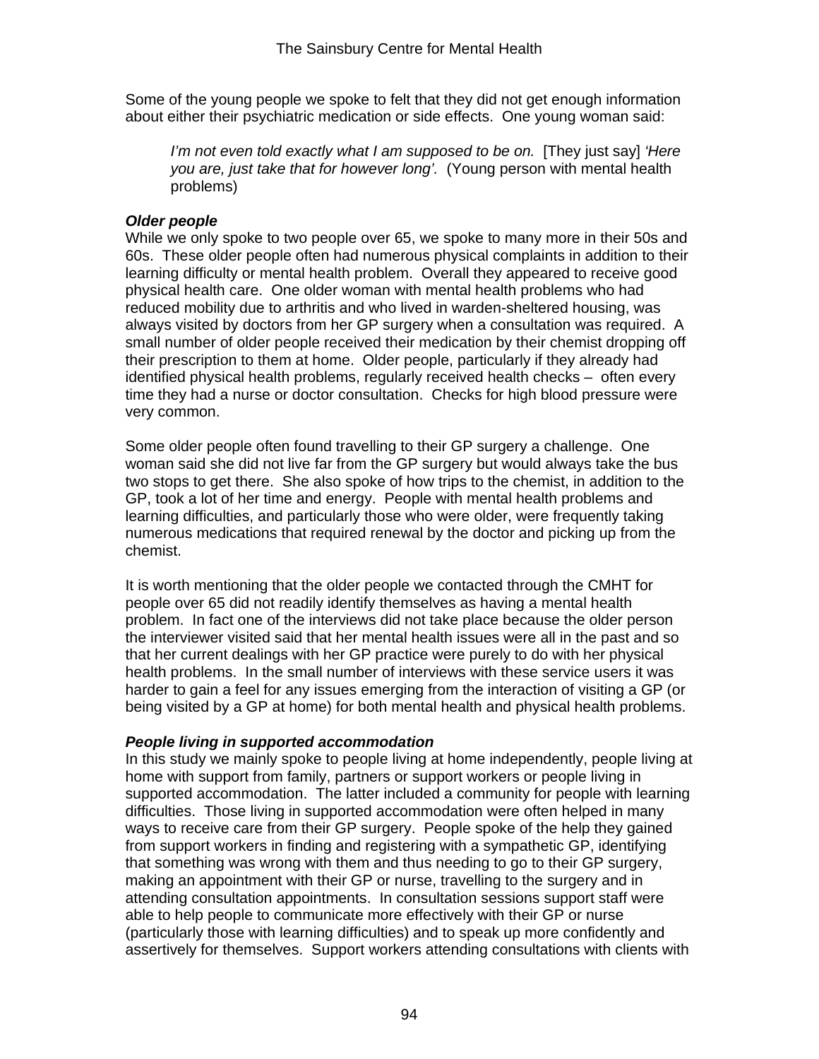Some of the young people we spoke to felt that they did not get enough information about either their psychiatric medication or side effects. One young woman said:

> *I'm not even told exactly what I am supposed to be on.* [They just say] *'Here you are, just take that for however long'.* (Young person with mental health problems)

***Older people***

While we only spoke to two people over 65, we spoke to many more in their 50s and 60s. These older people often had numerous physical complaints in addition to their learning difficulty or mental health problem. Overall they appeared to receive good physical health care. One older woman with mental health problems who had reduced mobility due to arthritis and who lived in warden-sheltered housing, was always visited by doctors from her GP surgery when a consultation was required. A small number of older people received their medication by their chemist dropping off their prescription to them at home. Older people, particularly if they already had identified physical health problems, regularly received health checks – often every time they had a nurse or doctor consultation. Checks for high blood pressure were very common.

Some older people often found travelling to their GP surgery a challenge. One woman said she did not live far from the GP surgery but would always take the bus two stops to get there. She also spoke of how trips to the chemist, in addition to the GP, took a lot of her time and energy. People with mental health problems and learning difficulties, and particularly those who were older, were frequently taking numerous medications that required renewal by the doctor and picking up from the chemist.

It is worth mentioning that the older people we contacted through the CMHT for people over 65 did not readily identify themselves as having a mental health problem. In fact one of the interviews did not take place because the older person the interviewer visited said that her mental health issues were all in the past and so that her current dealings with her GP practice were purely to do with her physical health problems. In the small number of interviews with these service users it was harder to gain a feel for any issues emerging from the interaction of visiting a GP (or being visited by a GP at home) for both mental health and physical health problems.

***People living in supported accommodation***

In this study we mainly spoke to people living at home independently, people living at home with support from family, partners or support workers or people living in supported accommodation. The latter included a community for people with learning difficulties. Those living in supported accommodation were often helped in many ways to receive care from their GP surgery. People spoke of the help they gained from support workers in finding and registering with a sympathetic GP, identifying that something was wrong with them and thus needing to go to their GP surgery, making an appointment with their GP or nurse, travelling to the surgery and in attending consultation appointments. In consultation sessions support staff were able to help people to communicate more effectively with their GP or nurse (particularly those with learning difficulties) and to speak up more confidently and assertively for themselves. Support workers attending consultations with clients with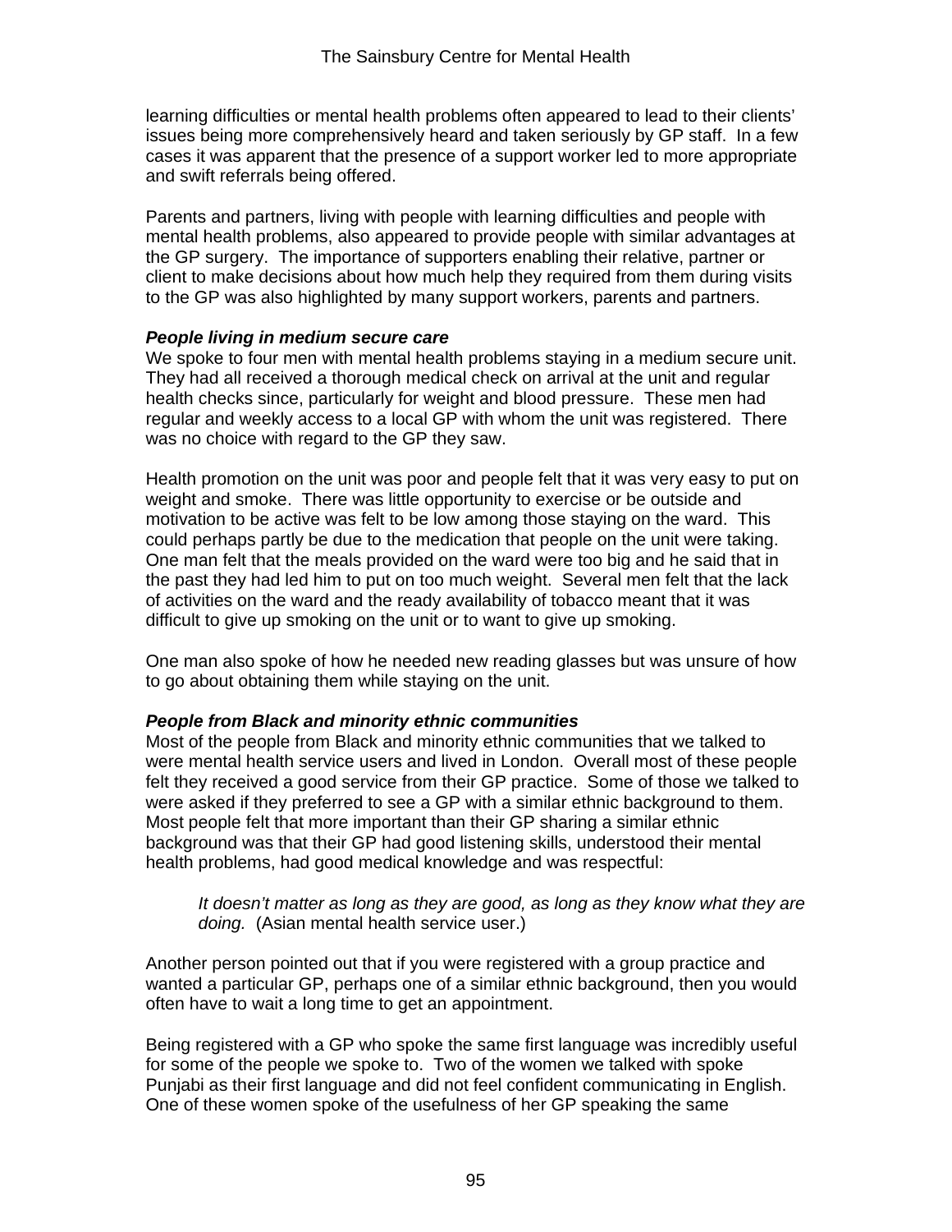learning difficulties or mental health problems often appeared to lead to their clients' issues being more comprehensively heard and taken seriously by GP staff. In a few cases it was apparent that the presence of a support worker led to more appropriate and swift referrals being offered.

Parents and partners, living with people with learning difficulties and people with mental health problems, also appeared to provide people with similar advantages at the GP surgery. The importance of supporters enabling their relative, partner or client to make decisions about how much help they required from them during visits to the GP was also highlighted by many support workers, parents and partners.

***People living in medium secure care***

We spoke to four men with mental health problems staying in a medium secure unit. They had all received a thorough medical check on arrival at the unit and regular health checks since, particularly for weight and blood pressure. These men had regular and weekly access to a local GP with whom the unit was registered. There was no choice with regard to the GP they saw.

Health promotion on the unit was poor and people felt that it was very easy to put on weight and smoke. There was little opportunity to exercise or be outside and motivation to be active was felt to be low among those staying on the ward. This could perhaps partly be due to the medication that people on the unit were taking. One man felt that the meals provided on the ward were too big and he said that in the past they had led him to put on too much weight. Several men felt that the lack of activities on the ward and the ready availability of tobacco meant that it was difficult to give up smoking on the unit or to want to give up smoking.

One man also spoke of how he needed new reading glasses but was unsure of how to go about obtaining them while staying on the unit.

***People from Black and minority ethnic communities***

Most of the people from Black and minority ethnic communities that we talked to were mental health service users and lived in London. Overall most of these people felt they received a good service from their GP practice. Some of those we talked to were asked if they preferred to see a GP with a similar ethnic background to them. Most people felt that more important than their GP sharing a similar ethnic background was that their GP had good listening skills, understood their mental health problems, had good medical knowledge and was respectful:

> *It doesn't matter as long as they are good, as long as they know what they are doing.* (Asian mental health service user.)

Another person pointed out that if you were registered with a group practice and wanted a particular GP, perhaps one of a similar ethnic background, then you would often have to wait a long time to get an appointment.

Being registered with a GP who spoke the same first language was incredibly useful for some of the people we spoke to. Two of the women we talked with spoke Punjabi as their first language and did not feel confident communicating in English. One of these women spoke of the usefulness of her GP speaking the same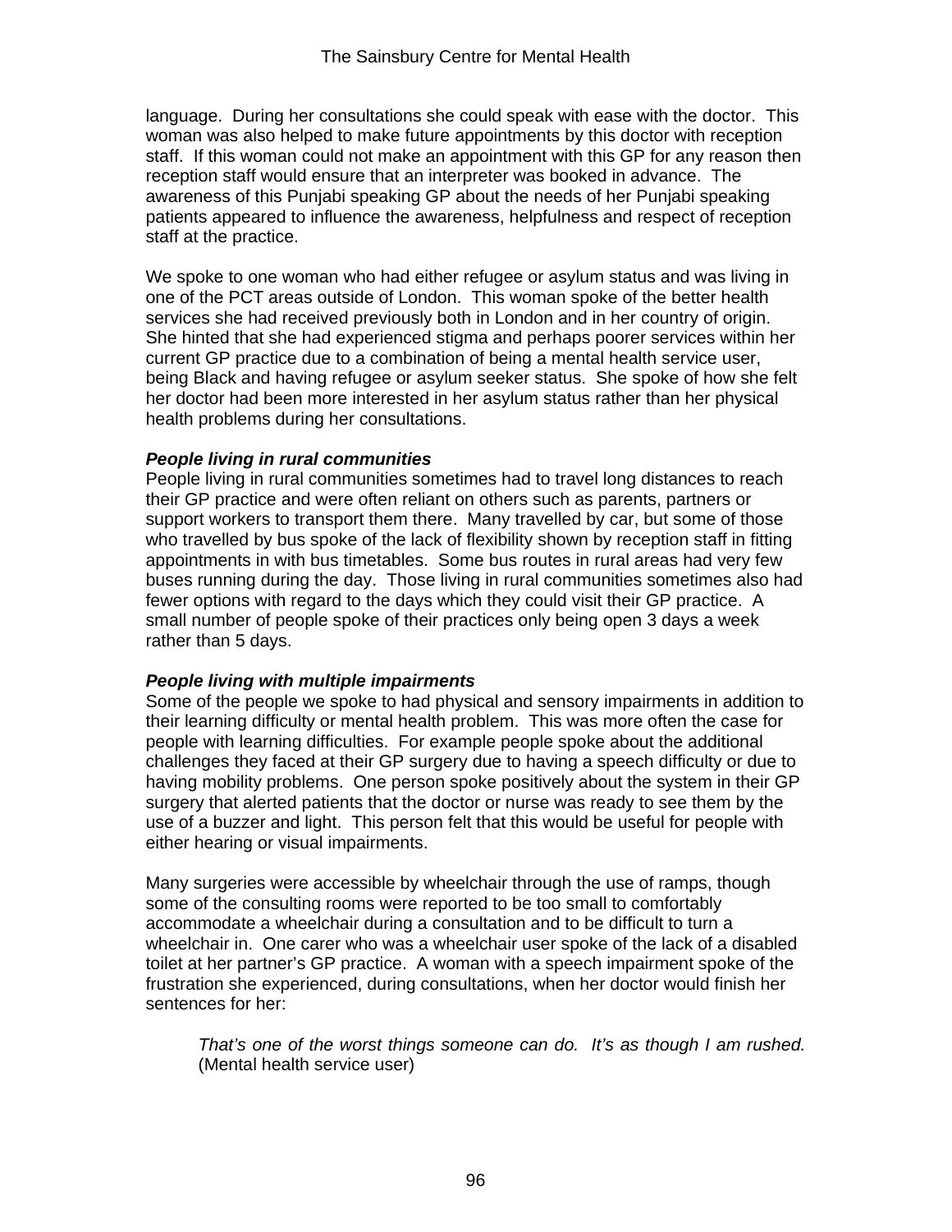language. During her consultations she could speak with ease with the doctor. This woman was also helped to make future appointments by this doctor with reception staff. If this woman could not make an appointment with this GP for any reason then reception staff would ensure that an interpreter was booked in advance. The awareness of this Punjabi speaking GP about the needs of her Punjabi speaking patients appeared to influence the awareness, helpfulness and respect of reception staff at the practice.

We spoke to one woman who had either refugee or asylum status and was living in one of the PCT areas outside of London. This woman spoke of the better health services she had received previously both in London and in her country of origin. She hinted that she had experienced stigma and perhaps poorer services within her current GP practice due to a combination of being a mental health service user, being Black and having refugee or asylum seeker status. She spoke of how she felt her doctor had been more interested in her asylum status rather than her physical health problems during her consultations.

***People living in rural communities***

People living in rural communities sometimes had to travel long distances to reach their GP practice and were often reliant on others such as parents, partners or support workers to transport them there. Many travelled by car, but some of those who travelled by bus spoke of the lack of flexibility shown by reception staff in fitting appointments in with bus timetables. Some bus routes in rural areas had very few buses running during the day. Those living in rural communities sometimes also had fewer options with regard to the days which they could visit their GP practice. A small number of people spoke of their practices only being open 3 days a week rather than 5 days.

***People living with multiple impairments***

Some of the people we spoke to had physical and sensory impairments in addition to their learning difficulty or mental health problem. This was more often the case for people with learning difficulties. For example people spoke about the additional challenges they faced at their GP surgery due to having a speech difficulty or due to having mobility problems. One person spoke positively about the system in their GP surgery that alerted patients that the doctor or nurse was ready to see them by the use of a buzzer and light. This person felt that this would be useful for people with either hearing or visual impairments.

Many surgeries were accessible by wheelchair through the use of ramps, though some of the consulting rooms were reported to be too small to comfortably accommodate a wheelchair during a consultation and to be difficult to turn a wheelchair in. One carer who was a wheelchair user spoke of the lack of a disabled toilet at her partner's GP practice. A woman with a speech impairment spoke of the frustration she experienced, during consultations, when her doctor would finish her sentences for her:

> *That's one of the worst things someone can do. It's as though I am rushed.* (Mental health service user)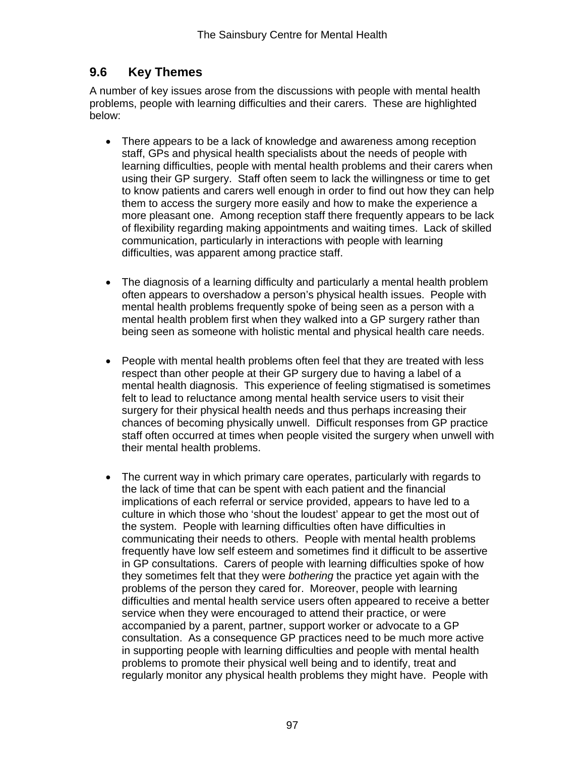## 9.6 Key Themes

A number of key issues arose from the discussions with people with mental health problems, people with learning difficulties and their carers. These are highlighted below:

- There appears to be a lack of knowledge and awareness among reception staff, GPs and physical health specialists about the needs of people with learning difficulties, people with mental health problems and their carers when using their GP surgery. Staff often seem to lack the willingness or time to get to know patients and carers well enough in order to find out how they can help them to access the surgery more easily and how to make the experience a more pleasant one. Among reception staff there frequently appears to be lack of flexibility regarding making appointments and waiting times. Lack of skilled communication, particularly in interactions with people with learning difficulties, was apparent among practice staff.

- The diagnosis of a learning difficulty and particularly a mental health problem often appears to overshadow a person's physical health issues. People with mental health problems frequently spoke of being seen as a person with a mental health problem first when they walked into a GP surgery rather than being seen as someone with holistic mental and physical health care needs.

- People with mental health problems often feel that they are treated with less respect than other people at their GP surgery due to having a label of a mental health diagnosis. This experience of feeling stigmatised is sometimes felt to lead to reluctance among mental health service users to visit their surgery for their physical health needs and thus perhaps increasing their chances of becoming physically unwell. Difficult responses from GP practice staff often occurred at times when people visited the surgery when unwell with their mental health problems.

- The current way in which primary care operates, particularly with regards to the lack of time that can be spent with each patient and the financial implications of each referral or service provided, appears to have led to a culture in which those who 'shout the loudest' appear to get the most out of the system. People with learning difficulties often have difficulties in communicating their needs to others. People with mental health problems frequently have low self esteem and sometimes find it difficult to be assertive in GP consultations. Carers of people with learning difficulties spoke of how they sometimes felt that they were *bothering* the practice yet again with the problems of the person they cared for. Moreover, people with learning difficulties and mental health service users often appeared to receive a better service when they were encouraged to attend their practice, or were accompanied by a parent, partner, support worker or advocate to a GP consultation. As a consequence GP practices need to be much more active in supporting people with learning difficulties and people with mental health problems to promote their physical well being and to identify, treat and regularly monitor any physical health problems they might have. People with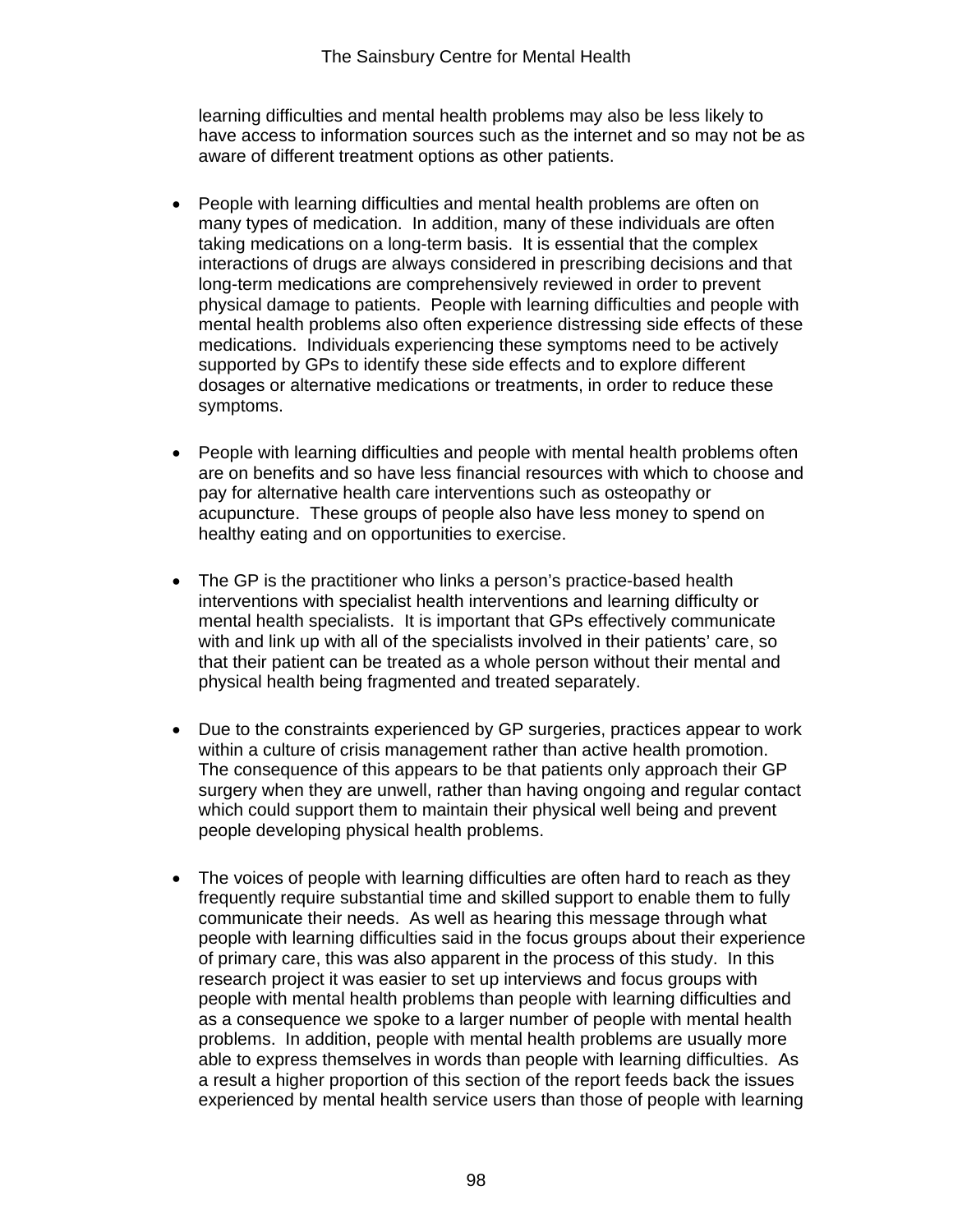learning difficulties and mental health problems may also be less likely to have access to information sources such as the internet and so may not be as aware of different treatment options as other patients.

- People with learning difficulties and mental health problems are often on many types of medication. In addition, many of these individuals are often taking medications on a long-term basis. It is essential that the complex interactions of drugs are always considered in prescribing decisions and that long-term medications are comprehensively reviewed in order to prevent physical damage to patients. People with learning difficulties and people with mental health problems also often experience distressing side effects of these medications. Individuals experiencing these symptoms need to be actively supported by GPs to identify these side effects and to explore different dosages or alternative medications or treatments, in order to reduce these symptoms.

- People with learning difficulties and people with mental health problems often are on benefits and so have less financial resources with which to choose and pay for alternative health care interventions such as osteopathy or acupuncture. These groups of people also have less money to spend on healthy eating and on opportunities to exercise.

- The GP is the practitioner who links a person's practice-based health interventions with specialist health interventions and learning difficulty or mental health specialists. It is important that GPs effectively communicate with and link up with all of the specialists involved in their patients' care, so that their patient can be treated as a whole person without their mental and physical health being fragmented and treated separately.

- Due to the constraints experienced by GP surgeries, practices appear to work within a culture of crisis management rather than active health promotion. The consequence of this appears to be that patients only approach their GP surgery when they are unwell, rather than having ongoing and regular contact which could support them to maintain their physical well being and prevent people developing physical health problems.

- The voices of people with learning difficulties are often hard to reach as they frequently require substantial time and skilled support to enable them to fully communicate their needs. As well as hearing this message through what people with learning difficulties said in the focus groups about their experience of primary care, this was also apparent in the process of this study. In this research project it was easier to set up interviews and focus groups with people with mental health problems than people with learning difficulties and as a consequence we spoke to a larger number of people with mental health problems. In addition, people with mental health problems are usually more able to express themselves in words than people with learning difficulties. As a result a higher proportion of this section of the report feeds back the issues experienced by mental health service users than those of people with learning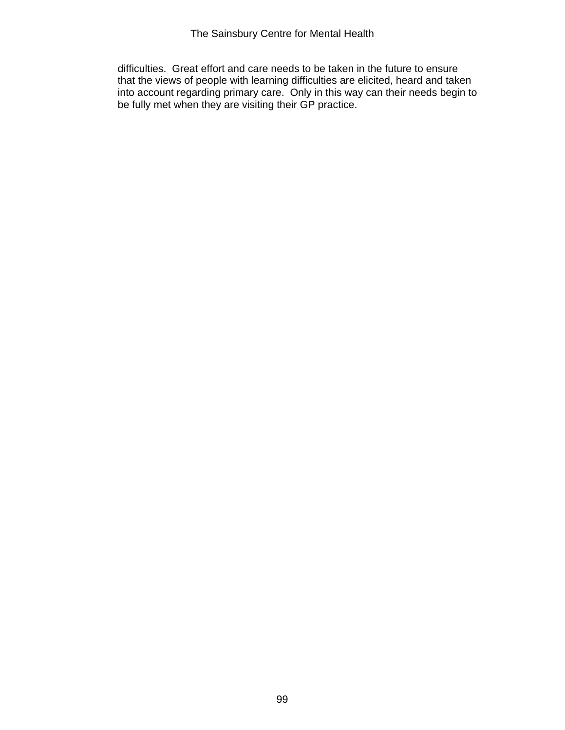difficulties.  Great effort and care needs to be taken in the future to ensure that the views of people with learning difficulties are elicited, heard and taken into account regarding primary care.  Only in this way can their needs begin to be fully met when they are visiting their GP practice.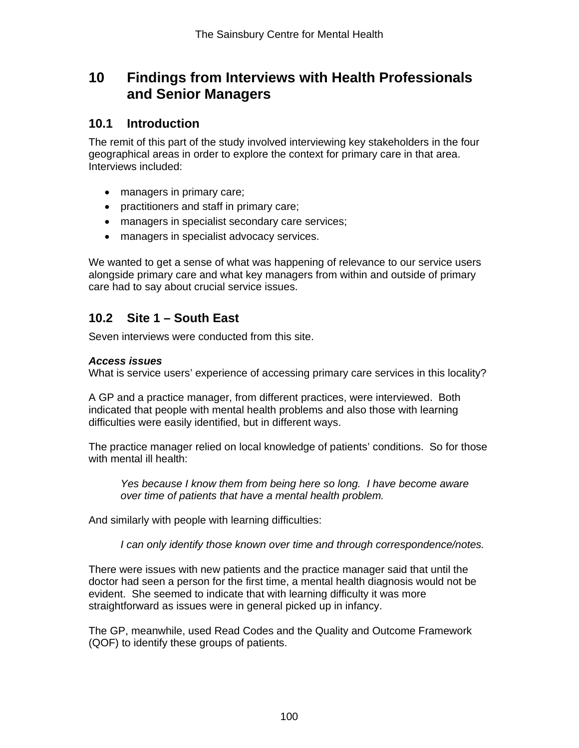# 10 Findings from Interviews with Health Professionals and Senior Managers

## 10.1 Introduction

The remit of this part of the study involved interviewing key stakeholders in the four geographical areas in order to explore the context for primary care in that area. Interviews included:

- managers in primary care;
- practitioners and staff in primary care;
- managers in specialist secondary care services;
- managers in specialist advocacy services.

We wanted to get a sense of what was happening of relevance to our service users alongside primary care and what key managers from within and outside of primary care had to say about crucial service issues.

## 10.2 Site 1 – South East

Seven interviews were conducted from this site.

***Access issues***
What is service users' experience of accessing primary care services in this locality?

A GP and a practice manager, from different practices, were interviewed. Both indicated that people with mental health problems and also those with learning difficulties were easily identified, but in different ways.

The practice manager relied on local knowledge of patients' conditions. So for those with mental ill health:

> *Yes because I know them from being here so long. I have become aware over time of patients that have a mental health problem.*

And similarly with people with learning difficulties:

> *I can only identify those known over time and through correspondence/notes.*

There were issues with new patients and the practice manager said that until the doctor had seen a person for the first time, a mental health diagnosis would not be evident. She seemed to indicate that with learning difficulty it was more straightforward as issues were in general picked up in infancy.

The GP, meanwhile, used Read Codes and the Quality and Outcome Framework (QOF) to identify these groups of patients.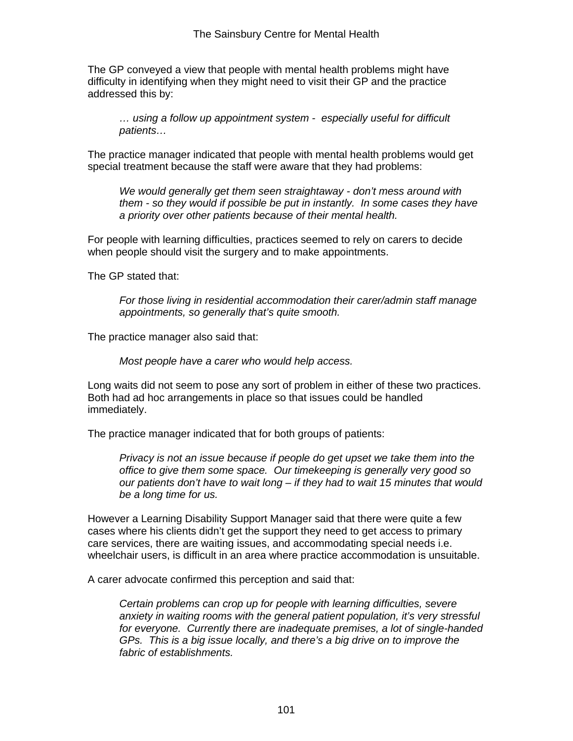The GP conveyed a view that people with mental health problems might have difficulty in identifying when they might need to visit their GP and the practice addressed this by:

> *… using a follow up appointment system - especially useful for difficult patients…*

The practice manager indicated that people with mental health problems would get special treatment because the staff were aware that they had problems:

> *We would generally get them seen straightaway - don't mess around with them - so they would if possible be put in instantly. In some cases they have a priority over other patients because of their mental health.*

For people with learning difficulties, practices seemed to rely on carers to decide when people should visit the surgery and to make appointments.

The GP stated that:

> *For those living in residential accommodation their carer/admin staff manage appointments, so generally that's quite smooth.*

The practice manager also said that:

> *Most people have a carer who would help access.*

Long waits did not seem to pose any sort of problem in either of these two practices. Both had ad hoc arrangements in place so that issues could be handled immediately.

The practice manager indicated that for both groups of patients:

> *Privacy is not an issue because if people do get upset we take them into the office to give them some space. Our timekeeping is generally very good so our patients don't have to wait long – if they had to wait 15 minutes that would be a long time for us.*

However a Learning Disability Support Manager said that there were quite a few cases where his clients didn't get the support they need to get access to primary care services, there are waiting issues, and accommodating special needs i.e. wheelchair users, is difficult in an area where practice accommodation is unsuitable.

A carer advocate confirmed this perception and said that:

> *Certain problems can crop up for people with learning difficulties, severe anxiety in waiting rooms with the general patient population, it's very stressful for everyone. Currently there are inadequate premises, a lot of single-handed GPs. This is a big issue locally, and there's a big drive on to improve the fabric of establishments.*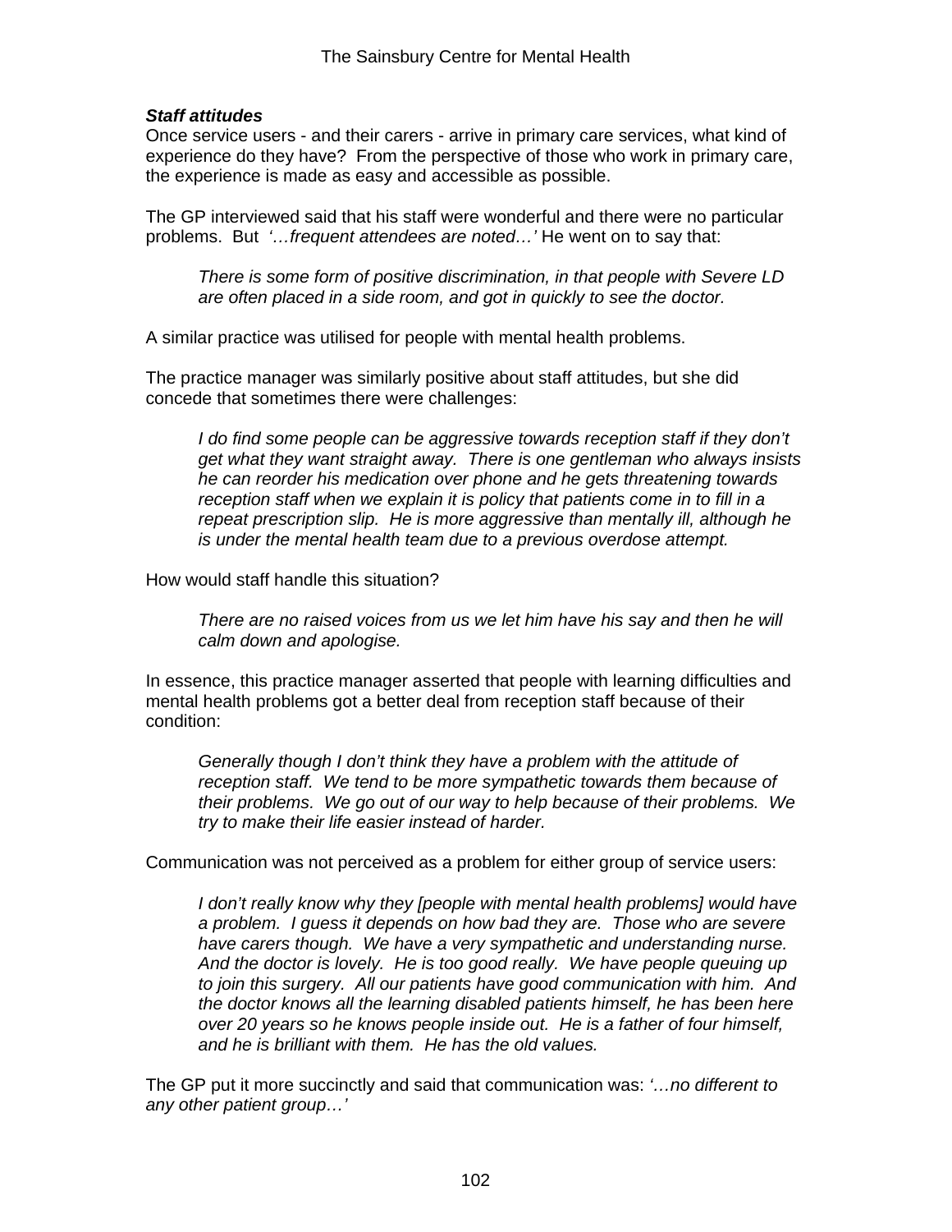***Staff attitudes***

Once service users - and their carers - arrive in primary care services, what kind of experience do they have? From the perspective of those who work in primary care, the experience is made as easy and accessible as possible.

The GP interviewed said that his staff were wonderful and there were no particular problems. But *'…frequent attendees are noted…'* He went on to say that:

> *There is some form of positive discrimination, in that people with Severe LD are often placed in a side room, and got in quickly to see the doctor.*

A similar practice was utilised for people with mental health problems.

The practice manager was similarly positive about staff attitudes, but she did concede that sometimes there were challenges:

> *I do find some people can be aggressive towards reception staff if they don't get what they want straight away. There is one gentleman who always insists he can reorder his medication over phone and he gets threatening towards reception staff when we explain it is policy that patients come in to fill in a repeat prescription slip. He is more aggressive than mentally ill, although he is under the mental health team due to a previous overdose attempt.*

How would staff handle this situation?

> *There are no raised voices from us we let him have his say and then he will calm down and apologise.*

In essence, this practice manager asserted that people with learning difficulties and mental health problems got a better deal from reception staff because of their condition:

> *Generally though I don't think they have a problem with the attitude of reception staff. We tend to be more sympathetic towards them because of their problems. We go out of our way to help because of their problems. We try to make their life easier instead of harder.*

Communication was not perceived as a problem for either group of service users:

> *I don't really know why they [people with mental health problems] would have a problem. I guess it depends on how bad they are. Those who are severe have carers though. We have a very sympathetic and understanding nurse. And the doctor is lovely. He is too good really. We have people queuing up to join this surgery. All our patients have good communication with him. And the doctor knows all the learning disabled patients himself, he has been here over 20 years so he knows people inside out. He is a father of four himself, and he is brilliant with them. He has the old values.*

The GP put it more succinctly and said that communication was: *'…no different to any other patient group…'*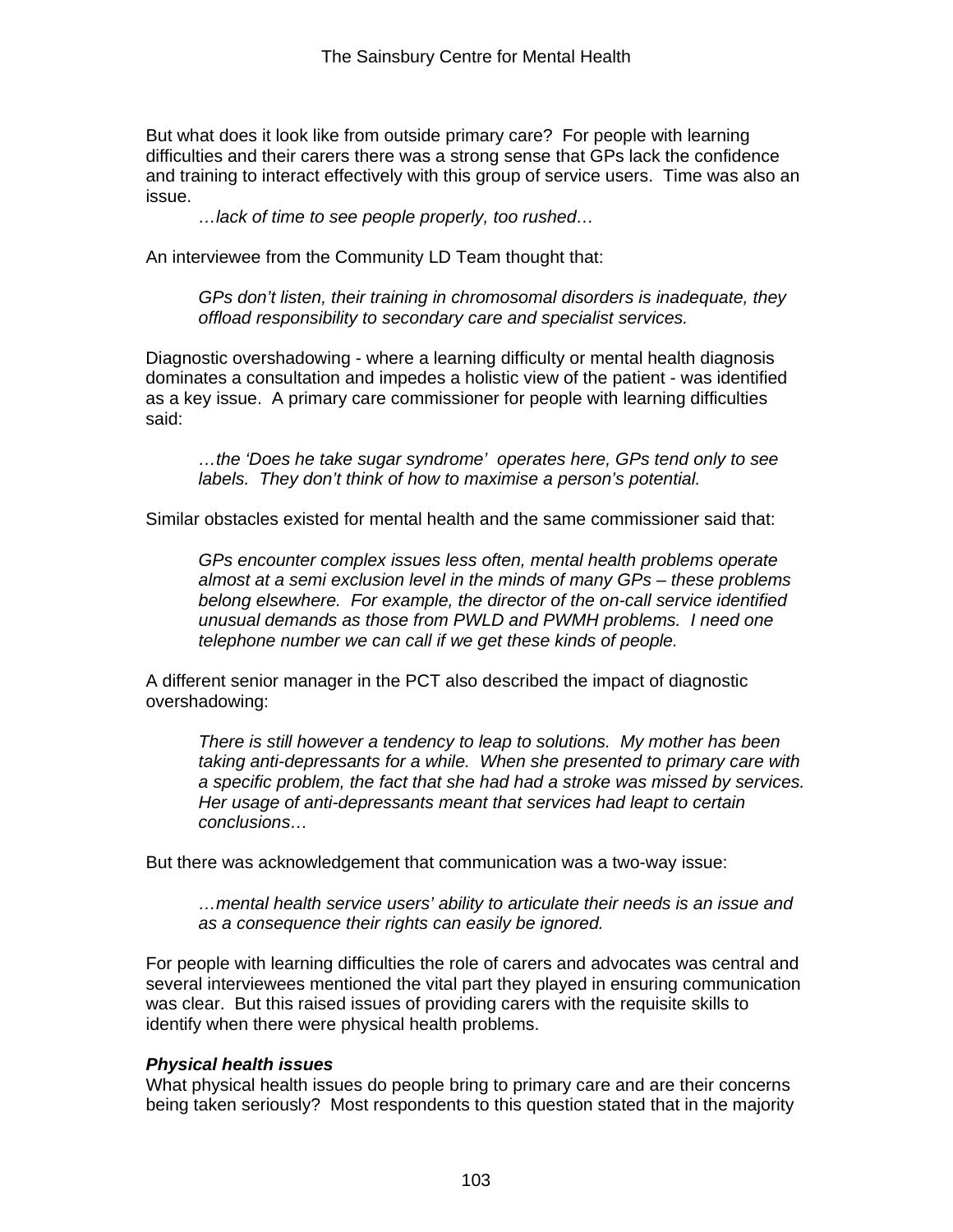But what does it look like from outside primary care? For people with learning difficulties and their carers there was a strong sense that GPs lack the confidence and training to interact effectively with this group of service users. Time was also an issue.

> *…lack of time to see people properly, too rushed…*

An interviewee from the Community LD Team thought that:

> *GPs don't listen, their training in chromosomal disorders is inadequate, they offload responsibility to secondary care and specialist services.*

Diagnostic overshadowing - where a learning difficulty or mental health diagnosis dominates a consultation and impedes a holistic view of the patient - was identified as a key issue. A primary care commissioner for people with learning difficulties said:

> *…the 'Does he take sugar syndrome' operates here, GPs tend only to see labels. They don't think of how to maximise a person's potential.*

Similar obstacles existed for mental health and the same commissioner said that:

> *GPs encounter complex issues less often, mental health problems operate almost at a semi exclusion level in the minds of many GPs – these problems belong elsewhere. For example, the director of the on-call service identified unusual demands as those from PWLD and PWMH problems. I need one telephone number we can call if we get these kinds of people.*

A different senior manager in the PCT also described the impact of diagnostic overshadowing:

> *There is still however a tendency to leap to solutions. My mother has been taking anti-depressants for a while. When she presented to primary care with a specific problem, the fact that she had had a stroke was missed by services. Her usage of anti-depressants meant that services had leapt to certain conclusions…*

But there was acknowledgement that communication was a two-way issue:

> *…mental health service users' ability to articulate their needs is an issue and as a consequence their rights can easily be ignored.*

For people with learning difficulties the role of carers and advocates was central and several interviewees mentioned the vital part they played in ensuring communication was clear. But this raised issues of providing carers with the requisite skills to identify when there were physical health problems.

***Physical health issues***

What physical health issues do people bring to primary care and are their concerns being taken seriously? Most respondents to this question stated that in the majority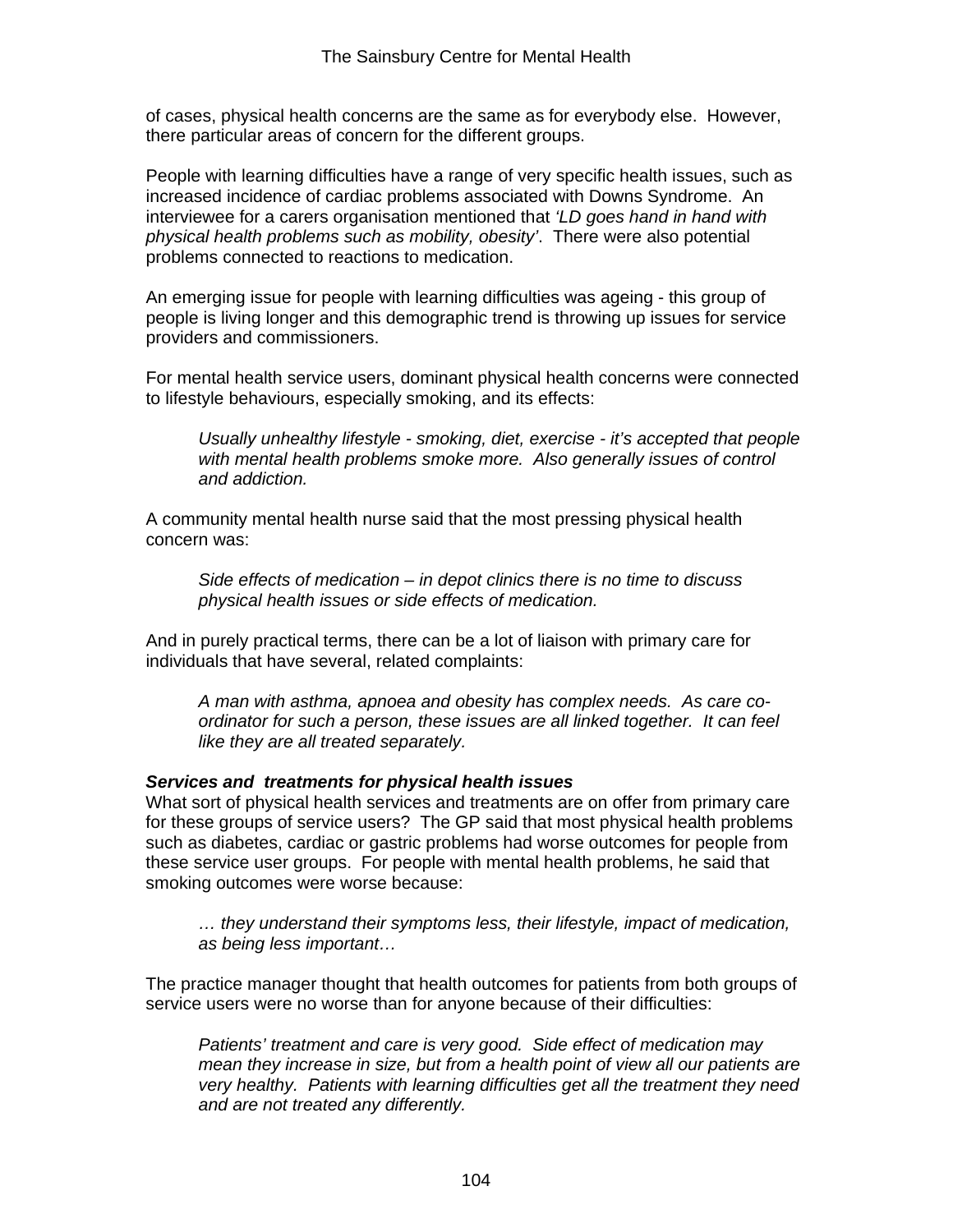of cases, physical health concerns are the same as for everybody else. However, there particular areas of concern for the different groups.

People with learning difficulties have a range of very specific health issues, such as increased incidence of cardiac problems associated with Downs Syndrome. An interviewee for a carers organisation mentioned that *'LD goes hand in hand with physical health problems such as mobility, obesity'*. There were also potential problems connected to reactions to medication.

An emerging issue for people with learning difficulties was ageing - this group of people is living longer and this demographic trend is throwing up issues for service providers and commissioners.

For mental health service users, dominant physical health concerns were connected to lifestyle behaviours, especially smoking, and its effects:

> *Usually unhealthy lifestyle - smoking, diet, exercise - it's accepted that people with mental health problems smoke more. Also generally issues of control and addiction.*

A community mental health nurse said that the most pressing physical health concern was:

> *Side effects of medication – in depot clinics there is no time to discuss physical health issues or side effects of medication.*

And in purely practical terms, there can be a lot of liaison with primary care for individuals that have several, related complaints:

> *A man with asthma, apnoea and obesity has complex needs. As care co-ordinator for such a person, these issues are all linked together. It can feel like they are all treated separately.*

***Services and treatments for physical health issues***

What sort of physical health services and treatments are on offer from primary care for these groups of service users? The GP said that most physical health problems such as diabetes, cardiac or gastric problems had worse outcomes for people from these service user groups. For people with mental health problems, he said that smoking outcomes were worse because:

> *… they understand their symptoms less, their lifestyle, impact of medication, as being less important…*

The practice manager thought that health outcomes for patients from both groups of service users were no worse than for anyone because of their difficulties:

> *Patients' treatment and care is very good. Side effect of medication may mean they increase in size, but from a health point of view all our patients are very healthy. Patients with learning difficulties get all the treatment they need and are not treated any differently.*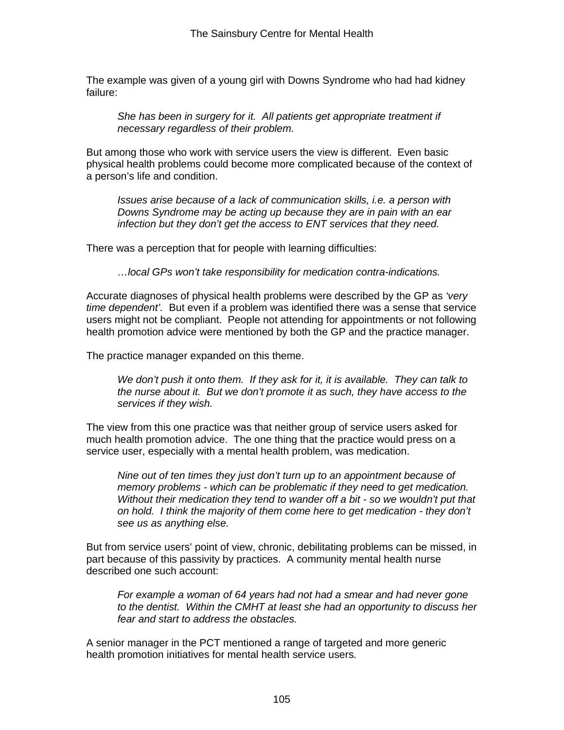The example was given of a young girl with Downs Syndrome who had had kidney failure:

> *She has been in surgery for it. All patients get appropriate treatment if necessary regardless of their problem.*

But among those who work with service users the view is different. Even basic physical health problems could become more complicated because of the context of a person's life and condition.

> *Issues arise because of a lack of communication skills, i.e. a person with Downs Syndrome may be acting up because they are in pain with an ear infection but they don't get the access to ENT services that they need.*

There was a perception that for people with learning difficulties:

> *…local GPs won't take responsibility for medication contra-indications.*

Accurate diagnoses of physical health problems were described by the GP as *'very time dependent'.* But even if a problem was identified there was a sense that service users might not be compliant. People not attending for appointments or not following health promotion advice were mentioned by both the GP and the practice manager.

The practice manager expanded on this theme.

> *We don't push it onto them. If they ask for it, it is available. They can talk to the nurse about it. But we don't promote it as such, they have access to the services if they wish.*

The view from this one practice was that neither group of service users asked for much health promotion advice. The one thing that the practice would press on a service user, especially with a mental health problem, was medication.

> *Nine out of ten times they just don't turn up to an appointment because of memory problems - which can be problematic if they need to get medication. Without their medication they tend to wander off a bit - so we wouldn't put that on hold. I think the majority of them come here to get medication - they don't see us as anything else.*

But from service users' point of view, chronic, debilitating problems can be missed, in part because of this passivity by practices. A community mental health nurse described one such account:

> *For example a woman of 64 years had not had a smear and had never gone to the dentist. Within the CMHT at least she had an opportunity to discuss her fear and start to address the obstacles.*

A senior manager in the PCT mentioned a range of targeted and more generic health promotion initiatives for mental health service users.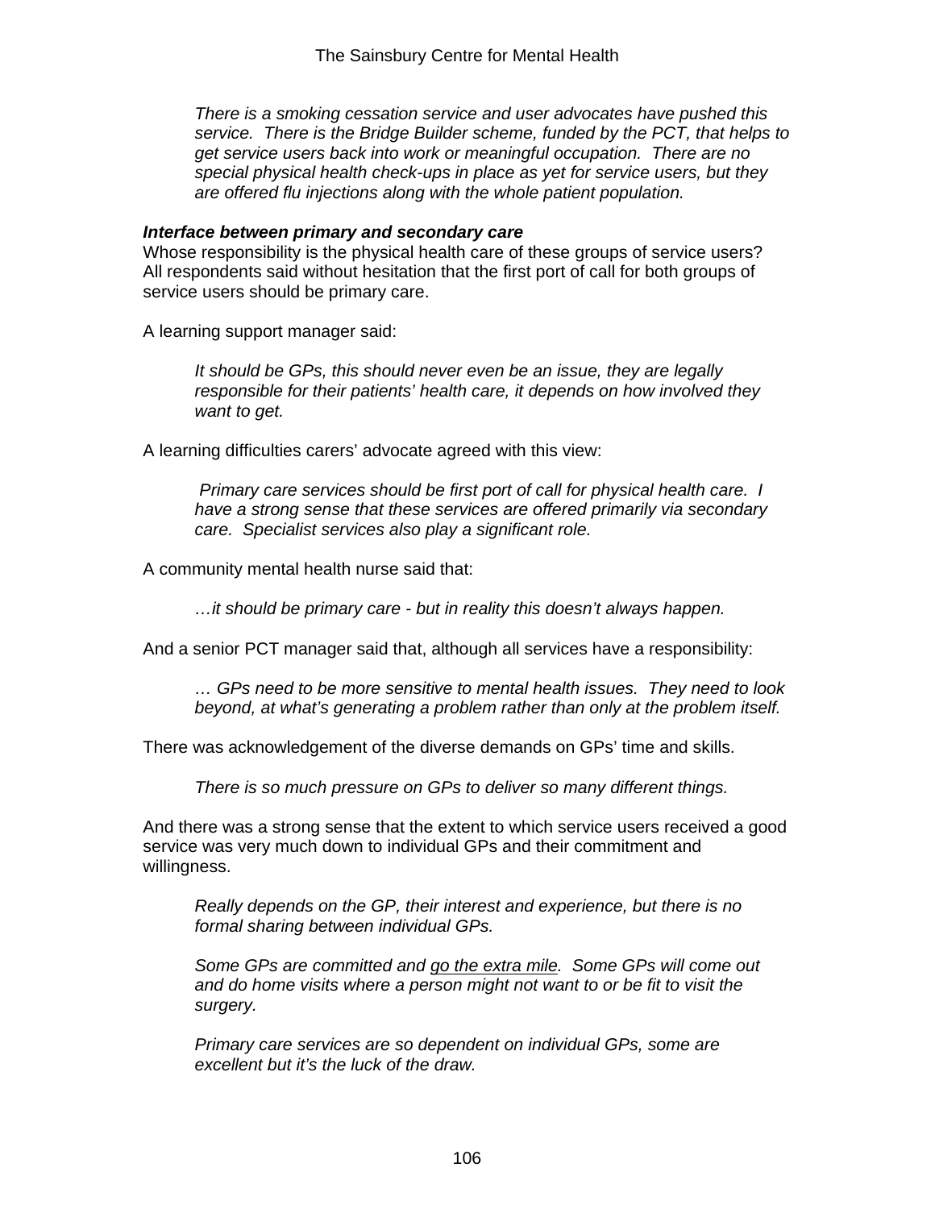*There is a smoking cessation service and user advocates have pushed this service. There is the Bridge Builder scheme, funded by the PCT, that helps to get service users back into work or meaningful occupation. There are no special physical health check-ups in place as yet for service users, but they are offered flu injections along with the whole patient population.*

***Interface between primary and secondary care***

Whose responsibility is the physical health care of these groups of service users? All respondents said without hesitation that the first port of call for both groups of service users should be primary care.

A learning support manager said:

> *It should be GPs, this should never even be an issue, they are legally responsible for their patients' health care, it depends on how involved they want to get.*

A learning difficulties carers' advocate agreed with this view:

> *Primary care services should be first port of call for physical health care. I have a strong sense that these services are offered primarily via secondary care. Specialist services also play a significant role.*

A community mental health nurse said that:

> *…it should be primary care - but in reality this doesn't always happen.*

And a senior PCT manager said that, although all services have a responsibility:

> *… GPs need to be more sensitive to mental health issues. They need to look beyond, at what's generating a problem rather than only at the problem itself.*

There was acknowledgement of the diverse demands on GPs' time and skills.

> *There is so much pressure on GPs to deliver so many different things.*

And there was a strong sense that the extent to which service users received a good service was very much down to individual GPs and their commitment and willingness.

> *Really depends on the GP, their interest and experience, but there is no formal sharing between individual GPs.*
>
> *Some GPs are committed and <u>go the extra mile</u>. Some GPs will come out and do home visits where a person might not want to or be fit to visit the surgery.*
>
> *Primary care services are so dependent on individual GPs, some are excellent but it's the luck of the draw.*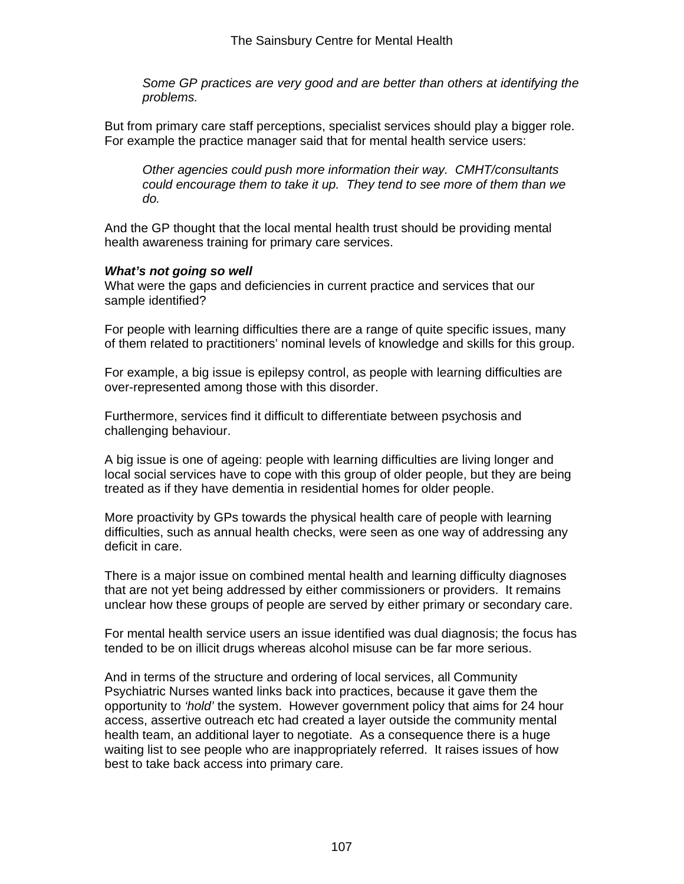> *Some GP practices are very good and are better than others at identifying the problems.*

But from primary care staff perceptions, specialist services should play a bigger role. For example the practice manager said that for mental health service users:

> *Other agencies could push more information their way. CMHT/consultants could encourage them to take it up. They tend to see more of them than we do.*

And the GP thought that the local mental health trust should be providing mental health awareness training for primary care services.

***What's not going so well***

What were the gaps and deficiencies in current practice and services that our sample identified?

For people with learning difficulties there are a range of quite specific issues, many of them related to practitioners' nominal levels of knowledge and skills for this group.

For example, a big issue is epilepsy control, as people with learning difficulties are over-represented among those with this disorder.

Furthermore, services find it difficult to differentiate between psychosis and challenging behaviour.

A big issue is one of ageing: people with learning difficulties are living longer and local social services have to cope with this group of older people, but they are being treated as if they have dementia in residential homes for older people.

More proactivity by GPs towards the physical health care of people with learning difficulties, such as annual health checks, were seen as one way of addressing any deficit in care.

There is a major issue on combined mental health and learning difficulty diagnoses that are not yet being addressed by either commissioners or providers. It remains unclear how these groups of people are served by either primary or secondary care.

For mental health service users an issue identified was dual diagnosis; the focus has tended to be on illicit drugs whereas alcohol misuse can be far more serious.

And in terms of the structure and ordering of local services, all Community Psychiatric Nurses wanted links back into practices, because it gave them the opportunity to *'hold'* the system. However government policy that aims for 24 hour access, assertive outreach etc had created a layer outside the community mental health team, an additional layer to negotiate. As a consequence there is a huge waiting list to see people who are inappropriately referred. It raises issues of how best to take back access into primary care.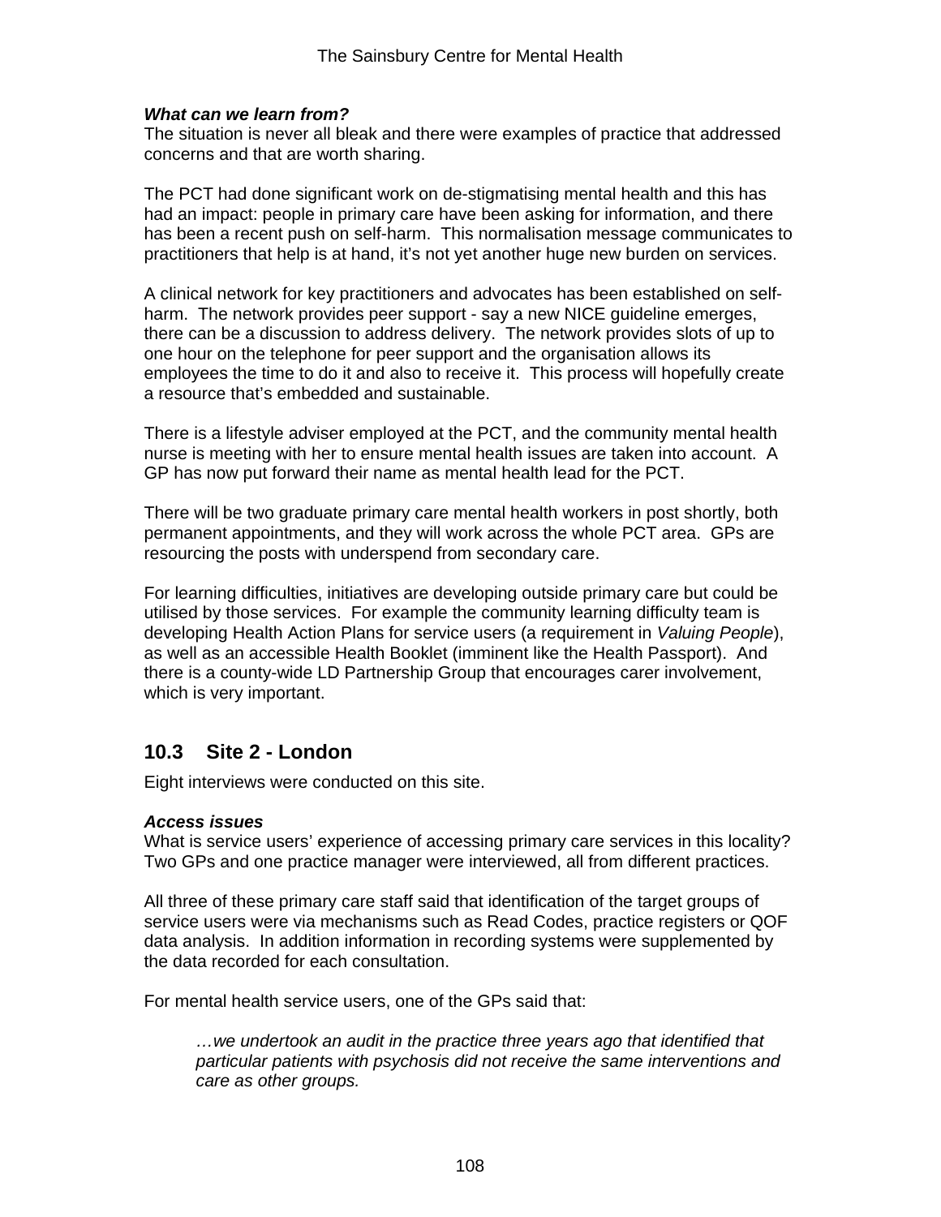***What can we learn from?***
The situation is never all bleak and there were examples of practice that addressed concerns and that are worth sharing.

The PCT had done significant work on de-stigmatising mental health and this has had an impact: people in primary care have been asking for information, and there has been a recent push on self-harm. This normalisation message communicates to practitioners that help is at hand, it's not yet another huge new burden on services.

A clinical network for key practitioners and advocates has been established on self-harm. The network provides peer support - say a new NICE guideline emerges, there can be a discussion to address delivery. The network provides slots of up to one hour on the telephone for peer support and the organisation allows its employees the time to do it and also to receive it. This process will hopefully create a resource that's embedded and sustainable.

There is a lifestyle adviser employed at the PCT, and the community mental health nurse is meeting with her to ensure mental health issues are taken into account. A GP has now put forward their name as mental health lead for the PCT.

There will be two graduate primary care mental health workers in post shortly, both permanent appointments, and they will work across the whole PCT area. GPs are resourcing the posts with underspend from secondary care.

For learning difficulties, initiatives are developing outside primary care but could be utilised by those services. For example the community learning difficulty team is developing Health Action Plans for service users (a requirement in *Valuing People*), as well as an accessible Health Booklet (imminent like the Health Passport). And there is a county-wide LD Partnership Group that encourages carer involvement, which is very important.

## 10.3 Site 2 - London

Eight interviews were conducted on this site.

***Access issues***
What is service users' experience of accessing primary care services in this locality? Two GPs and one practice manager were interviewed, all from different practices.

All three of these primary care staff said that identification of the target groups of service users were via mechanisms such as Read Codes, practice registers or QOF data analysis. In addition information in recording systems were supplemented by the data recorded for each consultation.

For mental health service users, one of the GPs said that:

> *…we undertook an audit in the practice three years ago that identified that particular patients with psychosis did not receive the same interventions and care as other groups.*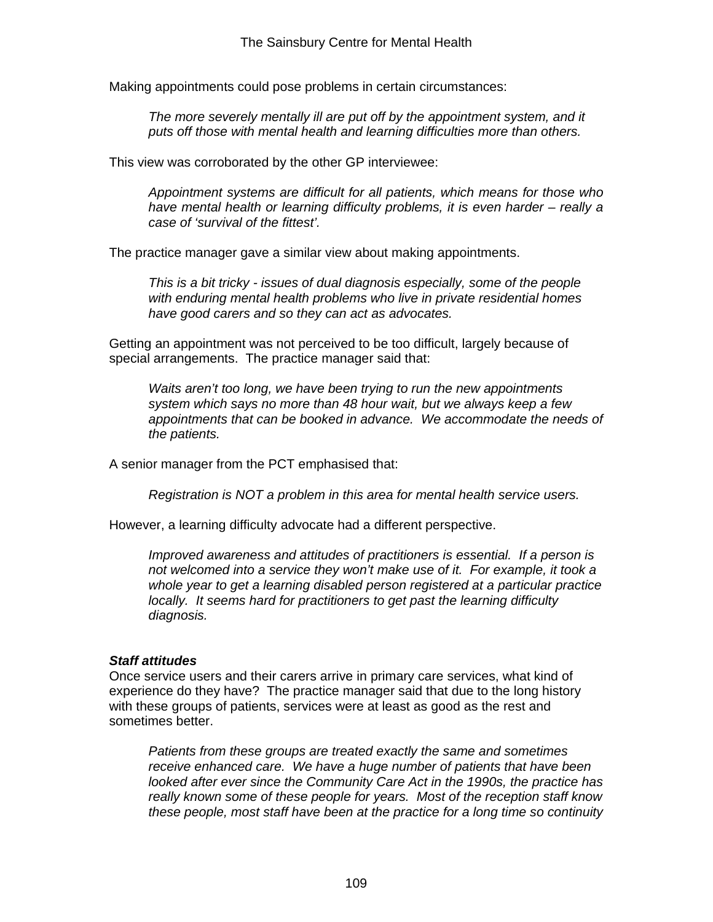Making appointments could pose problems in certain circumstances:

> *The more severely mentally ill are put off by the appointment system, and it puts off those with mental health and learning difficulties more than others.*

This view was corroborated by the other GP interviewee:

> *Appointment systems are difficult for all patients, which means for those who have mental health or learning difficulty problems, it is even harder – really a case of 'survival of the fittest'.*

The practice manager gave a similar view about making appointments.

> *This is a bit tricky - issues of dual diagnosis especially, some of the people with enduring mental health problems who live in private residential homes have good carers and so they can act as advocates.*

Getting an appointment was not perceived to be too difficult, largely because of special arrangements. The practice manager said that:

> *Waits aren't too long, we have been trying to run the new appointments system which says no more than 48 hour wait, but we always keep a few appointments that can be booked in advance. We accommodate the needs of the patients.*

A senior manager from the PCT emphasised that:

> *Registration is NOT a problem in this area for mental health service users.*

However, a learning difficulty advocate had a different perspective.

> *Improved awareness and attitudes of practitioners is essential. If a person is not welcomed into a service they won't make use of it. For example, it took a whole year to get a learning disabled person registered at a particular practice locally. It seems hard for practitioners to get past the learning difficulty diagnosis.*

***Staff attitudes***

Once service users and their carers arrive in primary care services, what kind of experience do they have? The practice manager said that due to the long history with these groups of patients, services were at least as good as the rest and sometimes better.

> *Patients from these groups are treated exactly the same and sometimes receive enhanced care. We have a huge number of patients that have been looked after ever since the Community Care Act in the 1990s, the practice has really known some of these people for years. Most of the reception staff know these people, most staff have been at the practice for a long time so continuity*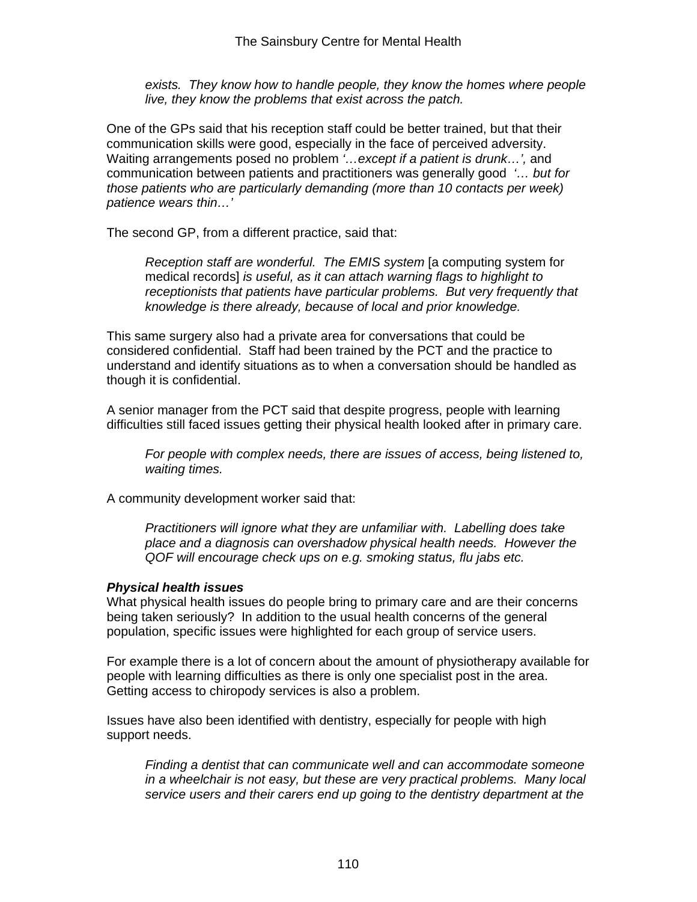> *exists. They know how to handle people, they know the homes where people live, they know the problems that exist across the patch.*

One of the GPs said that his reception staff could be better trained, but that their communication skills were good, especially in the face of perceived adversity. Waiting arrangements posed no problem *'…except if a patient is drunk…',* and communication between patients and practitioners was generally good *'… but for those patients who are particularly demanding (more than 10 contacts per week) patience wears thin…'*

The second GP, from a different practice, said that:

> *Reception staff are wonderful. The EMIS system* [a computing system for medical records] *is useful, as it can attach warning flags to highlight to receptionists that patients have particular problems. But very frequently that knowledge is there already, because of local and prior knowledge.*

This same surgery also had a private area for conversations that could be considered confidential. Staff had been trained by the PCT and the practice to understand and identify situations as to when a conversation should be handled as though it is confidential.

A senior manager from the PCT said that despite progress, people with learning difficulties still faced issues getting their physical health looked after in primary care.

> *For people with complex needs, there are issues of access, being listened to, waiting times.*

A community development worker said that:

> *Practitioners will ignore what they are unfamiliar with. Labelling does take place and a diagnosis can overshadow physical health needs. However the QOF will encourage check ups on e.g. smoking status, flu jabs etc.*

***Physical health issues***

What physical health issues do people bring to primary care and are their concerns being taken seriously? In addition to the usual health concerns of the general population, specific issues were highlighted for each group of service users.

For example there is a lot of concern about the amount of physiotherapy available for people with learning difficulties as there is only one specialist post in the area. Getting access to chiropody services is also a problem.

Issues have also been identified with dentistry, especially for people with high support needs.

> *Finding a dentist that can communicate well and can accommodate someone in a wheelchair is not easy, but these are very practical problems. Many local service users and their carers end up going to the dentistry department at the*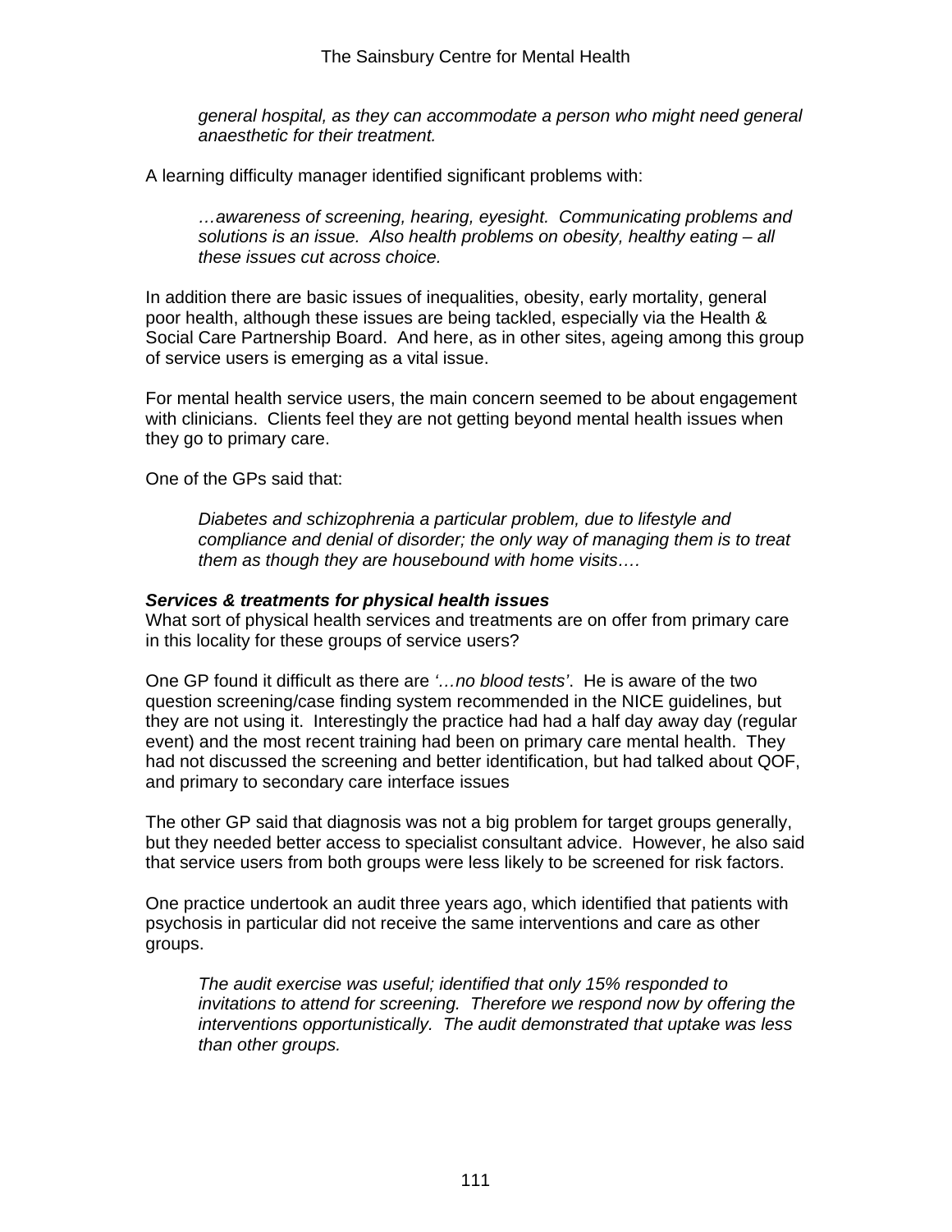*general hospital, as they can accommodate a person who might need general anaesthetic for their treatment.*

A learning difficulty manager identified significant problems with:

> *…awareness of screening, hearing, eyesight. Communicating problems and solutions is an issue. Also health problems on obesity, healthy eating – all these issues cut across choice.*

In addition there are basic issues of inequalities, obesity, early mortality, general poor health, although these issues are being tackled, especially via the Health & Social Care Partnership Board. And here, as in other sites, ageing among this group of service users is emerging as a vital issue.

For mental health service users, the main concern seemed to be about engagement with clinicians. Clients feel they are not getting beyond mental health issues when they go to primary care.

One of the GPs said that:

> *Diabetes and schizophrenia a particular problem, due to lifestyle and compliance and denial of disorder; the only way of managing them is to treat them as though they are housebound with home visits….*

***Services & treatments for physical health issues***

What sort of physical health services and treatments are on offer from primary care in this locality for these groups of service users?

One GP found it difficult as there are *'…no blood tests'*. He is aware of the two question screening/case finding system recommended in the NICE guidelines, but they are not using it. Interestingly the practice had had a half day away day (regular event) and the most recent training had been on primary care mental health. They had not discussed the screening and better identification, but had talked about QOF, and primary to secondary care interface issues

The other GP said that diagnosis was not a big problem for target groups generally, but they needed better access to specialist consultant advice. However, he also said that service users from both groups were less likely to be screened for risk factors.

One practice undertook an audit three years ago, which identified that patients with psychosis in particular did not receive the same interventions and care as other groups.

> *The audit exercise was useful; identified that only 15% responded to invitations to attend for screening. Therefore we respond now by offering the interventions opportunistically. The audit demonstrated that uptake was less than other groups.*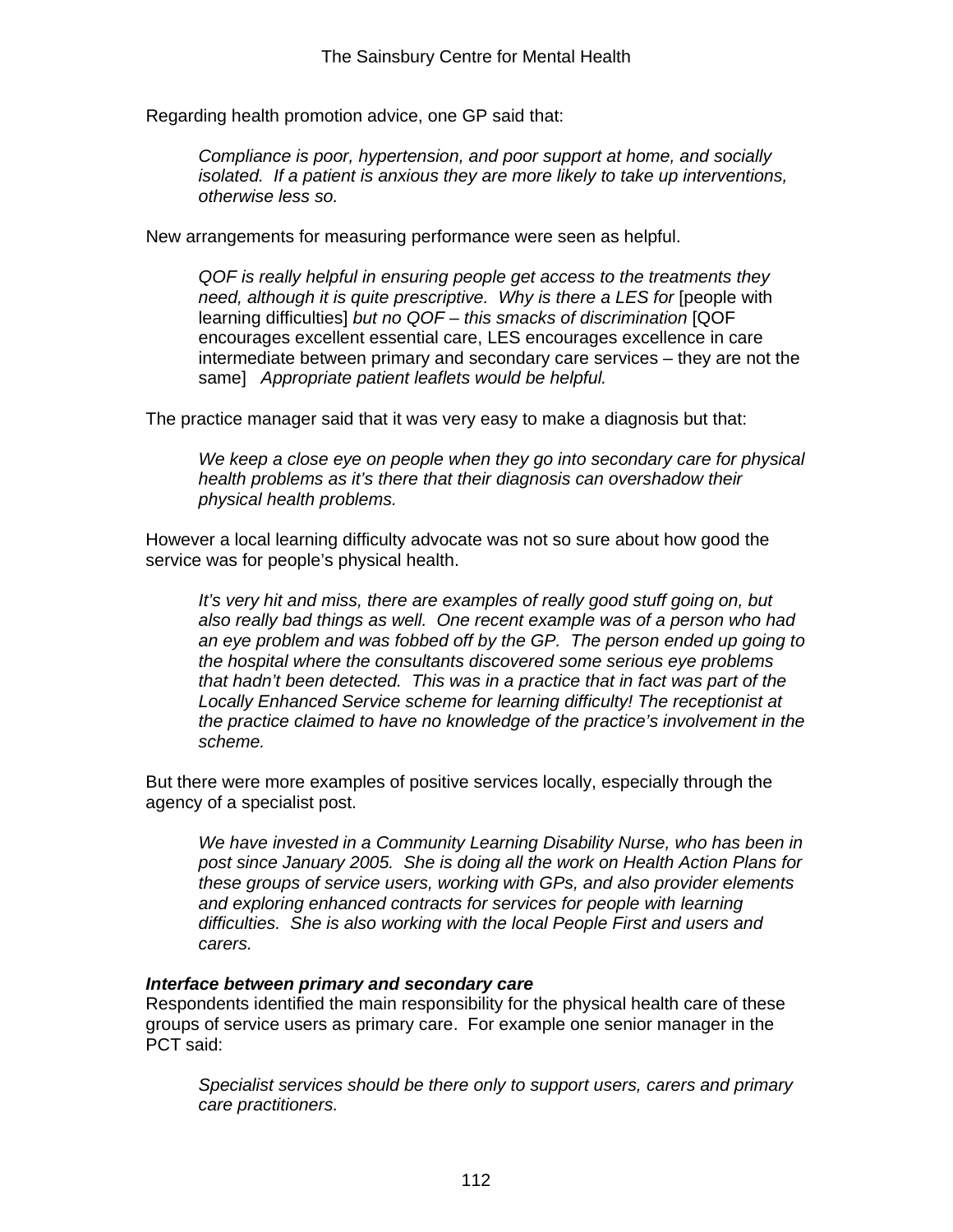Regarding health promotion advice, one GP said that:

> *Compliance is poor, hypertension, and poor support at home, and socially isolated. If a patient is anxious they are more likely to take up interventions, otherwise less so.*

New arrangements for measuring performance were seen as helpful.

> *QOF is really helpful in ensuring people get access to the treatments they need, although it is quite prescriptive. Why is there a LES for* [people with learning difficulties] *but no QOF – this smacks of discrimination* [QOF encourages excellent essential care, LES encourages excellence in care intermediate between primary and secondary care services – they are not the same] *Appropriate patient leaflets would be helpful.*

The practice manager said that it was very easy to make a diagnosis but that:

> *We keep a close eye on people when they go into secondary care for physical health problems as it's there that their diagnosis can overshadow their physical health problems.*

However a local learning difficulty advocate was not so sure about how good the service was for people's physical health.

> *It's very hit and miss, there are examples of really good stuff going on, but also really bad things as well. One recent example was of a person who had an eye problem and was fobbed off by the GP. The person ended up going to the hospital where the consultants discovered some serious eye problems that hadn't been detected. This was in a practice that in fact was part of the Locally Enhanced Service scheme for learning difficulty! The receptionist at the practice claimed to have no knowledge of the practice's involvement in the scheme.*

But there were more examples of positive services locally, especially through the agency of a specialist post.

> *We have invested in a Community Learning Disability Nurse, who has been in post since January 2005. She is doing all the work on Health Action Plans for these groups of service users, working with GPs, and also provider elements and exploring enhanced contracts for services for people with learning difficulties. She is also working with the local People First and users and carers.*

***Interface between primary and secondary care***

Respondents identified the main responsibility for the physical health care of these groups of service users as primary care. For example one senior manager in the PCT said:

> *Specialist services should be there only to support users, carers and primary care practitioners.*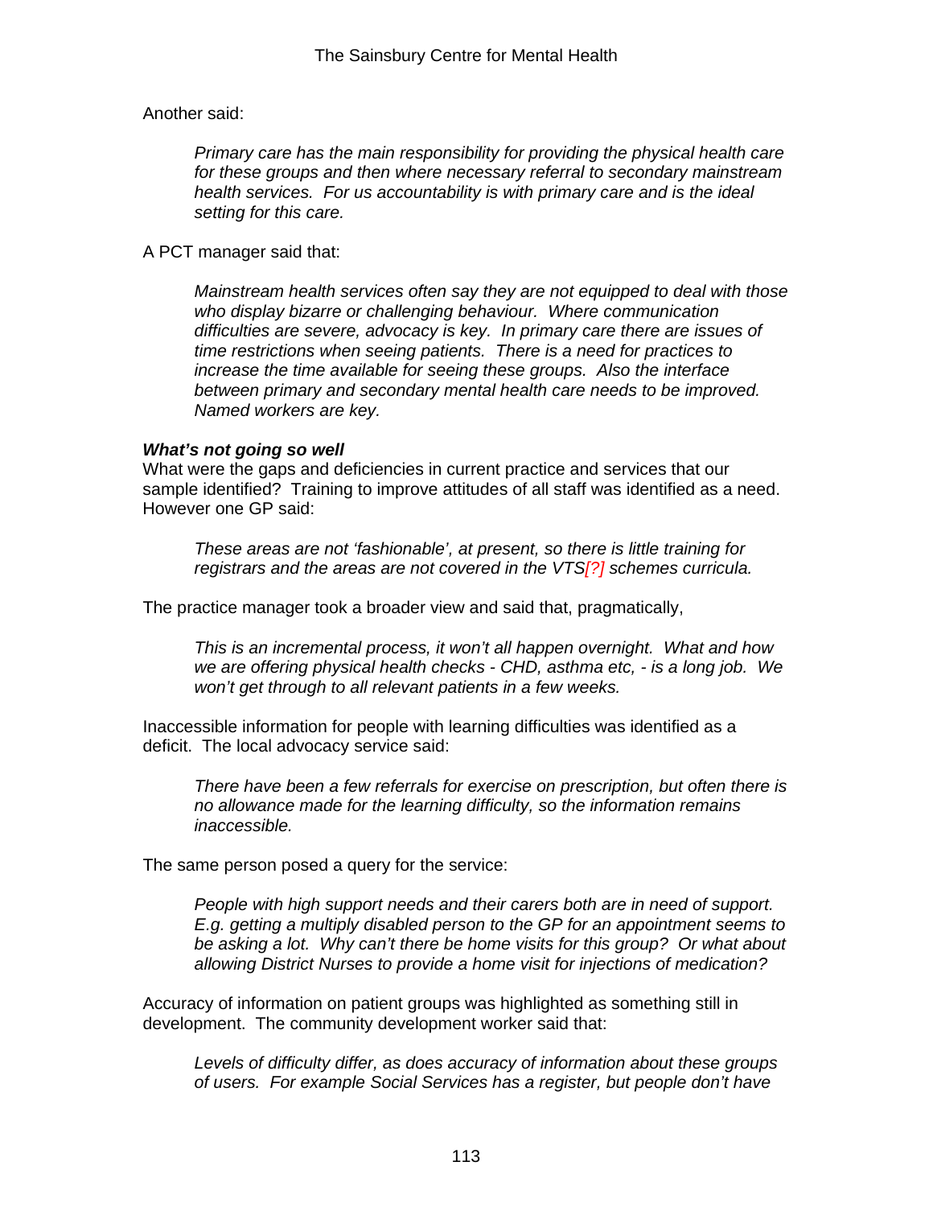Another said:

> *Primary care has the main responsibility for providing the physical health care for these groups and then where necessary referral to secondary mainstream health services. For us accountability is with primary care and is the ideal setting for this care.*

A PCT manager said that:

> *Mainstream health services often say they are not equipped to deal with those who display bizarre or challenging behaviour. Where communication difficulties are severe, advocacy is key. In primary care there are issues of time restrictions when seeing patients. There is a need for practices to increase the time available for seeing these groups. Also the interface between primary and secondary mental health care needs to be improved. Named workers are key.*

***What's not going so well***

What were the gaps and deficiencies in current practice and services that our sample identified? Training to improve attitudes of all staff was identified as a need. However one GP said:

> *These areas are not 'fashionable', at present, so there is little training for registrars and the areas are not covered in the VTS[?] schemes curricula.*

The practice manager took a broader view and said that, pragmatically,

> *This is an incremental process, it won't all happen overnight. What and how we are offering physical health checks - CHD, asthma etc, - is a long job. We won't get through to all relevant patients in a few weeks.*

Inaccessible information for people with learning difficulties was identified as a deficit. The local advocacy service said:

> *There have been a few referrals for exercise on prescription, but often there is no allowance made for the learning difficulty, so the information remains inaccessible.*

The same person posed a query for the service:

> *People with high support needs and their carers both are in need of support. E.g. getting a multiply disabled person to the GP for an appointment seems to be asking a lot. Why can't there be home visits for this group? Or what about allowing District Nurses to provide a home visit for injections of medication?*

Accuracy of information on patient groups was highlighted as something still in development. The community development worker said that:

> *Levels of difficulty differ, as does accuracy of information about these groups of users. For example Social Services has a register, but people don't have*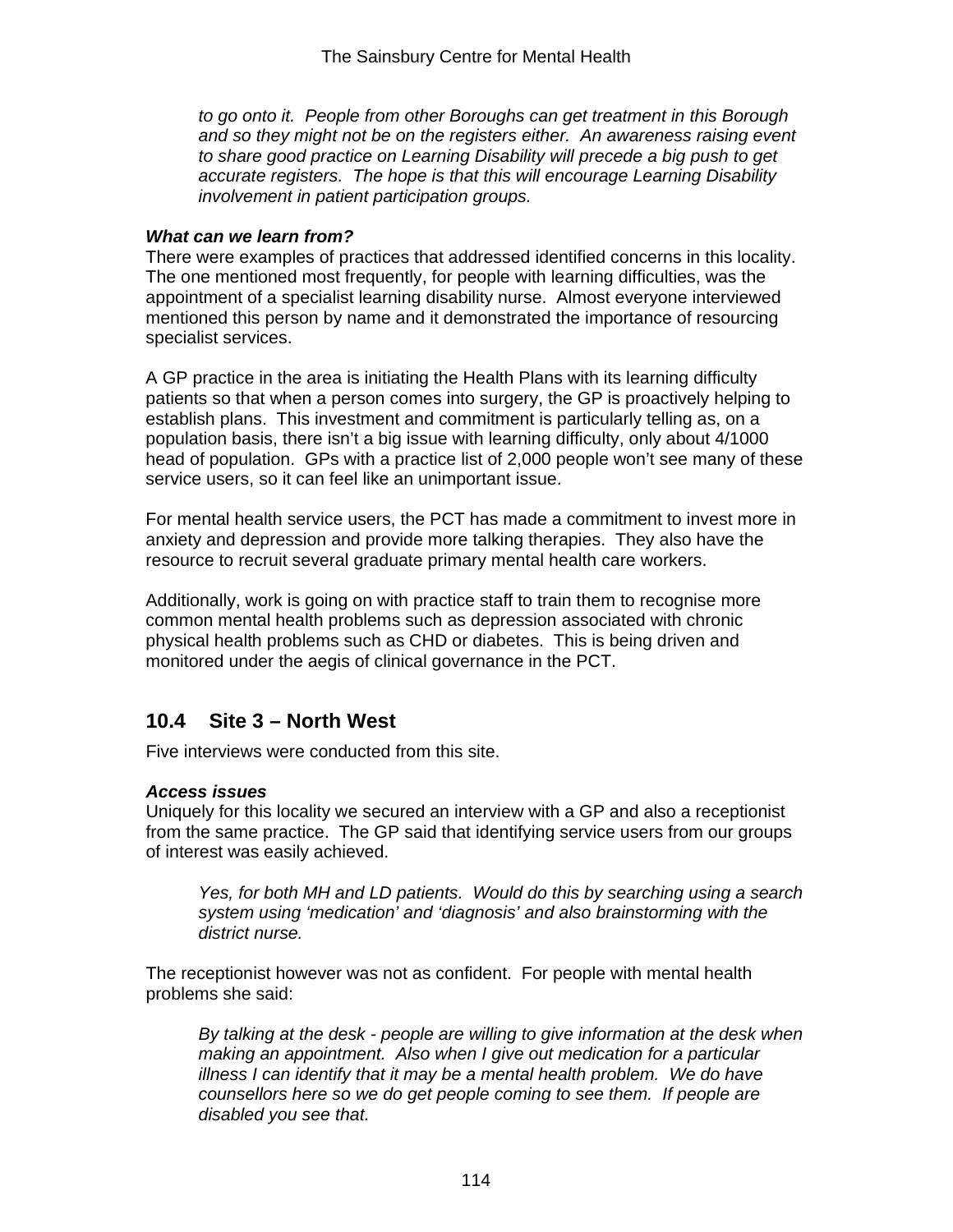*to go onto it. People from other Boroughs can get treatment in this Borough and so they might not be on the registers either. An awareness raising event to share good practice on Learning Disability will precede a big push to get accurate registers. The hope is that this will encourage Learning Disability involvement in patient participation groups.*

***What can we learn from?***

There were examples of practices that addressed identified concerns in this locality. The one mentioned most frequently, for people with learning difficulties, was the appointment of a specialist learning disability nurse. Almost everyone interviewed mentioned this person by name and it demonstrated the importance of resourcing specialist services.

A GP practice in the area is initiating the Health Plans with its learning difficulty patients so that when a person comes into surgery, the GP is proactively helping to establish plans. This investment and commitment is particularly telling as, on a population basis, there isn't a big issue with learning difficulty, only about 4/1000 head of population. GPs with a practice list of 2,000 people won't see many of these service users, so it can feel like an unimportant issue.

For mental health service users, the PCT has made a commitment to invest more in anxiety and depression and provide more talking therapies. They also have the resource to recruit several graduate primary mental health care workers.

Additionally, work is going on with practice staff to train them to recognise more common mental health problems such as depression associated with chronic physical health problems such as CHD or diabetes. This is being driven and monitored under the aegis of clinical governance in the PCT.

## 10.4 Site 3 – North West

Five interviews were conducted from this site.

***Access issues***

Uniquely for this locality we secured an interview with a GP and also a receptionist from the same practice. The GP said that identifying service users from our groups of interest was easily achieved.

> *Yes, for both MH and LD patients. Would do this by searching using a search system using 'medication' and 'diagnosis' and also brainstorming with the district nurse.*

The receptionist however was not as confident. For people with mental health problems she said:

> *By talking at the desk - people are willing to give information at the desk when making an appointment. Also when I give out medication for a particular illness I can identify that it may be a mental health problem. We do have counsellors here so we do get people coming to see them. If people are disabled you see that.*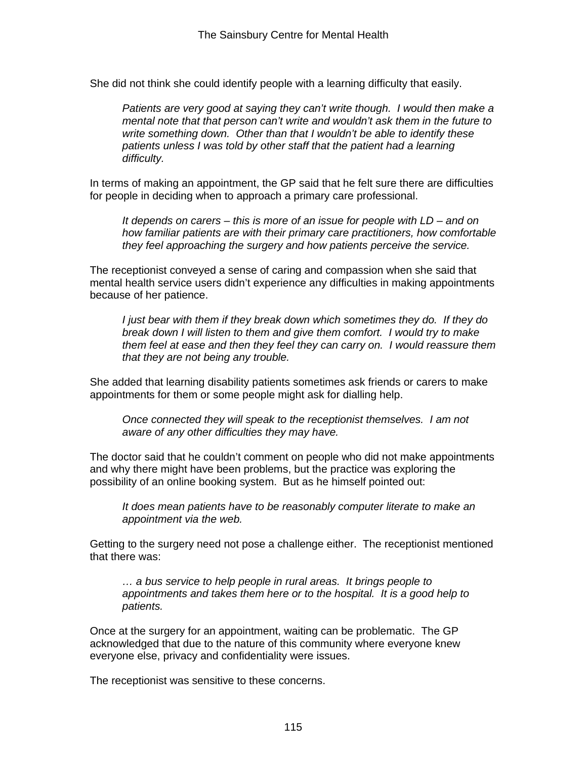She did not think she could identify people with a learning difficulty that easily.

> *Patients are very good at saying they can't write though. I would then make a mental note that that person can't write and wouldn't ask them in the future to write something down. Other than that I wouldn't be able to identify these patients unless I was told by other staff that the patient had a learning difficulty.*

In terms of making an appointment, the GP said that he felt sure there are difficulties for people in deciding when to approach a primary care professional.

> *It depends on carers – this is more of an issue for people with LD – and on how familiar patients are with their primary care practitioners, how comfortable they feel approaching the surgery and how patients perceive the service.*

The receptionist conveyed a sense of caring and compassion when she said that mental health service users didn't experience any difficulties in making appointments because of her patience.

> *I just bear with them if they break down which sometimes they do. If they do break down I will listen to them and give them comfort. I would try to make them feel at ease and then they feel they can carry on. I would reassure them that they are not being any trouble.*

She added that learning disability patients sometimes ask friends or carers to make appointments for them or some people might ask for dialling help.

> *Once connected they will speak to the receptionist themselves. I am not aware of any other difficulties they may have.*

The doctor said that he couldn't comment on people who did not make appointments and why there might have been problems, but the practice was exploring the possibility of an online booking system. But as he himself pointed out:

> *It does mean patients have to be reasonably computer literate to make an appointment via the web.*

Getting to the surgery need not pose a challenge either. The receptionist mentioned that there was:

> *… a bus service to help people in rural areas. It brings people to appointments and takes them here or to the hospital. It is a good help to patients.*

Once at the surgery for an appointment, waiting can be problematic. The GP acknowledged that due to the nature of this community where everyone knew everyone else, privacy and confidentiality were issues.

The receptionist was sensitive to these concerns.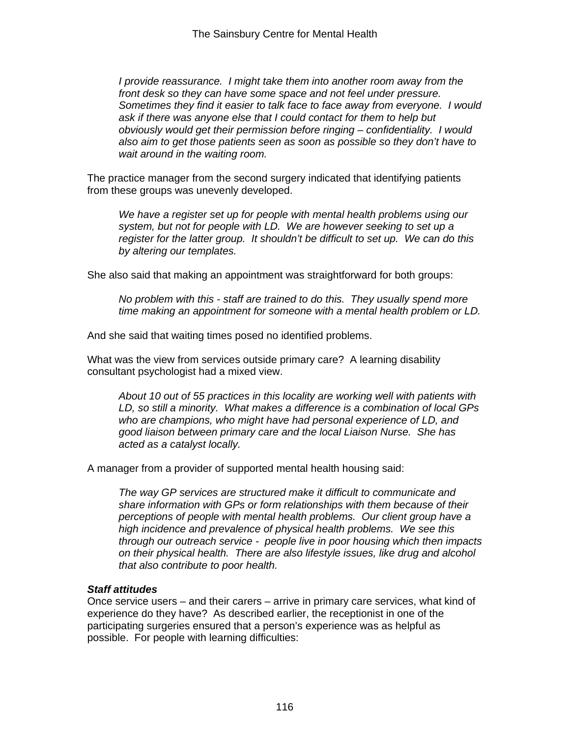*I provide reassurance. I might take them into another room away from the front desk so they can have some space and not feel under pressure. Sometimes they find it easier to talk face to face away from everyone. I would ask if there was anyone else that I could contact for them to help but obviously would get their permission before ringing – confidentiality. I would also aim to get those patients seen as soon as possible so they don't have to wait around in the waiting room.*

The practice manager from the second surgery indicated that identifying patients from these groups was unevenly developed.

*We have a register set up for people with mental health problems using our system, but not for people with LD. We are however seeking to set up a register for the latter group. It shouldn't be difficult to set up. We can do this by altering our templates.*

She also said that making an appointment was straightforward for both groups:

*No problem with this - staff are trained to do this. They usually spend more time making an appointment for someone with a mental health problem or LD.*

And she said that waiting times posed no identified problems.

What was the view from services outside primary care? A learning disability consultant psychologist had a mixed view.

*About 10 out of 55 practices in this locality are working well with patients with LD, so still a minority. What makes a difference is a combination of local GPs who are champions, who might have had personal experience of LD, and good liaison between primary care and the local Liaison Nurse. She has acted as a catalyst locally.*

A manager from a provider of supported mental health housing said:

*The way GP services are structured make it difficult to communicate and share information with GPs or form relationships with them because of their perceptions of people with mental health problems. Our client group have a high incidence and prevalence of physical health problems. We see this through our outreach service - people live in poor housing which then impacts on their physical health. There are also lifestyle issues, like drug and alcohol that also contribute to poor health.*

***Staff attitudes***

Once service users – and their carers – arrive in primary care services, what kind of experience do they have? As described earlier, the receptionist in one of the participating surgeries ensured that a person's experience was as helpful as possible. For people with learning difficulties: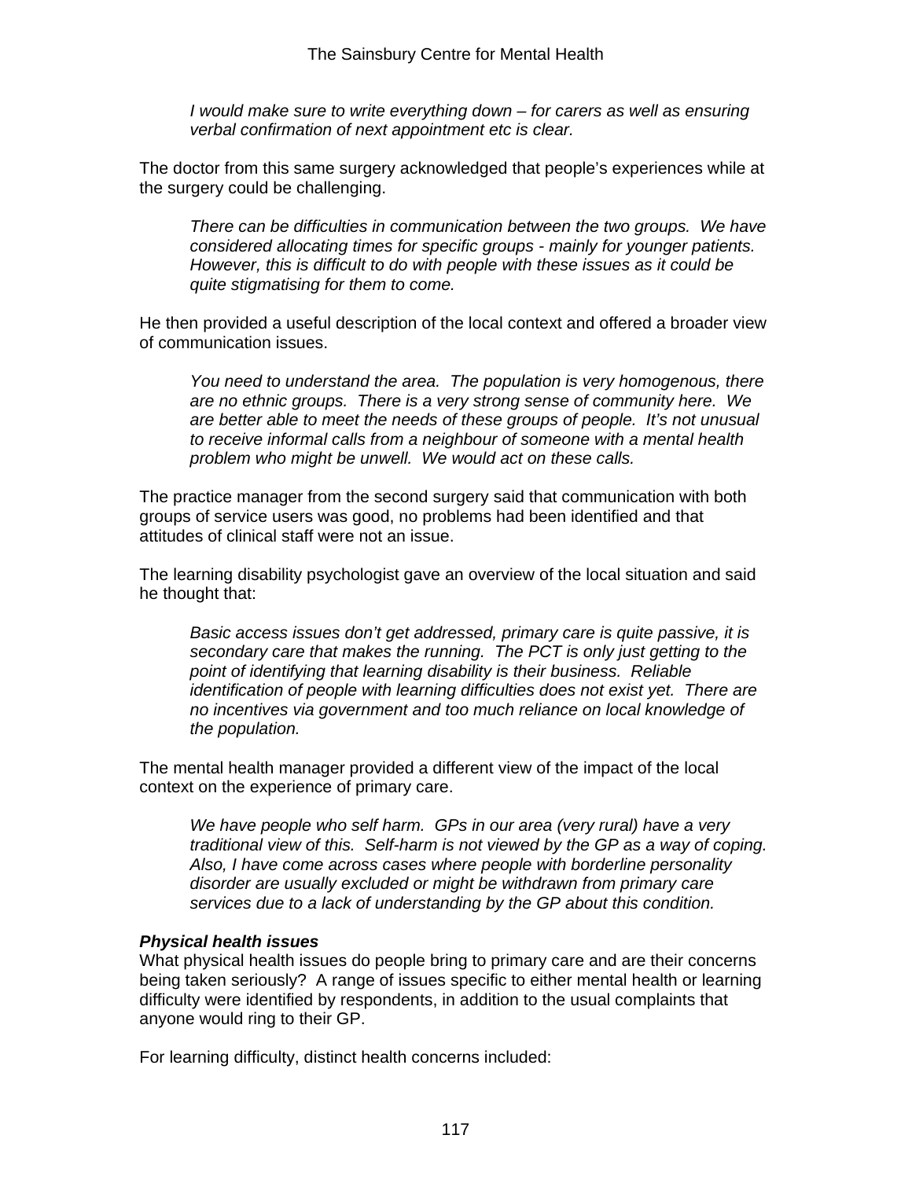*I would make sure to write everything down – for carers as well as ensuring verbal confirmation of next appointment etc is clear.*

The doctor from this same surgery acknowledged that people's experiences while at the surgery could be challenging.

> *There can be difficulties in communication between the two groups. We have considered allocating times for specific groups - mainly for younger patients. However, this is difficult to do with people with these issues as it could be quite stigmatising for them to come.*

He then provided a useful description of the local context and offered a broader view of communication issues.

> *You need to understand the area. The population is very homogenous, there are no ethnic groups. There is a very strong sense of community here. We are better able to meet the needs of these groups of people. It's not unusual to receive informal calls from a neighbour of someone with a mental health problem who might be unwell. We would act on these calls.*

The practice manager from the second surgery said that communication with both groups of service users was good, no problems had been identified and that attitudes of clinical staff were not an issue.

The learning disability psychologist gave an overview of the local situation and said he thought that:

> *Basic access issues don't get addressed, primary care is quite passive, it is secondary care that makes the running. The PCT is only just getting to the point of identifying that learning disability is their business. Reliable identification of people with learning difficulties does not exist yet. There are no incentives via government and too much reliance on local knowledge of the population.*

The mental health manager provided a different view of the impact of the local context on the experience of primary care.

> *We have people who self harm. GPs in our area (very rural) have a very traditional view of this. Self-harm is not viewed by the GP as a way of coping. Also, I have come across cases where people with borderline personality disorder are usually excluded or might be withdrawn from primary care services due to a lack of understanding by the GP about this condition.*

***Physical health issues***

What physical health issues do people bring to primary care and are their concerns being taken seriously? A range of issues specific to either mental health or learning difficulty were identified by respondents, in addition to the usual complaints that anyone would ring to their GP.

For learning difficulty, distinct health concerns included: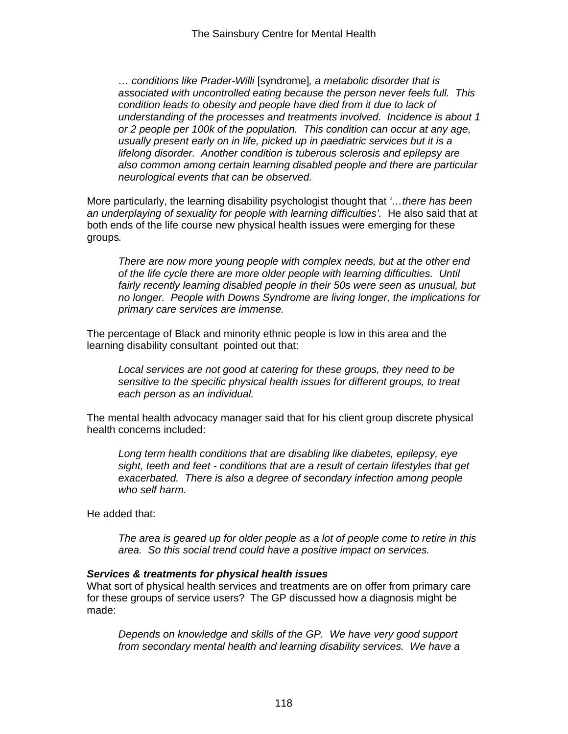> *… conditions like Prader-Willi* [syndrome]*, a metabolic disorder that is associated with uncontrolled eating because the person never feels full. This condition leads to obesity and people have died from it due to lack of understanding of the processes and treatments involved. Incidence is about 1 or 2 people per 100k of the population. This condition can occur at any age, usually present early on in life, picked up in paediatric services but it is a lifelong disorder. Another condition is tuberous sclerosis and epilepsy are also common among certain learning disabled people and there are particular neurological events that can be observed.*

More particularly, the learning disability psychologist thought that *'…there has been an underplaying of sexuality for people with learning difficulties'.* He also said that at both ends of the life course new physical health issues were emerging for these groups.

> *There are now more young people with complex needs, but at the other end of the life cycle there are more older people with learning difficulties. Until fairly recently learning disabled people in their 50s were seen as unusual, but no longer. People with Downs Syndrome are living longer, the implications for primary care services are immense.*

The percentage of Black and minority ethnic people is low in this area and the learning disability consultant pointed out that:

> *Local services are not good at catering for these groups, they need to be sensitive to the specific physical health issues for different groups, to treat each person as an individual.*

The mental health advocacy manager said that for his client group discrete physical health concerns included:

> *Long term health conditions that are disabling like diabetes, epilepsy, eye sight, teeth and feet - conditions that are a result of certain lifestyles that get exacerbated. There is also a degree of secondary infection among people who self harm.*

He added that:

> *The area is geared up for older people as a lot of people come to retire in this area. So this social trend could have a positive impact on services.*

***Services & treatments for physical health issues***

What sort of physical health services and treatments are on offer from primary care for these groups of service users? The GP discussed how a diagnosis might be made:

> *Depends on knowledge and skills of the GP. We have very good support from secondary mental health and learning disability services. We have a*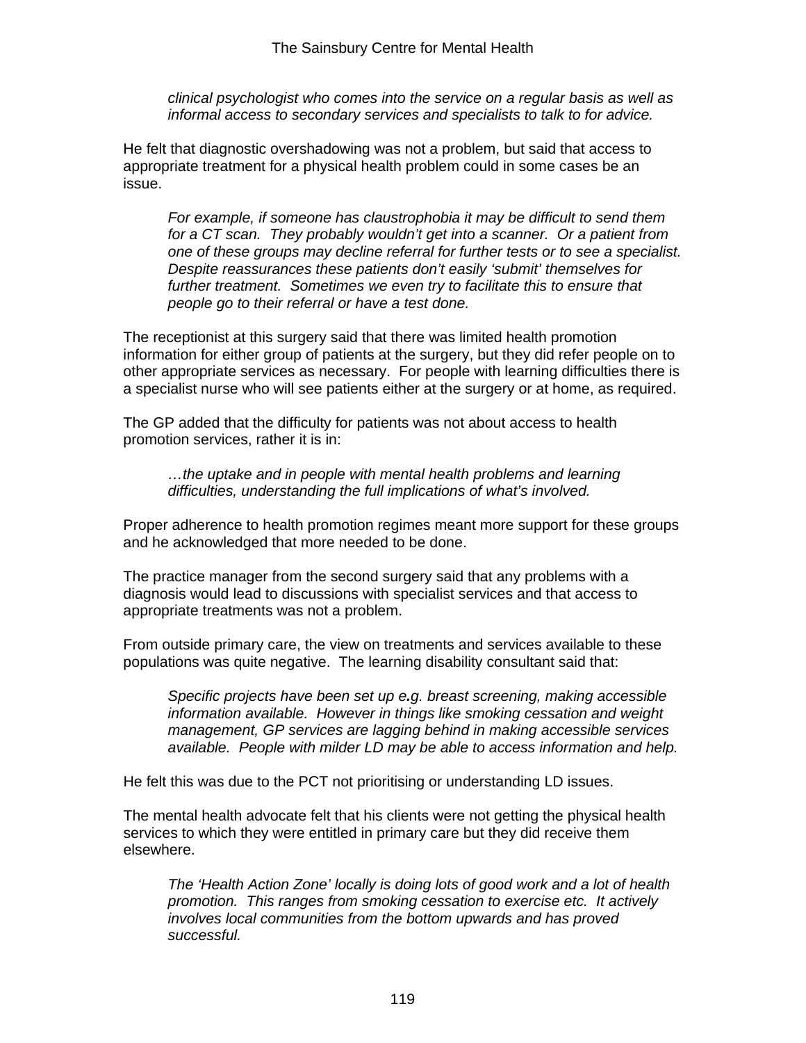*clinical psychologist who comes into the service on a regular basis as well as informal access to secondary services and specialists to talk to for advice.*

He felt that diagnostic overshadowing was not a problem, but said that access to appropriate treatment for a physical health problem could in some cases be an issue.

> *For example, if someone has claustrophobia it may be difficult to send them for a CT scan. They probably wouldn't get into a scanner. Or a patient from one of these groups may decline referral for further tests or to see a specialist. Despite reassurances these patients don't easily 'submit' themselves for further treatment. Sometimes we even try to facilitate this to ensure that people go to their referral or have a test done.*

The receptionist at this surgery said that there was limited health promotion information for either group of patients at the surgery, but they did refer people on to other appropriate services as necessary. For people with learning difficulties there is a specialist nurse who will see patients either at the surgery or at home, as required.

The GP added that the difficulty for patients was not about access to health promotion services, rather it is in:

> *…the uptake and in people with mental health problems and learning difficulties, understanding the full implications of what's involved.*

Proper adherence to health promotion regimes meant more support for these groups and he acknowledged that more needed to be done.

The practice manager from the second surgery said that any problems with a diagnosis would lead to discussions with specialist services and that access to appropriate treatments was not a problem.

From outside primary care, the view on treatments and services available to these populations was quite negative. The learning disability consultant said that:

> *Specific projects have been set up e.g. breast screening, making accessible information available. However in things like smoking cessation and weight management, GP services are lagging behind in making accessible services available. People with milder LD may be able to access information and help.*

He felt this was due to the PCT not prioritising or understanding LD issues.

The mental health advocate felt that his clients were not getting the physical health services to which they were entitled in primary care but they did receive them elsewhere.

> *The 'Health Action Zone' locally is doing lots of good work and a lot of health promotion. This ranges from smoking cessation to exercise etc. It actively involves local communities from the bottom upwards and has proved successful.*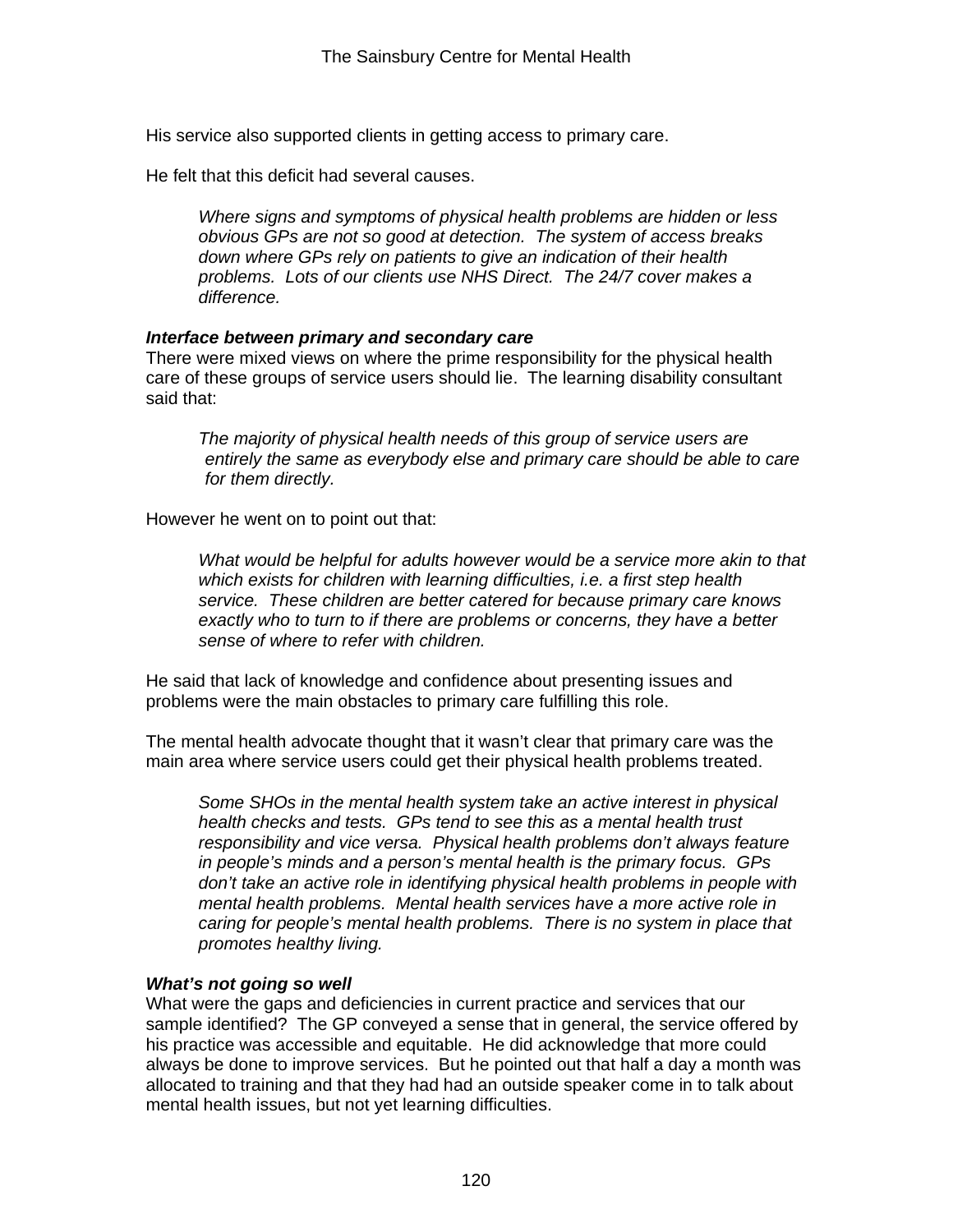His service also supported clients in getting access to primary care.

He felt that this deficit had several causes.

> *Where signs and symptoms of physical health problems are hidden or less obvious GPs are not so good at detection. The system of access breaks down where GPs rely on patients to give an indication of their health problems. Lots of our clients use NHS Direct. The 24/7 cover makes a difference.*

***Interface between primary and secondary care***

There were mixed views on where the prime responsibility for the physical health care of these groups of service users should lie. The learning disability consultant said that:

> *The majority of physical health needs of this group of service users are entirely the same as everybody else and primary care should be able to care for them directly.*

However he went on to point out that:

> *What would be helpful for adults however would be a service more akin to that which exists for children with learning difficulties, i.e. a first step health service. These children are better catered for because primary care knows exactly who to turn to if there are problems or concerns, they have a better sense of where to refer with children.*

He said that lack of knowledge and confidence about presenting issues and problems were the main obstacles to primary care fulfilling this role.

The mental health advocate thought that it wasn't clear that primary care was the main area where service users could get their physical health problems treated.

> *Some SHOs in the mental health system take an active interest in physical health checks and tests. GPs tend to see this as a mental health trust responsibility and vice versa. Physical health problems don't always feature in people's minds and a person's mental health is the primary focus. GPs don't take an active role in identifying physical health problems in people with mental health problems. Mental health services have a more active role in caring for people's mental health problems. There is no system in place that promotes healthy living.*

***What's not going so well***

What were the gaps and deficiencies in current practice and services that our sample identified? The GP conveyed a sense that in general, the service offered by his practice was accessible and equitable. He did acknowledge that more could always be done to improve services. But he pointed out that half a day a month was allocated to training and that they had had an outside speaker come in to talk about mental health issues, but not yet learning difficulties.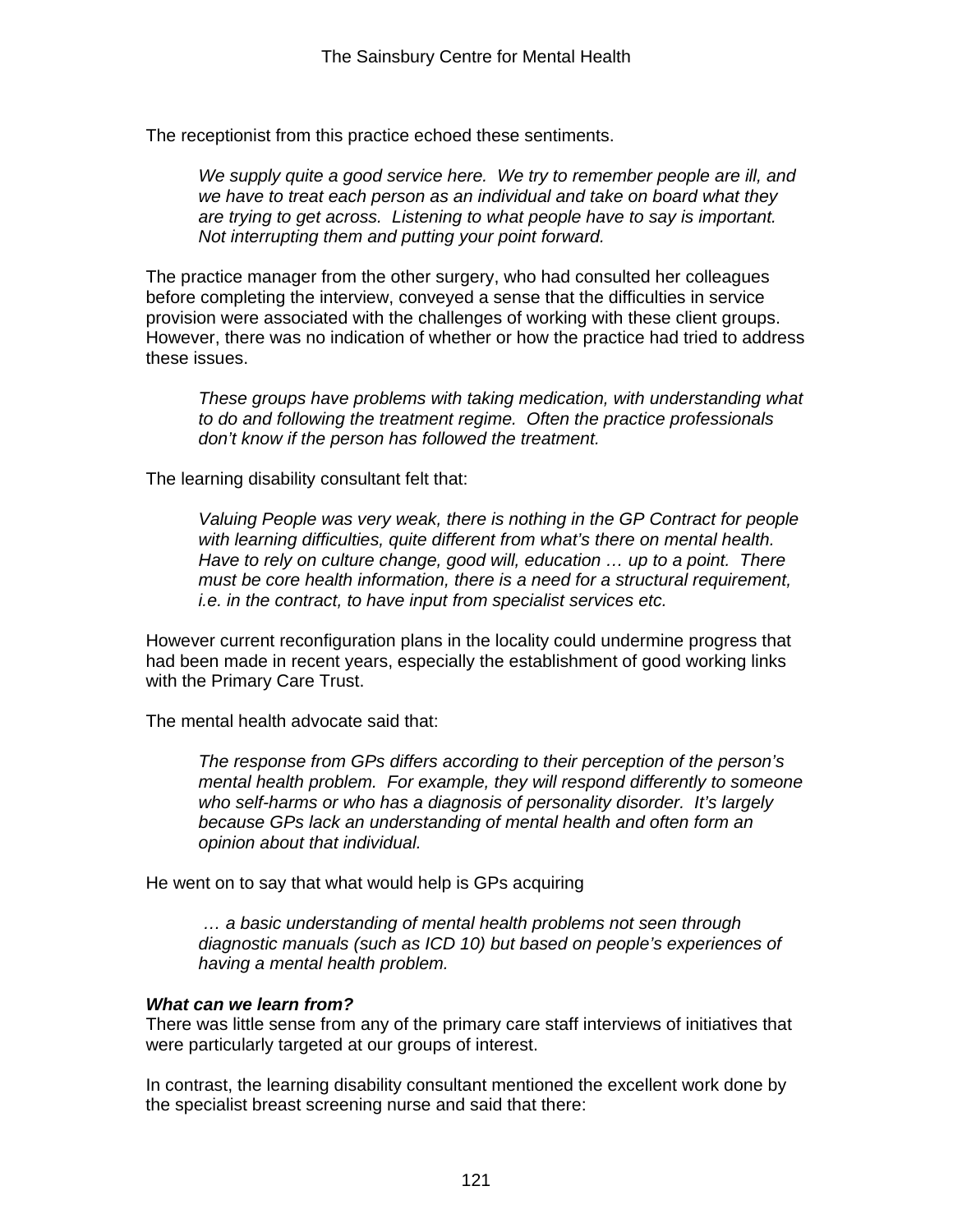The receptionist from this practice echoed these sentiments.

> *We supply quite a good service here. We try to remember people are ill, and we have to treat each person as an individual and take on board what they are trying to get across. Listening to what people have to say is important. Not interrupting them and putting your point forward.*

The practice manager from the other surgery, who had consulted her colleagues before completing the interview, conveyed a sense that the difficulties in service provision were associated with the challenges of working with these client groups. However, there was no indication of whether or how the practice had tried to address these issues.

> *These groups have problems with taking medication, with understanding what to do and following the treatment regime. Often the practice professionals don't know if the person has followed the treatment.*

The learning disability consultant felt that:

> *Valuing People was very weak, there is nothing in the GP Contract for people with learning difficulties, quite different from what's there on mental health. Have to rely on culture change, good will, education … up to a point. There must be core health information, there is a need for a structural requirement, i.e. in the contract, to have input from specialist services etc.*

However current reconfiguration plans in the locality could undermine progress that had been made in recent years, especially the establishment of good working links with the Primary Care Trust.

The mental health advocate said that:

> *The response from GPs differs according to their perception of the person's mental health problem. For example, they will respond differently to someone who self-harms or who has a diagnosis of personality disorder. It's largely because GPs lack an understanding of mental health and often form an opinion about that individual.*

He went on to say that what would help is GPs acquiring

> *… a basic understanding of mental health problems not seen through diagnostic manuals (such as ICD 10) but based on people's experiences of having a mental health problem.*

***What can we learn from?***

There was little sense from any of the primary care staff interviews of initiatives that were particularly targeted at our groups of interest.

In contrast, the learning disability consultant mentioned the excellent work done by the specialist breast screening nurse and said that there: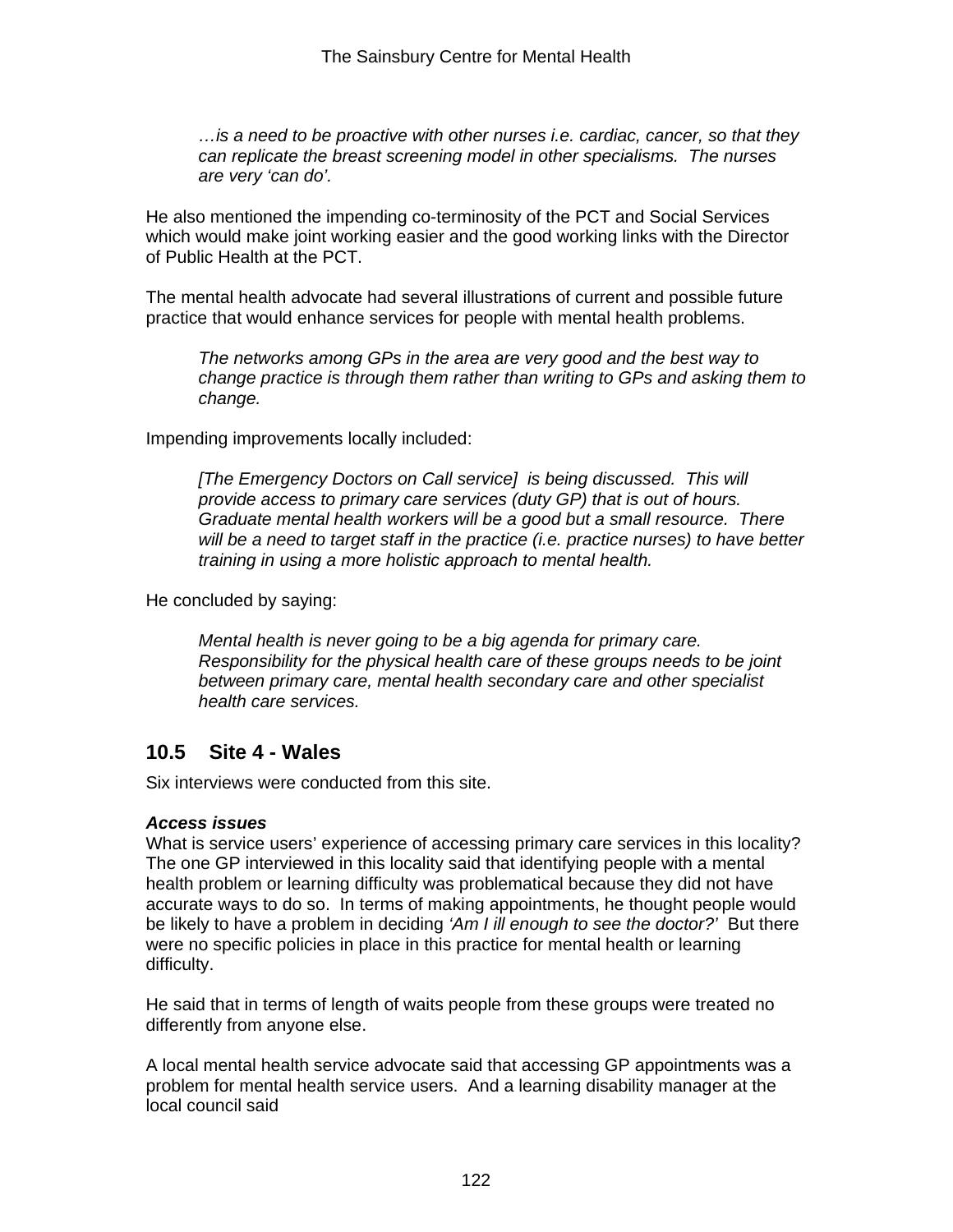*…is a need to be proactive with other nurses i.e. cardiac, cancer, so that they can replicate the breast screening model in other specialisms. The nurses are very 'can do'.*

He also mentioned the impending co-terminosity of the PCT and Social Services which would make joint working easier and the good working links with the Director of Public Health at the PCT.

The mental health advocate had several illustrations of current and possible future practice that would enhance services for people with mental health problems.

*The networks among GPs in the area are very good and the best way to change practice is through them rather than writing to GPs and asking them to change.*

Impending improvements locally included:

*[The Emergency Doctors on Call service] is being discussed. This will provide access to primary care services (duty GP) that is out of hours. Graduate mental health workers will be a good but a small resource. There will be a need to target staff in the practice (i.e. practice nurses) to have better training in using a more holistic approach to mental health.*

He concluded by saying:

*Mental health is never going to be a big agenda for primary care. Responsibility for the physical health care of these groups needs to be joint between primary care, mental health secondary care and other specialist health care services.*

## 10.5 Site 4 - Wales

Six interviews were conducted from this site.

***Access issues***

What is service users' experience of accessing primary care services in this locality? The one GP interviewed in this locality said that identifying people with a mental health problem or learning difficulty was problematical because they did not have accurate ways to do so. In terms of making appointments, he thought people would be likely to have a problem in deciding *'Am I ill enough to see the doctor?'* But there were no specific policies in place in this practice for mental health or learning difficulty.

He said that in terms of length of waits people from these groups were treated no differently from anyone else.

A local mental health service advocate said that accessing GP appointments was a problem for mental health service users. And a learning disability manager at the local council said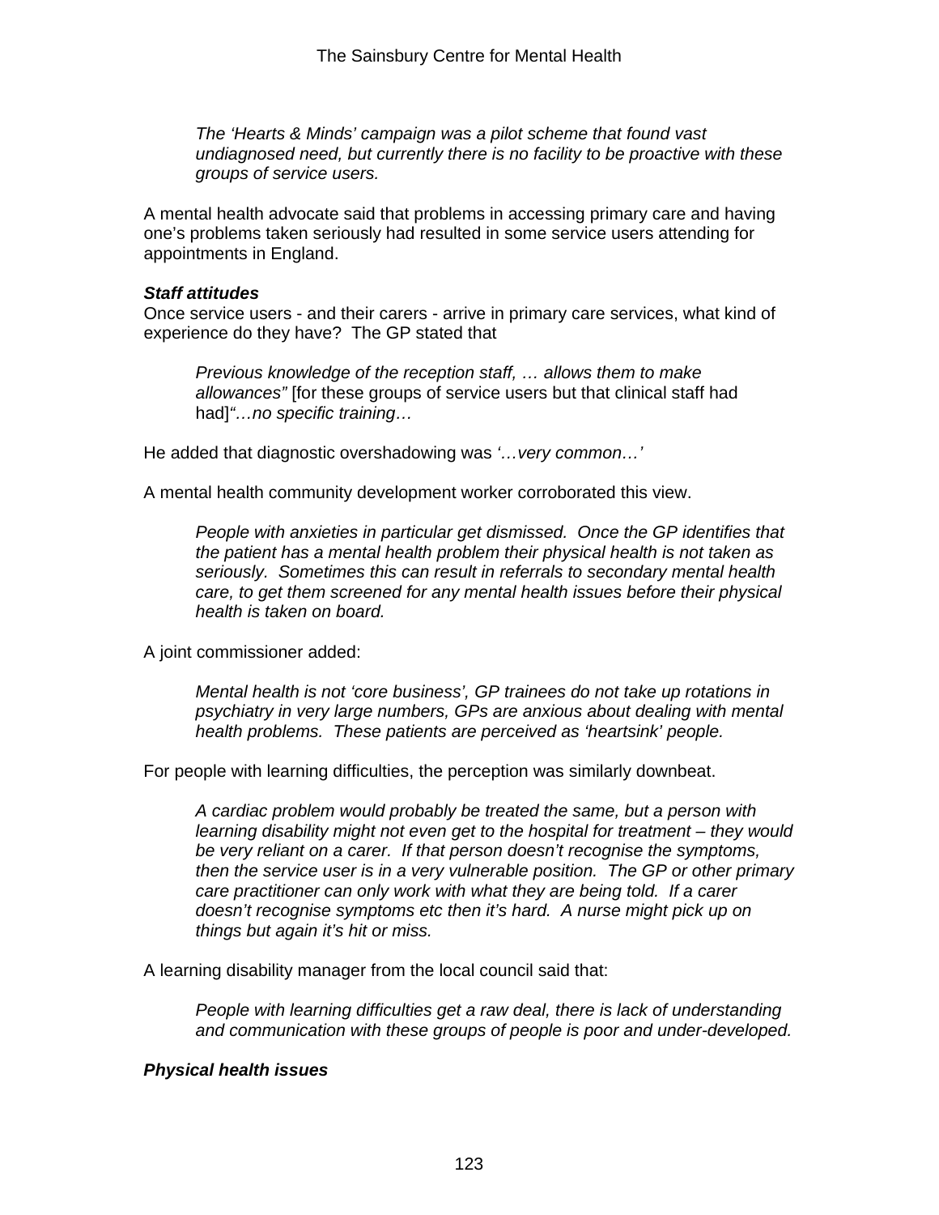> *The 'Hearts & Minds' campaign was a pilot scheme that found vast undiagnosed need, but currently there is no facility to be proactive with these groups of service users.*

A mental health advocate said that problems in accessing primary care and having one's problems taken seriously had resulted in some service users attending for appointments in England.

***Staff attitudes***

Once service users - and their carers - arrive in primary care services, what kind of experience do they have? The GP stated that

> *Previous knowledge of the reception staff, … allows them to make allowances"* [for these groups of service users but that clinical staff had had]*"…no specific training…*

He added that diagnostic overshadowing was *'…very common…'*

A mental health community development worker corroborated this view.

> *People with anxieties in particular get dismissed. Once the GP identifies that the patient has a mental health problem their physical health is not taken as seriously. Sometimes this can result in referrals to secondary mental health care, to get them screened for any mental health issues before their physical health is taken on board.*

A joint commissioner added:

> *Mental health is not 'core business', GP trainees do not take up rotations in psychiatry in very large numbers, GPs are anxious about dealing with mental health problems. These patients are perceived as 'heartsink' people.*

For people with learning difficulties, the perception was similarly downbeat.

> *A cardiac problem would probably be treated the same, but a person with learning disability might not even get to the hospital for treatment – they would be very reliant on a carer. If that person doesn't recognise the symptoms, then the service user is in a very vulnerable position. The GP or other primary care practitioner can only work with what they are being told. If a carer doesn't recognise symptoms etc then it's hard. A nurse might pick up on things but again it's hit or miss.*

A learning disability manager from the local council said that:

> *People with learning difficulties get a raw deal, there is lack of understanding and communication with these groups of people is poor and under-developed.*

***Physical health issues***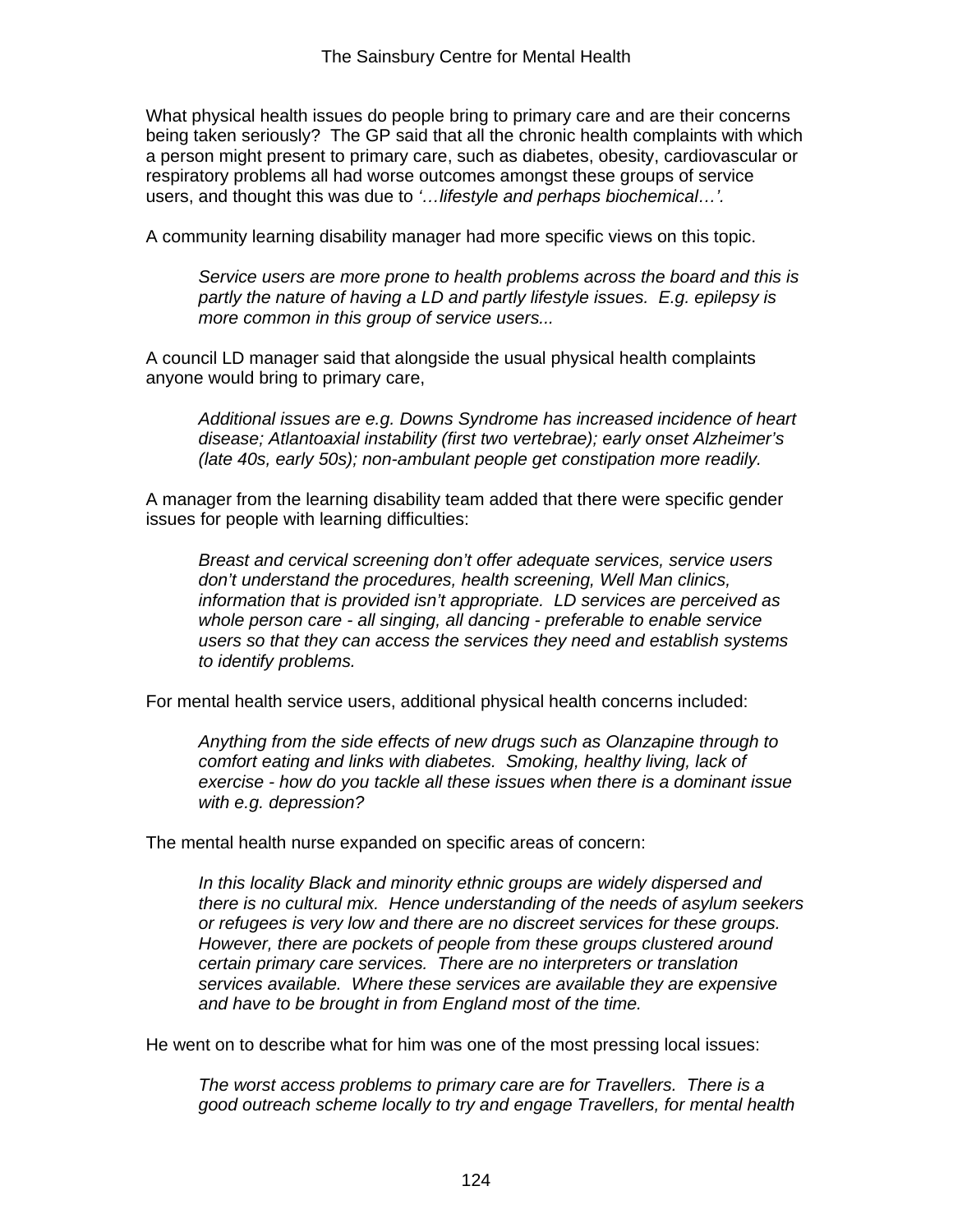What physical health issues do people bring to primary care and are their concerns being taken seriously? The GP said that all the chronic health complaints with which a person might present to primary care, such as diabetes, obesity, cardiovascular or respiratory problems all had worse outcomes amongst these groups of service users, and thought this was due to *'…lifestyle and perhaps biochemical…'.*

A community learning disability manager had more specific views on this topic.

> *Service users are more prone to health problems across the board and this is partly the nature of having a LD and partly lifestyle issues. E.g. epilepsy is more common in this group of service users...*

A council LD manager said that alongside the usual physical health complaints anyone would bring to primary care,

> *Additional issues are e.g. Downs Syndrome has increased incidence of heart disease; Atlantoaxial instability (first two vertebrae); early onset Alzheimer's (late 40s, early 50s); non-ambulant people get constipation more readily.*

A manager from the learning disability team added that there were specific gender issues for people with learning difficulties:

> *Breast and cervical screening don't offer adequate services, service users don't understand the procedures, health screening, Well Man clinics, information that is provided isn't appropriate. LD services are perceived as whole person care - all singing, all dancing - preferable to enable service users so that they can access the services they need and establish systems to identify problems.*

For mental health service users, additional physical health concerns included:

> *Anything from the side effects of new drugs such as Olanzapine through to comfort eating and links with diabetes. Smoking, healthy living, lack of exercise - how do you tackle all these issues when there is a dominant issue with e.g. depression?*

The mental health nurse expanded on specific areas of concern:

> *In this locality Black and minority ethnic groups are widely dispersed and there is no cultural mix. Hence understanding of the needs of asylum seekers or refugees is very low and there are no discreet services for these groups. However, there are pockets of people from these groups clustered around certain primary care services. There are no interpreters or translation services available. Where these services are available they are expensive and have to be brought in from England most of the time.*

He went on to describe what for him was one of the most pressing local issues:

> *The worst access problems to primary care are for Travellers. There is a good outreach scheme locally to try and engage Travellers, for mental health*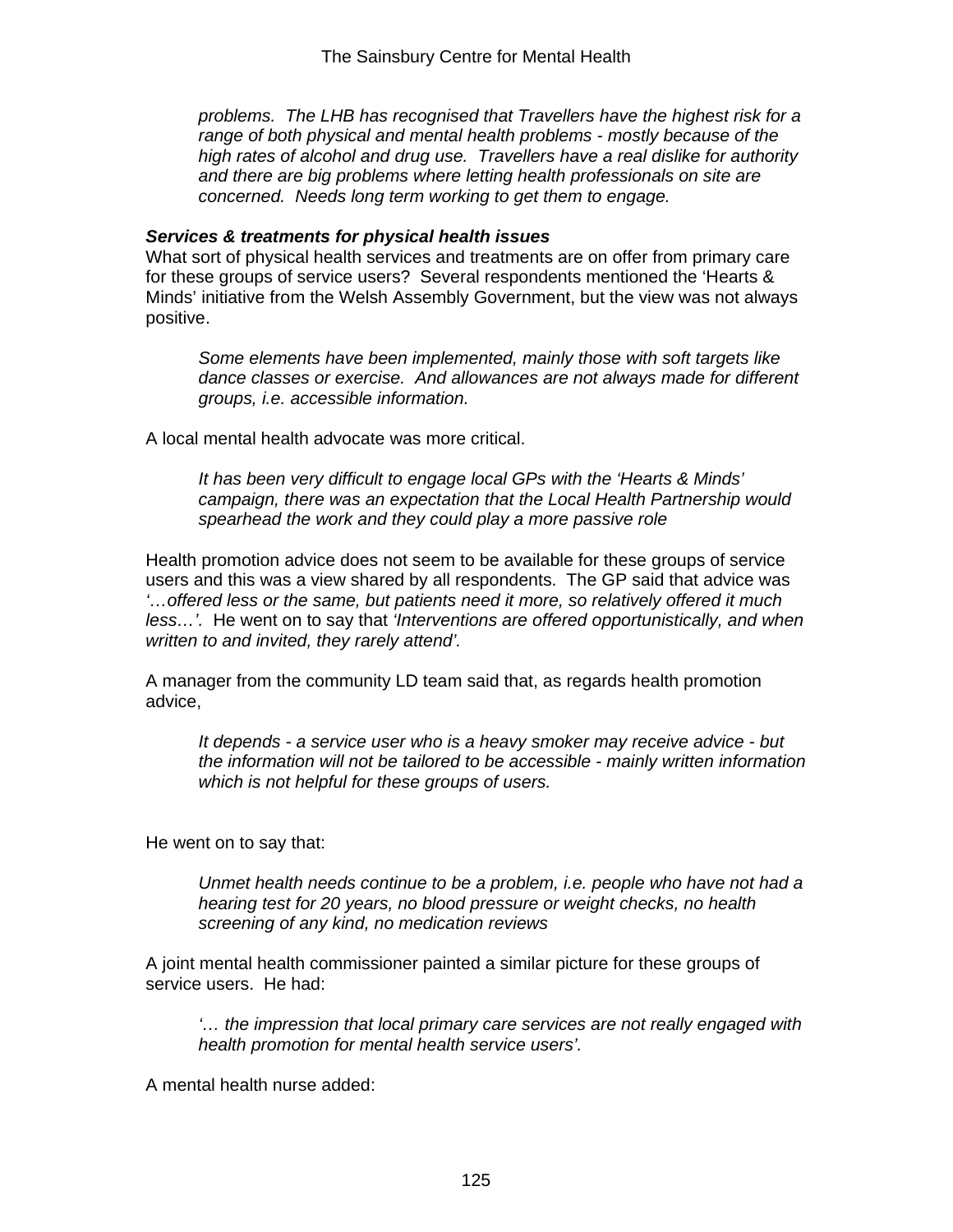> *problems. The LHB has recognised that Travellers have the highest risk for a range of both physical and mental health problems - mostly because of the high rates of alcohol and drug use. Travellers have a real dislike for authority and there are big problems where letting health professionals on site are concerned. Needs long term working to get them to engage.*

***Services & treatments for physical health issues***

What sort of physical health services and treatments are on offer from primary care for these groups of service users? Several respondents mentioned the 'Hearts & Minds' initiative from the Welsh Assembly Government, but the view was not always positive.

> *Some elements have been implemented, mainly those with soft targets like dance classes or exercise. And allowances are not always made for different groups, i.e. accessible information.*

A local mental health advocate was more critical.

> *It has been very difficult to engage local GPs with the 'Hearts & Minds' campaign, there was an expectation that the Local Health Partnership would spearhead the work and they could play a more passive role*

Health promotion advice does not seem to be available for these groups of service users and this was a view shared by all respondents. The GP said that advice was *'…offered less or the same, but patients need it more, so relatively offered it much less…'.* He went on to say that *'Interventions are offered opportunistically, and when written to and invited, they rarely attend'.*

A manager from the community LD team said that, as regards health promotion advice,

> *It depends - a service user who is a heavy smoker may receive advice - but the information will not be tailored to be accessible - mainly written information which is not helpful for these groups of users.*

He went on to say that:

> *Unmet health needs continue to be a problem, i.e. people who have not had a hearing test for 20 years, no blood pressure or weight checks, no health screening of any kind, no medication reviews*

A joint mental health commissioner painted a similar picture for these groups of service users. He had:

> *'… the impression that local primary care services are not really engaged with health promotion for mental health service users'.*

A mental health nurse added: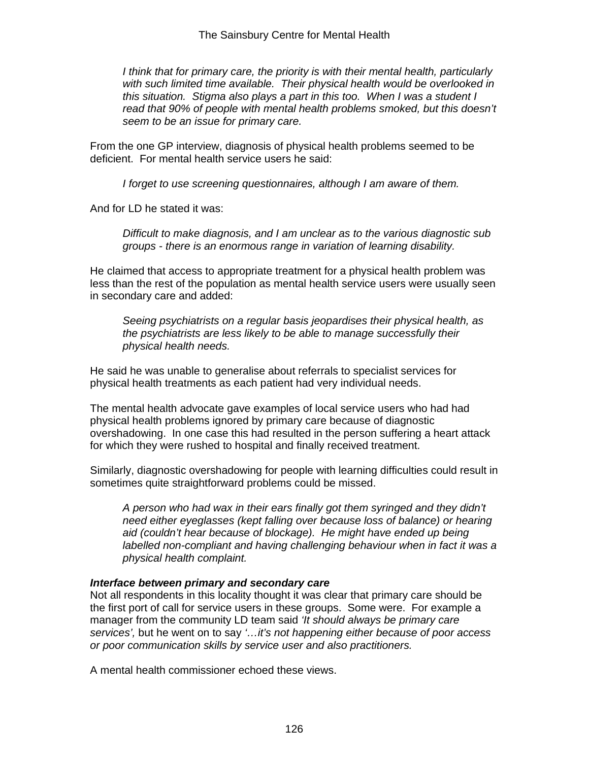*I think that for primary care, the priority is with their mental health, particularly with such limited time available. Their physical health would be overlooked in this situation. Stigma also plays a part in this too. When I was a student I read that 90% of people with mental health problems smoked, but this doesn't seem to be an issue for primary care.*

From the one GP interview, diagnosis of physical health problems seemed to be deficient. For mental health service users he said:

*I forget to use screening questionnaires, although I am aware of them.*

And for LD he stated it was:

*Difficult to make diagnosis, and I am unclear as to the various diagnostic sub groups - there is an enormous range in variation of learning disability.*

He claimed that access to appropriate treatment for a physical health problem was less than the rest of the population as mental health service users were usually seen in secondary care and added:

*Seeing psychiatrists on a regular basis jeopardises their physical health, as the psychiatrists are less likely to be able to manage successfully their physical health needs.*

He said he was unable to generalise about referrals to specialist services for physical health treatments as each patient had very individual needs.

The mental health advocate gave examples of local service users who had had physical health problems ignored by primary care because of diagnostic overshadowing. In one case this had resulted in the person suffering a heart attack for which they were rushed to hospital and finally received treatment.

Similarly, diagnostic overshadowing for people with learning difficulties could result in sometimes quite straightforward problems could be missed.

*A person who had wax in their ears finally got them syringed and they didn't need either eyeglasses (kept falling over because loss of balance) or hearing aid (couldn't hear because of blockage). He might have ended up being labelled non-compliant and having challenging behaviour when in fact it was a physical health complaint.*

***Interface between primary and secondary care***

Not all respondents in this locality thought it was clear that primary care should be the first port of call for service users in these groups. Some were. For example a manager from the community LD team said *'It should always be primary care services',* but he went on to say *'…it's not happening either because of poor access or poor communication skills by service user and also practitioners.*

A mental health commissioner echoed these views.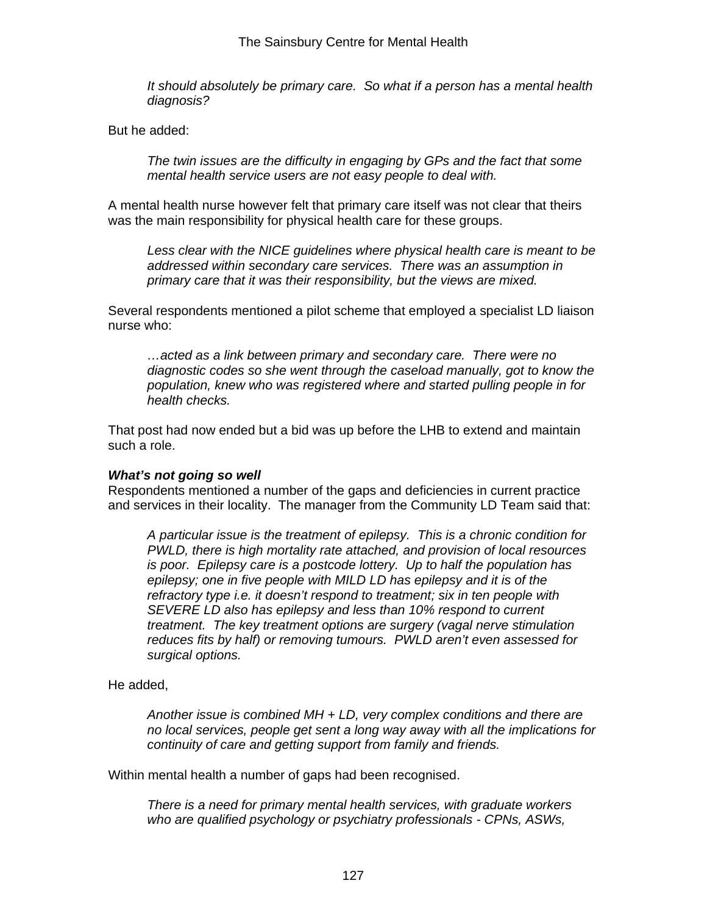*It should absolutely be primary care. So what if a person has a mental health diagnosis?*

But he added:

*The twin issues are the difficulty in engaging by GPs and the fact that some mental health service users are not easy people to deal with.*

A mental health nurse however felt that primary care itself was not clear that theirs was the main responsibility for physical health care for these groups.

*Less clear with the NICE guidelines where physical health care is meant to be addressed within secondary care services. There was an assumption in primary care that it was their responsibility, but the views are mixed.*

Several respondents mentioned a pilot scheme that employed a specialist LD liaison nurse who:

*…acted as a link between primary and secondary care. There were no diagnostic codes so she went through the caseload manually, got to know the population, knew who was registered where and started pulling people in for health checks.*

That post had now ended but a bid was up before the LHB to extend and maintain such a role.

***What's not going so well***

Respondents mentioned a number of the gaps and deficiencies in current practice and services in their locality. The manager from the Community LD Team said that:

*A particular issue is the treatment of epilepsy. This is a chronic condition for PWLD, there is high mortality rate attached, and provision of local resources is poor. Epilepsy care is a postcode lottery. Up to half the population has epilepsy; one in five people with MILD LD has epilepsy and it is of the refractory type i.e. it doesn't respond to treatment; six in ten people with SEVERE LD also has epilepsy and less than 10% respond to current treatment. The key treatment options are surgery (vagal nerve stimulation reduces fits by half) or removing tumours. PWLD aren't even assessed for surgical options.*

He added,

*Another issue is combined MH + LD, very complex conditions and there are no local services, people get sent a long way away with all the implications for continuity of care and getting support from family and friends.*

Within mental health a number of gaps had been recognised.

*There is a need for primary mental health services, with graduate workers who are qualified psychology or psychiatry professionals - CPNs, ASWs,*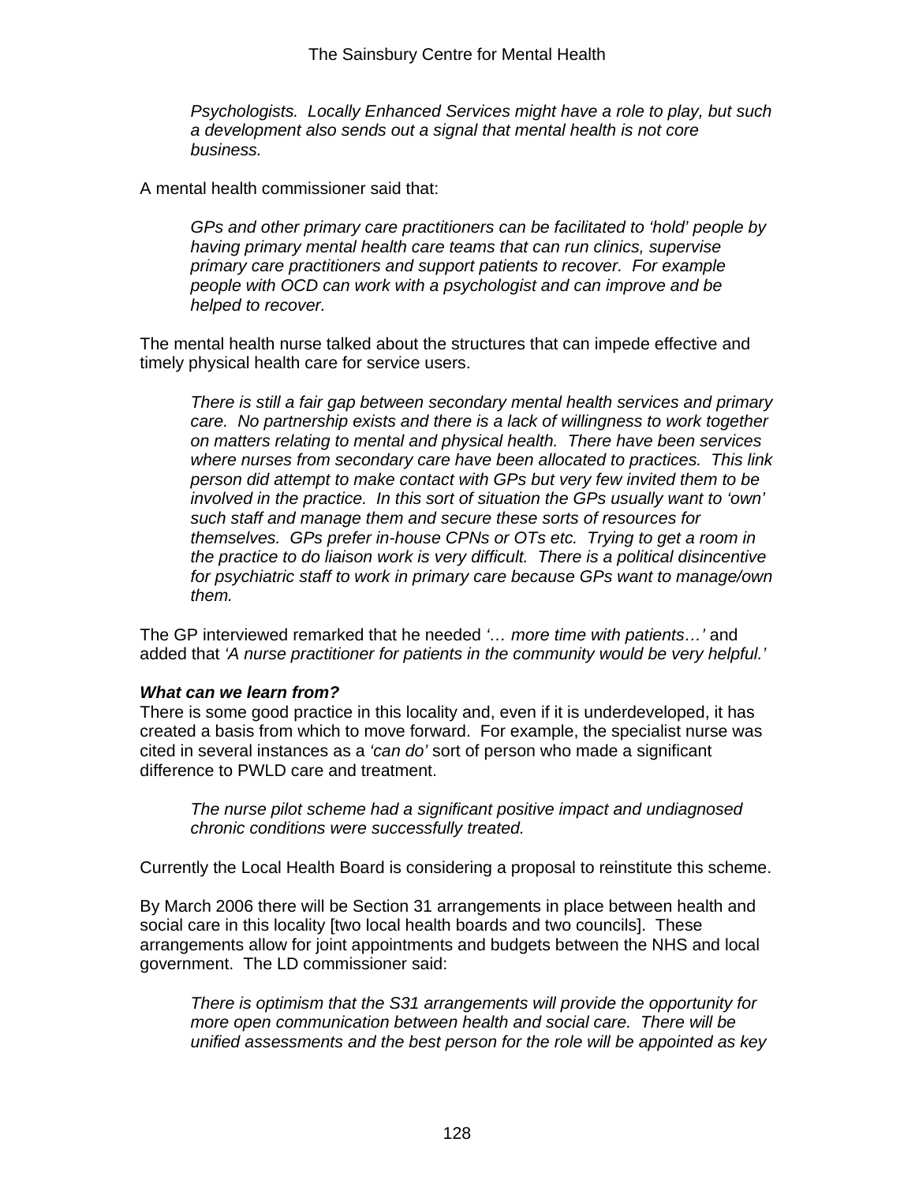*Psychologists. Locally Enhanced Services might have a role to play, but such a development also sends out a signal that mental health is not core business.*

A mental health commissioner said that:

*GPs and other primary care practitioners can be facilitated to 'hold' people by having primary mental health care teams that can run clinics, supervise primary care practitioners and support patients to recover. For example people with OCD can work with a psychologist and can improve and be helped to recover.*

The mental health nurse talked about the structures that can impede effective and timely physical health care for service users.

*There is still a fair gap between secondary mental health services and primary care. No partnership exists and there is a lack of willingness to work together on matters relating to mental and physical health. There have been services where nurses from secondary care have been allocated to practices. This link person did attempt to make contact with GPs but very few invited them to be involved in the practice. In this sort of situation the GPs usually want to 'own' such staff and manage them and secure these sorts of resources for themselves. GPs prefer in-house CPNs or OTs etc. Trying to get a room in the practice to do liaison work is very difficult. There is a political disincentive for psychiatric staff to work in primary care because GPs want to manage/own them.*

The GP interviewed remarked that he needed *'… more time with patients…'* and added that *'A nurse practitioner for patients in the community would be very helpful.'*

***What can we learn from?***

There is some good practice in this locality and, even if it is underdeveloped, it has created a basis from which to move forward. For example, the specialist nurse was cited in several instances as a *'can do'* sort of person who made a significant difference to PWLD care and treatment.

*The nurse pilot scheme had a significant positive impact and undiagnosed chronic conditions were successfully treated.*

Currently the Local Health Board is considering a proposal to reinstitute this scheme.

By March 2006 there will be Section 31 arrangements in place between health and social care in this locality [two local health boards and two councils]. These arrangements allow for joint appointments and budgets between the NHS and local government. The LD commissioner said:

*There is optimism that the S31 arrangements will provide the opportunity for more open communication between health and social care. There will be unified assessments and the best person for the role will be appointed as key*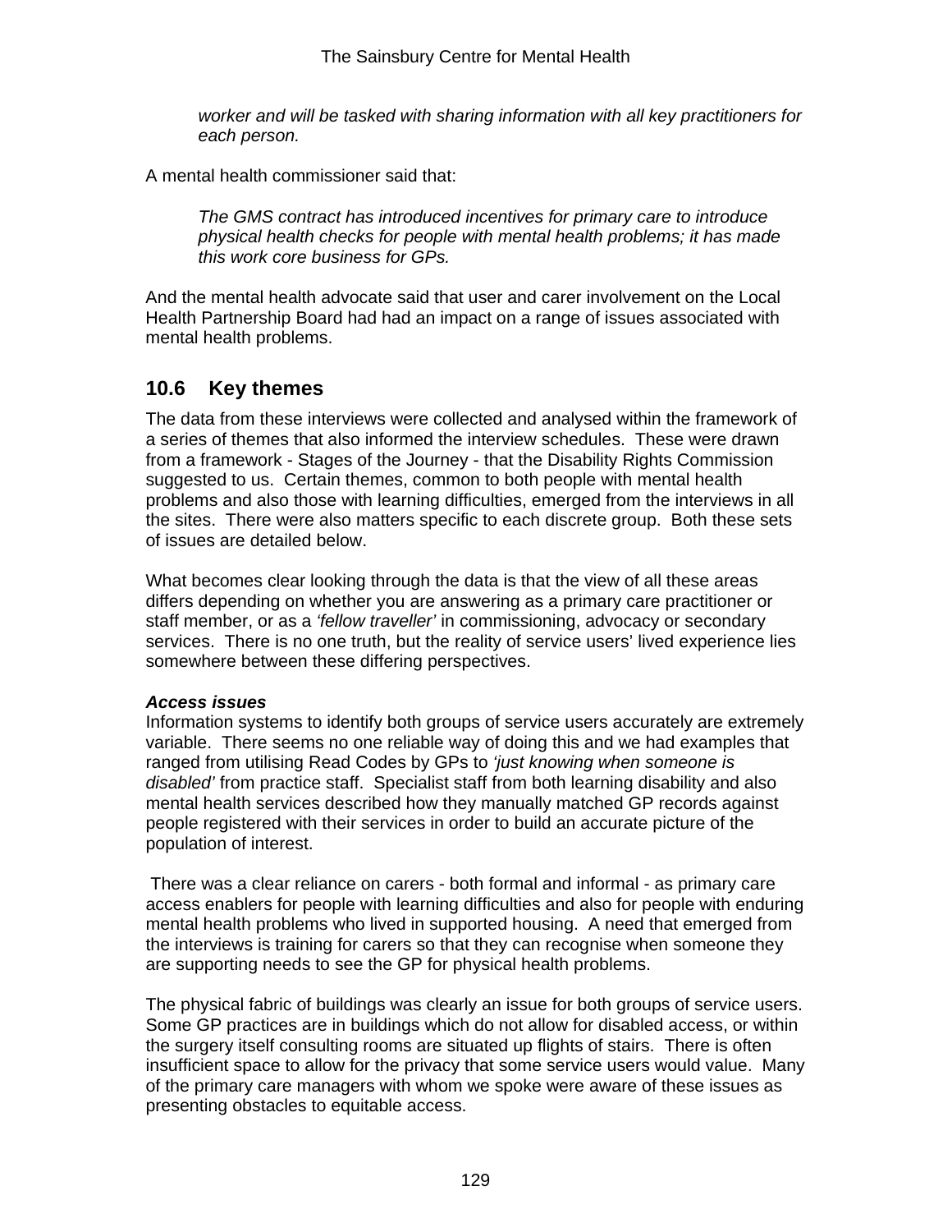> *worker and will be tasked with sharing information with all key practitioners for each person.*

A mental health commissioner said that:

> *The GMS contract has introduced incentives for primary care to introduce physical health checks for people with mental health problems; it has made this work core business for GPs.*

And the mental health advocate said that user and carer involvement on the Local Health Partnership Board had had an impact on a range of issues associated with mental health problems.

## 10.6 Key themes

The data from these interviews were collected and analysed within the framework of a series of themes that also informed the interview schedules. These were drawn from a framework - Stages of the Journey - that the Disability Rights Commission suggested to us. Certain themes, common to both people with mental health problems and also those with learning difficulties, emerged from the interviews in all the sites. There were also matters specific to each discrete group. Both these sets of issues are detailed below.

What becomes clear looking through the data is that the view of all these areas differs depending on whether you are answering as a primary care practitioner or staff member, or as a *'fellow traveller'* in commissioning, advocacy or secondary services. There is no one truth, but the reality of service users' lived experience lies somewhere between these differing perspectives.

***Access issues***

Information systems to identify both groups of service users accurately are extremely variable. There seems no one reliable way of doing this and we had examples that ranged from utilising Read Codes by GPs to *'just knowing when someone is disabled'* from practice staff. Specialist staff from both learning disability and also mental health services described how they manually matched GP records against people registered with their services in order to build an accurate picture of the population of interest.

There was a clear reliance on carers - both formal and informal - as primary care access enablers for people with learning difficulties and also for people with enduring mental health problems who lived in supported housing. A need that emerged from the interviews is training for carers so that they can recognise when someone they are supporting needs to see the GP for physical health problems.

The physical fabric of buildings was clearly an issue for both groups of service users. Some GP practices are in buildings which do not allow for disabled access, or within the surgery itself consulting rooms are situated up flights of stairs. There is often insufficient space to allow for the privacy that some service users would value. Many of the primary care managers with whom we spoke were aware of these issues as presenting obstacles to equitable access.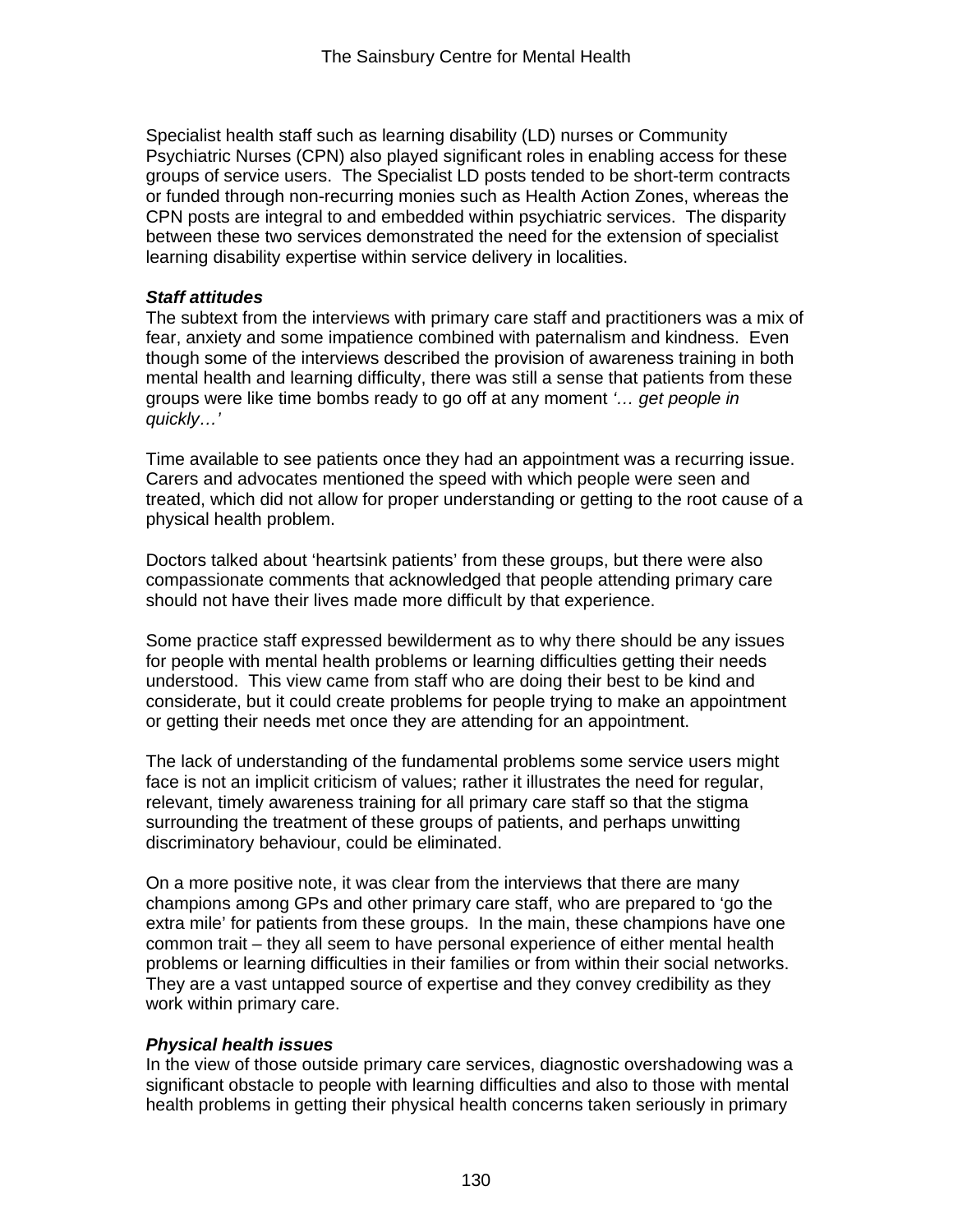Specialist health staff such as learning disability (LD) nurses or Community Psychiatric Nurses (CPN) also played significant roles in enabling access for these groups of service users. The Specialist LD posts tended to be short-term contracts or funded through non-recurring monies such as Health Action Zones, whereas the CPN posts are integral to and embedded within psychiatric services. The disparity between these two services demonstrated the need for the extension of specialist learning disability expertise within service delivery in localities.

***Staff attitudes***

The subtext from the interviews with primary care staff and practitioners was a mix of fear, anxiety and some impatience combined with paternalism and kindness. Even though some of the interviews described the provision of awareness training in both mental health and learning difficulty, there was still a sense that patients from these groups were like time bombs ready to go off at any moment *'… get people in quickly…'*

Time available to see patients once they had an appointment was a recurring issue. Carers and advocates mentioned the speed with which people were seen and treated, which did not allow for proper understanding or getting to the root cause of a physical health problem.

Doctors talked about 'heartsink patients' from these groups, but there were also compassionate comments that acknowledged that people attending primary care should not have their lives made more difficult by that experience.

Some practice staff expressed bewilderment as to why there should be any issues for people with mental health problems or learning difficulties getting their needs understood. This view came from staff who are doing their best to be kind and considerate, but it could create problems for people trying to make an appointment or getting their needs met once they are attending for an appointment.

The lack of understanding of the fundamental problems some service users might face is not an implicit criticism of values; rather it illustrates the need for regular, relevant, timely awareness training for all primary care staff so that the stigma surrounding the treatment of these groups of patients, and perhaps unwitting discriminatory behaviour, could be eliminated.

On a more positive note, it was clear from the interviews that there are many champions among GPs and other primary care staff, who are prepared to 'go the extra mile' for patients from these groups. In the main, these champions have one common trait – they all seem to have personal experience of either mental health problems or learning difficulties in their families or from within their social networks. They are a vast untapped source of expertise and they convey credibility as they work within primary care.

***Physical health issues***

In the view of those outside primary care services, diagnostic overshadowing was a significant obstacle to people with learning difficulties and also to those with mental health problems in getting their physical health concerns taken seriously in primary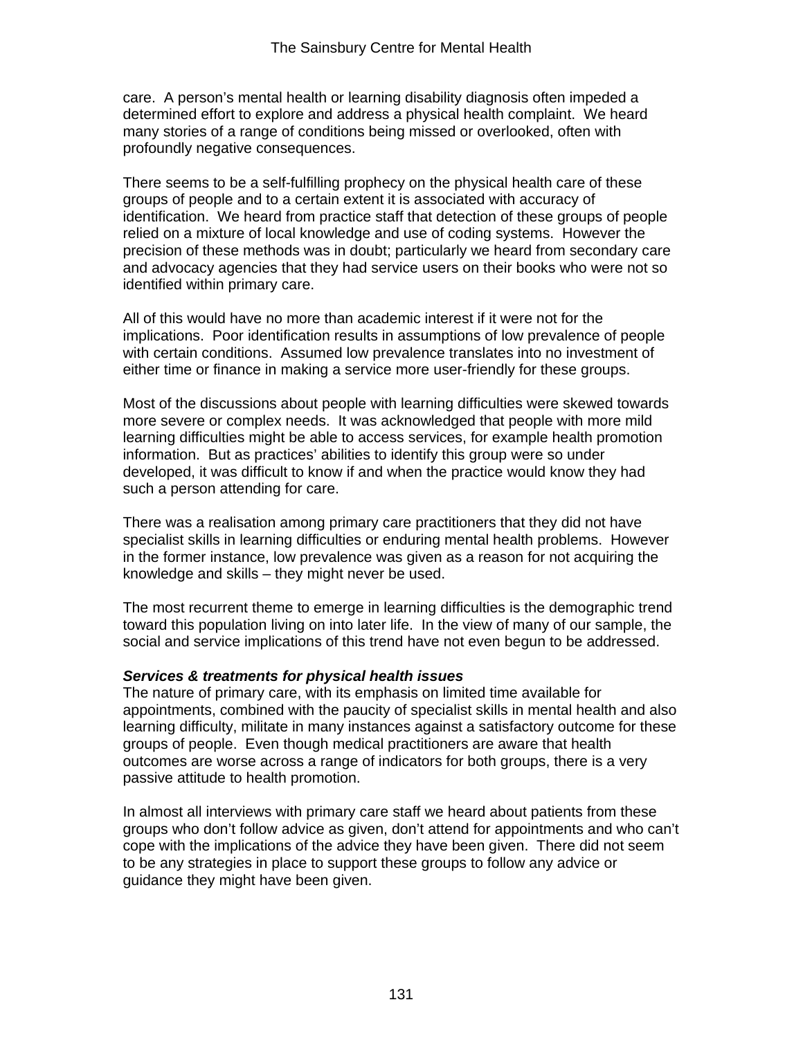care.  A person's mental health or learning disability diagnosis often impeded a determined effort to explore and address a physical health complaint.  We heard many stories of a range of conditions being missed or overlooked, often with profoundly negative consequences.

There seems to be a self-fulfilling prophecy on the physical health care of these groups of people and to a certain extent it is associated with accuracy of identification.  We heard from practice staff that detection of these groups of people relied on a mixture of local knowledge and use of coding systems.  However the precision of these methods was in doubt; particularly we heard from secondary care and advocacy agencies that they had service users on their books who were not so identified within primary care.

All of this would have no more than academic interest if it were not for the implications.  Poor identification results in assumptions of low prevalence of people with certain conditions.  Assumed low prevalence translates into no investment of either time or finance in making a service more user-friendly for these groups.

Most of the discussions about people with learning difficulties were skewed towards more severe or complex needs.  It was acknowledged that people with more mild learning difficulties might be able to access services, for example health promotion information.  But as practices' abilities to identify this group were so under developed, it was difficult to know if and when the practice would know they had such a person attending for care.

There was a realisation among primary care practitioners that they did not have specialist skills in learning difficulties or enduring mental health problems.  However in the former instance, low prevalence was given as a reason for not acquiring the knowledge and skills – they might never be used.

The most recurrent theme to emerge in learning difficulties is the demographic trend toward this population living on into later life.  In the view of many of our sample, the social and service implications of this trend have not even begun to be addressed.

***Services & treatments for physical health issues***

The nature of primary care, with its emphasis on limited time available for appointments, combined with the paucity of specialist skills in mental health and also learning difficulty, militate in many instances against a satisfactory outcome for these groups of people.  Even though medical practitioners are aware that health outcomes are worse across a range of indicators for both groups, there is a very passive attitude to health promotion.

In almost all interviews with primary care staff we heard about patients from these groups who don't follow advice as given, don't attend for appointments and who can't cope with the implications of the advice they have been given.  There did not seem to be any strategies in place to support these groups to follow any advice or guidance they might have been given.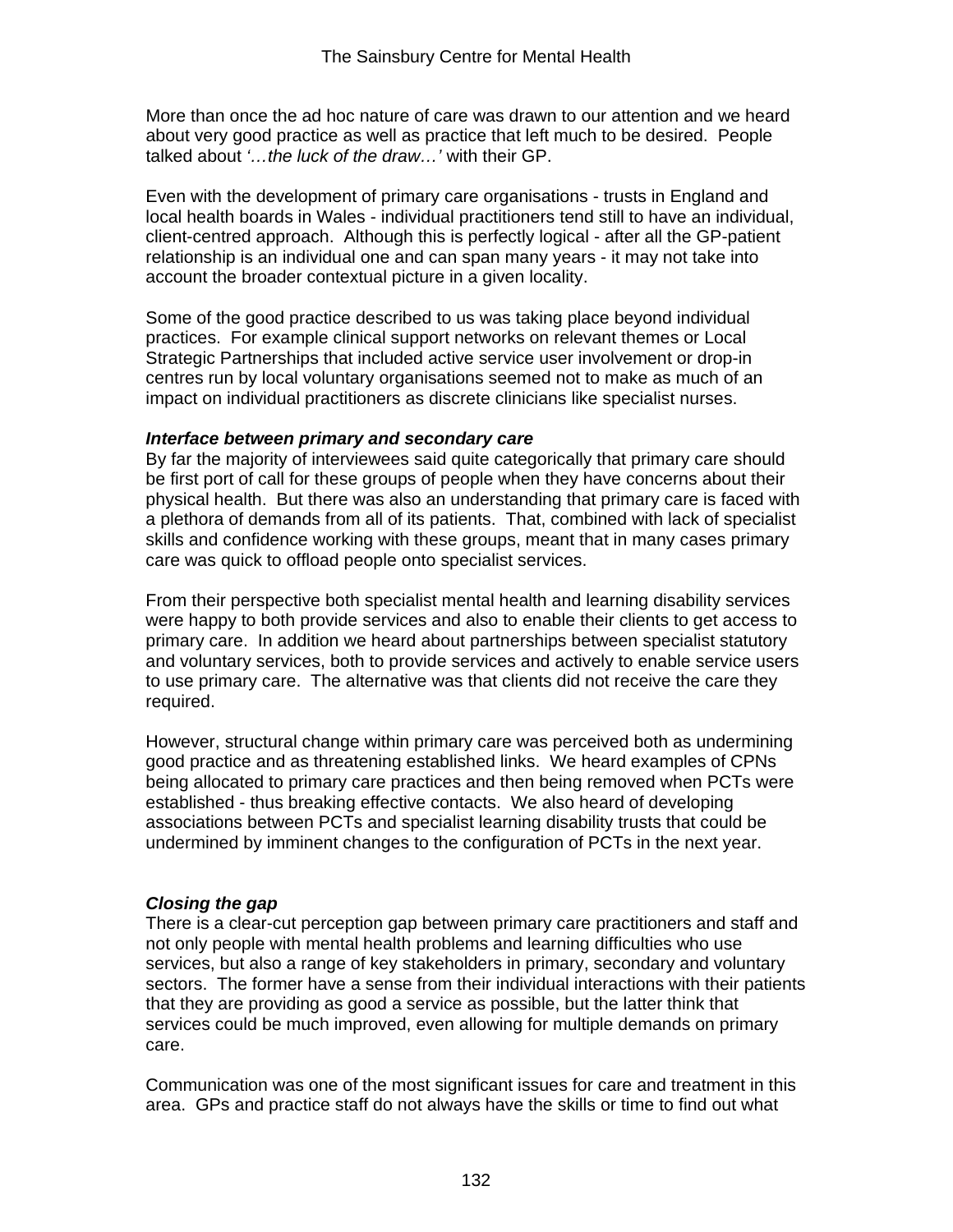More than once the ad hoc nature of care was drawn to our attention and we heard about very good practice as well as practice that left much to be desired. People talked about *'…the luck of the draw…'* with their GP.

Even with the development of primary care organisations - trusts in England and local health boards in Wales - individual practitioners tend still to have an individual, client-centred approach. Although this is perfectly logical - after all the GP-patient relationship is an individual one and can span many years - it may not take into account the broader contextual picture in a given locality.

Some of the good practice described to us was taking place beyond individual practices. For example clinical support networks on relevant themes or Local Strategic Partnerships that included active service user involvement or drop-in centres run by local voluntary organisations seemed not to make as much of an impact on individual practitioners as discrete clinicians like specialist nurses.

***Interface between primary and secondary care***

By far the majority of interviewees said quite categorically that primary care should be first port of call for these groups of people when they have concerns about their physical health. But there was also an understanding that primary care is faced with a plethora of demands from all of its patients. That, combined with lack of specialist skills and confidence working with these groups, meant that in many cases primary care was quick to offload people onto specialist services.

From their perspective both specialist mental health and learning disability services were happy to both provide services and also to enable their clients to get access to primary care. In addition we heard about partnerships between specialist statutory and voluntary services, both to provide services and actively to enable service users to use primary care. The alternative was that clients did not receive the care they required.

However, structural change within primary care was perceived both as undermining good practice and as threatening established links. We heard examples of CPNs being allocated to primary care practices and then being removed when PCTs were established - thus breaking effective contacts. We also heard of developing associations between PCTs and specialist learning disability trusts that could be undermined by imminent changes to the configuration of PCTs in the next year.

***Closing the gap***

There is a clear-cut perception gap between primary care practitioners and staff and not only people with mental health problems and learning difficulties who use services, but also a range of key stakeholders in primary, secondary and voluntary sectors. The former have a sense from their individual interactions with their patients that they are providing as good a service as possible, but the latter think that services could be much improved, even allowing for multiple demands on primary care.

Communication was one of the most significant issues for care and treatment in this area. GPs and practice staff do not always have the skills or time to find out what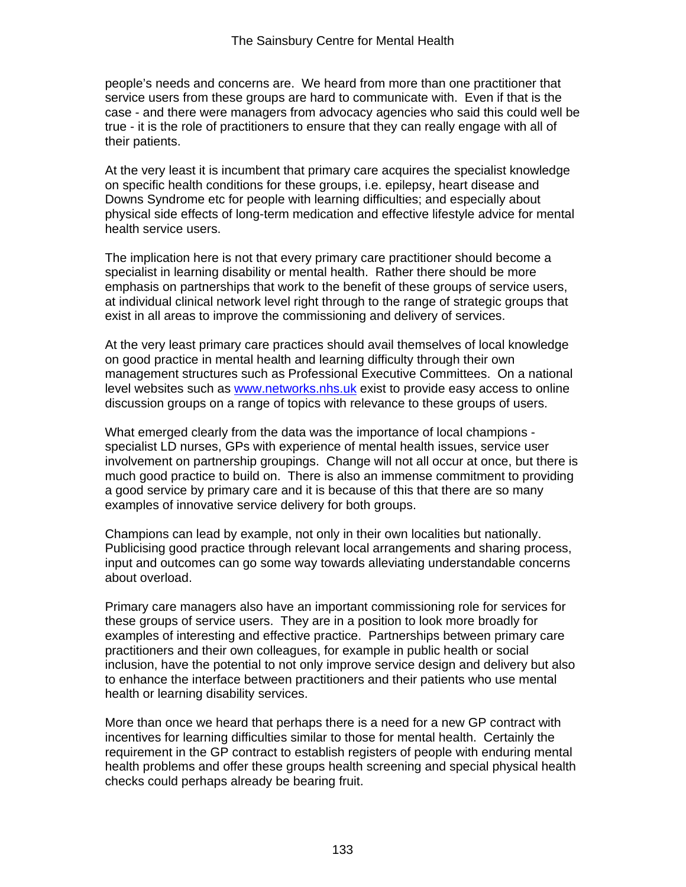people's needs and concerns are. We heard from more than one practitioner that service users from these groups are hard to communicate with. Even if that is the case - and there were managers from advocacy agencies who said this could well be true - it is the role of practitioners to ensure that they can really engage with all of their patients.

At the very least it is incumbent that primary care acquires the specialist knowledge on specific health conditions for these groups, i.e. epilepsy, heart disease and Downs Syndrome etc for people with learning difficulties; and especially about physical side effects of long-term medication and effective lifestyle advice for mental health service users.

The implication here is not that every primary care practitioner should become a specialist in learning disability or mental health. Rather there should be more emphasis on partnerships that work to the benefit of these groups of service users, at individual clinical network level right through to the range of strategic groups that exist in all areas to improve the commissioning and delivery of services.

At the very least primary care practices should avail themselves of local knowledge on good practice in mental health and learning difficulty through their own management structures such as Professional Executive Committees. On a national level websites such as [www.networks.nhs.uk](www.networks.nhs.uk) exist to provide easy access to online discussion groups on a range of topics with relevance to these groups of users.

What emerged clearly from the data was the importance of local champions - specialist LD nurses, GPs with experience of mental health issues, service user involvement on partnership groupings. Change will not all occur at once, but there is much good practice to build on. There is also an immense commitment to providing a good service by primary care and it is because of this that there are so many examples of innovative service delivery for both groups.

Champions can lead by example, not only in their own localities but nationally. Publicising good practice through relevant local arrangements and sharing process, input and outcomes can go some way towards alleviating understandable concerns about overload.

Primary care managers also have an important commissioning role for services for these groups of service users. They are in a position to look more broadly for examples of interesting and effective practice. Partnerships between primary care practitioners and their own colleagues, for example in public health or social inclusion, have the potential to not only improve service design and delivery but also to enhance the interface between practitioners and their patients who use mental health or learning disability services.

More than once we heard that perhaps there is a need for a new GP contract with incentives for learning difficulties similar to those for mental health. Certainly the requirement in the GP contract to establish registers of people with enduring mental health problems and offer these groups health screening and special physical health checks could perhaps already be bearing fruit.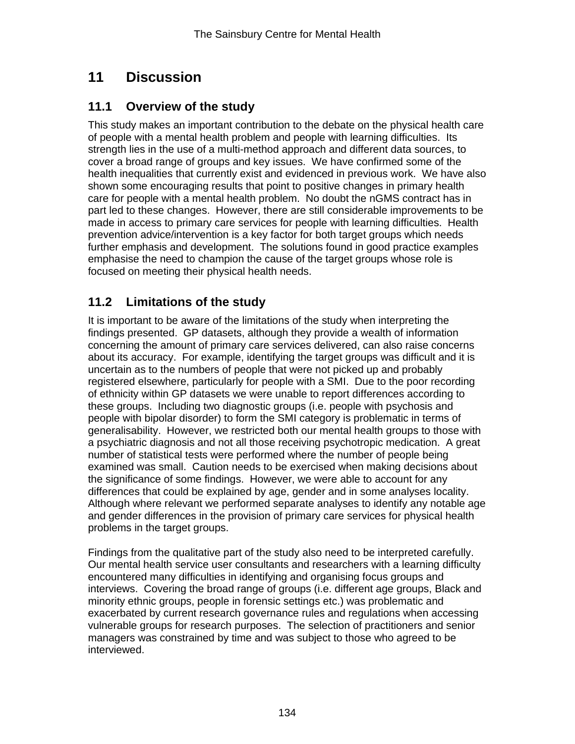# 11 Discussion

## 11.1 Overview of the study

This study makes an important contribution to the debate on the physical health care of people with a mental health problem and people with learning difficulties. Its strength lies in the use of a multi-method approach and different data sources, to cover a broad range of groups and key issues. We have confirmed some of the health inequalities that currently exist and evidenced in previous work. We have also shown some encouraging results that point to positive changes in primary health care for people with a mental health problem. No doubt the nGMS contract has in part led to these changes. However, there are still considerable improvements to be made in access to primary care services for people with learning difficulties. Health prevention advice/intervention is a key factor for both target groups which needs further emphasis and development. The solutions found in good practice examples emphasise the need to champion the cause of the target groups whose role is focused on meeting their physical health needs.

## 11.2 Limitations of the study

It is important to be aware of the limitations of the study when interpreting the findings presented. GP datasets, although they provide a wealth of information concerning the amount of primary care services delivered, can also raise concerns about its accuracy. For example, identifying the target groups was difficult and it is uncertain as to the numbers of people that were not picked up and probably registered elsewhere, particularly for people with a SMI. Due to the poor recording of ethnicity within GP datasets we were unable to report differences according to these groups. Including two diagnostic groups (i.e. people with psychosis and people with bipolar disorder) to form the SMI category is problematic in terms of generalisability. However, we restricted both our mental health groups to those with a psychiatric diagnosis and not all those receiving psychotropic medication. A great number of statistical tests were performed where the number of people being examined was small. Caution needs to be exercised when making decisions about the significance of some findings. However, we were able to account for any differences that could be explained by age, gender and in some analyses locality. Although where relevant we performed separate analyses to identify any notable age and gender differences in the provision of primary care services for physical health problems in the target groups.

Findings from the qualitative part of the study also need to be interpreted carefully. Our mental health service user consultants and researchers with a learning difficulty encountered many difficulties in identifying and organising focus groups and interviews. Covering the broad range of groups (i.e. different age groups, Black and minority ethnic groups, people in forensic settings etc.) was problematic and exacerbated by current research governance rules and regulations when accessing vulnerable groups for research purposes. The selection of practitioners and senior managers was constrained by time and was subject to those who agreed to be interviewed.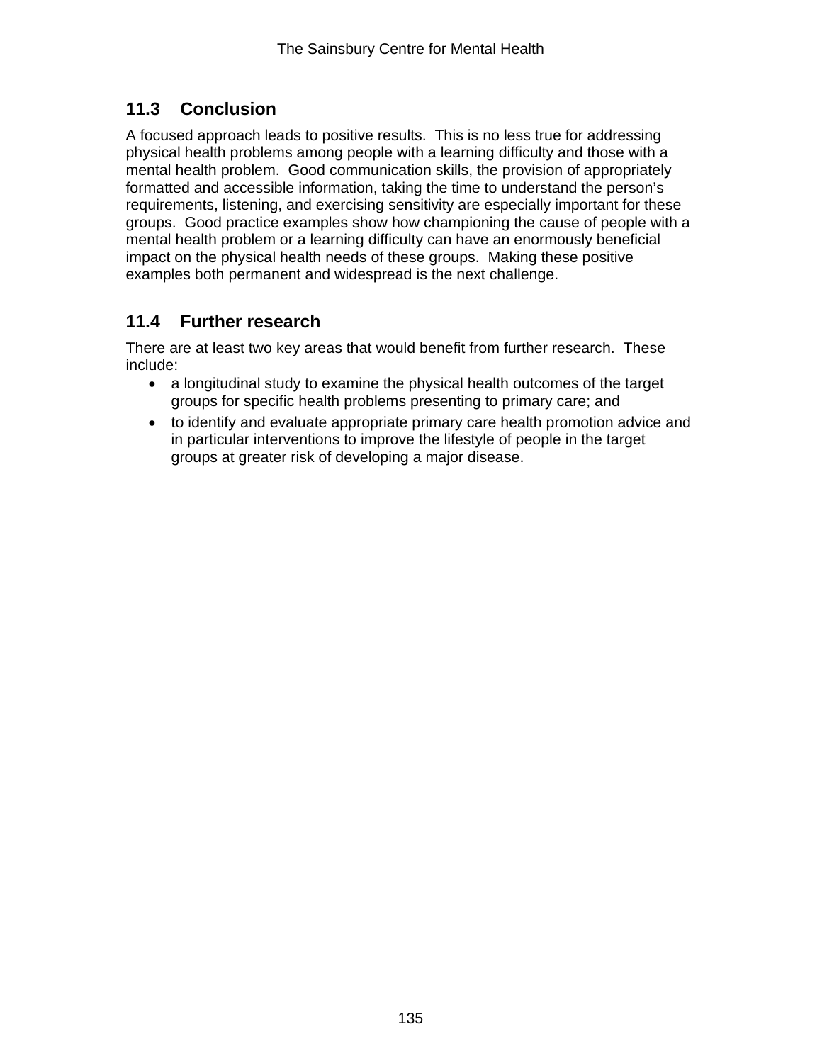## 11.3 Conclusion

A focused approach leads to positive results. This is no less true for addressing physical health problems among people with a learning difficulty and those with a mental health problem. Good communication skills, the provision of appropriately formatted and accessible information, taking the time to understand the person's requirements, listening, and exercising sensitivity are especially important for these groups. Good practice examples show how championing the cause of people with a mental health problem or a learning difficulty can have an enormously beneficial impact on the physical health needs of these groups. Making these positive examples both permanent and widespread is the next challenge.

## 11.4 Further research

There are at least two key areas that would benefit from further research. These include:

- a longitudinal study to examine the physical health outcomes of the target groups for specific health problems presenting to primary care; and
- to identify and evaluate appropriate primary care health promotion advice and in particular interventions to improve the lifestyle of people in the target groups at greater risk of developing a major disease.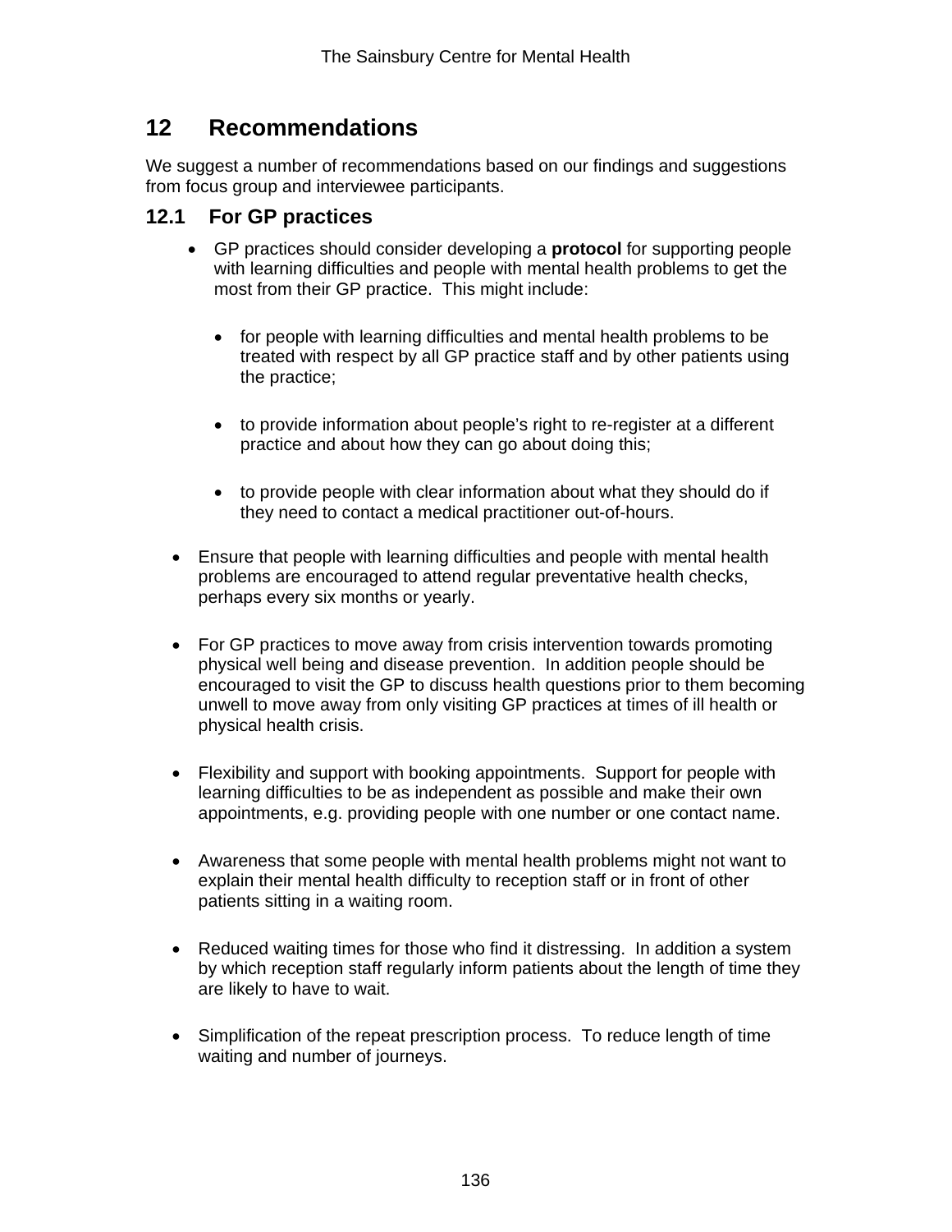# 12 Recommendations

We suggest a number of recommendations based on our findings and suggestions from focus group and interviewee participants.

## 12.1 For GP practices

- GP practices should consider developing a **protocol** for supporting people with learning difficulties and people with mental health problems to get the most from their GP practice. This might include:

    - for people with learning difficulties and mental health problems to be treated with respect by all GP practice staff and by other patients using the practice;

    - to provide information about people's right to re-register at a different practice and about how they can go about doing this;

    - to provide people with clear information about what they should do if they need to contact a medical practitioner out-of-hours.

- Ensure that people with learning difficulties and people with mental health problems are encouraged to attend regular preventative health checks, perhaps every six months or yearly.

- For GP practices to move away from crisis intervention towards promoting physical well being and disease prevention. In addition people should be encouraged to visit the GP to discuss health questions prior to them becoming unwell to move away from only visiting GP practices at times of ill health or physical health crisis.

- Flexibility and support with booking appointments. Support for people with learning difficulties to be as independent as possible and make their own appointments, e.g. providing people with one number or one contact name.

- Awareness that some people with mental health problems might not want to explain their mental health difficulty to reception staff or in front of other patients sitting in a waiting room.

- Reduced waiting times for those who find it distressing. In addition a system by which reception staff regularly inform patients about the length of time they are likely to have to wait.

- Simplification of the repeat prescription process. To reduce length of time waiting and number of journeys.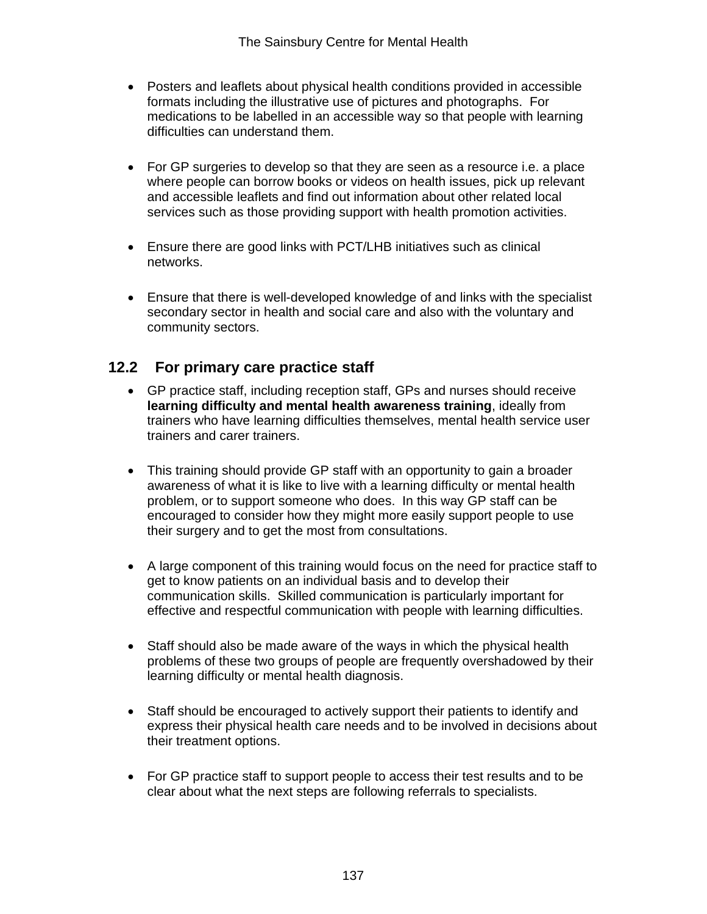- Posters and leaflets about physical health conditions provided in accessible formats including the illustrative use of pictures and photographs. For medications to be labelled in an accessible way so that people with learning difficulties can understand them.

- For GP surgeries to develop so that they are seen as a resource i.e. a place where people can borrow books or videos on health issues, pick up relevant and accessible leaflets and find out information about other related local services such as those providing support with health promotion activities.

- Ensure there are good links with PCT/LHB initiatives such as clinical networks.

- Ensure that there is well-developed knowledge of and links with the specialist secondary sector in health and social care and also with the voluntary and community sectors.

## 12.2 For primary care practice staff

- GP practice staff, including reception staff, GPs and nurses should receive **learning difficulty and mental health awareness training**, ideally from trainers who have learning difficulties themselves, mental health service user trainers and carer trainers.

- This training should provide GP staff with an opportunity to gain a broader awareness of what it is like to live with a learning difficulty or mental health problem, or to support someone who does. In this way GP staff can be encouraged to consider how they might more easily support people to use their surgery and to get the most from consultations.

- A large component of this training would focus on the need for practice staff to get to know patients on an individual basis and to develop their communication skills. Skilled communication is particularly important for effective and respectful communication with people with learning difficulties.

- Staff should also be made aware of the ways in which the physical health problems of these two groups of people are frequently overshadowed by their learning difficulty or mental health diagnosis.

- Staff should be encouraged to actively support their patients to identify and express their physical health care needs and to be involved in decisions about their treatment options.

- For GP practice staff to support people to access their test results and to be clear about what the next steps are following referrals to specialists.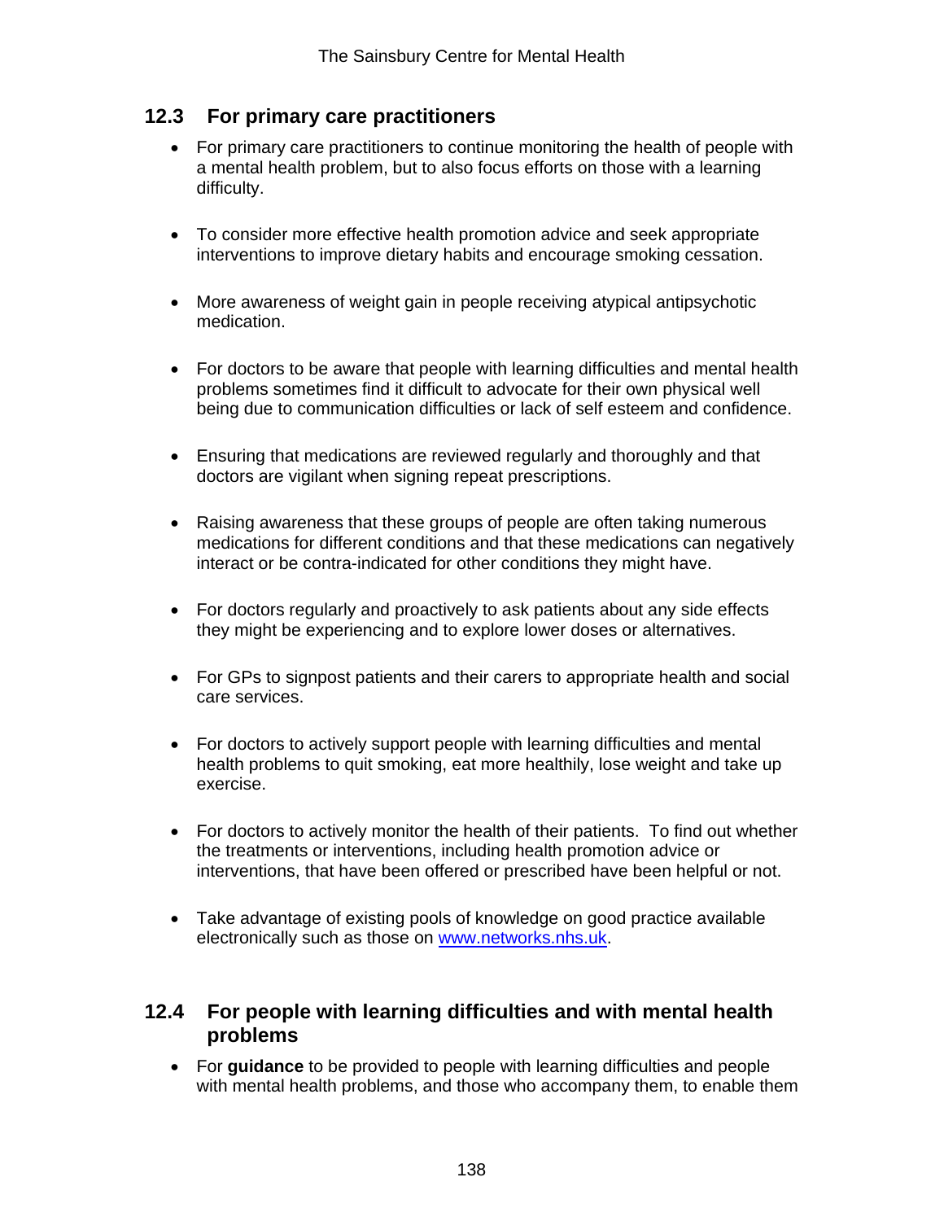## 12.3 For primary care practitioners

- For primary care practitioners to continue monitoring the health of people with a mental health problem, but to also focus efforts on those with a learning difficulty.
- To consider more effective health promotion advice and seek appropriate interventions to improve dietary habits and encourage smoking cessation.
- More awareness of weight gain in people receiving atypical antipsychotic medication.
- For doctors to be aware that people with learning difficulties and mental health problems sometimes find it difficult to advocate for their own physical well being due to communication difficulties or lack of self esteem and confidence.
- Ensuring that medications are reviewed regularly and thoroughly and that doctors are vigilant when signing repeat prescriptions.
- Raising awareness that these groups of people are often taking numerous medications for different conditions and that these medications can negatively interact or be contra-indicated for other conditions they might have.
- For doctors regularly and proactively to ask patients about any side effects they might be experiencing and to explore lower doses or alternatives.
- For GPs to signpost patients and their carers to appropriate health and social care services.
- For doctors to actively support people with learning difficulties and mental health problems to quit smoking, eat more healthily, lose weight and take up exercise.
- For doctors to actively monitor the health of their patients. To find out whether the treatments or interventions, including health promotion advice or interventions, that have been offered or prescribed have been helpful or not.
- Take advantage of existing pools of knowledge on good practice available electronically such as those on [www.networks.nhs.uk](http://www.networks.nhs.uk).

## 12.4 For people with learning difficulties and with mental health problems

- For **guidance** to be provided to people with learning difficulties and people with mental health problems, and those who accompany them, to enable them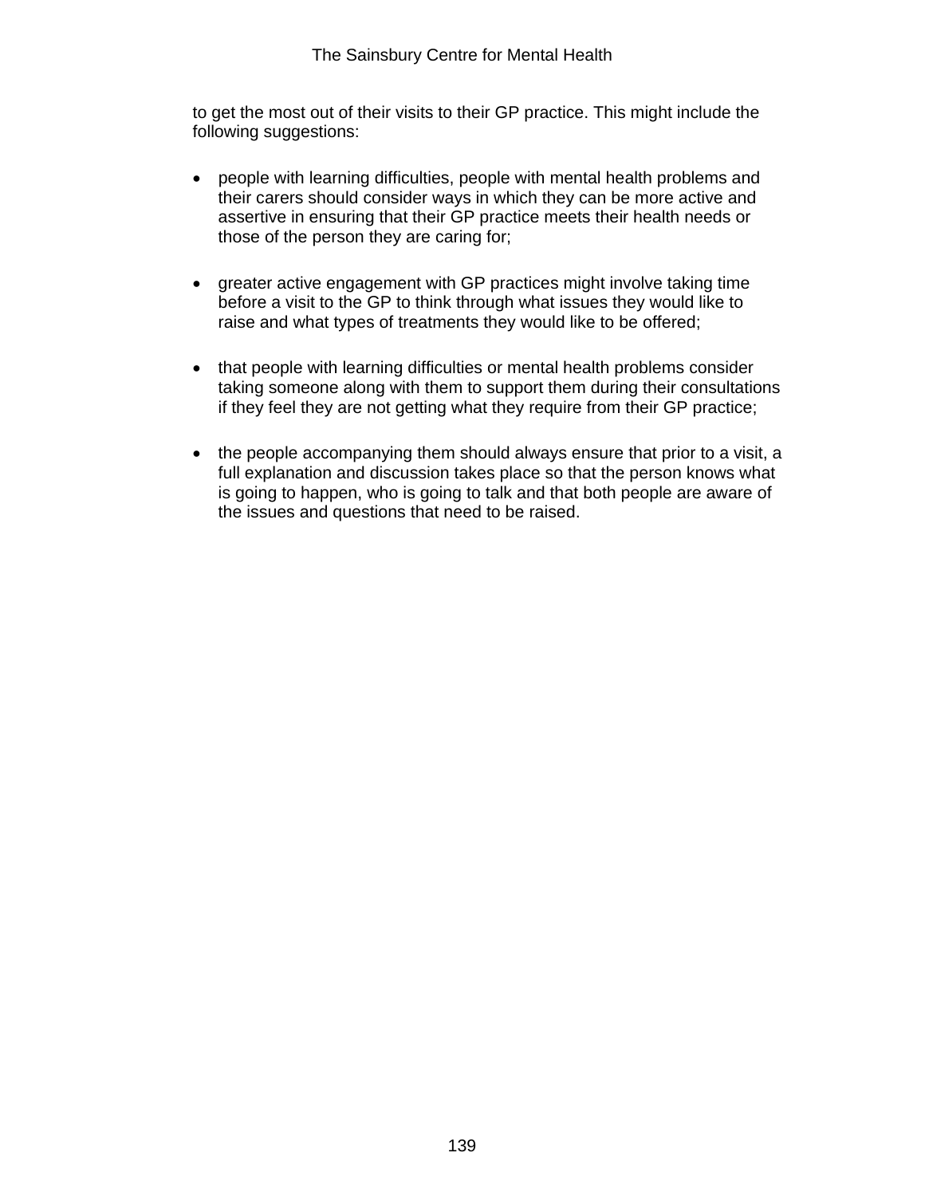to get the most out of their visits to their GP practice. This might include the following suggestions:

- people with learning difficulties, people with mental health problems and their carers should consider ways in which they can be more active and assertive in ensuring that their GP practice meets their health needs or those of the person they are caring for;

- greater active engagement with GP practices might involve taking time before a visit to the GP to think through what issues they would like to raise and what types of treatments they would like to be offered;

- that people with learning difficulties or mental health problems consider taking someone along with them to support them during their consultations if they feel they are not getting what they require from their GP practice;

- the people accompanying them should always ensure that prior to a visit, a full explanation and discussion takes place so that the person knows what is going to happen, who is going to talk and that both people are aware of the issues and questions that need to be raised.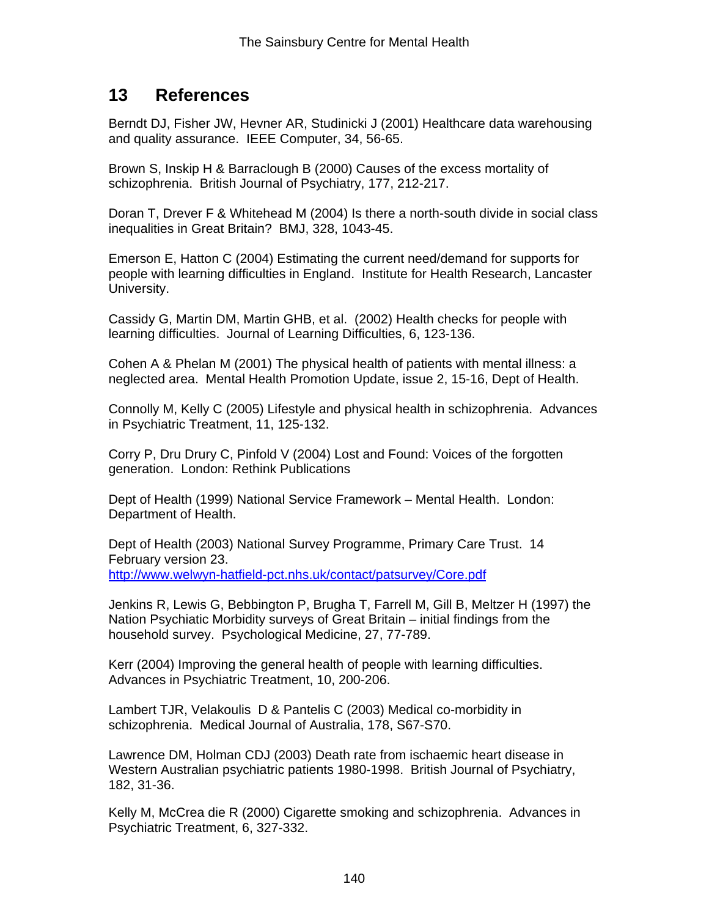## 13 References

Berndt DJ, Fisher JW, Hevner AR, Studinicki J (2001) Healthcare data warehousing and quality assurance. IEEE Computer, 34, 56-65.

Brown S, Inskip H & Barraclough B (2000) Causes of the excess mortality of schizophrenia. British Journal of Psychiatry, 177, 212-217.

Doran T, Drever F & Whitehead M (2004) Is there a north-south divide in social class inequalities in Great Britain? BMJ, 328, 1043-45.

Emerson E, Hatton C (2004) Estimating the current need/demand for supports for people with learning difficulties in England. Institute for Health Research, Lancaster University.

Cassidy G, Martin DM, Martin GHB, et al. (2002) Health checks for people with learning difficulties. Journal of Learning Difficulties, 6, 123-136.

Cohen A & Phelan M (2001) The physical health of patients with mental illness: a neglected area. Mental Health Promotion Update, issue 2, 15-16, Dept of Health.

Connolly M, Kelly C (2005) Lifestyle and physical health in schizophrenia. Advances in Psychiatric Treatment, 11, 125-132.

Corry P, Dru Drury C, Pinfold V (2004) Lost and Found: Voices of the forgotten generation. London: Rethink Publications

Dept of Health (1999) National Service Framework – Mental Health. London: Department of Health.

Dept of Health (2003) National Survey Programme, Primary Care Trust. 14 February version 23.
http://www.welwyn-hatfield-pct.nhs.uk/contact/patsurvey/Core.pdf

Jenkins R, Lewis G, Bebbington P, Brugha T, Farrell M, Gill B, Meltzer H (1997) the Nation Psychiatric Morbidity surveys of Great Britain – initial findings from the household survey. Psychological Medicine, 27, 77-789.

Kerr (2004) Improving the general health of people with learning difficulties. Advances in Psychiatric Treatment, 10, 200-206.

Lambert TJR, Velakoulis D & Pantelis C (2003) Medical co-morbidity in schizophrenia. Medical Journal of Australia, 178, S67-S70.

Lawrence DM, Holman CDJ (2003) Death rate from ischaemic heart disease in Western Australian psychiatric patients 1980-1998. British Journal of Psychiatry, 182, 31-36.

Kelly M, McCrea die R (2000) Cigarette smoking and schizophrenia. Advances in Psychiatric Treatment, 6, 327-332.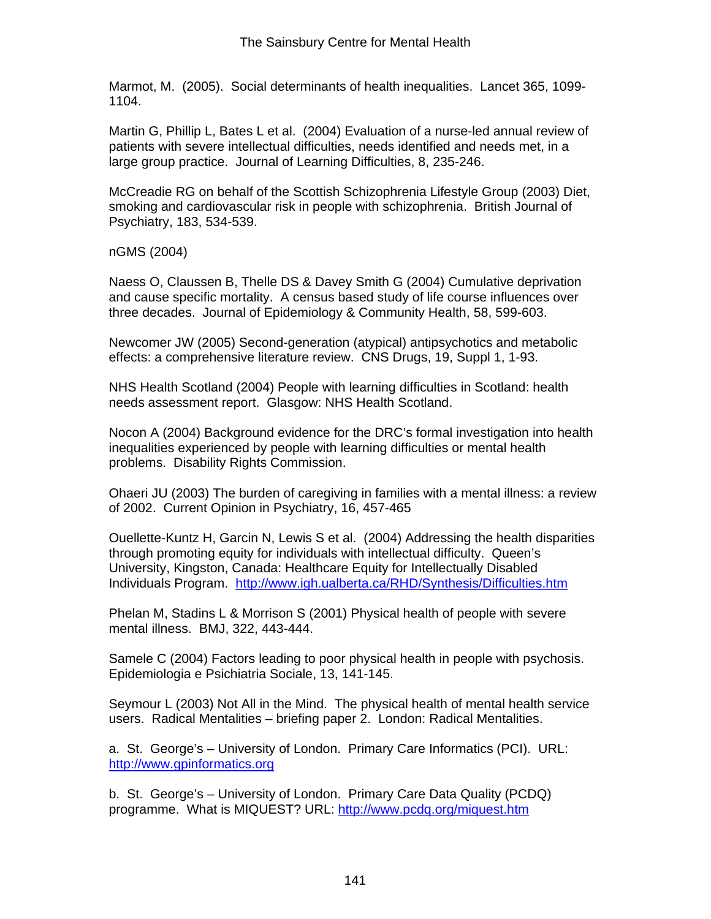Marmot, M. (2005). Social determinants of health inequalities. Lancet 365, 1099-1104.

Martin G, Phillip L, Bates L et al. (2004) Evaluation of a nurse-led annual review of patients with severe intellectual difficulties, needs identified and needs met, in a large group practice. Journal of Learning Difficulties, 8, 235-246.

McCreadie RG on behalf of the Scottish Schizophrenia Lifestyle Group (2003) Diet, smoking and cardiovascular risk in people with schizophrenia. British Journal of Psychiatry, 183, 534-539.

nGMS (2004)

Naess O, Claussen B, Thelle DS & Davey Smith G (2004) Cumulative deprivation and cause specific mortality. A census based study of life course influences over three decades. Journal of Epidemiology & Community Health, 58, 599-603.

Newcomer JW (2005) Second-generation (atypical) antipsychotics and metabolic effects: a comprehensive literature review. CNS Drugs, 19, Suppl 1, 1-93.

NHS Health Scotland (2004) People with learning difficulties in Scotland: health needs assessment report. Glasgow: NHS Health Scotland.

Nocon A (2004) Background evidence for the DRC's formal investigation into health inequalities experienced by people with learning difficulties or mental health problems. Disability Rights Commission.

Ohaeri JU (2003) The burden of caregiving in families with a mental illness: a review of 2002. Current Opinion in Psychiatry, 16, 457-465

Ouellette-Kuntz H, Garcin N, Lewis S et al. (2004) Addressing the health disparities through promoting equity for individuals with intellectual difficulty. Queen's University, Kingston, Canada: Healthcare Equity for Intellectually Disabled Individuals Program. http://www.igh.ualberta.ca/RHD/Synthesis/Difficulties.htm

Phelan M, Stadins L & Morrison S (2001) Physical health of people with severe mental illness. BMJ, 322, 443-444.

Samele C (2004) Factors leading to poor physical health in people with psychosis. Epidemiologia e Psichiatria Sociale, 13, 141-145.

Seymour L (2003) Not All in the Mind. The physical health of mental health service users. Radical Mentalities – briefing paper 2. London: Radical Mentalities.

a. St. George's – University of London. Primary Care Informatics (PCI). URL: http://www.gpinformatics.org

b. St. George's – University of London. Primary Care Data Quality (PCDQ) programme. What is MIQUEST? URL: http://www.pcdq.org/miquest.htm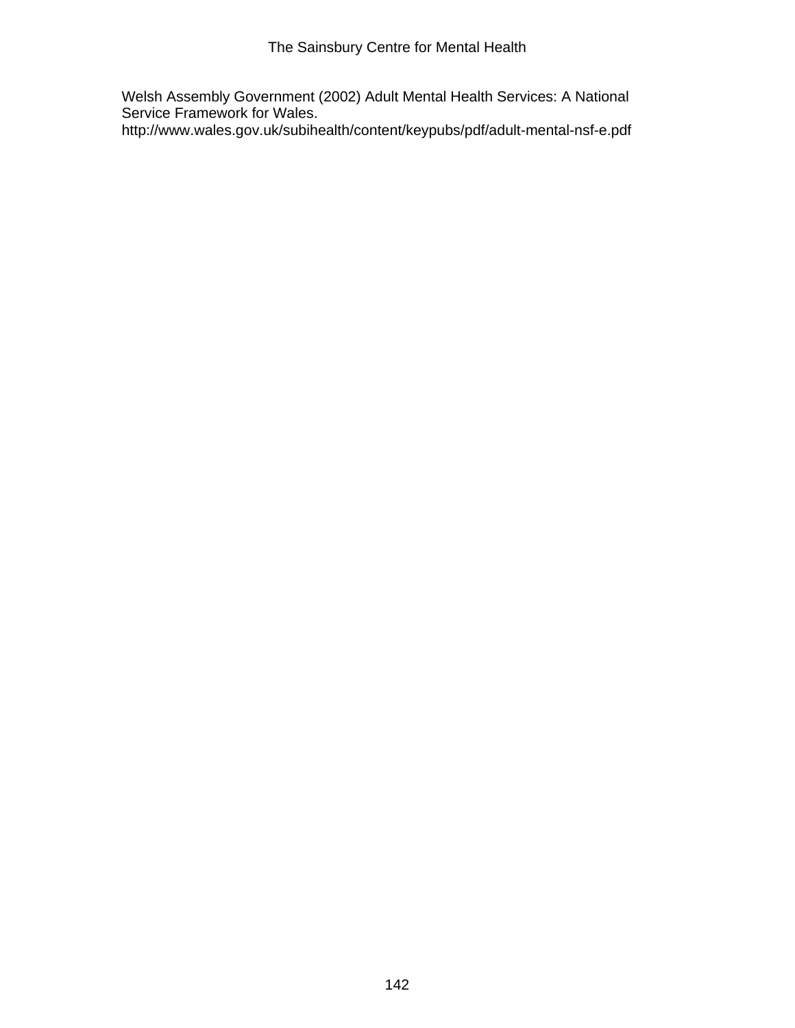Welsh Assembly Government (2002) Adult Mental Health Services: A National Service Framework for Wales.
http://www.wales.gov.uk/subihealth/content/keypubs/pdf/adult-mental-nsf-e.pdf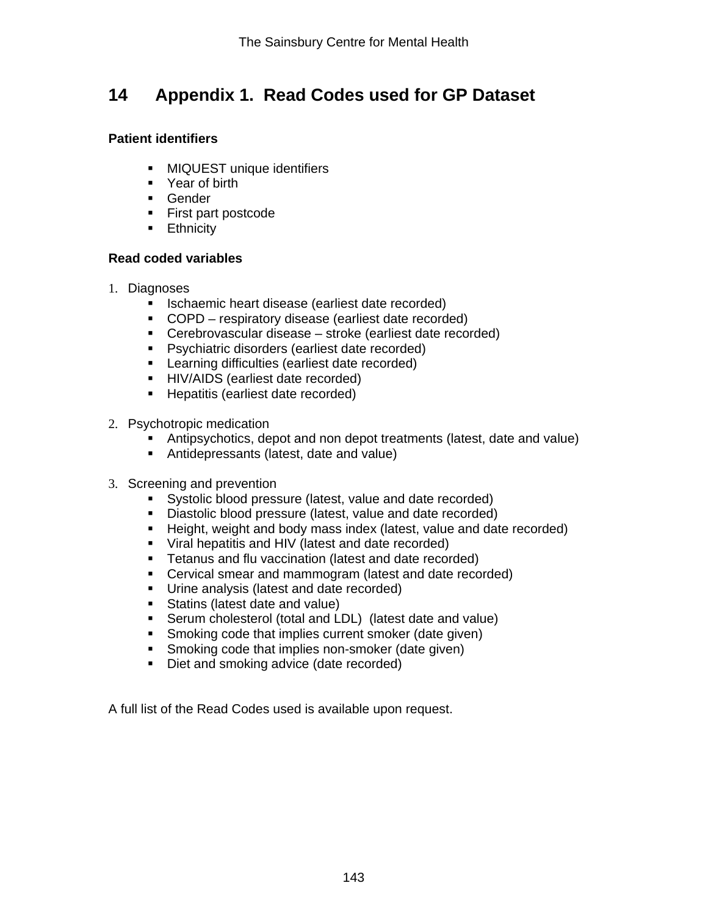# 14 Appendix 1. Read Codes used for GP Dataset

**Patient identifiers**

- MIQUEST unique identifiers
- Year of birth
- Gender
- First part postcode
- Ethnicity

**Read coded variables**

1. Diagnoses
   - Ischaemic heart disease (earliest date recorded)
   - COPD – respiratory disease (earliest date recorded)
   - Cerebrovascular disease – stroke (earliest date recorded)
   - Psychiatric disorders (earliest date recorded)
   - Learning difficulties (earliest date recorded)
   - HIV/AIDS (earliest date recorded)
   - Hepatitis (earliest date recorded)

2. Psychotropic medication
   - Antipsychotics, depot and non depot treatments (latest, date and value)
   - Antidepressants (latest, date and value)

3. Screening and prevention
   - Systolic blood pressure (latest, value and date recorded)
   - Diastolic blood pressure (latest, value and date recorded)
   - Height, weight and body mass index (latest, value and date recorded)
   - Viral hepatitis and HIV (latest and date recorded)
   - Tetanus and flu vaccination (latest and date recorded)
   - Cervical smear and mammogram (latest and date recorded)
   - Urine analysis (latest and date recorded)
   - Statins (latest date and value)
   - Serum cholesterol (total and LDL) (latest date and value)
   - Smoking code that implies current smoker (date given)
   - Smoking code that implies non-smoker (date given)
   - Diet and smoking advice (date recorded)

A full list of the Read Codes used is available upon request.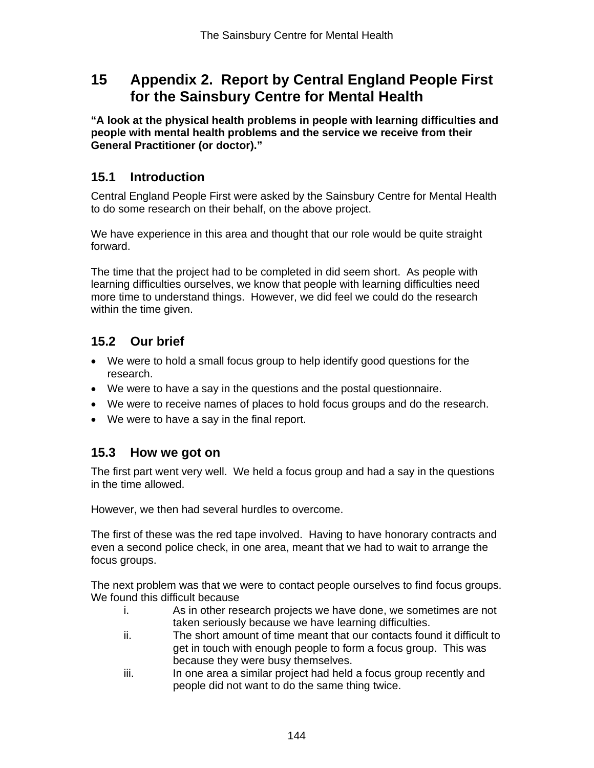# 15 Appendix 2. Report by Central England People First for the Sainsbury Centre for Mental Health

**"A look at the physical health problems in people with learning difficulties and people with mental health problems and the service we receive from their General Practitioner (or doctor)."**

## 15.1 Introduction

Central England People First were asked by the Sainsbury Centre for Mental Health to do some research on their behalf, on the above project.

We have experience in this area and thought that our role would be quite straight forward.

The time that the project had to be completed in did seem short. As people with learning difficulties ourselves, we know that people with learning difficulties need more time to understand things. However, we did feel we could do the research within the time given.

## 15.2 Our brief

- We were to hold a small focus group to help identify good questions for the research.
- We were to have a say in the questions and the postal questionnaire.
- We were to receive names of places to hold focus groups and do the research.
- We were to have a say in the final report.

## 15.3 How we got on

The first part went very well. We held a focus group and had a say in the questions in the time allowed.

However, we then had several hurdles to overcome.

The first of these was the red tape involved. Having to have honorary contracts and even a second police check, in one area, meant that we had to wait to arrange the focus groups.

The next problem was that we were to contact people ourselves to find focus groups. We found this difficult because

i. As in other research projects we have done, we sometimes are not taken seriously because we have learning difficulties.
ii. The short amount of time meant that our contacts found it difficult to get in touch with enough people to form a focus group. This was because they were busy themselves.
iii. In one area a similar project had held a focus group recently and people did not want to do the same thing twice.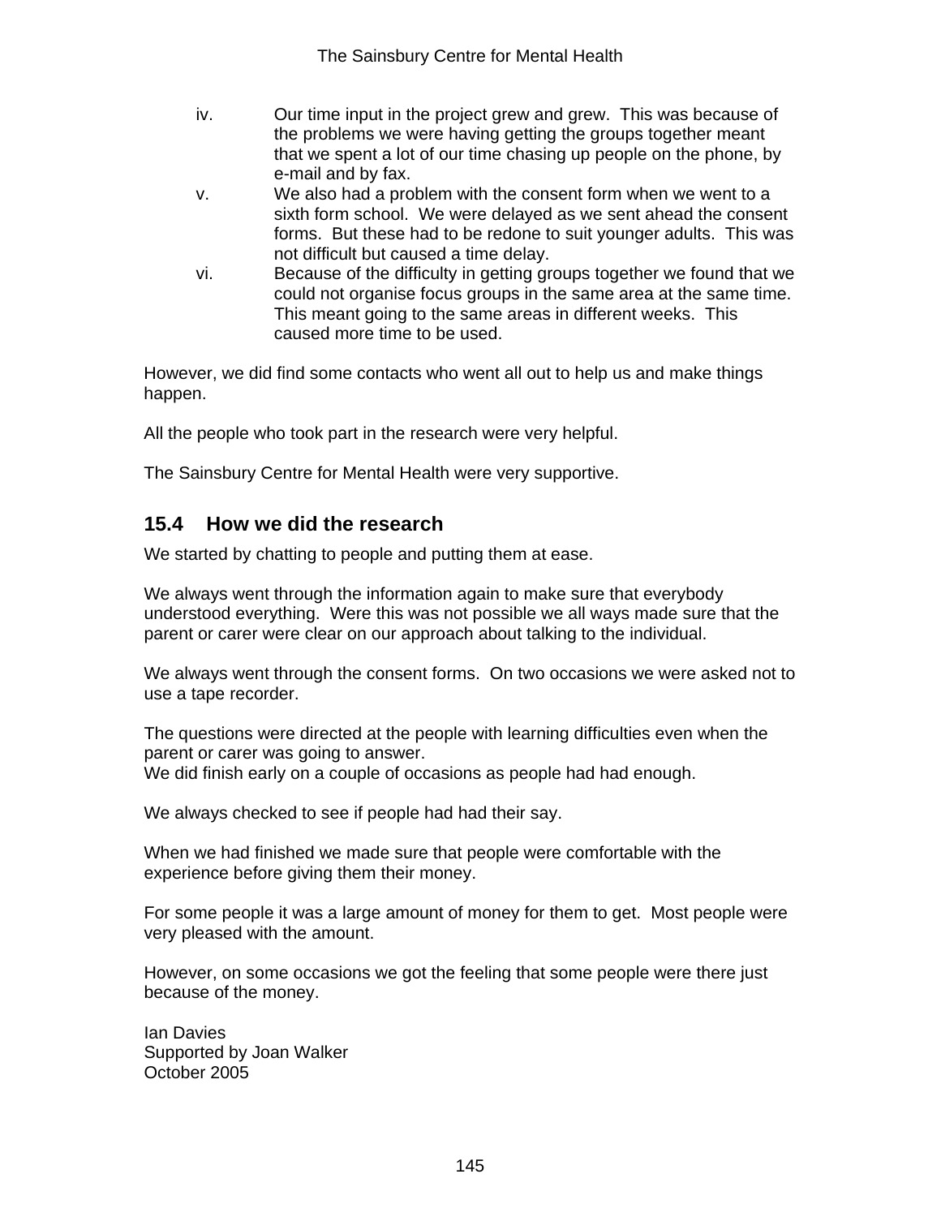iv. Our time input in the project grew and grew. This was because of the problems we were having getting the groups together meant that we spent a lot of our time chasing up people on the phone, by e-mail and by fax.

v. We also had a problem with the consent form when we went to a sixth form school. We were delayed as we sent ahead the consent forms. But these had to be redone to suit younger adults. This was not difficult but caused a time delay.

vi. Because of the difficulty in getting groups together we found that we could not organise focus groups in the same area at the same time. This meant going to the same areas in different weeks. This caused more time to be used.

However, we did find some contacts who went all out to help us and make things happen.

All the people who took part in the research were very helpful.

The Sainsbury Centre for Mental Health were very supportive.

## 15.4 How we did the research

We started by chatting to people and putting them at ease.

We always went through the information again to make sure that everybody understood everything. Were this was not possible we all ways made sure that the parent or carer were clear on our approach about talking to the individual.

We always went through the consent forms. On two occasions we were asked not to use a tape recorder.

The questions were directed at the people with learning difficulties even when the parent or carer was going to answer.
We did finish early on a couple of occasions as people had had enough.

We always checked to see if people had had their say.

When we had finished we made sure that people were comfortable with the experience before giving them their money.

For some people it was a large amount of money for them to get. Most people were very pleased with the amount.

However, on some occasions we got the feeling that some people were there just because of the money.

Ian Davies
Supported by Joan Walker
October 2005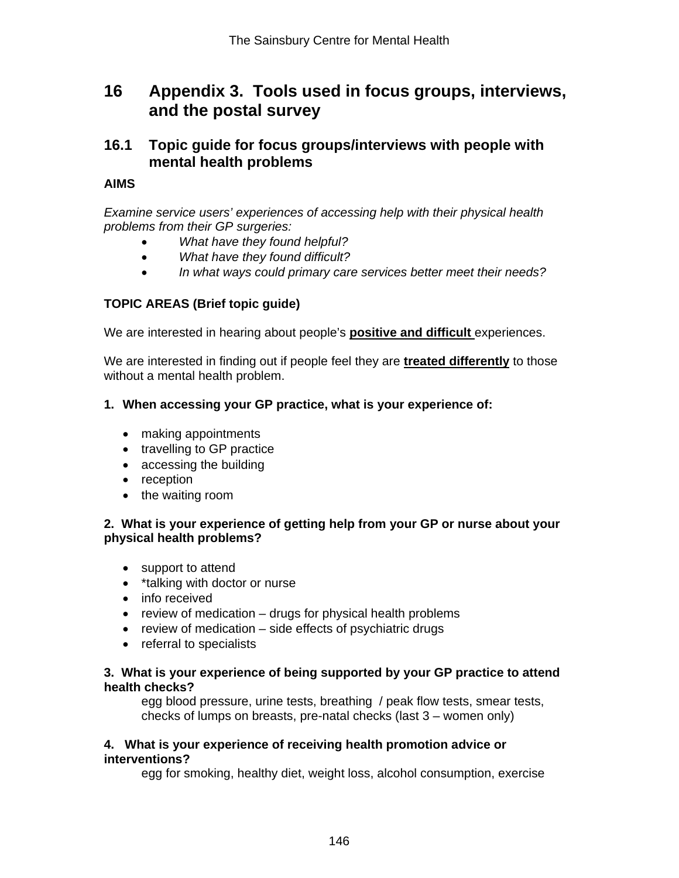# 16 Appendix 3. Tools used in focus groups, interviews, and the postal survey

## 16.1 Topic guide for focus groups/interviews with people with mental health problems

**AIMS**

*Examine service users' experiences of accessing help with their physical health problems from their GP surgeries:*

- *What have they found helpful?*
- *What have they found difficult?*
- *In what ways could primary care services better meet their needs?*

**TOPIC AREAS (Brief topic guide)**

We are interested in hearing about people's **positive and difficult** experiences.

We are interested in finding out if people feel they are **treated differently** to those without a mental health problem.

**1. When accessing your GP practice, what is your experience of:**

- making appointments
- travelling to GP practice
- accessing the building
- reception
- the waiting room

**2. What is your experience of getting help from your GP or nurse about your physical health problems?**

- support to attend
- *talking with doctor or nurse
- info received
- review of medication – drugs for physical health problems
- review of medication – side effects of psychiatric drugs
- referral to specialists

**3. What is your experience of being supported by your GP practice to attend health checks?**

egg blood pressure, urine tests, breathing / peak flow tests, smear tests, checks of lumps on breasts, pre-natal checks (last 3 – women only)

**4. What is your experience of receiving health promotion advice or interventions?**

egg for smoking, healthy diet, weight loss, alcohol consumption, exercise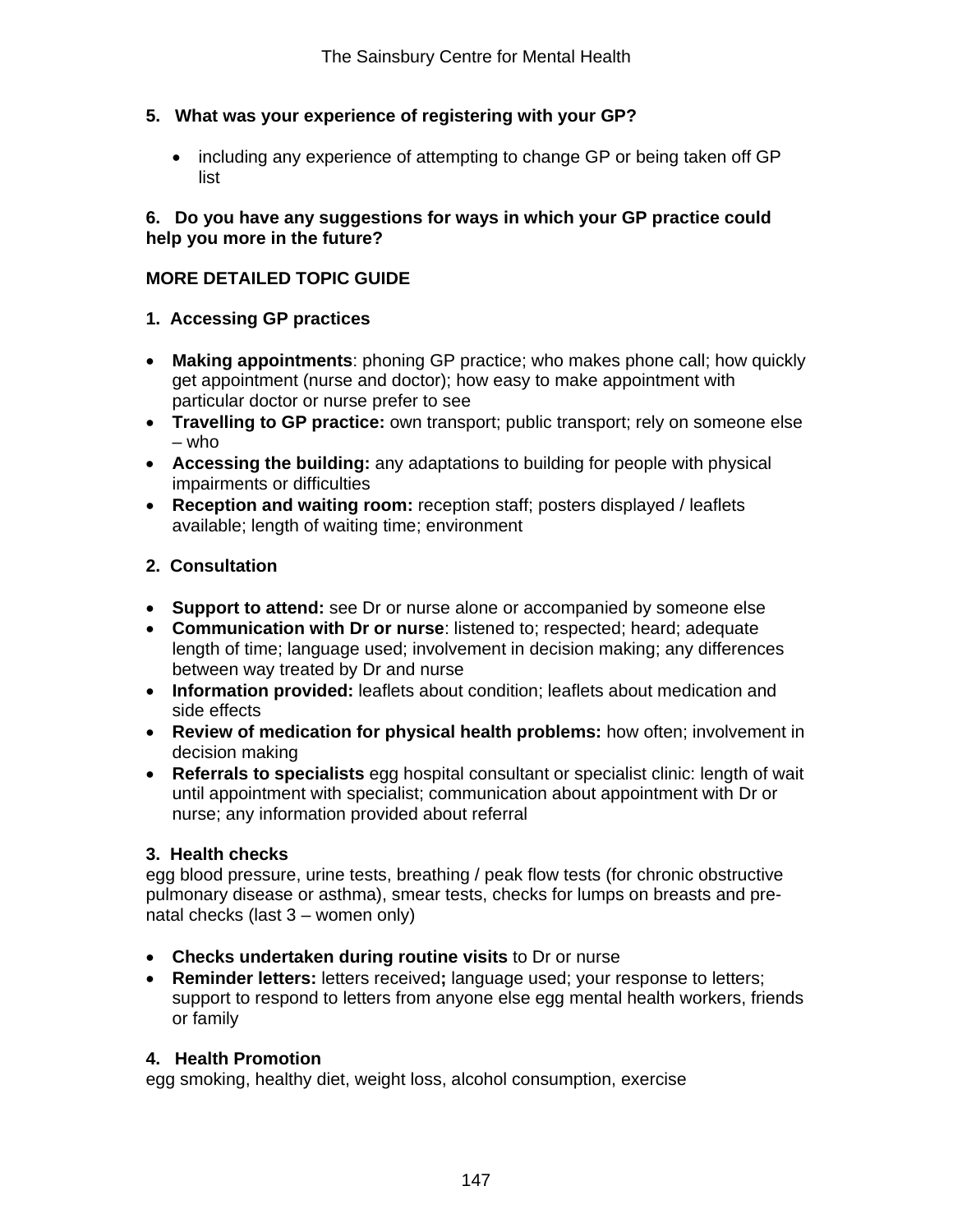**5. What was your experience of registering with your GP?**

- including any experience of attempting to change GP or being taken off GP list

**6. Do you have any suggestions for ways in which your GP practice could help you more in the future?**

**MORE DETAILED TOPIC GUIDE**

**1. Accessing GP practices**

- **Making appointments**: phoning GP practice; who makes phone call; how quickly get appointment (nurse and doctor); how easy to make appointment with particular doctor or nurse prefer to see
- **Travelling to GP practice:** own transport; public transport; rely on someone else – who
- **Accessing the building:** any adaptations to building for people with physical impairments or difficulties
- **Reception and waiting room:** reception staff; posters displayed / leaflets available; length of waiting time; environment

**2. Consultation**

- **Support to attend:** see Dr or nurse alone or accompanied by someone else
- **Communication with Dr or nurse**: listened to; respected; heard; adequate length of time; language used; involvement in decision making; any differences between way treated by Dr and nurse
- **Information provided:** leaflets about condition; leaflets about medication and side effects
- **Review of medication for physical health problems:** how often; involvement in decision making
- **Referrals to specialists** egg hospital consultant or specialist clinic: length of wait until appointment with specialist; communication about appointment with Dr or nurse; any information provided about referral

**3. Health checks**
egg blood pressure, urine tests, breathing / peak flow tests (for chronic obstructive pulmonary disease or asthma), smear tests, checks for lumps on breasts and pre-natal checks (last 3 – women only)

- **Checks undertaken during routine visits** to Dr or nurse
- **Reminder letters:** letters received**;** language used; your response to letters; support to respond to letters from anyone else egg mental health workers, friends or family

**4. Health Promotion**
egg smoking, healthy diet, weight loss, alcohol consumption, exercise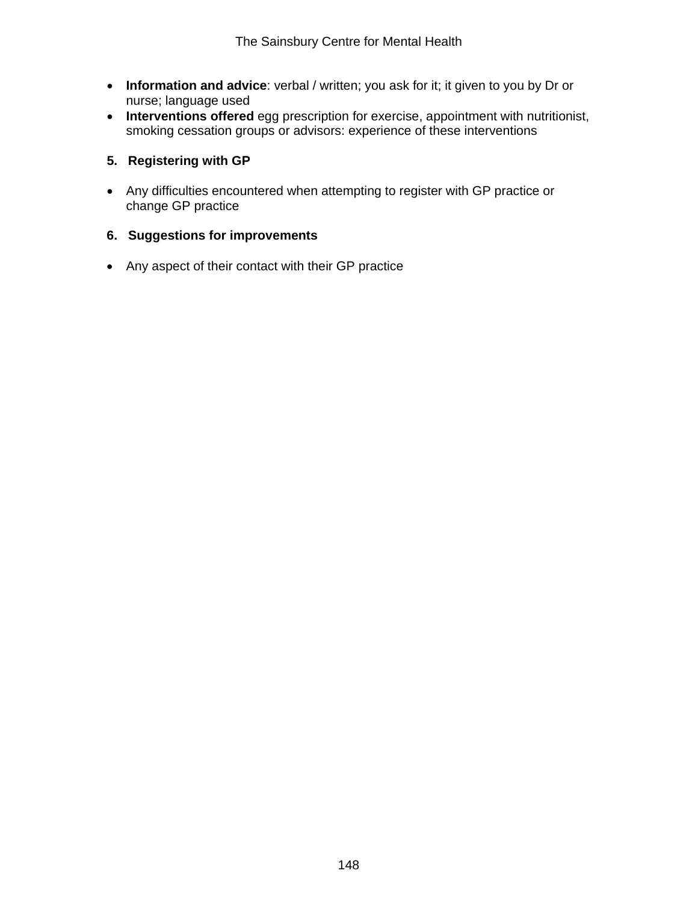- **Information and advice**: verbal / written; you ask for it; it given to you by Dr or nurse; language used
- **Interventions offered** egg prescription for exercise, appointment with nutritionist, smoking cessation groups or advisors: experience of these interventions

**5. Registering with GP**

- Any difficulties encountered when attempting to register with GP practice or change GP practice

**6. Suggestions for improvements**

- Any aspect of their contact with their GP practice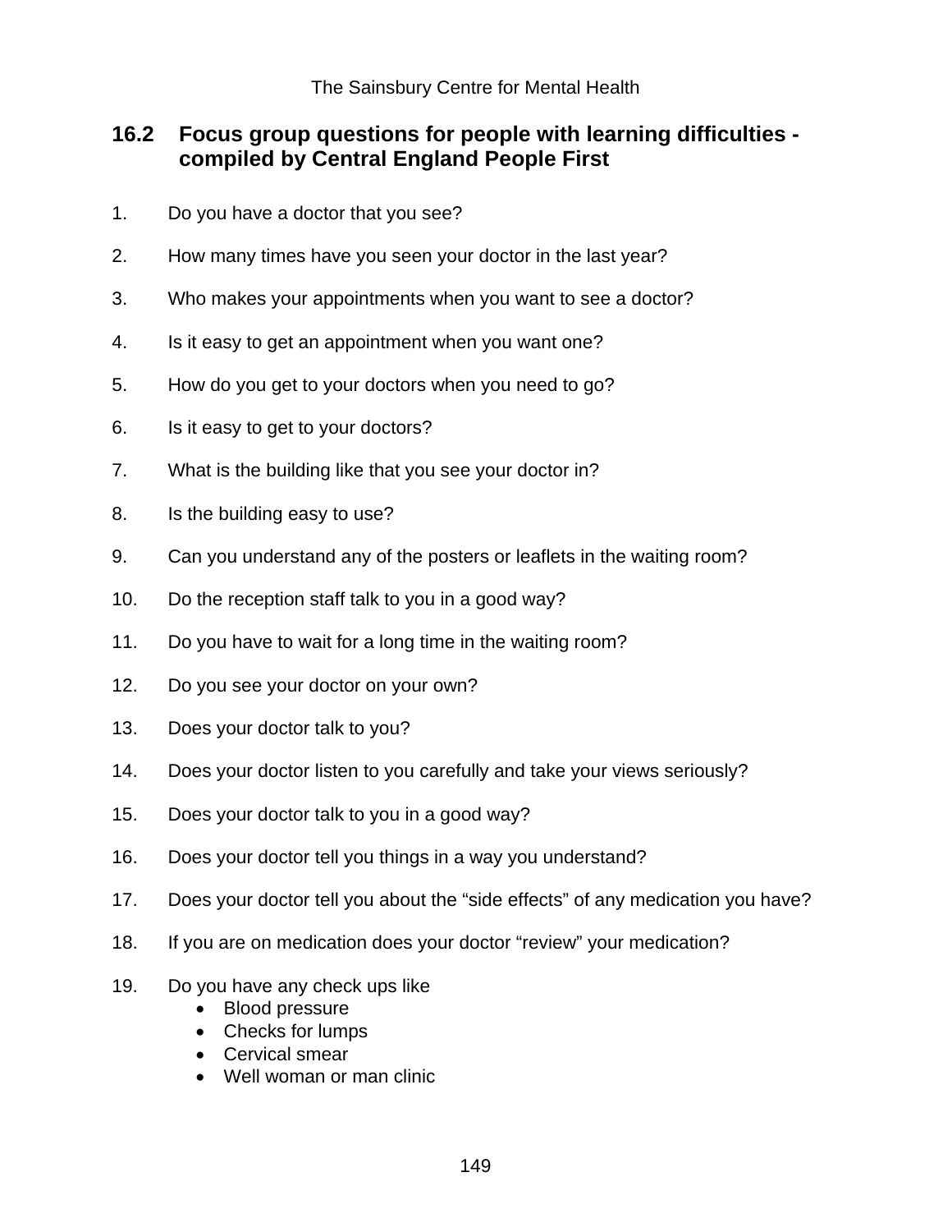## 16.2 Focus group questions for people with learning difficulties - compiled by Central England People First

1. Do you have a doctor that you see?
2. How many times have you seen your doctor in the last year?
3. Who makes your appointments when you want to see a doctor?
4. Is it easy to get an appointment when you want one?
5. How do you get to your doctors when you need to go?
6. Is it easy to get to your doctors?
7. What is the building like that you see your doctor in?
8. Is the building easy to use?
9. Can you understand any of the posters or leaflets in the waiting room?
10. Do the reception staff talk to you in a good way?
11. Do you have to wait for a long time in the waiting room?
12. Do you see your doctor on your own?
13. Does your doctor talk to you?
14. Does your doctor listen to you carefully and take your views seriously?
15. Does your doctor talk to you in a good way?
16. Does your doctor tell you things in a way you understand?
17. Does your doctor tell you about the "side effects" of any medication you have?
18. If you are on medication does your doctor "review" your medication?
19. Do you have any check ups like
    - Blood pressure
    - Checks for lumps
    - Cervical smear
    - Well woman or man clinic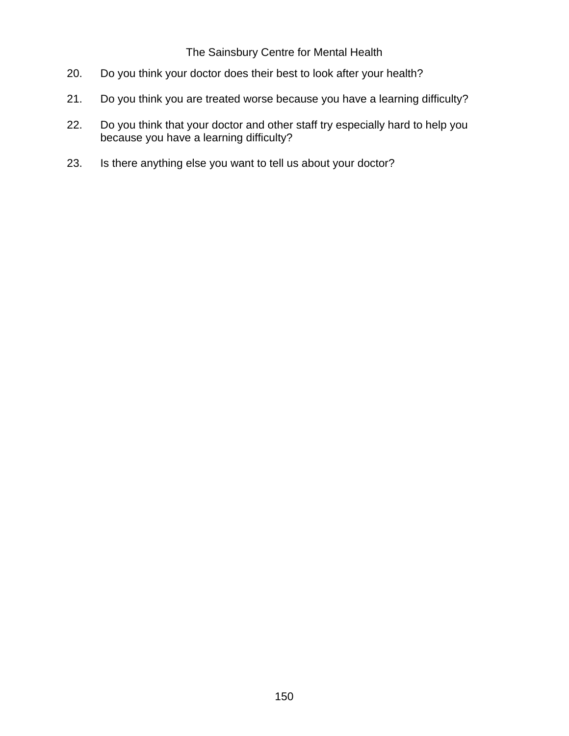20. Do you think your doctor does their best to look after your health?

21. Do you think you are treated worse because you have a learning difficulty?

22. Do you think that your doctor and other staff try especially hard to help you because you have a learning difficulty?

23. Is there anything else you want to tell us about your doctor?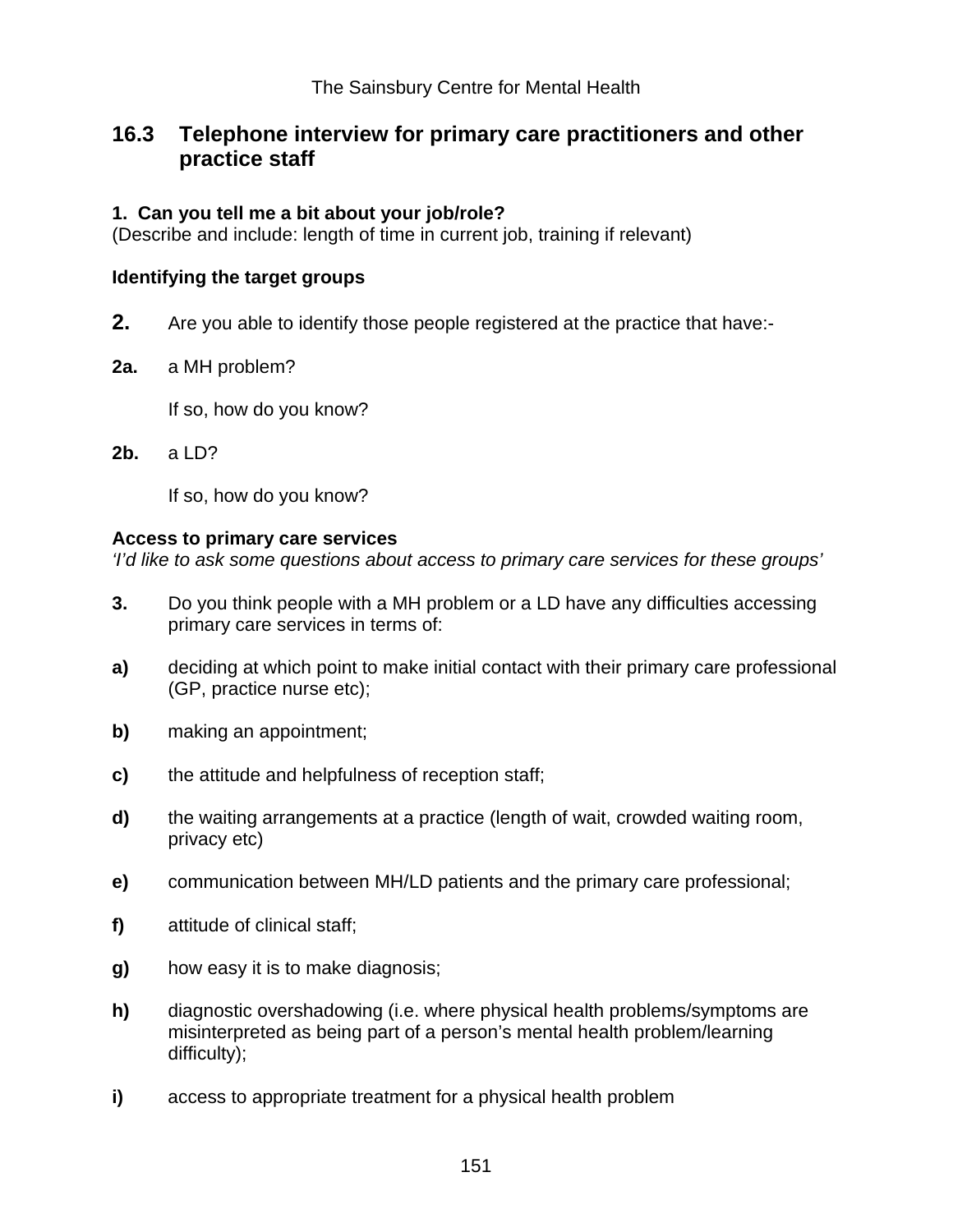## 16.3 Telephone interview for primary care practitioners and other practice staff

**1. Can you tell me a bit about your job/role?**
(Describe and include: length of time in current job, training if relevant)

**Identifying the target groups**

**2.** Are you able to identify those people registered at the practice that have:-

**2a.** a MH problem?

If so, how do you know?

**2b.** a LD?

If so, how do you know?

**Access to primary care services**
*'I'd like to ask some questions about access to primary care services for these groups'*

**3.** Do you think people with a MH problem or a LD have any difficulties accessing primary care services in terms of:

**a)** deciding at which point to make initial contact with their primary care professional (GP, practice nurse etc);

**b)** making an appointment;

**c)** the attitude and helpfulness of reception staff;

**d)** the waiting arrangements at a practice (length of wait, crowded waiting room, privacy etc)

**e)** communication between MH/LD patients and the primary care professional;

**f)** attitude of clinical staff;

**g)** how easy it is to make diagnosis;

**h)** diagnostic overshadowing (i.e. where physical health problems/symptoms are misinterpreted as being part of a person's mental health problem/learning difficulty);

**i)** access to appropriate treatment for a physical health problem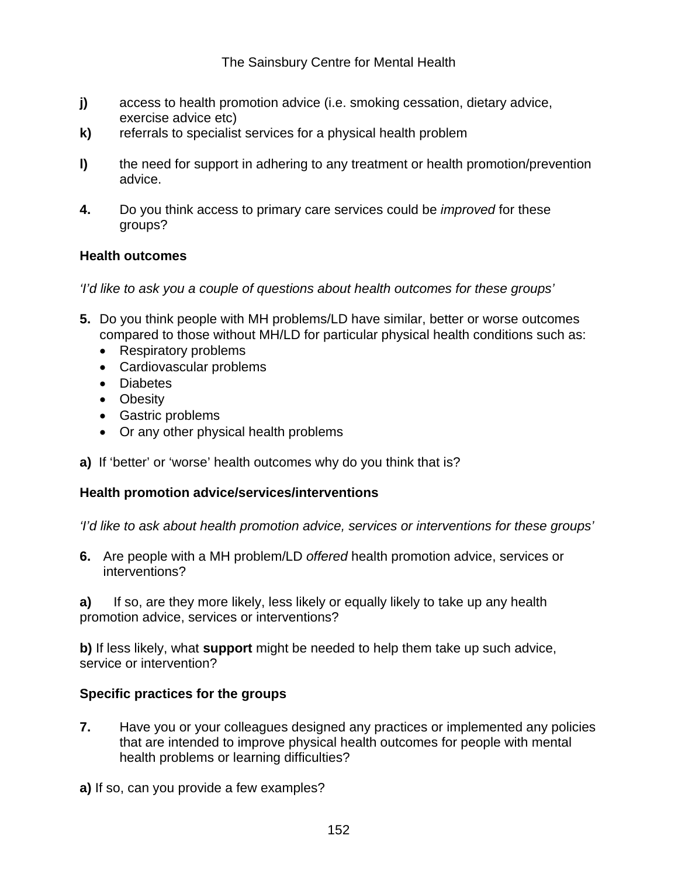**j)** access to health promotion advice (i.e. smoking cessation, dietary advice, exercise advice etc)

**k)** referrals to specialist services for a physical health problem

**l)** the need for support in adhering to any treatment or health promotion/prevention advice.

**4.** Do you think access to primary care services could be *improved* for these groups?

**Health outcomes**

*'I'd like to ask you a couple of questions about health outcomes for these groups'*

**5.** Do you think people with MH problems/LD have similar, better or worse outcomes compared to those without MH/LD for particular physical health conditions such as:

- Respiratory problems
- Cardiovascular problems
- Diabetes
- Obesity
- Gastric problems
- Or any other physical health problems

**a)** If 'better' or 'worse' health outcomes why do you think that is?

**Health promotion advice/services/interventions**

*'I'd like to ask about health promotion advice, services or interventions for these groups'*

**6.** Are people with a MH problem/LD *offered* health promotion advice, services or interventions?

**a)** If so, are they more likely, less likely or equally likely to take up any health promotion advice, services or interventions?

**b)** If less likely, what **support** might be needed to help them take up such advice, service or intervention?

**Specific practices for the groups**

**7.** Have you or your colleagues designed any practices or implemented any policies that are intended to improve physical health outcomes for people with mental health problems or learning difficulties?

**a)** If so, can you provide a few examples?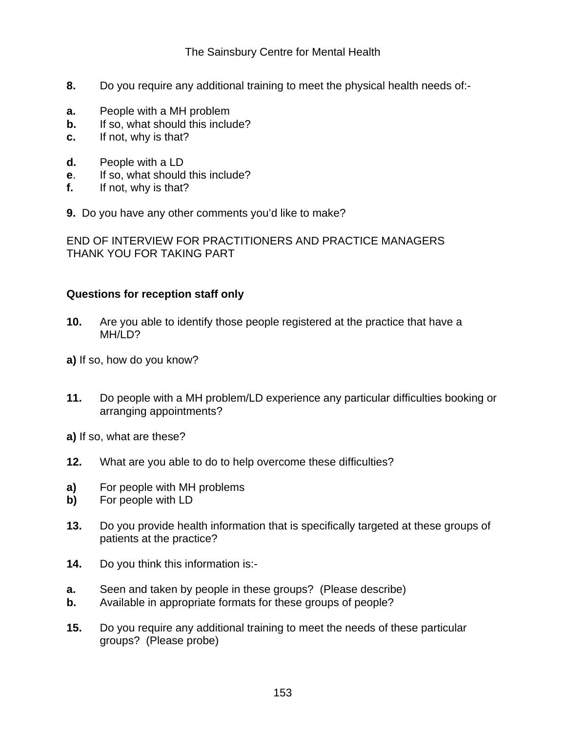**8.** Do you require any additional training to meet the physical health needs of:-

**a.** People with a MH problem
**b.** If so, what should this include?
**c.** If not, why is that?

**d.** People with a LD
**e**. If so, what should this include?
**f.** If not, why is that?

**9.** Do you have any other comments you'd like to make?

END OF INTERVIEW FOR PRACTITIONERS AND PRACTICE MANAGERS
THANK YOU FOR TAKING PART

**Questions for reception staff only**

**10.** Are you able to identify those people registered at the practice that have a MH/LD?

**a)** If so, how do you know?

**11.** Do people with a MH problem/LD experience any particular difficulties booking or arranging appointments?

**a)** If so, what are these?

**12.** What are you able to do to help overcome these difficulties?

**a)** For people with MH problems
**b)** For people with LD

**13.** Do you provide health information that is specifically targeted at these groups of patients at the practice?

**14.** Do you think this information is:-

**a.** Seen and taken by people in these groups? (Please describe)
**b.** Available in appropriate formats for these groups of people?

**15.** Do you require any additional training to meet the needs of these particular groups? (Please probe)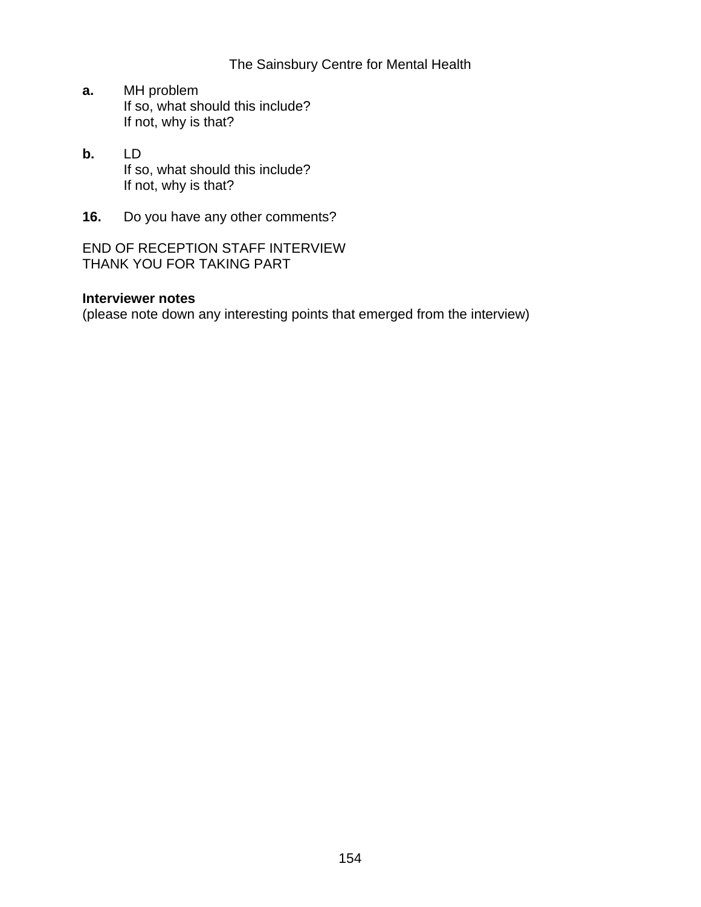**a.** MH problem
If so, what should this include?
If not, why is that?

**b.** LD
If so, what should this include?
If not, why is that?

**16.** Do you have any other comments?

END OF RECEPTION STAFF INTERVIEW
THANK YOU FOR TAKING PART

**Interviewer notes**
(please note down any interesting points that emerged from the interview)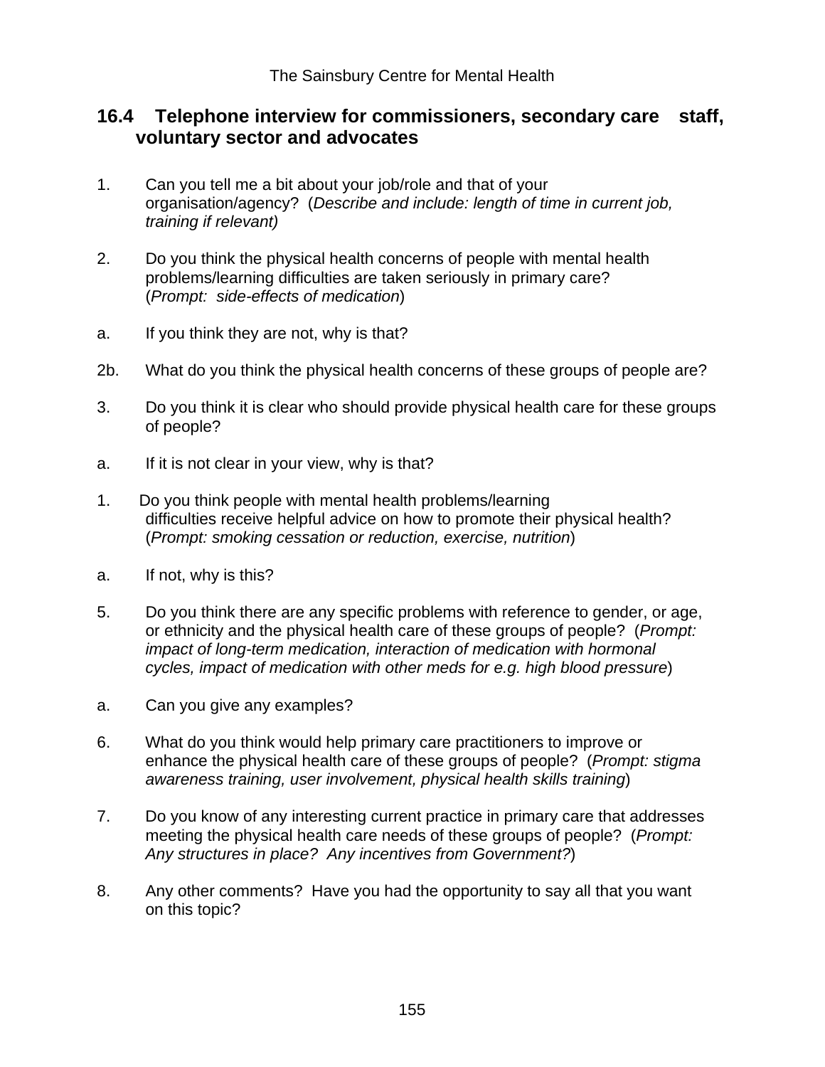## 16.4 Telephone interview for commissioners, secondary care staff, voluntary sector and advocates

1. Can you tell me a bit about your job/role and that of your organisation/agency? (*Describe and include: length of time in current job, training if relevant)*

2. Do you think the physical health concerns of people with mental health problems/learning difficulties are taken seriously in primary care? (*Prompt: side-effects of medication*)

a. If you think they are not, why is that?

2b. What do you think the physical health concerns of these groups of people are?

3. Do you think it is clear who should provide physical health care for these groups of people?

a. If it is not clear in your view, why is that?

1. Do you think people with mental health problems/learning difficulties receive helpful advice on how to promote their physical health? (*Prompt: smoking cessation or reduction, exercise, nutrition*)

a. If not, why is this?

5. Do you think there are any specific problems with reference to gender, or age, or ethnicity and the physical health care of these groups of people? (*Prompt: impact of long-term medication, interaction of medication with hormonal cycles, impact of medication with other meds for e.g. high blood pressure*)

a. Can you give any examples?

6. What do you think would help primary care practitioners to improve or enhance the physical health care of these groups of people? (*Prompt: stigma awareness training, user involvement, physical health skills training*)

7. Do you know of any interesting current practice in primary care that addresses meeting the physical health care needs of these groups of people? (*Prompt: Any structures in place? Any incentives from Government?*)

8. Any other comments? Have you had the opportunity to say all that you want on this topic?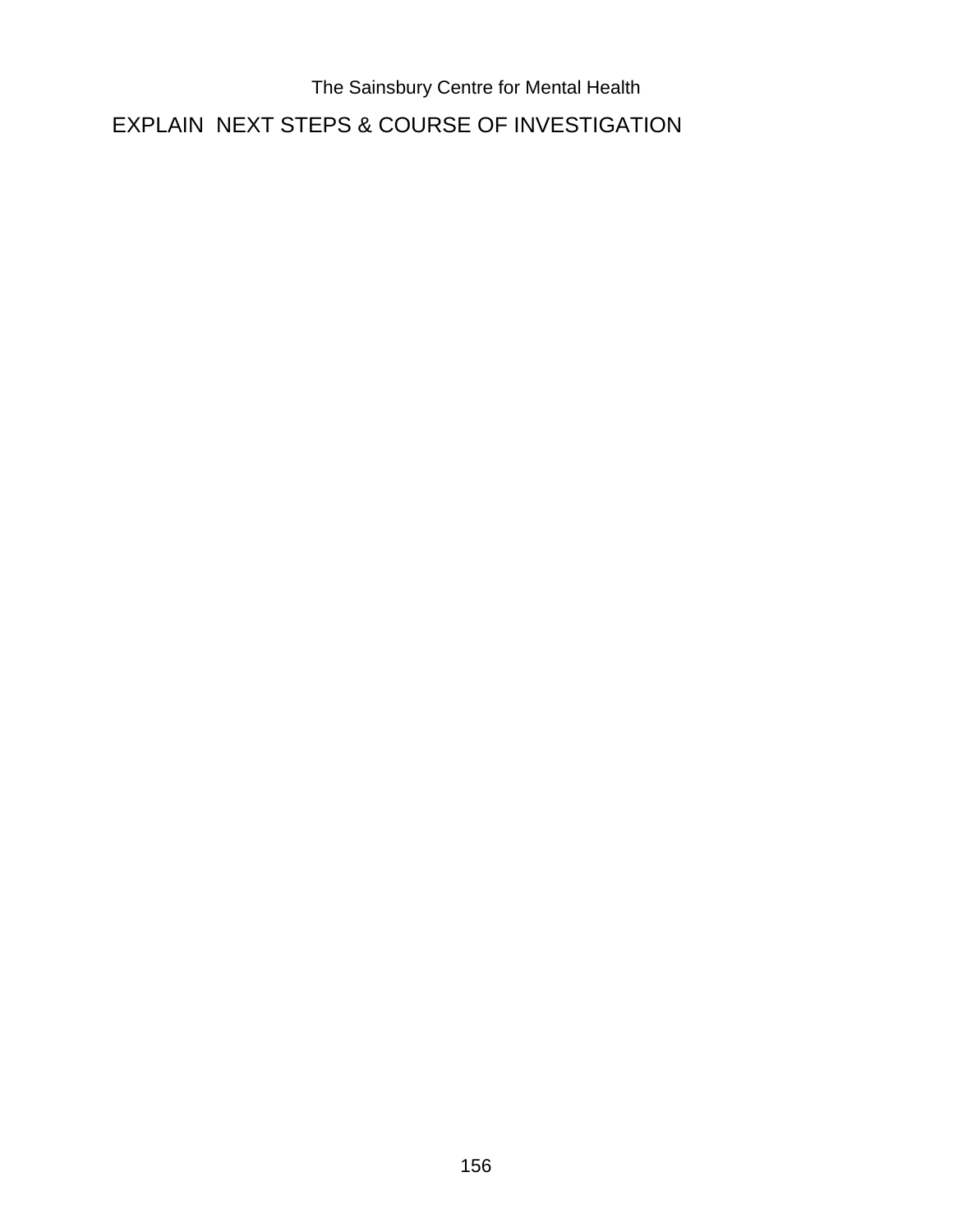EXPLAIN NEXT STEPS & COURSE OF INVESTIGATION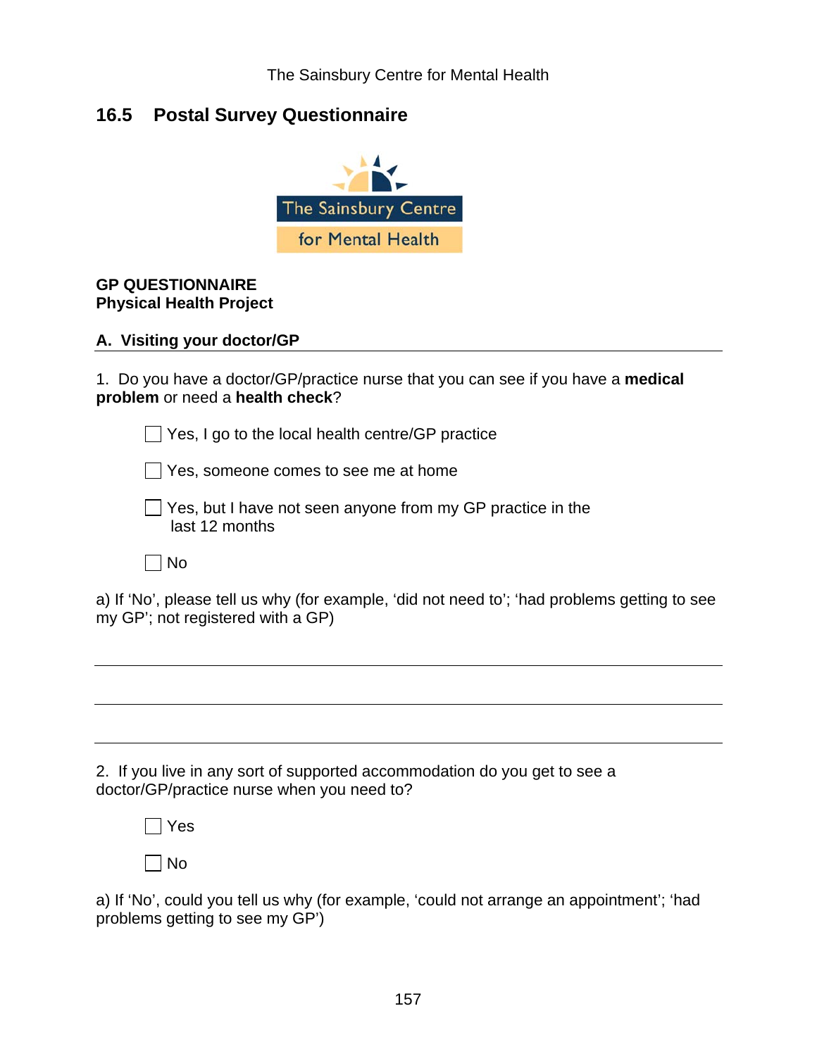## 16.5 Postal Survey Questionnaire

The Sainsbury Centre for Mental Health

**GP QUESTIONNAIRE**
**Physical Health Project**

### A. Visiting your doctor/GP

1. Do you have a doctor/GP/practice nurse that you can see if you have a **medical problem** or need a **health check**?

- ☐ Yes, I go to the local health centre/GP practice
- ☐ Yes, someone comes to see me at home
- ☐ Yes, but I have not seen anyone from my GP practice in the last 12 months
- ☐ No

a) If 'No', please tell us why (for example, 'did not need to'; 'had problems getting to see my GP'; not registered with a GP)

___

___

___

2. If you live in any sort of supported accommodation do you get to see a doctor/GP/practice nurse when you need to?

- ☐ Yes
- ☐ No

a) If 'No', could you tell us why (for example, 'could not arrange an appointment'; 'had problems getting to see my GP')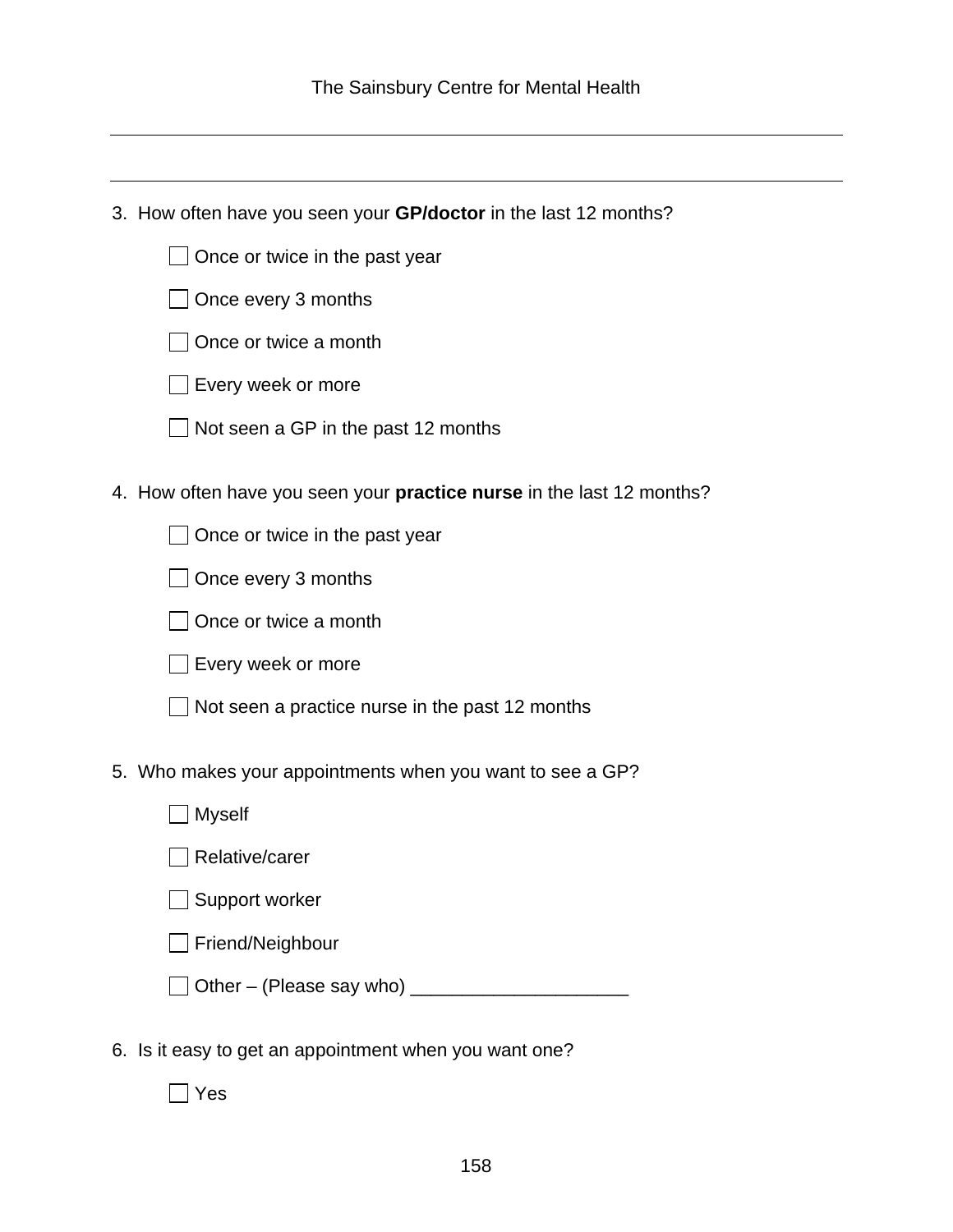3. How often have you seen your **GP/doctor** in the last 12 months?

   - ☐ Once or twice in the past year
   - ☐ Once every 3 months
   - ☐ Once or twice a month
   - ☐ Every week or more
   - ☐ Not seen a GP in the past 12 months

4. How often have you seen your **practice nurse** in the last 12 months?

   - ☐ Once or twice in the past year
   - ☐ Once every 3 months
   - ☐ Once or twice a month
   - ☐ Every week or more
   - ☐ Not seen a practice nurse in the past 12 months

5. Who makes your appointments when you want to see a GP?

   - ☐ Myself
   - ☐ Relative/carer
   - ☐ Support worker
   - ☐ Friend/Neighbour
   - ☐ Other – (Please say who) _____________________

6. Is it easy to get an appointment when you want one?

   - ☐ Yes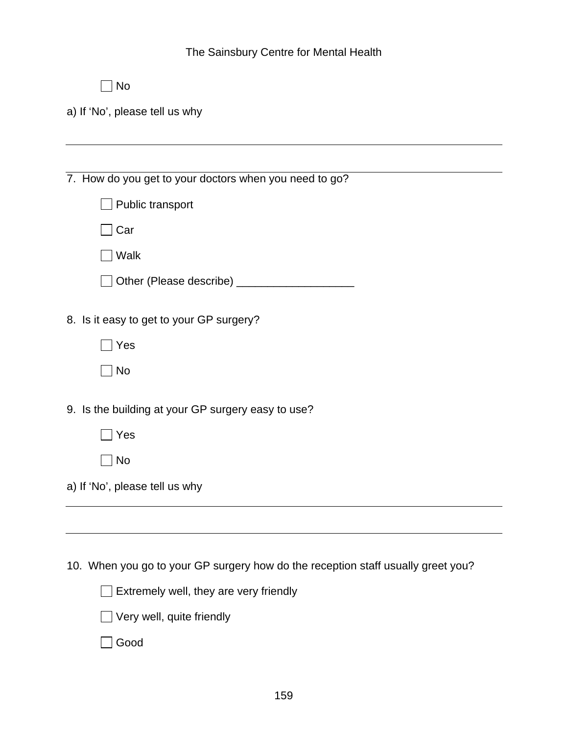☐ No

a) If ‘No’, please tell us why

---

---

7. How do you get to your doctors when you need to go?

☐ Public transport

☐ Car

☐ Walk

☐ Other (Please describe) ___________________

8. Is it easy to get to your GP surgery?

☐ Yes

☐ No

9. Is the building at your GP surgery easy to use?

☐ Yes

☐ No

a) If ‘No’, please tell us why

---

---

10. When you go to your GP surgery how do the reception staff usually greet you?

☐ Extremely well, they are very friendly

☐ Very well, quite friendly

☐ Good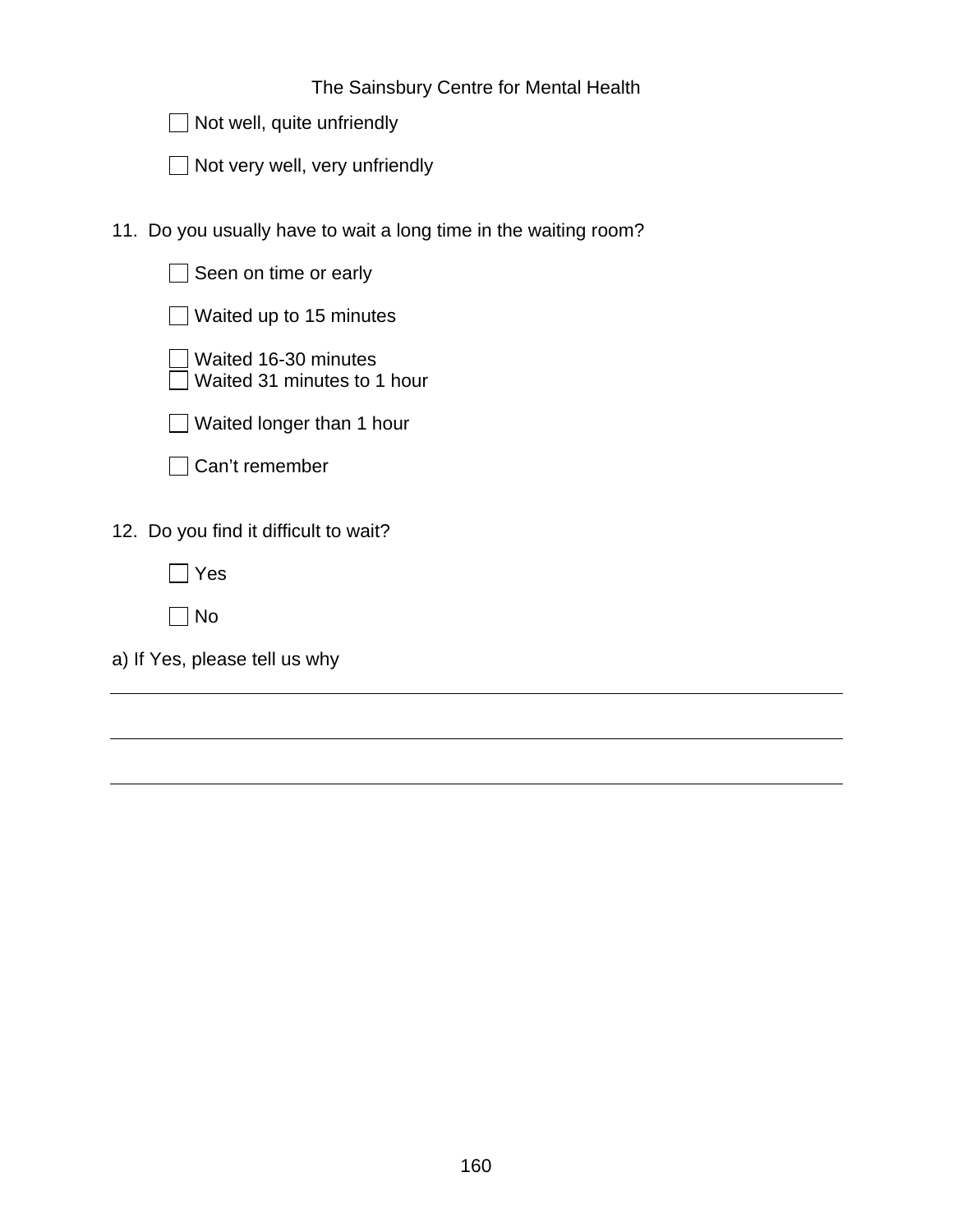- [ ] Not well, quite unfriendly
- [ ] Not very well, very unfriendly

11. Do you usually have to wait a long time in the waiting room?

- [ ] Seen on time or early
- [ ] Waited up to 15 minutes
- [ ] Waited 16-30 minutes
- [ ] Waited 31 minutes to 1 hour
- [ ] Waited longer than 1 hour
- [ ] Can't remember

12. Do you find it difficult to wait?

- [ ] Yes
- [ ] No

a) If Yes, please tell us why

______________________________________________________________________

______________________________________________________________________

______________________________________________________________________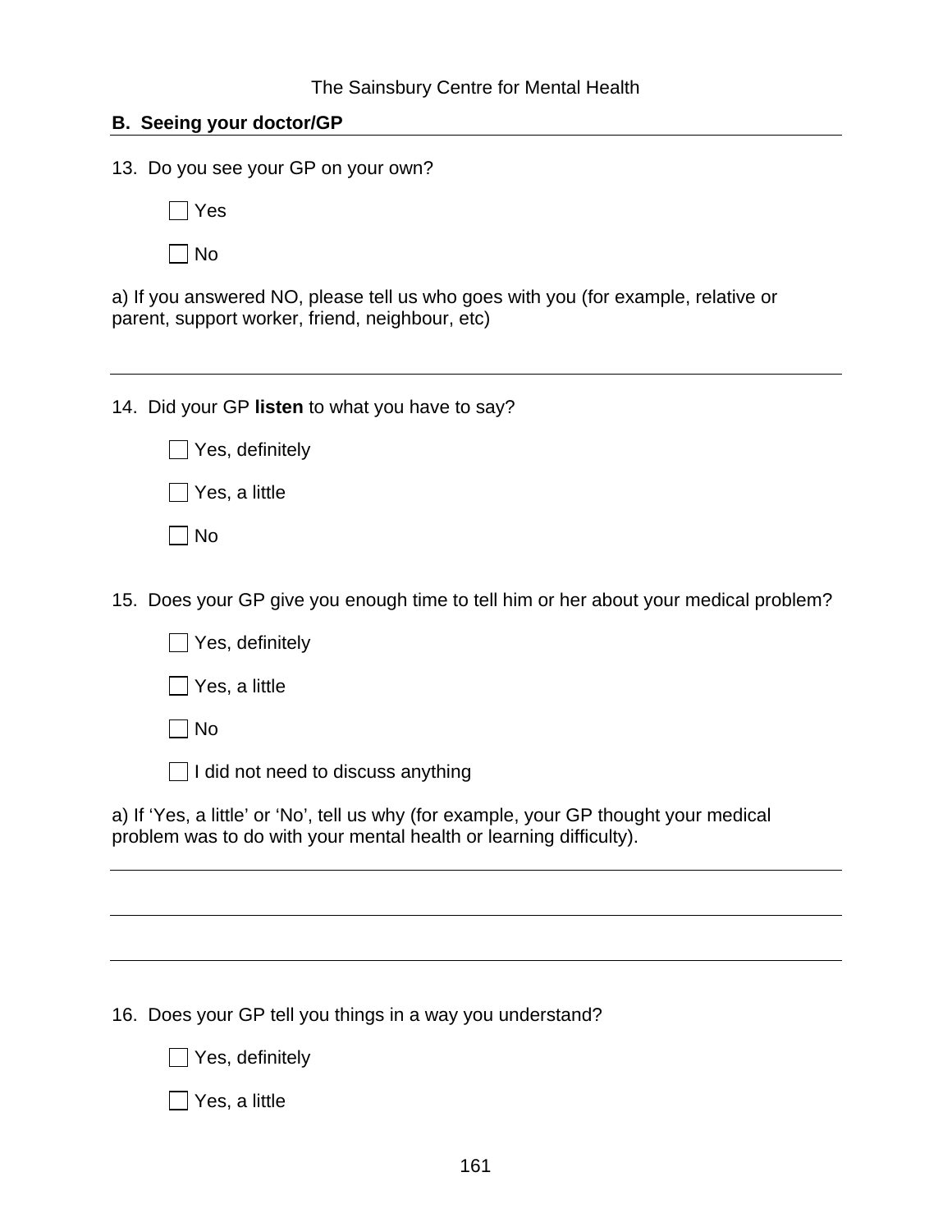## B. Seeing your doctor/GP

13. Do you see your GP on your own?

☐ Yes

☐ No

a) If you answered NO, please tell us who goes with you (for example, relative or parent, support worker, friend, neighbour, etc)

---

14. Did your GP **listen** to what you have to say?

☐ Yes, definitely

☐ Yes, a little

☐ No

15. Does your GP give you enough time to tell him or her about your medical problem?

☐ Yes, definitely

☐ Yes, a little

☐ No

☐ I did not need to discuss anything

a) If 'Yes, a little' or 'No', tell us why (for example, your GP thought your medical problem was to do with your mental health or learning difficulty).

---

---

---

16. Does your GP tell you things in a way you understand?

☐ Yes, definitely

☐ Yes, a little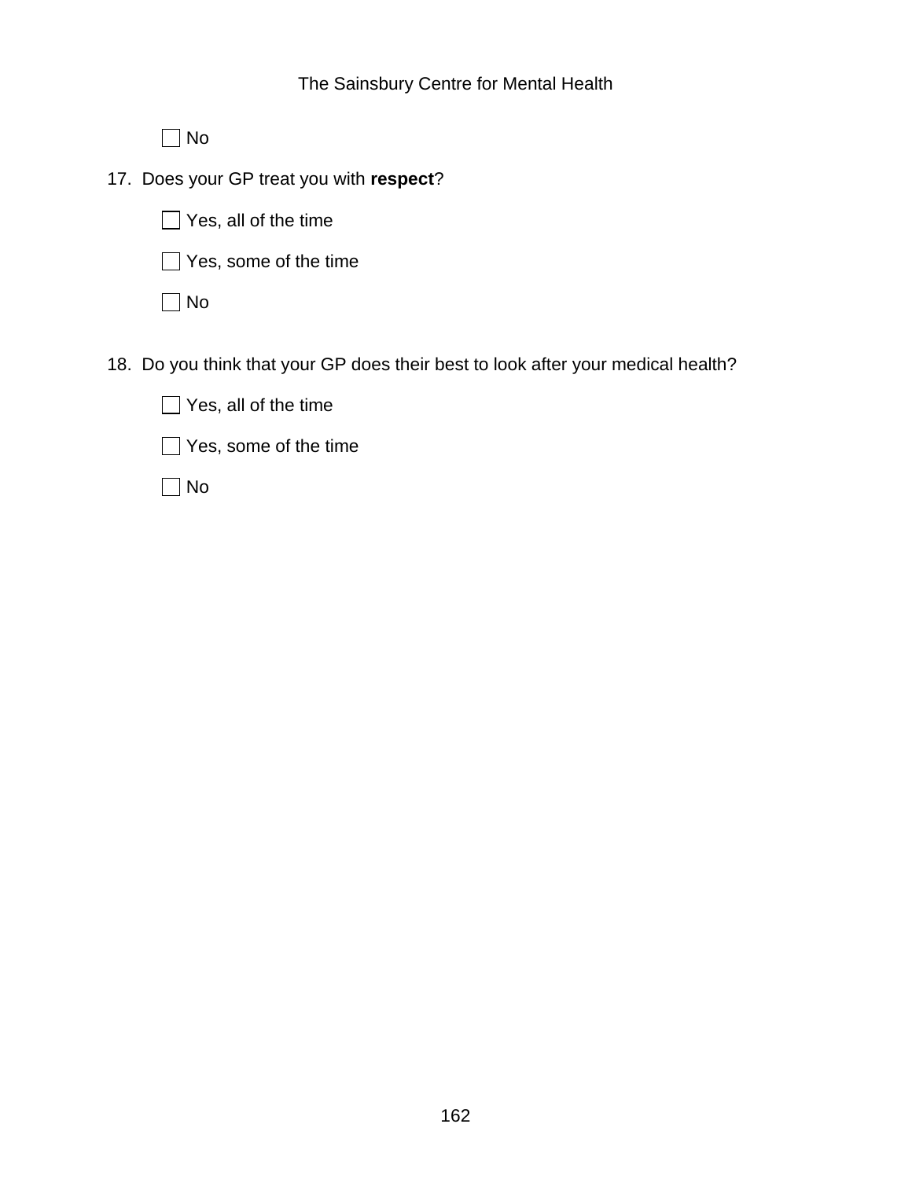☐ No

17. Does your GP treat you with **respect**?

    ☐ Yes, all of the time

    ☐ Yes, some of the time

    ☐ No

18. Do you think that your GP does their best to look after your medical health?

    ☐ Yes, all of the time

    ☐ Yes, some of the time

    ☐ No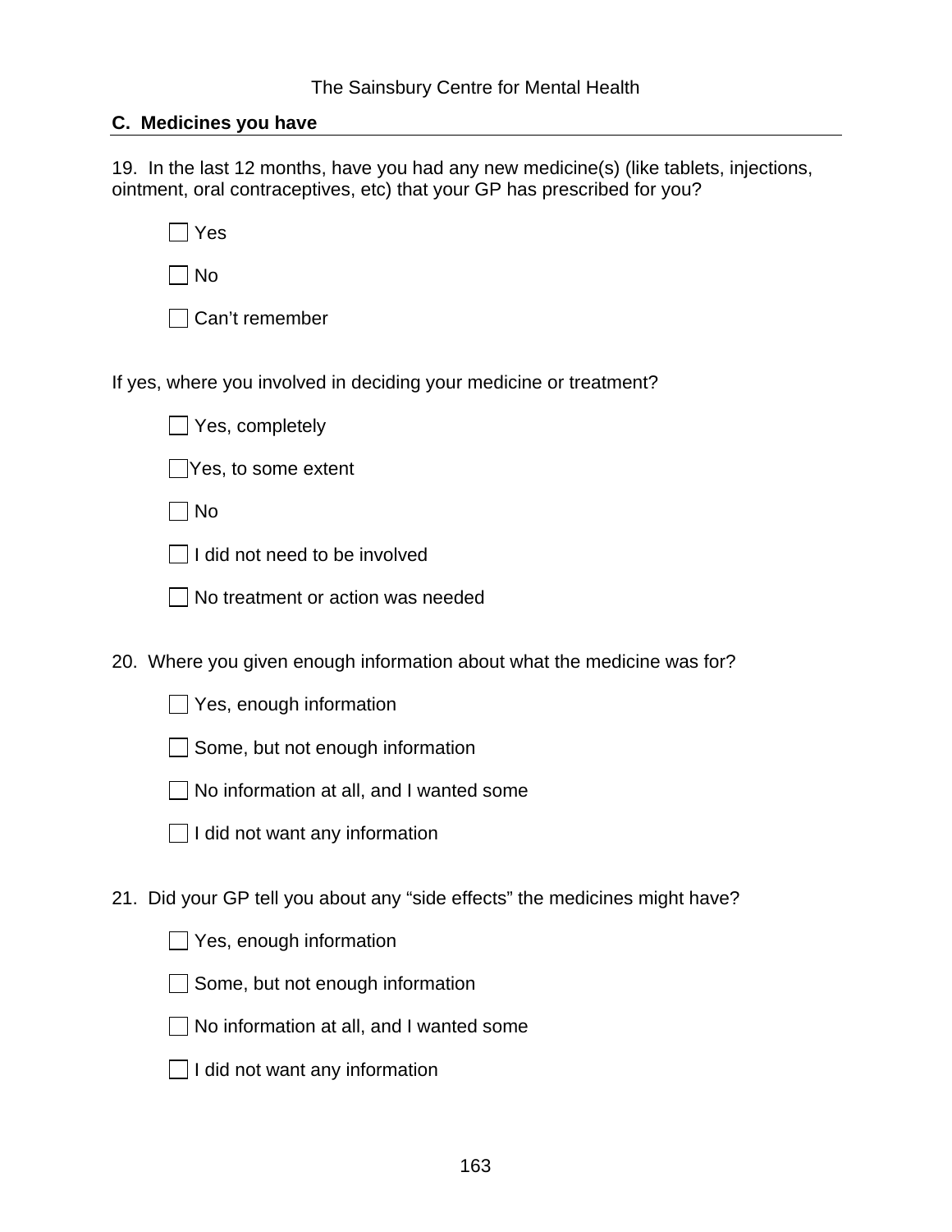## C. Medicines you have

19. In the last 12 months, have you had any new medicine(s) (like tablets, injections, ointment, oral contraceptives, etc) that your GP has prescribed for you?

- ☐ Yes
- ☐ No
- ☐ Can't remember

If yes, where you involved in deciding your medicine or treatment?

- ☐ Yes, completely
- ☐ Yes, to some extent
- ☐ No
- ☐ I did not need to be involved
- ☐ No treatment or action was needed

20. Where you given enough information about what the medicine was for?

- ☐ Yes, enough information
- ☐ Some, but not enough information
- ☐ No information at all, and I wanted some
- ☐ I did not want any information

21. Did your GP tell you about any "side effects" the medicines might have?

- ☐ Yes, enough information
- ☐ Some, but not enough information
- ☐ No information at all, and I wanted some
- ☐ I did not want any information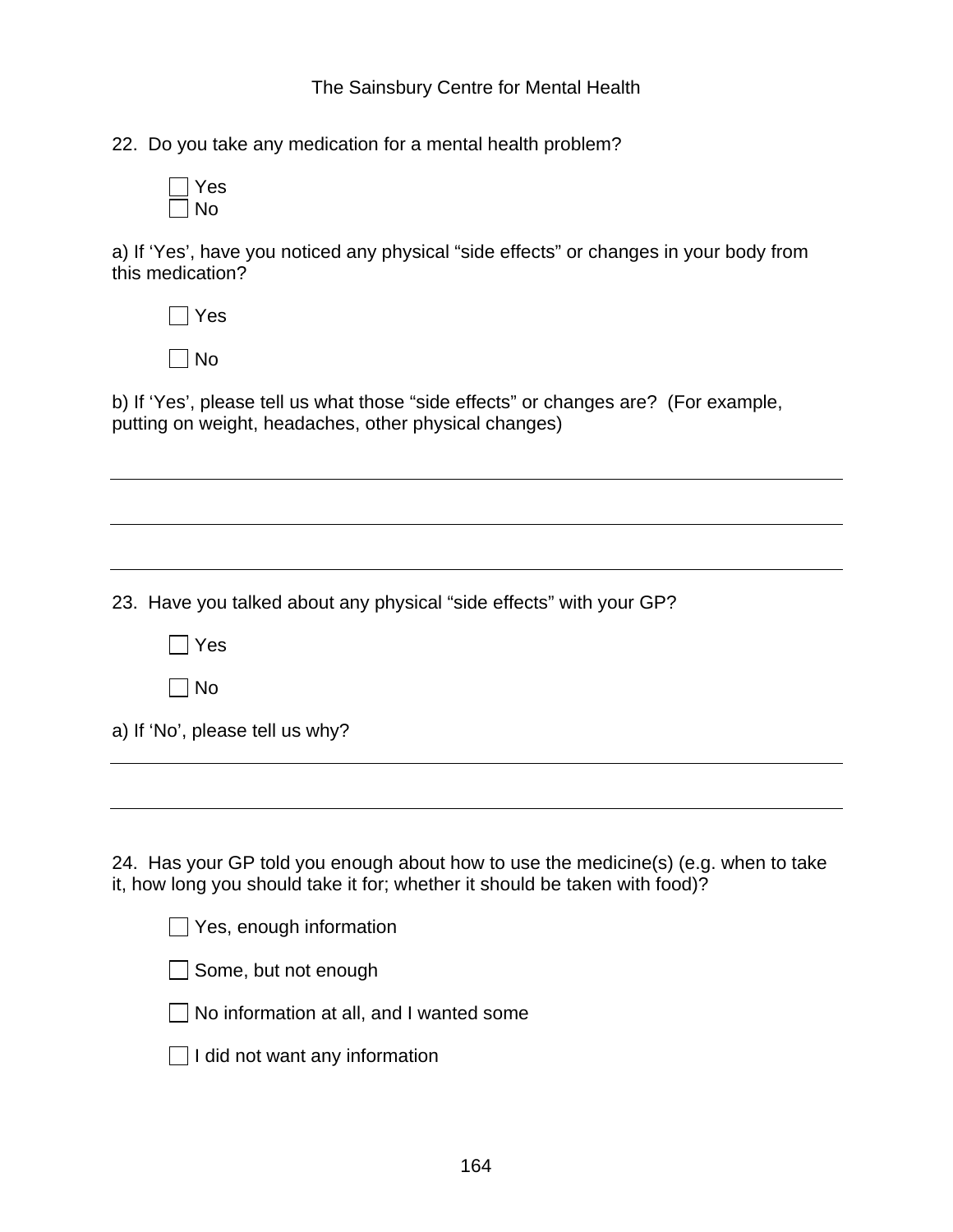22. Do you take any medication for a mental health problem?

☐ Yes
☐ No

a) If ‘Yes’, have you noticed any physical “side effects” or changes in your body from this medication?

☐ Yes

☐ No

b) If ‘Yes’, please tell us what those “side effects” or changes are? (For example, putting on weight, headaches, other physical changes)

\_\_\_\_\_\_\_\_\_\_\_\_\_\_\_\_\_\_\_\_\_\_\_\_\_\_\_\_\_\_\_\_\_\_\_\_\_\_\_\_\_\_\_\_\_\_\_\_\_\_\_\_\_\_\_\_\_\_\_\_\_\_\_\_\_\_\_\_\_\_

\_\_\_\_\_\_\_\_\_\_\_\_\_\_\_\_\_\_\_\_\_\_\_\_\_\_\_\_\_\_\_\_\_\_\_\_\_\_\_\_\_\_\_\_\_\_\_\_\_\_\_\_\_\_\_\_\_\_\_\_\_\_\_\_\_\_\_\_\_\_

\_\_\_\_\_\_\_\_\_\_\_\_\_\_\_\_\_\_\_\_\_\_\_\_\_\_\_\_\_\_\_\_\_\_\_\_\_\_\_\_\_\_\_\_\_\_\_\_\_\_\_\_\_\_\_\_\_\_\_\_\_\_\_\_\_\_\_\_\_\_

23. Have you talked about any physical “side effects” with your GP?

☐ Yes

☐ No

a) If ‘No’, please tell us why?

\_\_\_\_\_\_\_\_\_\_\_\_\_\_\_\_\_\_\_\_\_\_\_\_\_\_\_\_\_\_\_\_\_\_\_\_\_\_\_\_\_\_\_\_\_\_\_\_\_\_\_\_\_\_\_\_\_\_\_\_\_\_\_\_\_\_\_\_\_\_

\_\_\_\_\_\_\_\_\_\_\_\_\_\_\_\_\_\_\_\_\_\_\_\_\_\_\_\_\_\_\_\_\_\_\_\_\_\_\_\_\_\_\_\_\_\_\_\_\_\_\_\_\_\_\_\_\_\_\_\_\_\_\_\_\_\_\_\_\_\_

24. Has your GP told you enough about how to use the medicine(s) (e.g. when to take it, how long you should take it for; whether it should be taken with food)?

☐ Yes, enough information

☐ Some, but not enough

☐ No information at all, and I wanted some

☐ I did not want any information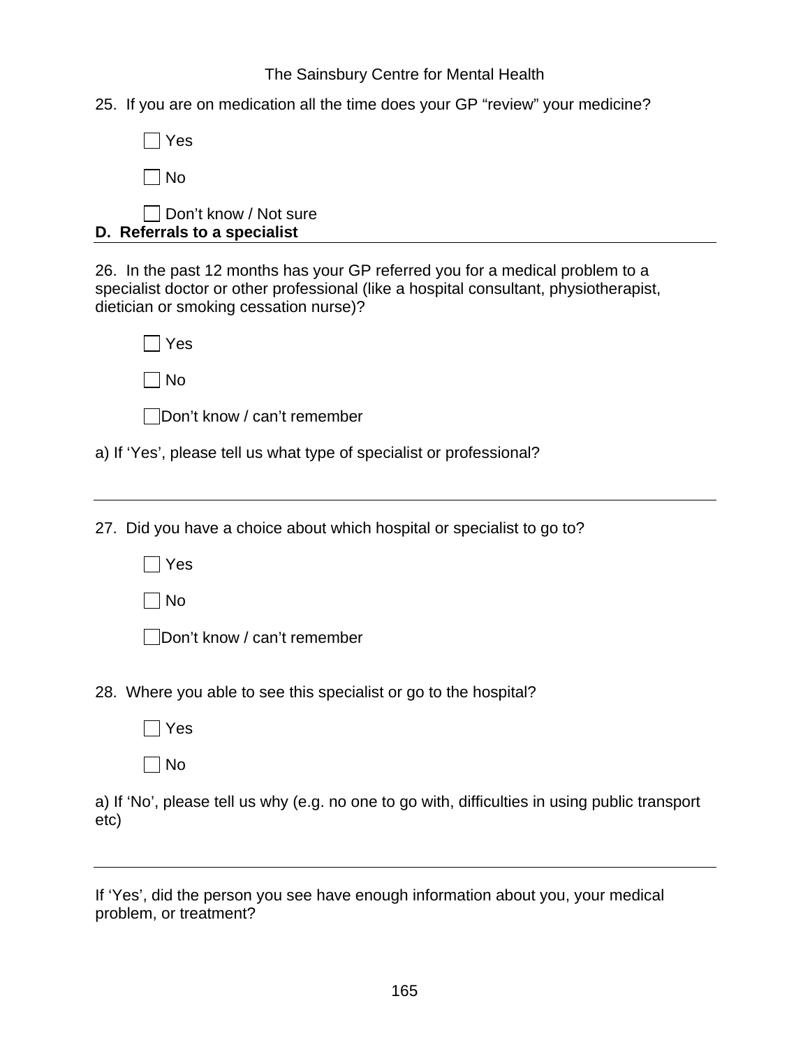25. If you are on medication all the time does your GP "review" your medicine?

☐ Yes

☐ No

☐ Don't know / Not sure

**D. Referrals to a specialist**

---

26. In the past 12 months has your GP referred you for a medical problem to a specialist doctor or other professional (like a hospital consultant, physiotherapist, dietician or smoking cessation nurse)?

☐ Yes

☐ No

☐ Don't know / can't remember

a) If 'Yes', please tell us what type of specialist or professional?

---

27. Did you have a choice about which hospital or specialist to go to?

☐ Yes

☐ No

☐ Don't know / can't remember

28. Where you able to see this specialist or go to the hospital?

☐ Yes

☐ No

a) If 'No', please tell us why (e.g. no one to go with, difficulties in using public transport etc)

---

If 'Yes', did the person you see have enough information about you, your medical problem, or treatment?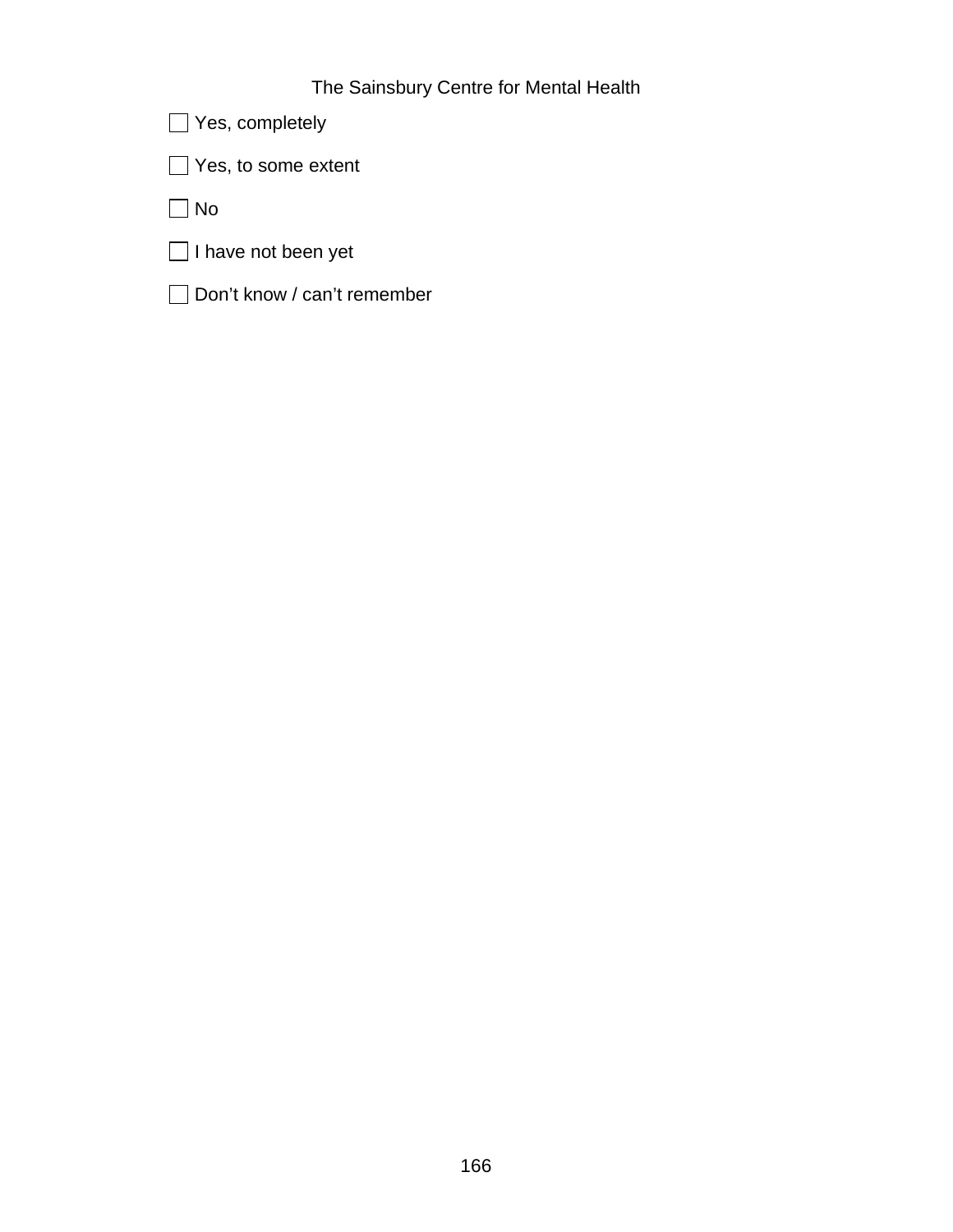- [ ] Yes, completely
- [ ] Yes, to some extent
- [ ] No
- [ ] I have not been yet
- [ ] Don't know / can't remember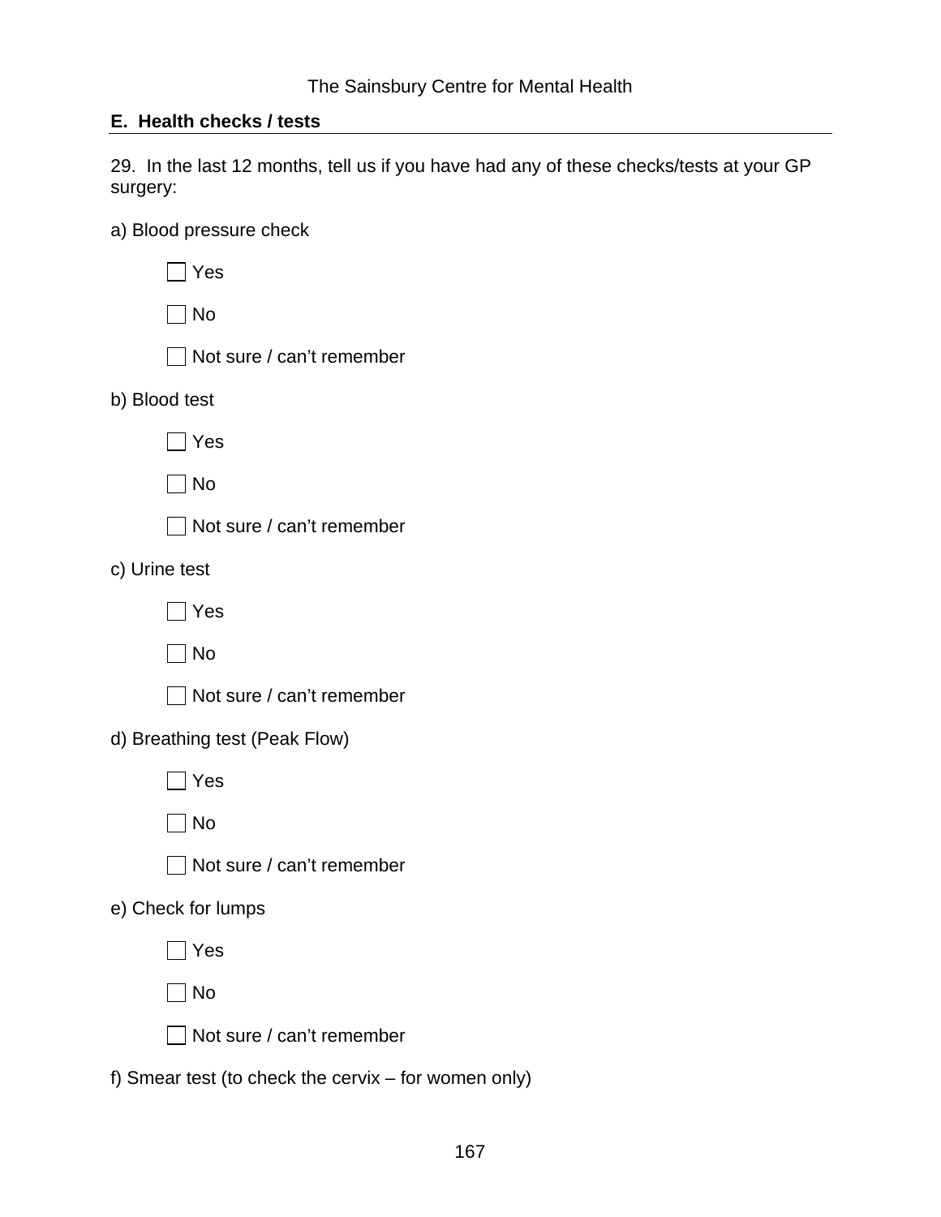## E. Health checks / tests

29. In the last 12 months, tell us if you have had any of these checks/tests at your GP surgery:

a) Blood pressure check

- ☐ Yes
- ☐ No
- ☐ Not sure / can't remember

b) Blood test

- ☐ Yes
- ☐ No
- ☐ Not sure / can't remember

c) Urine test

- ☐ Yes
- ☐ No
- ☐ Not sure / can't remember

d) Breathing test (Peak Flow)

- ☐ Yes
- ☐ No
- ☐ Not sure / can't remember

e) Check for lumps

- ☐ Yes
- ☐ No
- ☐ Not sure / can't remember

f) Smear test (to check the cervix – for women only)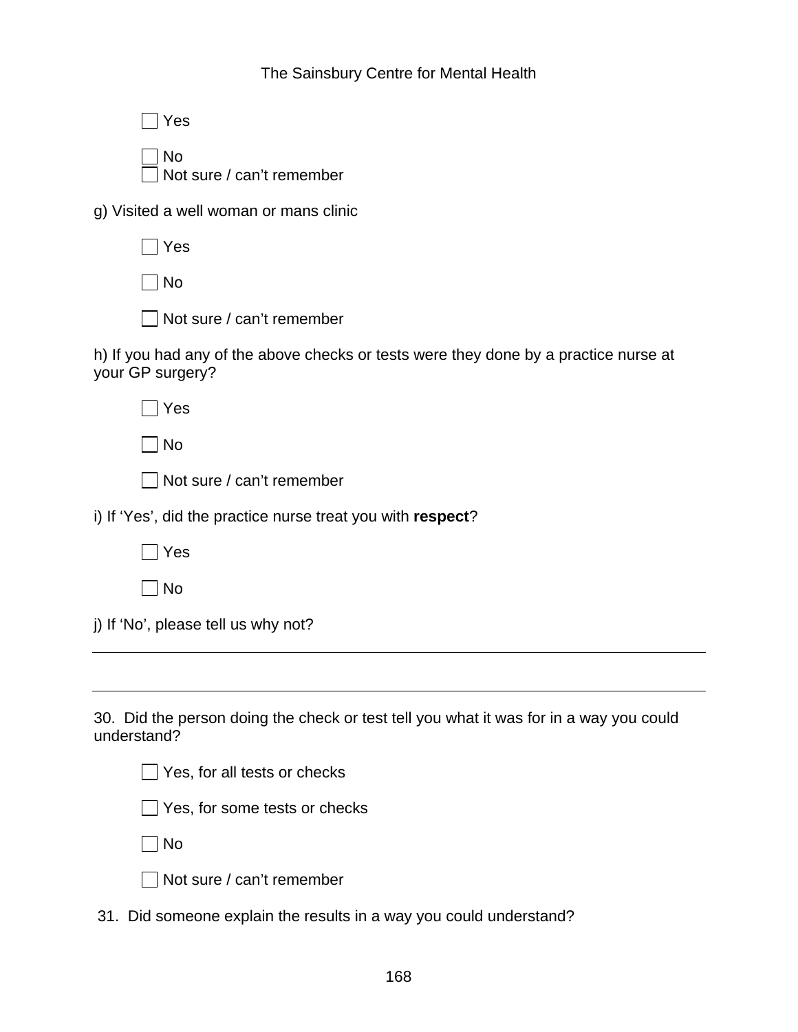- [ ] Yes
- [ ] No
- [ ] Not sure / can't remember

g) Visited a well woman or mans clinic

- [ ] Yes
- [ ] No
- [ ] Not sure / can't remember

h) If you had any of the above checks or tests were they done by a practice nurse at your GP surgery?

- [ ] Yes
- [ ] No
- [ ] Not sure / can't remember

i) If 'Yes', did the practice nurse treat you with **respect**?

- [ ] Yes
- [ ] No

j) If 'No', please tell us why not?

_______________________________________________________________________________

_______________________________________________________________________________

30. Did the person doing the check or test tell you what it was for in a way you could understand?

- [ ] Yes, for all tests or checks
- [ ] Yes, for some tests or checks
- [ ] No
- [ ] Not sure / can't remember

31. Did someone explain the results in a way you could understand?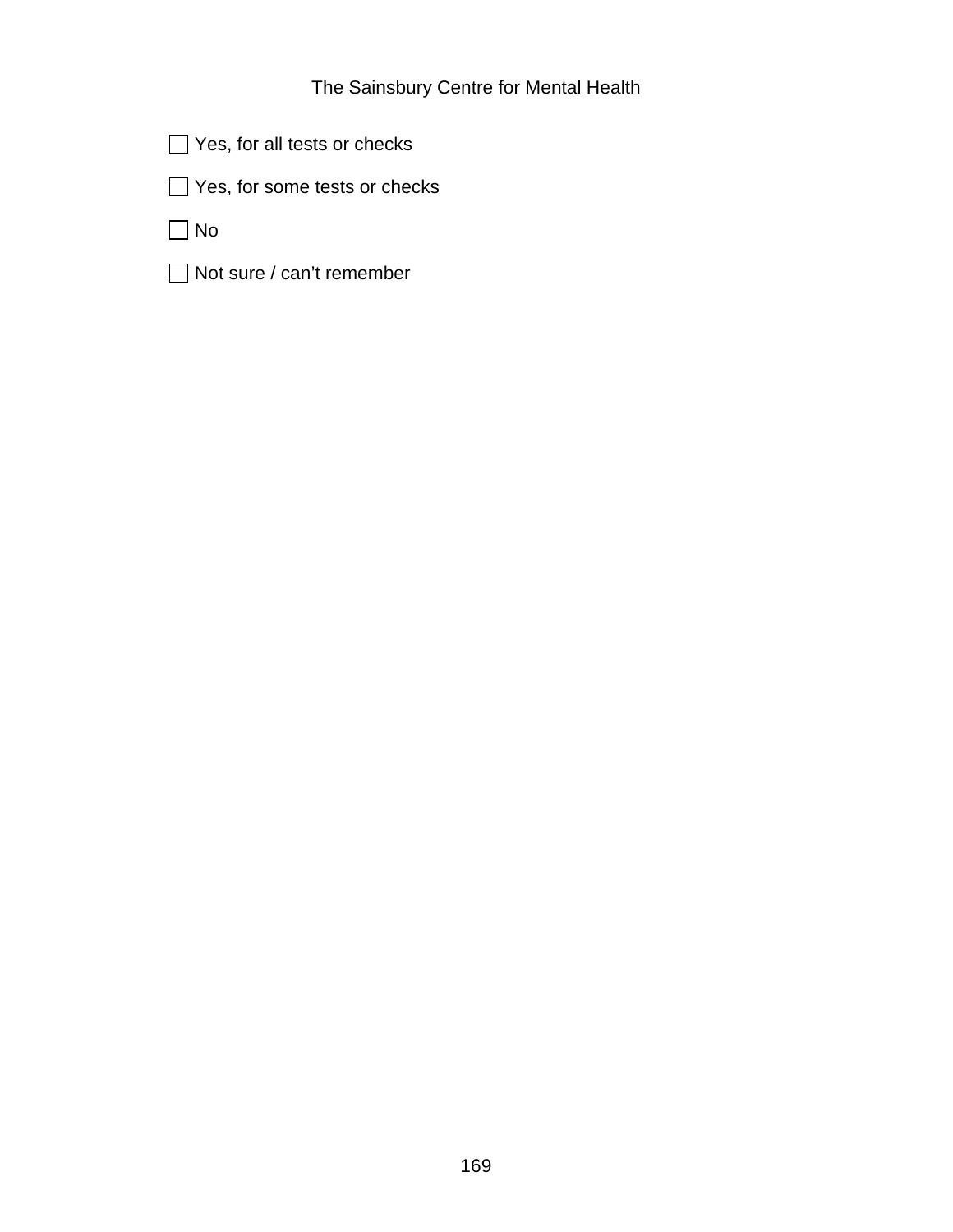- [ ] Yes, for all tests or checks
- [ ] Yes, for some tests or checks
- [ ] No
- [ ] Not sure / can't remember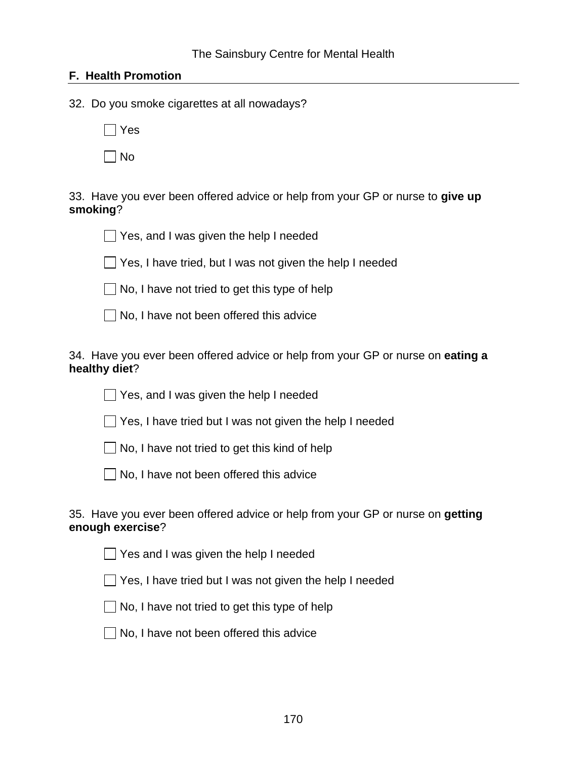## F. Health Promotion

32. Do you smoke cigarettes at all nowadays?

- ☐ Yes
- ☐ No

33. Have you ever been offered advice or help from your GP or nurse to **give up smoking**?

- ☐ Yes, and I was given the help I needed
- ☐ Yes, I have tried, but I was not given the help I needed
- ☐ No, I have not tried to get this type of help
- ☐ No, I have not been offered this advice

34. Have you ever been offered advice or help from your GP or nurse on **eating a healthy diet**?

- ☐ Yes, and I was given the help I needed
- ☐ Yes, I have tried but I was not given the help I needed
- ☐ No, I have not tried to get this kind of help
- ☐ No, I have not been offered this advice

35. Have you ever been offered advice or help from your GP or nurse on **getting enough exercise**?

- ☐ Yes and I was given the help I needed
- ☐ Yes, I have tried but I was not given the help I needed
- ☐ No, I have not tried to get this type of help
- ☐ No, I have not been offered this advice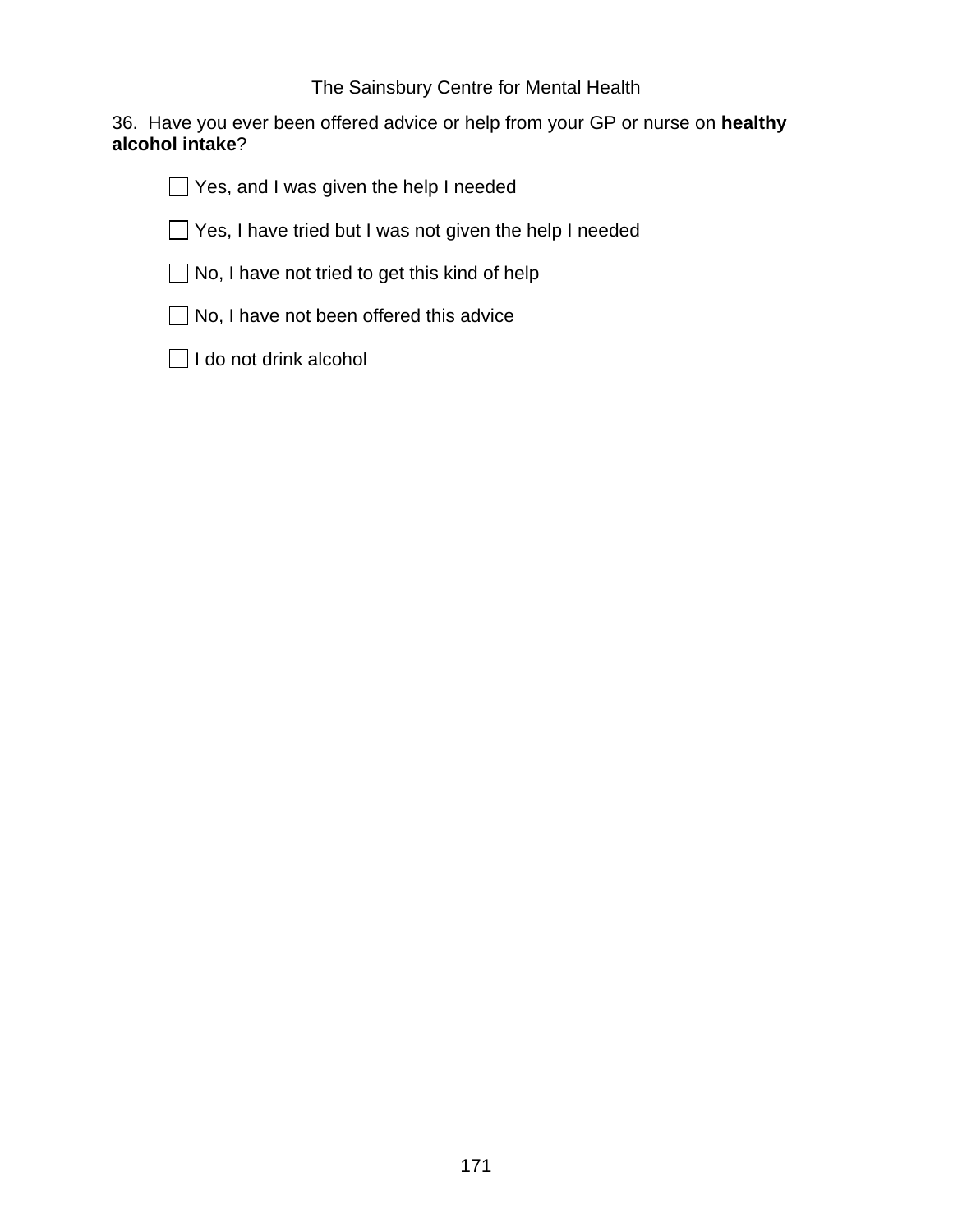36. Have you ever been offered advice or help from your GP or nurse on **healthy alcohol intake**?

- ☐ Yes, and I was given the help I needed
- ☐ Yes, I have tried but I was not given the help I needed
- ☐ No, I have not tried to get this kind of help
- ☐ No, I have not been offered this advice
- ☐ I do not drink alcohol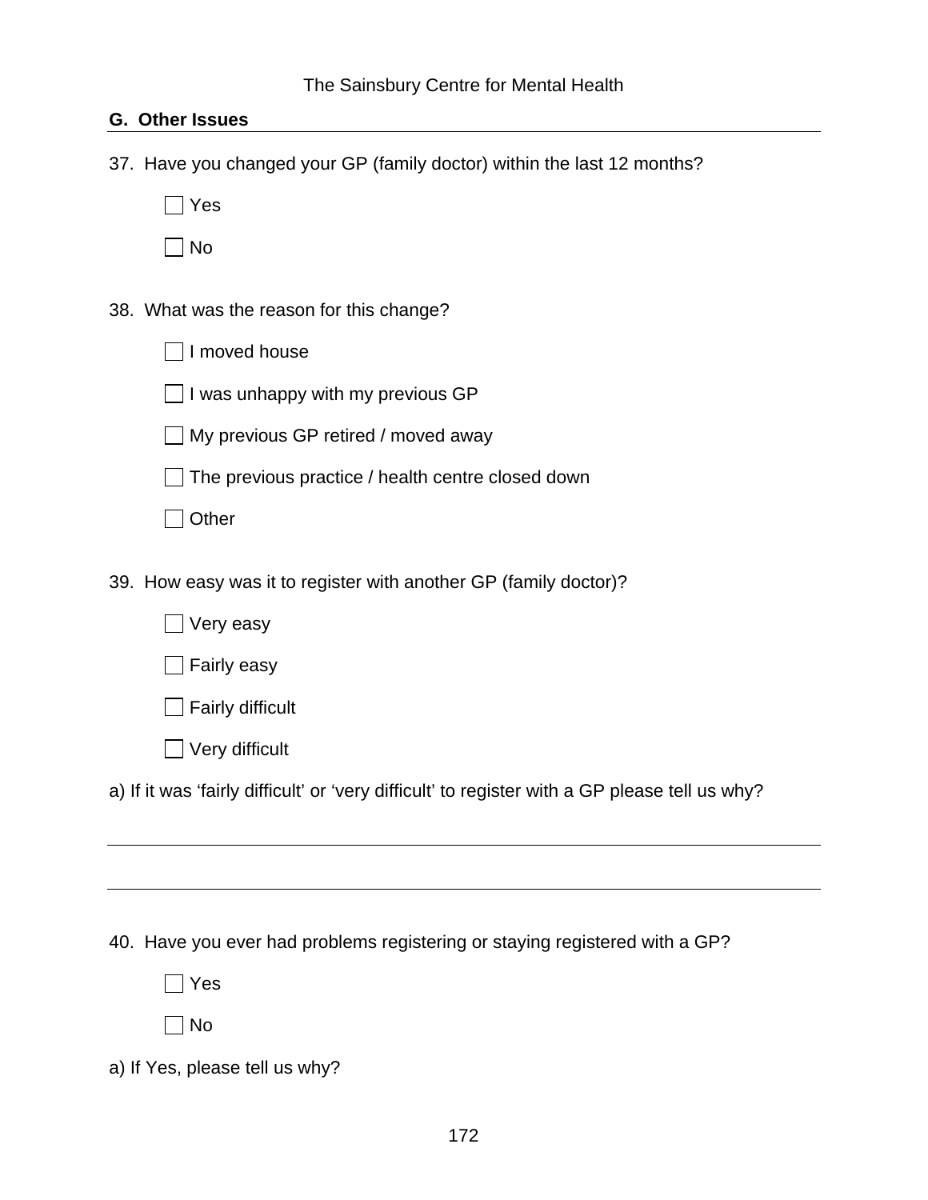## G. Other Issues

37. Have you changed your GP (family doctor) within the last 12 months?

    ☐ Yes

    ☐ No

38. What was the reason for this change?

    ☐ I moved house

    ☐ I was unhappy with my previous GP

    ☐ My previous GP retired / moved away

    ☐ The previous practice / health centre closed down

    ☐ Other

39. How easy was it to register with another GP (family doctor)?

    ☐ Very easy

    ☐ Fairly easy

    ☐ Fairly difficult

    ☐ Very difficult

a) If it was 'fairly difficult' or 'very difficult' to register with a GP please tell us why?

______________________________________________________________________

______________________________________________________________________

40. Have you ever had problems registering or staying registered with a GP?

    ☐ Yes

    ☐ No

a) If Yes, please tell us why?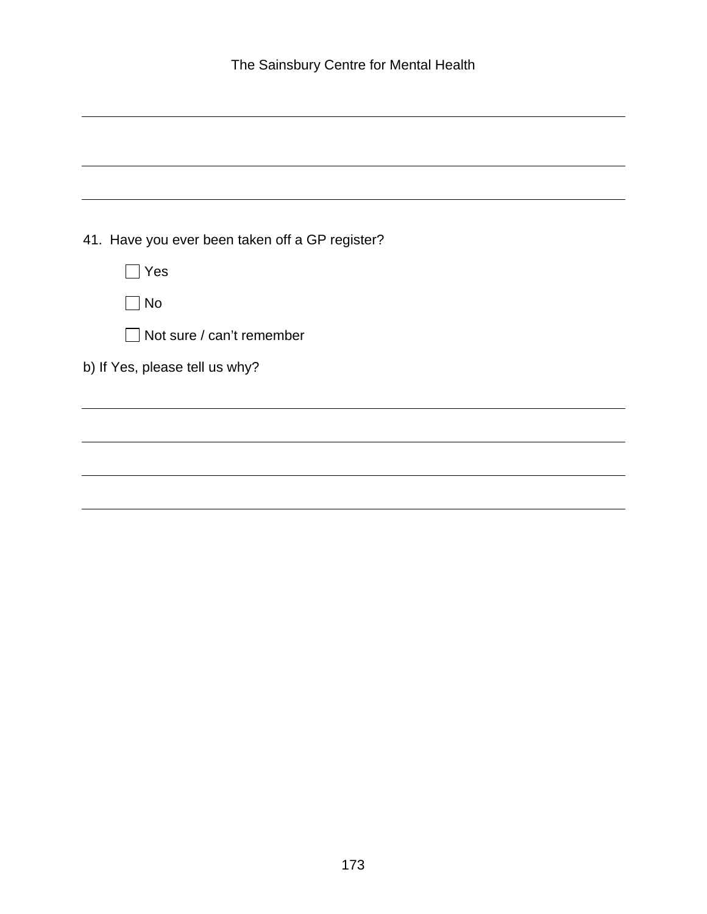41. Have you ever been taken off a GP register?

- [ ] Yes
- [ ] No
- [ ] Not sure / can’t remember

b) If Yes, please tell us why?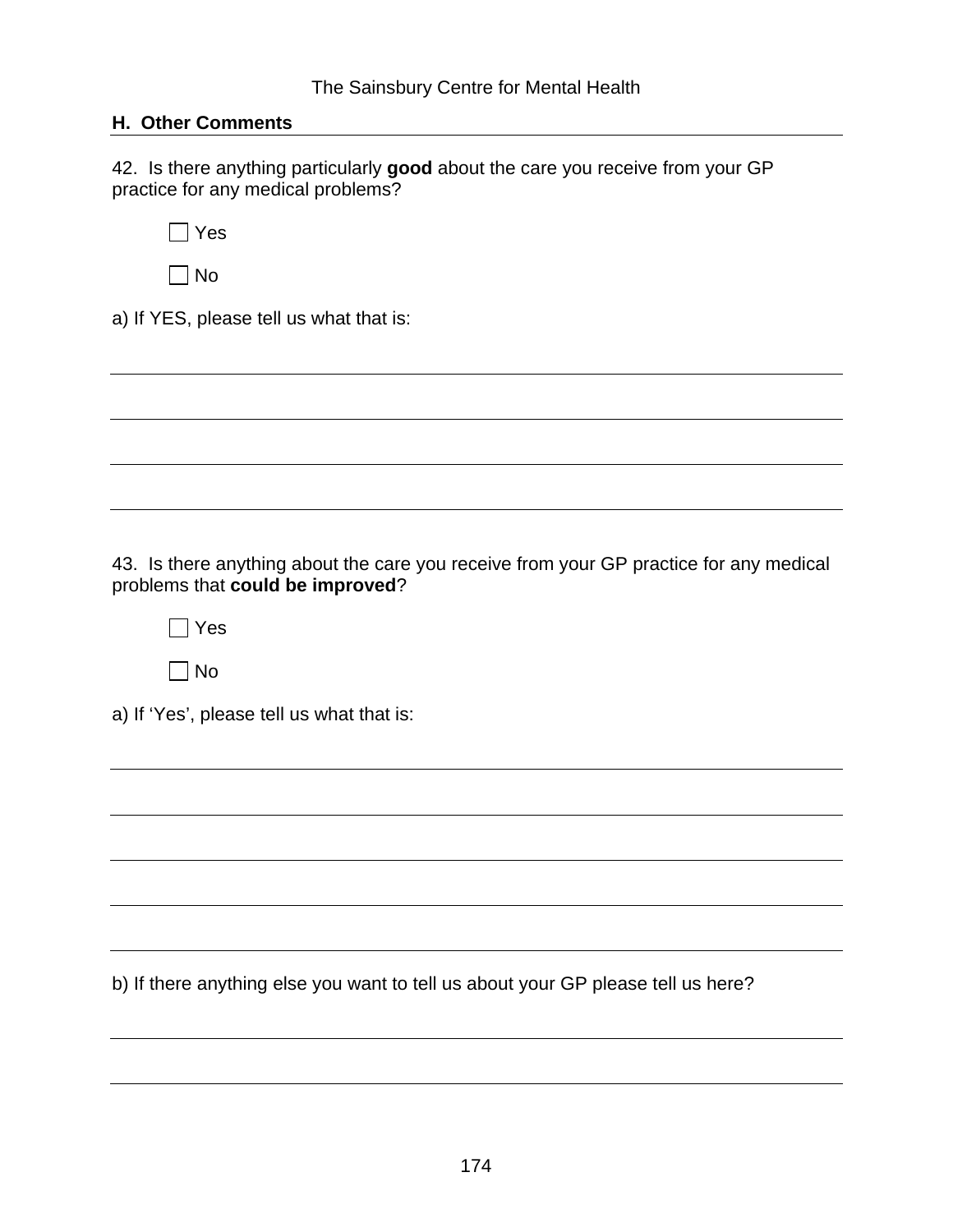## H. Other Comments

42. Is there anything particularly **good** about the care you receive from your GP practice for any medical problems?

☐ Yes

☐ No

a) If YES, please tell us what that is:

______________________________________________________________________

______________________________________________________________________

______________________________________________________________________

______________________________________________________________________

43. Is there anything about the care you receive from your GP practice for any medical problems that **could be improved**?

☐ Yes

☐ No

a) If 'Yes', please tell us what that is:

______________________________________________________________________

______________________________________________________________________

______________________________________________________________________

______________________________________________________________________

______________________________________________________________________

b) If there anything else you want to tell us about your GP please tell us here?

______________________________________________________________________

______________________________________________________________________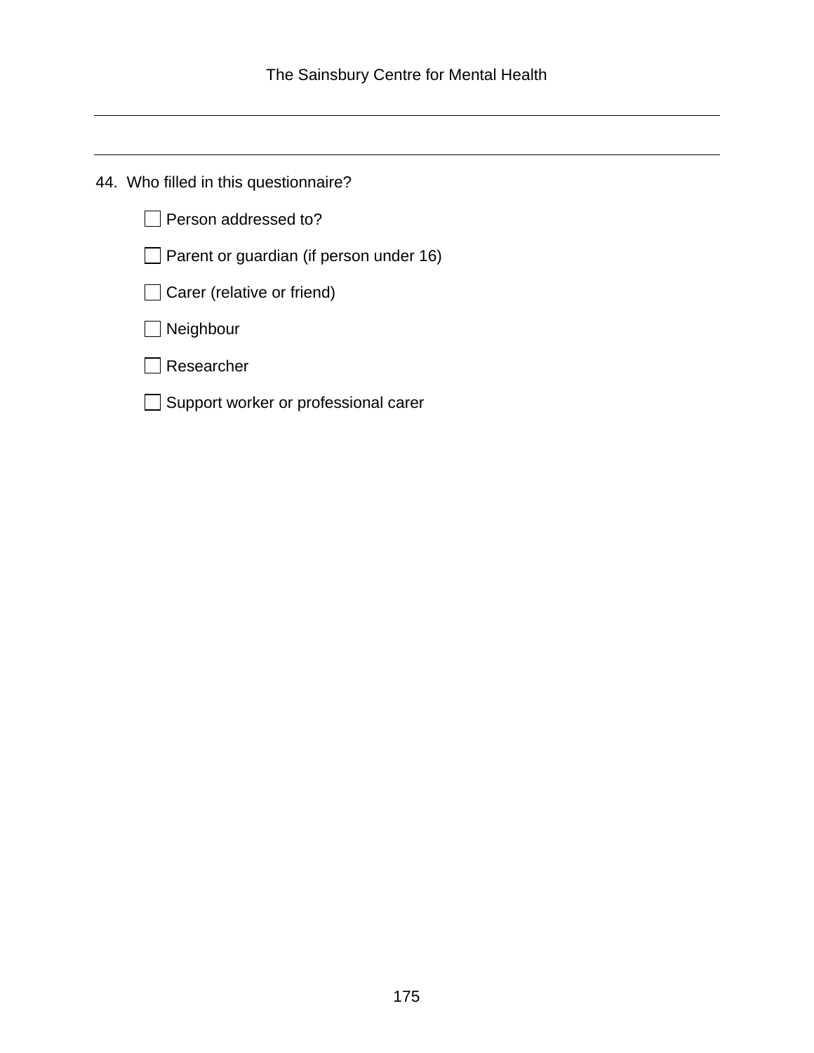44. Who filled in this questionnaire?

- ☐ Person addressed to?
- ☐ Parent or guardian (if person under 16)
- ☐ Carer (relative or friend)
- ☐ Neighbour
- ☐ Researcher
- ☐ Support worker or professional carer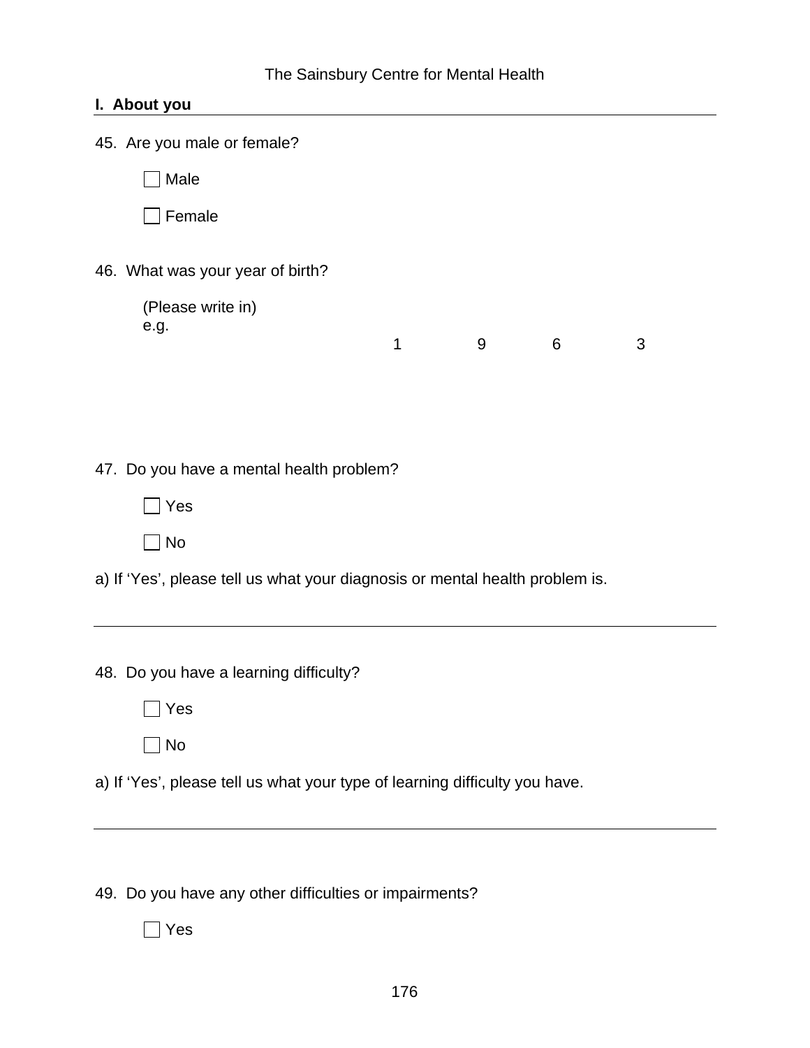## I. About you

45. Are you male or female?

☐ Male

☐ Female

46. What was your year of birth?

(Please write in)
e.g.

| 1 | 9 | 6 | 3 |
|---|---|---|---|

47. Do you have a mental health problem?

☐ Yes

☐ No

a) If 'Yes', please tell us what your diagnosis or mental health problem is.

---

48. Do you have a learning difficulty?

☐ Yes

☐ No

a) If 'Yes', please tell us what your type of learning difficulty you have.

---

49. Do you have any other difficulties or impairments?

☐ Yes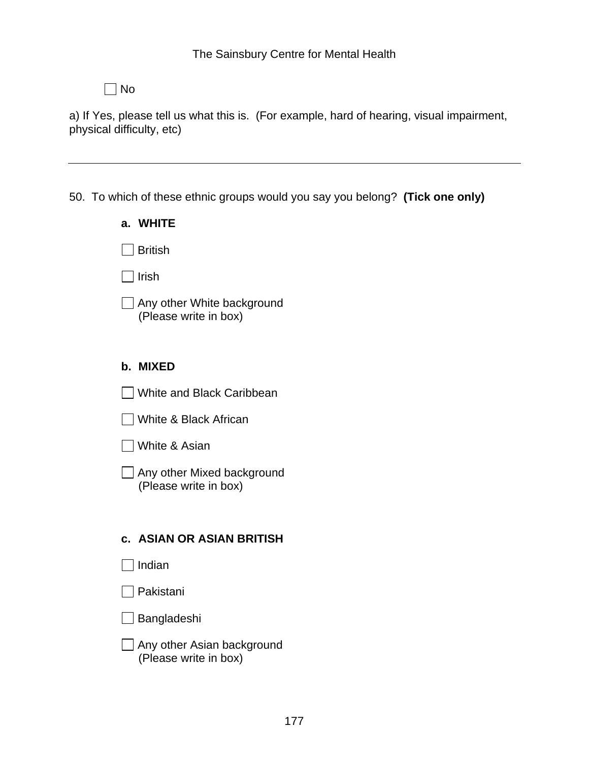☐ No

a) If Yes, please tell us what this is. (For example, hard of hearing, visual impairment, physical difficulty, etc)

---

50. To which of these ethnic groups would you say you belong? **(Tick one only)**

**a. WHITE**

☐ British

☐ Irish

☐ Any other White background
(Please write in box)

**b. MIXED**

☐ White and Black Caribbean

☐ White & Black African

☐ White & Asian

☐ Any other Mixed background
(Please write in box)

**c. ASIAN OR ASIAN BRITISH**

☐ Indian

☐ Pakistani

☐ Bangladeshi

☐ Any other Asian background
(Please write in box)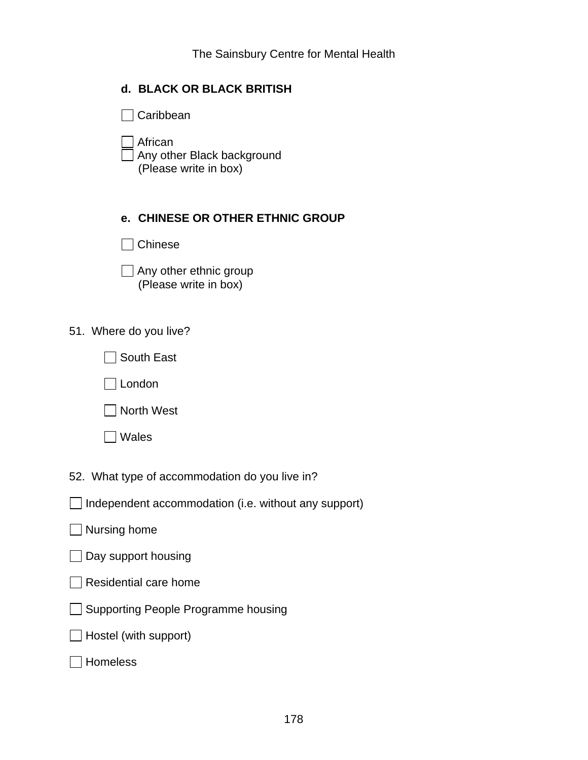**d. BLACK OR BLACK BRITISH**

☐ Caribbean

☐ African
☐ Any other Black background
(Please write in box)

**e. CHINESE OR OTHER ETHNIC GROUP**

☐ Chinese

☐ Any other ethnic group
(Please write in box)

51. Where do you live?

☐ South East

☐ London

☐ North West

☐ Wales

52. What type of accommodation do you live in?

☐ Independent accommodation (i.e. without any support)

☐ Nursing home

☐ Day support housing

☐ Residential care home

☐ Supporting People Programme housing

☐ Hostel (with support)

☐ Homeless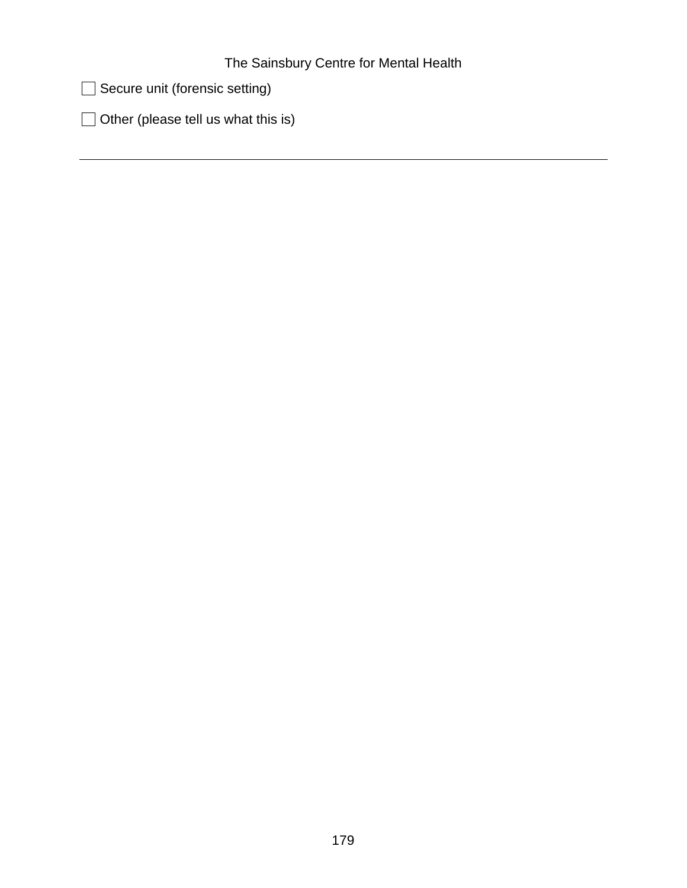- [ ] Secure unit (forensic setting)

- [ ] Other (please tell us what this is)

---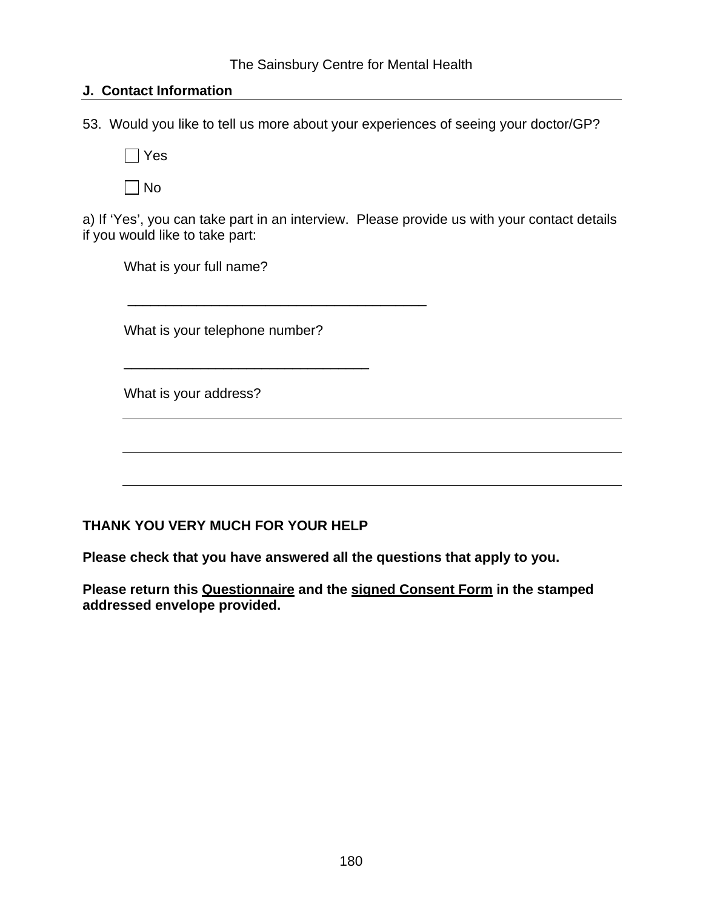## J. Contact Information

53. Would you like to tell us more about your experiences of seeing your doctor/GP?

☐ Yes

☐ No

a) If 'Yes', you can take part in an interview. Please provide us with your contact details if you would like to take part:

What is your full name?

_______________________________________

What is your telephone number?

________________________________

What is your address?

___________________________________________________________________

___________________________________________________________________

___________________________________________________________________

**THANK YOU VERY MUCH FOR YOUR HELP**

**Please check that you have answered all the questions that apply to you.**

**Please return this <u>Questionnaire</u> and the <u>signed Consent Form</u> in the stamped addressed envelope provided.**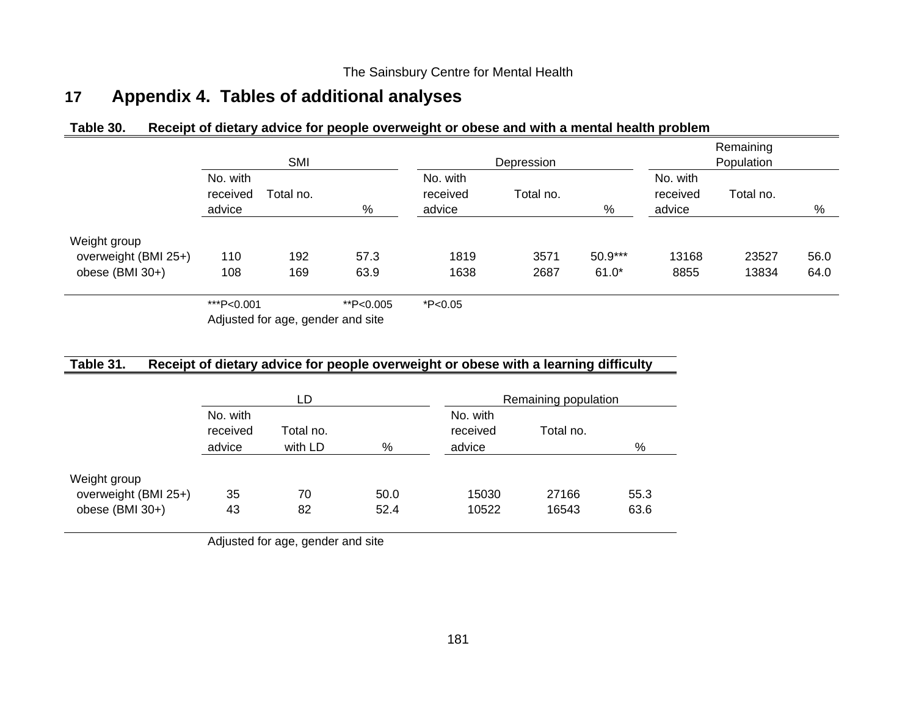# 17 Appendix 4. Tables of additional analyses

**Table 30. Receipt of dietary advice for people overweight or obese and with a mental health problem**

| | SMI | | | Depression | | | Remaining Population | | |
|---|---|---|---|---|---|---|---|---|---|
| | No. with received advice | Total no. | % | No. with received advice | Total no. | % | No. with received advice | Total no. | % |
| Weight group | | | | | | | | | |
| overweight (BMI 25+) | 110 | 192 | 57.3 | 1819 | 3571 | 50.9*** | 13168 | 23527 | 56.0 |
| obese (BMI 30+) | 108 | 169 | 63.9 | 1638 | 2687 | 61.0* | 8855 | 13834 | 64.0 |

***P<0.001 **P<0.005 *P<0.05

Adjusted for age, gender and site

**Table 31. Receipt of dietary advice for people overweight or obese with a learning difficulty**

| | LD | | | Remaining population | | |
|---|---|---|---|---|---|---|
| | No. with received advice | Total no. with LD | % | No. with received advice | Total no. | % |
| Weight group | | | | | | |
| overweight (BMI 25+) | 35 | 70 | 50.0 | 15030 | 27166 | 55.3 |
| obese (BMI 30+) | 43 | 82 | 52.4 | 10522 | 16543 | 63.6 |

Adjusted for age, gender and site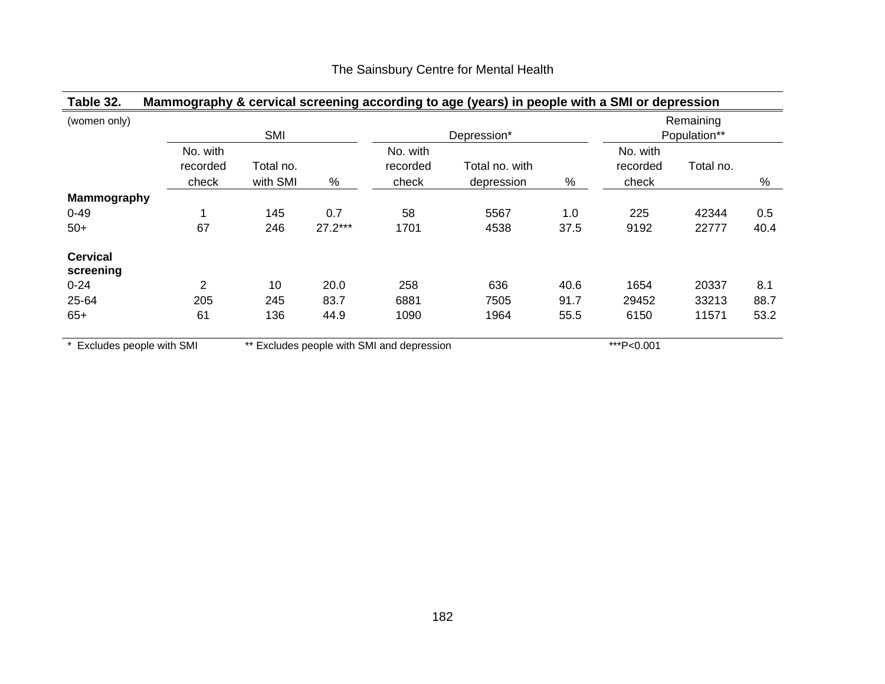**Table 32. Mammography & cervical screening according to age (years) in people with a SMI or depression**

| (women only) | SMI | | | Depression* | | | Remaining Population** | | |
|---|---|---|---|---|---|---|---|---|---|
| | No. with recorded check | Total no. with SMI | % | No. with recorded check | Total no. with depression | % | No. with recorded check | Total no. | % |
| **Mammography** | | | | | | | | | |
| 0-49 | 1 | 145 | 0.7 | 58 | 5567 | 1.0 | 225 | 42344 | 0.5 |
| 50+ | 67 | 246 | 27.2*** | 1701 | 4538 | 37.5 | 9192 | 22777 | 40.4 |
| **Cervical screening** | | | | | | | | | |
| 0-24 | 2 | 10 | 20.0 | 258 | 636 | 40.6 | 1654 | 20337 | 8.1 |
| 25-64 | 205 | 245 | 83.7 | 6881 | 7505 | 91.7 | 29452 | 33213 | 88.7 |
| 65+ | 61 | 136 | 44.9 | 1090 | 1964 | 55.5 | 6150 | 11571 | 53.2 |

\* Excludes people with SMI    ** Excludes people with SMI and depression    ***P<0.001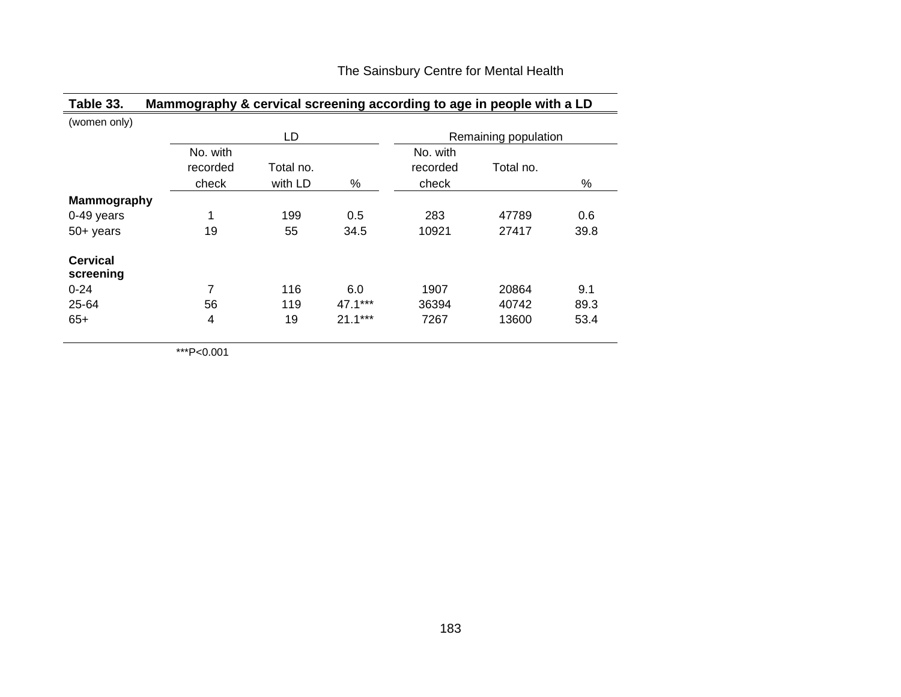**Table 33. Mammography & cervical screening according to age in people with a LD**

(women only)

| | LD | | | Remaining population | | |
|---|---|---|---|---|---|---|
| | No. with recorded check | Total no. with LD | % | No. with recorded check | Total no. | % |
| **Mammography** | | | | | | |
| 0-49 years | 1 | 199 | 0.5 | 283 | 47789 | 0.6 |
| 50+ years | 19 | 55 | 34.5 | 10921 | 27417 | 39.8 |
| **Cervical screening** | | | | | | |
| 0-24 | 7 | 116 | 6.0 | 1907 | 20864 | 9.1 |
| 25-64 | 56 | 119 | 47.1*** | 36394 | 40742 | 89.3 |
| 65+ | 4 | 19 | 21.1*** | 7267 | 13600 | 53.4 |

***P<0.001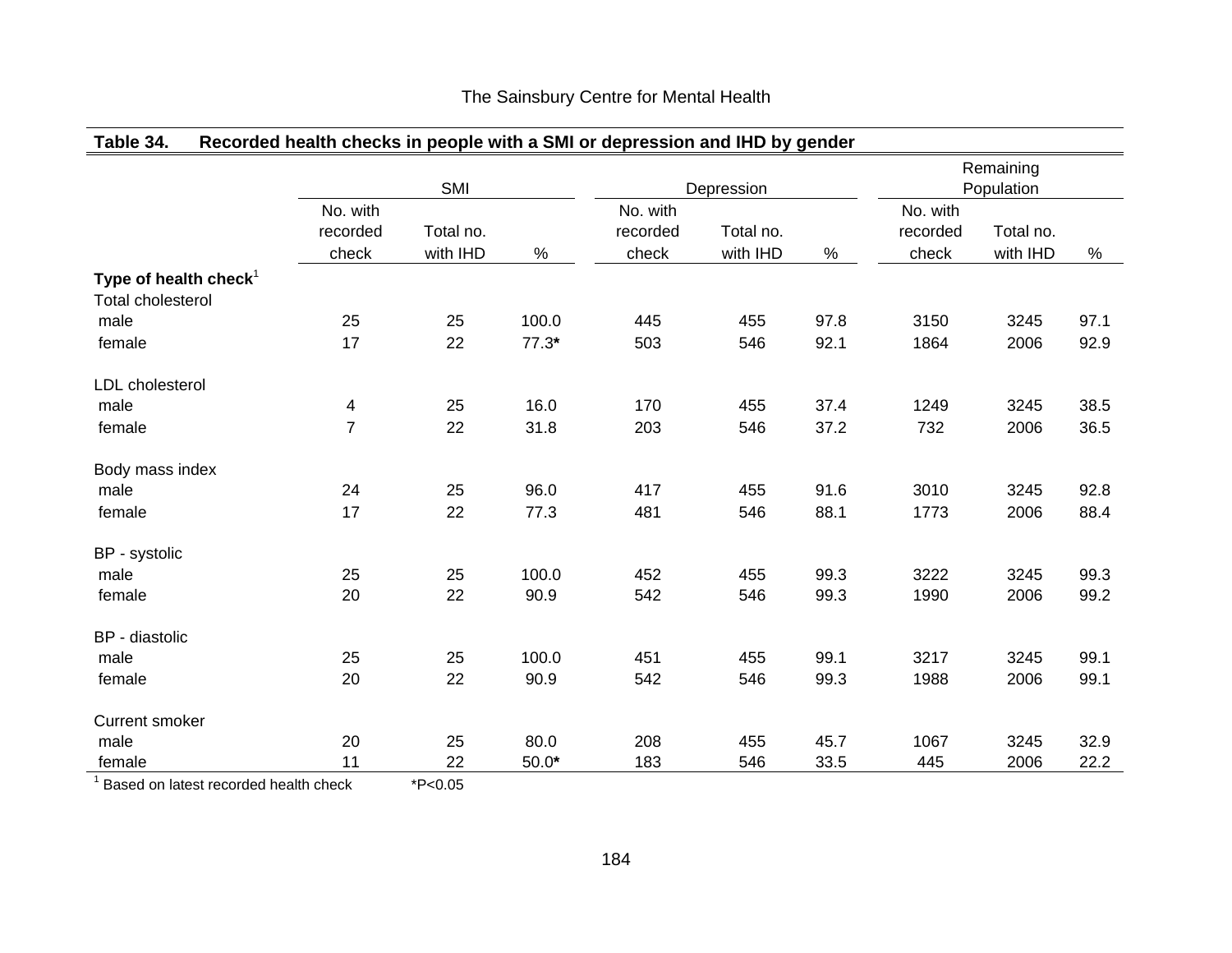**Table 34. Recorded health checks in people with a SMI or depression and IHD by gender**

| | SMI | | | Depression | | | Remaining Population | | |
|---|---|---|---|---|---|---|---|---|---|
| | No. with recorded check | Total no. with IHD | % | No. with recorded check | Total no. with IHD | % | No. with recorded check | Total no. with IHD | % |
| **Type of health check**[1] | | | | | | | | | |
| Total cholesterol | | | | | | | | | |
| male | 25 | 25 | 100.0 | 445 | 455 | 97.8 | 3150 | 3245 | 97.1 |
| female | 17 | 22 | 77.3* | 503 | 546 | 92.1 | 1864 | 2006 | 92.9 |
| LDL cholesterol | | | | | | | | | |
| male | 4 | 25 | 16.0 | 170 | 455 | 37.4 | 1249 | 3245 | 38.5 |
| female | 7 | 22 | 31.8 | 203 | 546 | 37.2 | 732 | 2006 | 36.5 |
| Body mass index | | | | | | | | | |
| male | 24 | 25 | 96.0 | 417 | 455 | 91.6 | 3010 | 3245 | 92.8 |
| female | 17 | 22 | 77.3 | 481 | 546 | 88.1 | 1773 | 2006 | 88.4 |
| BP - systolic | | | | | | | | | |
| male | 25 | 25 | 100.0 | 452 | 455 | 99.3 | 3222 | 3245 | 99.3 |
| female | 20 | 22 | 90.9 | 542 | 546 | 99.3 | 1990 | 2006 | 99.2 |
| BP - diastolic | | | | | | | | | |
| male | 25 | 25 | 100.0 | 451 | 455 | 99.1 | 3217 | 3245 | 99.1 |
| female | 20 | 22 | 90.9 | 542 | 546 | 99.3 | 1988 | 2006 | 99.1 |
| Current smoker | | | | | | | | | |
| male | 20 | 25 | 80.0 | 208 | 455 | 45.7 | 1067 | 3245 | 32.9 |
| female | 11 | 22 | 50.0* | 183 | 546 | 33.5 | 445 | 2006 | 22.2 |

[1] Based on latest recorded health check *P<0.05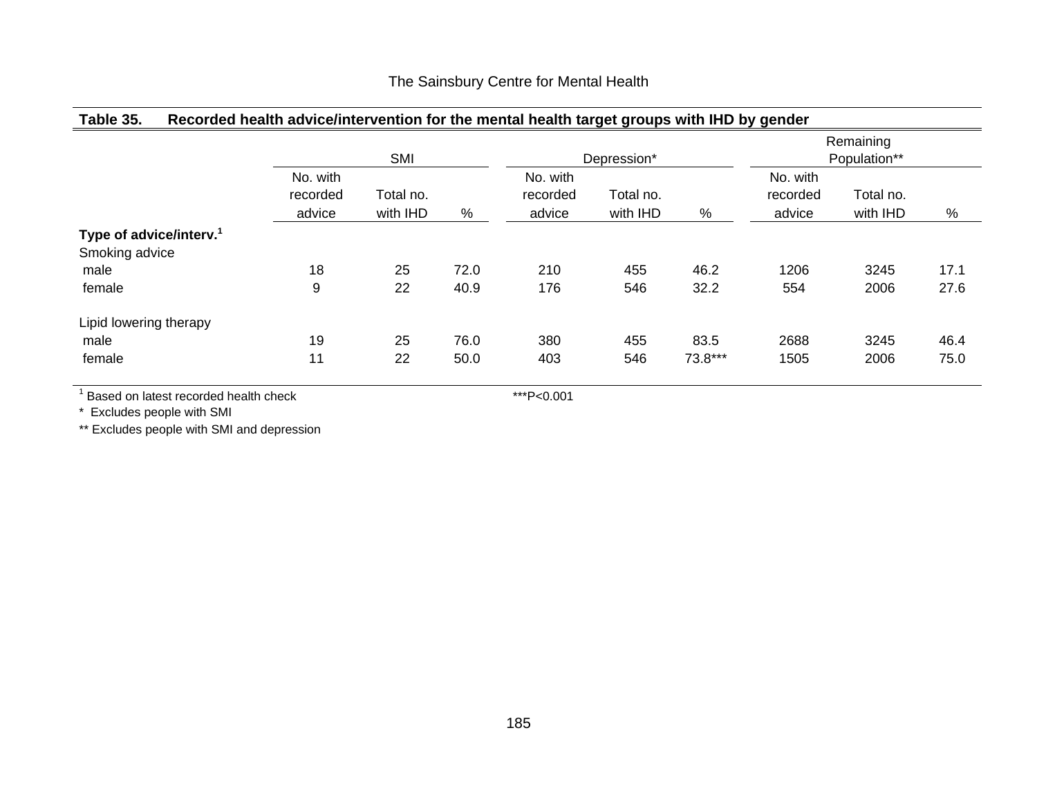**Table 35. Recorded health advice/intervention for the mental health target groups with IHD by gender**

| | SMI | | | Depression* | | | Remaining Population** | | |
|---|---|---|---|---|---|---|---|---|---|
| | No. with recorded advice | Total no. with IHD | % | No. with recorded advice | Total no. with IHD | % | No. with recorded advice | Total no. with IHD | % |
| **Type of advice/interv.[1]** | | | | | | | | | |
| Smoking advice | | | | | | | | | |
| male | 18 | 25 | 72.0 | 210 | 455 | 46.2 | 1206 | 3245 | 17.1 |
| female | 9 | 22 | 40.9 | 176 | 546 | 32.2 | 554 | 2006 | 27.6 |
| Lipid lowering therapy | | | | | | | | | |
| male | 19 | 25 | 76.0 | 380 | 455 | 83.5 | 2688 | 3245 | 46.4 |
| female | 11 | 22 | 50.0 | 403 | 546 | 73.8*** | 1505 | 2006 | 75.0 |

[1] Based on latest recorded health check

***P<0.001

\* Excludes people with SMI

** Excludes people with SMI and depression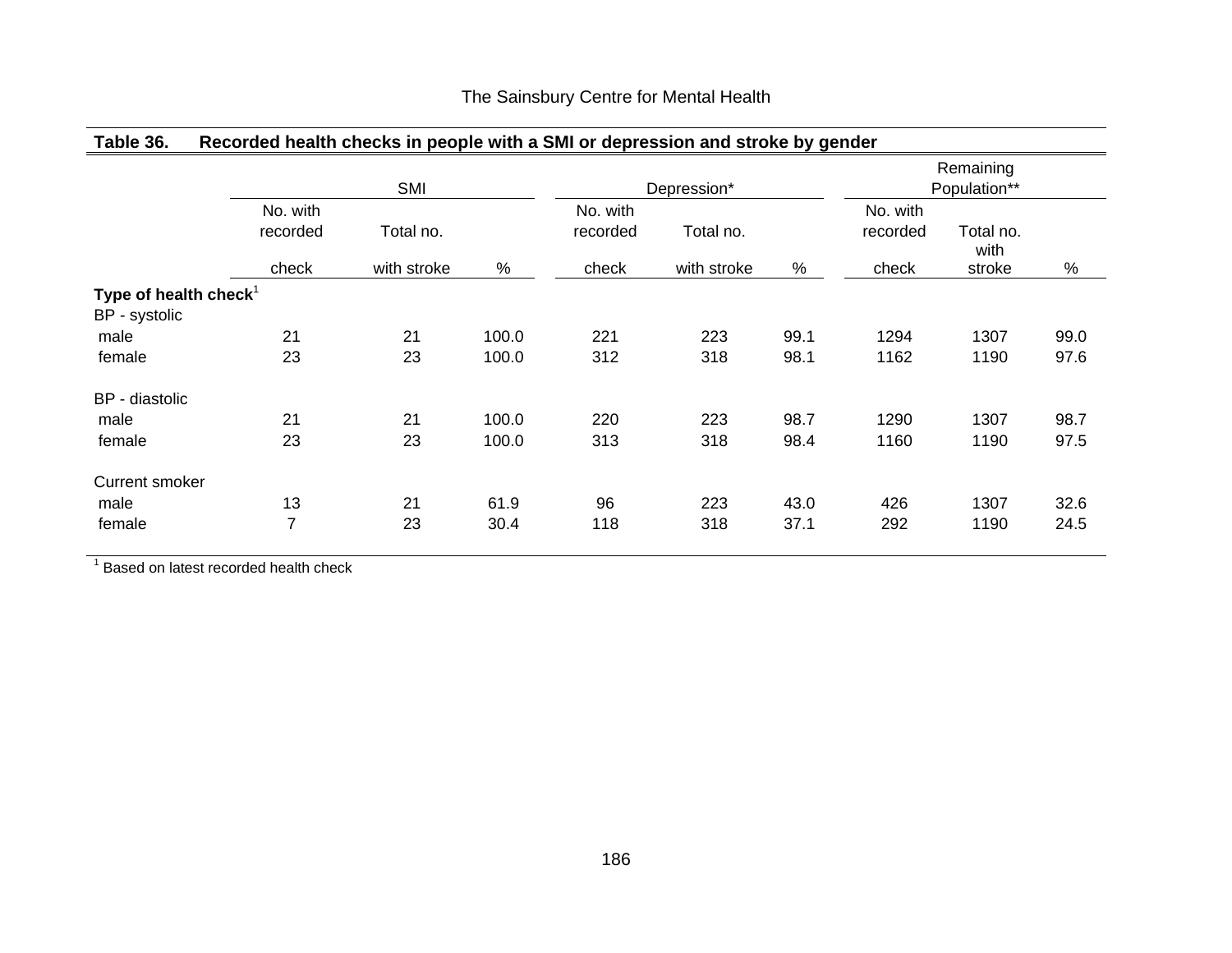**Table 36. Recorded health checks in people with a SMI or depression and stroke by gender**

| | SMI | | | Depression* | | | Remaining Population** | | |
|---|---|---|---|---|---|---|---|---|---|
| | No. with recorded check | Total no. with stroke | % | No. with recorded check | Total no. with stroke | % | No. with recorded check | Total no. with stroke | % |
| **Type of health check**[1] | | | | | | | | | |
| BP - systolic | | | | | | | | | |
| male | 21 | 21 | 100.0 | 221 | 223 | 99.1 | 1294 | 1307 | 99.0 |
| female | 23 | 23 | 100.0 | 312 | 318 | 98.1 | 1162 | 1190 | 97.6 |
| BP - diastolic | | | | | | | | | |
| male | 21 | 21 | 100.0 | 220 | 223 | 98.7 | 1290 | 1307 | 98.7 |
| female | 23 | 23 | 100.0 | 313 | 318 | 98.4 | 1160 | 1190 | 97.5 |
| Current smoker | | | | | | | | | |
| male | 13 | 21 | 61.9 | 96 | 223 | 43.0 | 426 | 1307 | 32.6 |
| female | 7 | 23 | 30.4 | 118 | 318 | 37.1 | 292 | 1190 | 24.5 |

[1] Based on latest recorded health check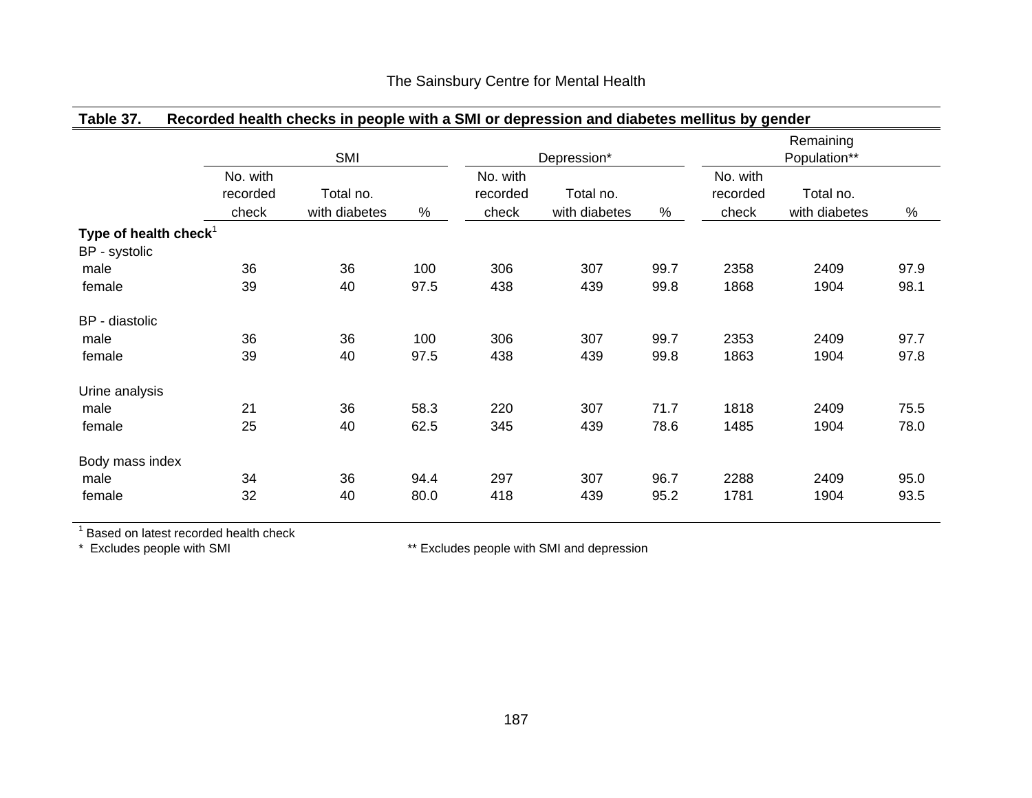The Sainsbury Centre for Mental Health

**Table 37. Recorded health checks in people with a SMI or depression and diabetes mellitus by gender**

| | SMI | | | Depression* | | | Remaining Population** | | |
|---|---|---|---|---|---|---|---|---|---|
| | No. with recorded check | Total no. with diabetes | % | No. with recorded check | Total no. with diabetes | % | No. with recorded check | Total no. with diabetes | % |
| **Type of health check**[1] | | | | | | | | | |
| BP - systolic | | | | | | | | | |
| male | 36 | 36 | 100 | 306 | 307 | 99.7 | 2358 | 2409 | 97.9 |
| female | 39 | 40 | 97.5 | 438 | 439 | 99.8 | 1868 | 1904 | 98.1 |
| BP - diastolic | | | | | | | | | |
| male | 36 | 36 | 100 | 306 | 307 | 99.7 | 2353 | 2409 | 97.7 |
| female | 39 | 40 | 97.5 | 438 | 439 | 99.8 | 1863 | 1904 | 97.8 |
| Urine analysis | | | | | | | | | |
| male | 21 | 36 | 58.3 | 220 | 307 | 71.7 | 1818 | 2409 | 75.5 |
| female | 25 | 40 | 62.5 | 345 | 439 | 78.6 | 1485 | 1904 | 78.0 |
| Body mass index | | | | | | | | | |
| male | 34 | 36 | 94.4 | 297 | 307 | 96.7 | 2288 | 2409 | 95.0 |
| female | 32 | 40 | 80.0 | 418 | 439 | 95.2 | 1781 | 1904 | 93.5 |

[1] Based on latest recorded health check

* Excludes people with SMI

** Excludes people with SMI and depression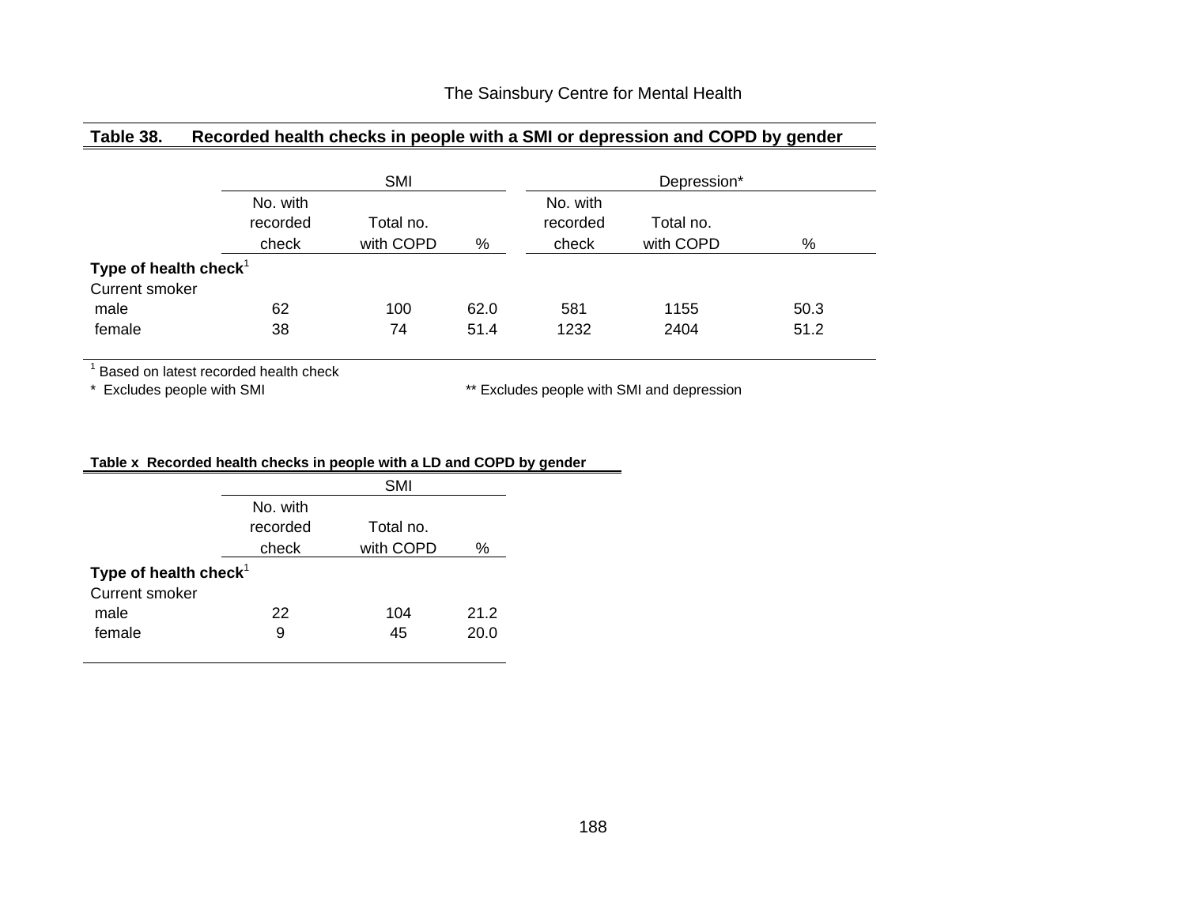**Table 38. Recorded health checks in people with a SMI or depression and COPD by gender**

| | SMI | | | Depression* | | |
|---|---|---|---|---|---|---|
| | No. with recorded check | Total no. with COPD | % | No. with recorded check | Total no. with COPD | % |
| **Type of health check**[1] | | | | | | |
| Current smoker | | | | | | |
| male | 62 | 100 | 62.0 | 581 | 1155 | 50.3 |
| female | 38 | 74 | 51.4 | 1232 | 2404 | 51.2 |

[1] Based on latest recorded health check

* Excludes people with SMI

** Excludes people with SMI and depression

**Table x Recorded health checks in people with a LD and COPD by gender**

| | SMI | | |
|---|---|---|---|
| | No. with recorded check | Total no. with COPD | % |
| **Type of health check**[1] | | | |
| Current smoker | | | |
| male | 22 | 104 | 21.2 |
| female | 9 | 45 | 20.0 |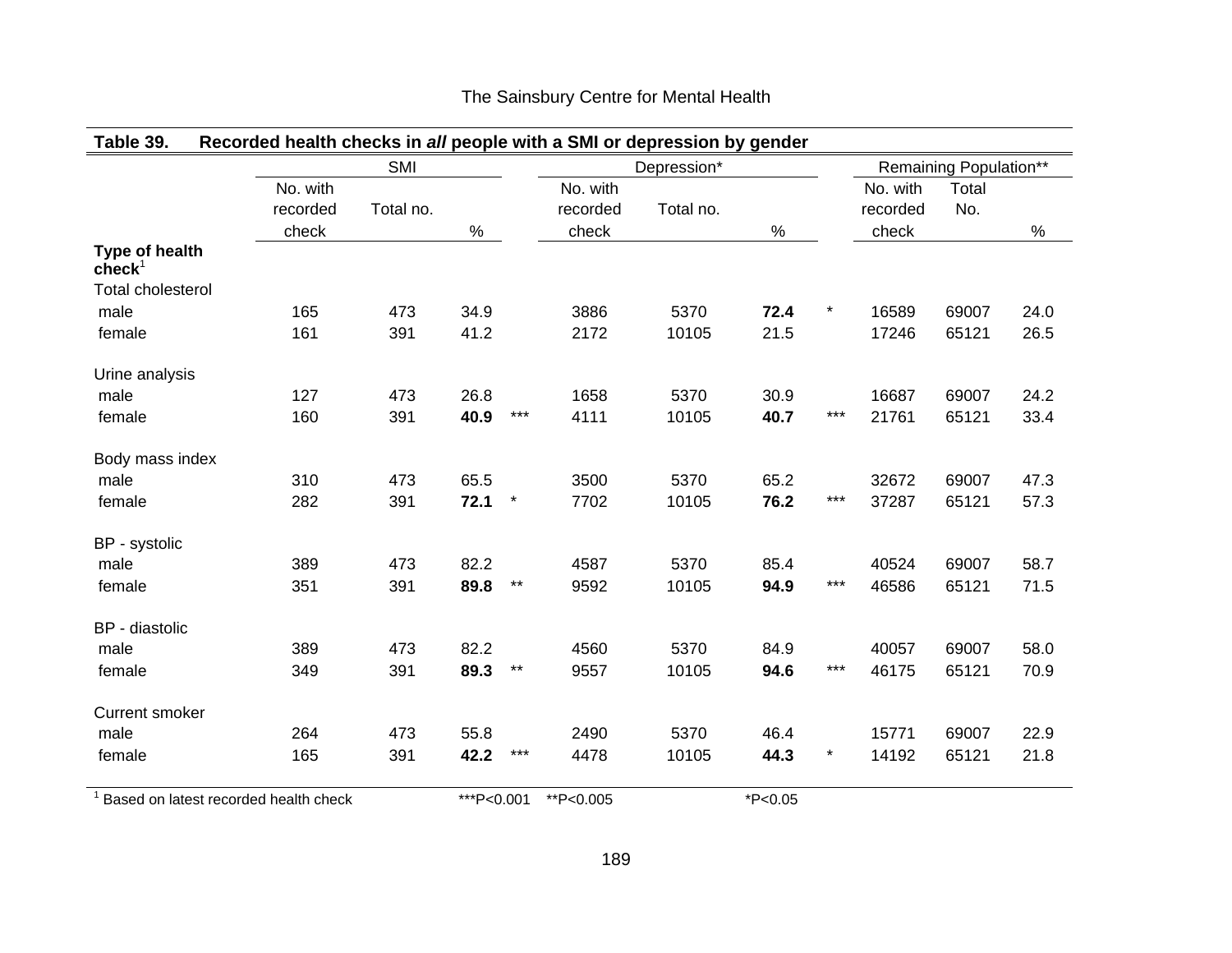**Table 39. Recorded health checks in *all* people with a SMI or depression by gender**

| | SMI | | | | Depression* | | | | Remaining Population** | | |
|---|---|---|---|---|---|---|---|---|---|---|---|
| | No. with recorded check | Total no. | % | | No. with recorded check | Total no. | % | | No. with recorded check | Total No. | % |
| **Type of health check**[1] | | | | | | | | | | | |
| Total cholesterol | | | | | | | | | | | |
| male | 165 | 473 | 34.9 | | 3886 | 5370 | **72.4** | * | 16589 | 69007 | 24.0 |
| female | 161 | 391 | 41.2 | | 2172 | 10105 | 21.5 | | 17246 | 65121 | 26.5 |
| Urine analysis | | | | | | | | | | | |
| male | 127 | 473 | 26.8 | | 1658 | 5370 | 30.9 | | 16687 | 69007 | 24.2 |
| female | 160 | 391 | **40.9** | *** | 4111 | 10105 | **40.7** | *** | 21761 | 65121 | 33.4 |
| Body mass index | | | | | | | | | | | |
| male | 310 | 473 | 65.5 | | 3500 | 5370 | 65.2 | | 32672 | 69007 | 47.3 |
| female | 282 | 391 | **72.1** | * | 7702 | 10105 | **76.2** | *** | 37287 | 65121 | 57.3 |
| BP - systolic | | | | | | | | | | | |
| male | 389 | 473 | 82.2 | | 4587 | 5370 | 85.4 | | 40524 | 69007 | 58.7 |
| female | 351 | 391 | **89.8** | ** | 9592 | 10105 | **94.9** | *** | 46586 | 65121 | 71.5 |
| BP - diastolic | | | | | | | | | | | |
| male | 389 | 473 | 82.2 | | 4560 | 5370 | 84.9 | | 40057 | 69007 | 58.0 |
| female | 349 | 391 | **89.3** | ** | 9557 | 10105 | **94.6** | *** | 46175 | 65121 | 70.9 |
| Current smoker | | | | | | | | | | | |
| male | 264 | 473 | 55.8 | | 2490 | 5370 | 46.4 | | 15771 | 69007 | 22.9 |
| female | 165 | 391 | **42.2** | *** | 4478 | 10105 | **44.3** | * | 14192 | 65121 | 21.8 |

[1] Based on latest recorded health check ***P<0.001 **P<0.005 *P<0.05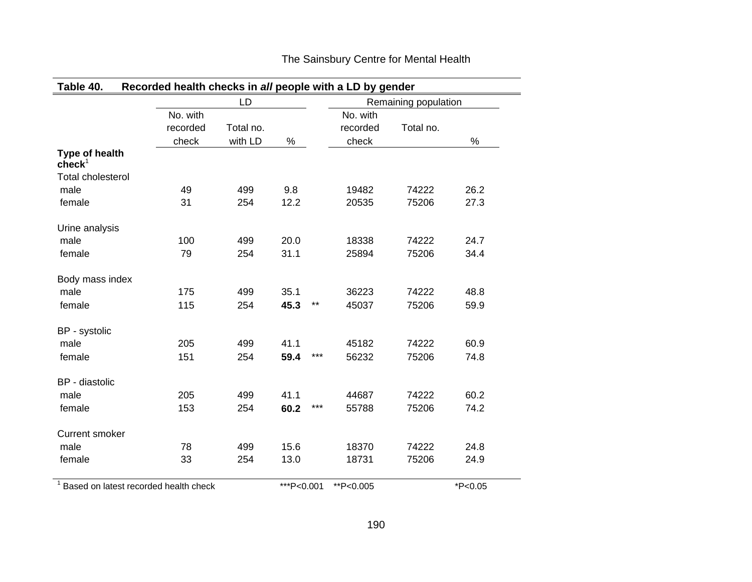**Table 40. Recorded health checks in *all* people with a LD by gender**

| | LD | | | | Remaining population | | |
|---|---|---|---|---|---|---|---|
| | No. with recorded check | Total no. with LD | % | | No. with recorded check | Total no. | % |
| **Type of health check**[1] | | | | | | | |
| Total cholesterol | | | | | | | |
| male | 49 | 499 | 9.8 | | 19482 | 74222 | 26.2 |
| female | 31 | 254 | 12.2 | | 20535 | 75206 | 27.3 |
| Urine analysis | | | | | | | |
| male | 100 | 499 | 20.0 | | 18338 | 74222 | 24.7 |
| female | 79 | 254 | 31.1 | | 25894 | 75206 | 34.4 |
| Body mass index | | | | | | | |
| male | 175 | 499 | 35.1 | | 36223 | 74222 | 48.8 |
| female | 115 | 254 | **45.3** | ** | 45037 | 75206 | 59.9 |
| BP - systolic | | | | | | | |
| male | 205 | 499 | 41.1 | | 45182 | 74222 | 60.9 |
| female | 151 | 254 | **59.4** | *** | 56232 | 75206 | 74.8 |
| BP - diastolic | | | | | | | |
| male | 205 | 499 | 41.1 | | 44687 | 74222 | 60.2 |
| female | 153 | 254 | **60.2** | *** | 55788 | 75206 | 74.2 |
| Current smoker | | | | | | | |
| male | 78 | 499 | 15.6 | | 18370 | 74222 | 24.8 |
| female | 33 | 254 | 13.0 | | 18731 | 75206 | 24.9 |

[1] Based on latest recorded health check ***P<0.001 **P<0.005 *P<0.05